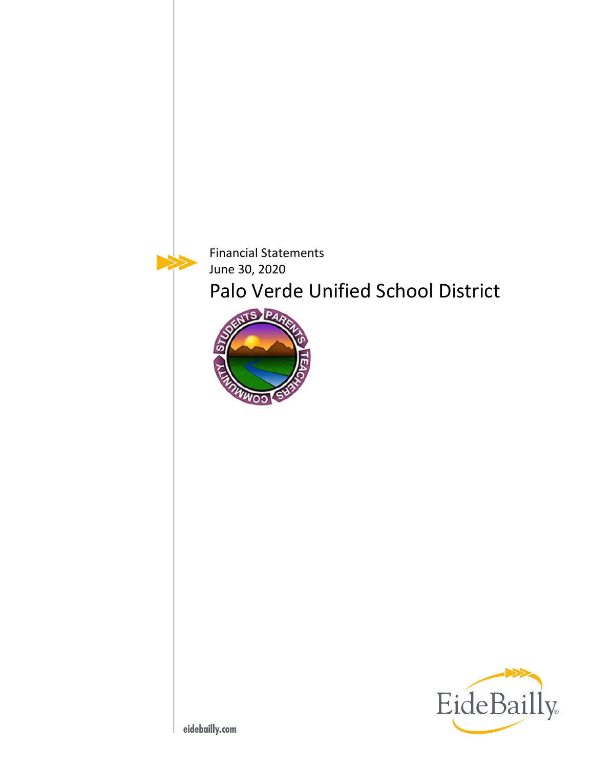Financial Statements
June 30, 2020

# Palo Verde Unified School District

eidebailly.com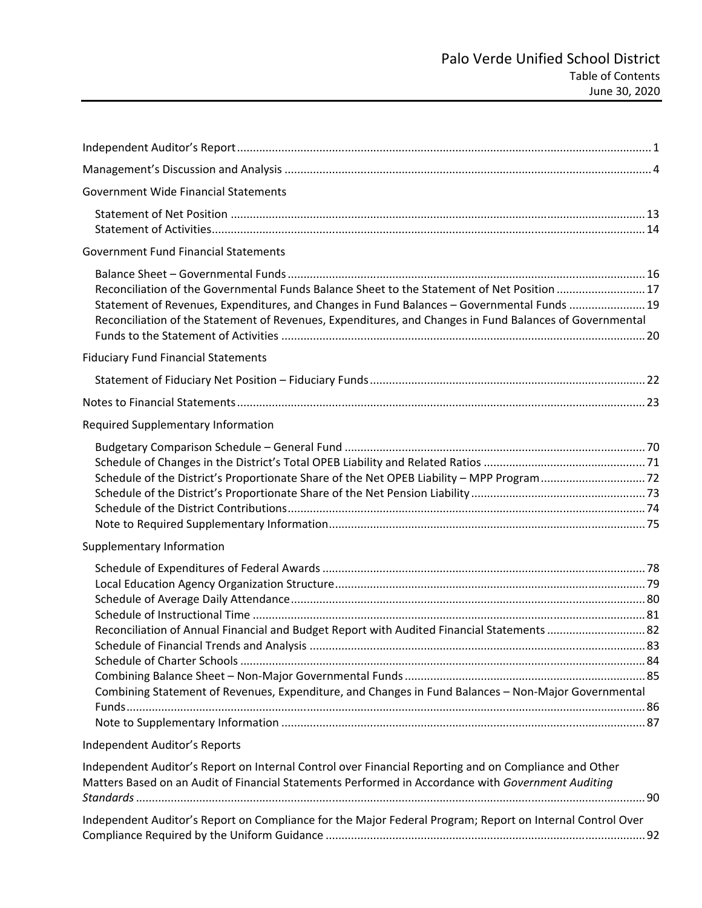# Palo Verde Unified School District

## Table of Contents

June 30, 2020

| | |
|---|---|
| Independent Auditor's Report | 1 |
| Management's Discussion and Analysis | 4 |
| **Government Wide Financial Statements** | |
| Statement of Net Position | 13 |
| Statement of Activities | 14 |
| **Government Fund Financial Statements** | |
| Balance Sheet – Governmental Funds | 16 |
| Reconciliation of the Governmental Funds Balance Sheet to the Statement of Net Position | 17 |
| Statement of Revenues, Expenditures, and Changes in Fund Balances – Governmental Funds | 19 |
| Reconciliation of the Statement of Revenues, Expenditures, and Changes in Fund Balances of Governmental Funds to the Statement of Activities | 20 |
| **Fiduciary Fund Financial Statements** | |
| Statement of Fiduciary Net Position – Fiduciary Funds | 22 |
| Notes to Financial Statements | 23 |
| **Required Supplementary Information** | |
| Budgetary Comparison Schedule – General Fund | 70 |
| Schedule of Changes in the District's Total OPEB Liability and Related Ratios | 71 |
| Schedule of the District's Proportionate Share of the Net OPEB Liability – MPP Program | 72 |
| Schedule of the District's Proportionate Share of the Net Pension Liability | 73 |
| Schedule of the District Contributions | 74 |
| Note to Required Supplementary Information | 75 |
| **Supplementary Information** | |
| Schedule of Expenditures of Federal Awards | 78 |
| Local Education Agency Organization Structure | 79 |
| Schedule of Average Daily Attendance | 80 |
| Schedule of Instructional Time | 81 |
| Reconciliation of Annual Financial and Budget Report with Audited Financial Statements | 82 |
| Schedule of Financial Trends and Analysis | 83 |
| Schedule of Charter Schools | 84 |
| Combining Balance Sheet – Non-Major Governmental Funds | 85 |
| Combining Statement of Revenues, Expenditure, and Changes in Fund Balances – Non-Major Governmental Funds | 86 |
| Note to Supplementary Information | 87 |
| **Independent Auditor's Reports** | |
| Independent Auditor's Report on Internal Control over Financial Reporting and on Compliance and Other Matters Based on an Audit of Financial Statements Performed in Accordance with *Government Auditing Standards* | 90 |
| Independent Auditor's Report on Compliance for the Major Federal Program; Report on Internal Control Over Compliance Required by the Uniform Guidance | 92 |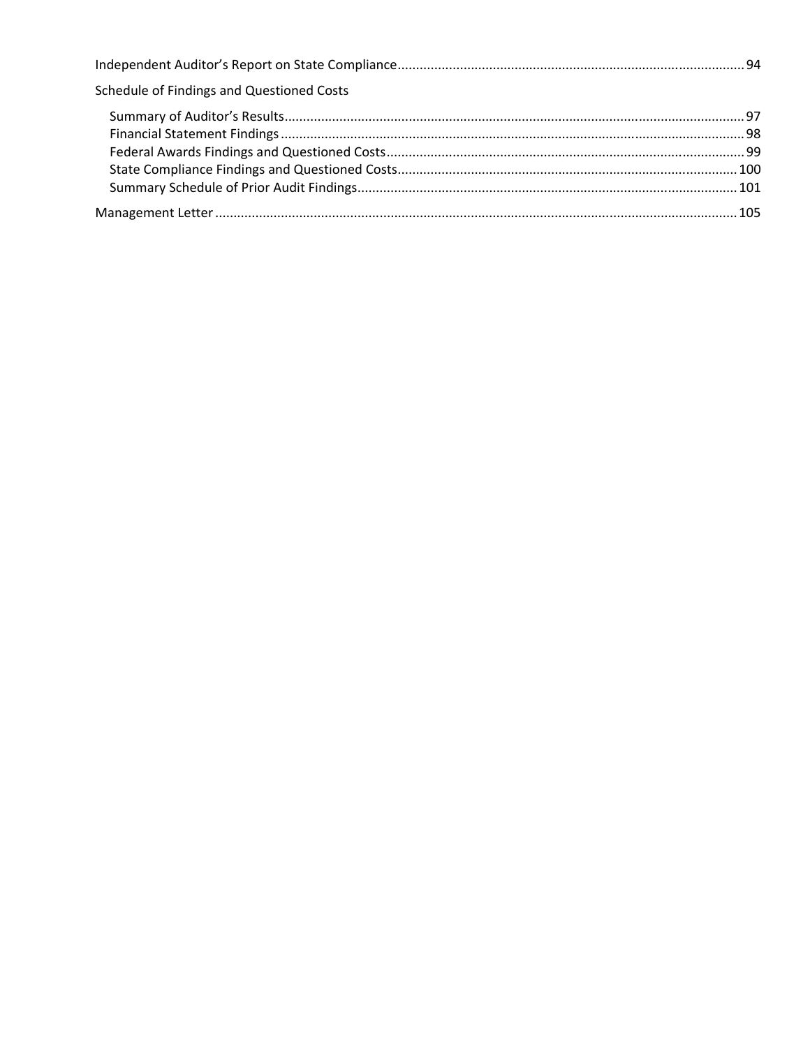Independent Auditor's Report on State Compliance .............................................................................................. 94

Schedule of Findings and Questioned Costs

- Summary of Auditor's Results ............................................................................................................................ 97
- Financial Statement Findings ............................................................................................................................. 98
- Federal Awards Findings and Questioned Costs ................................................................................................. 99
- State Compliance Findings and Questioned Costs ............................................................................................ 100
- Summary Schedule of Prior Audit Findings ....................................................................................................... 101

Management Letter ............................................................................................................................................ 105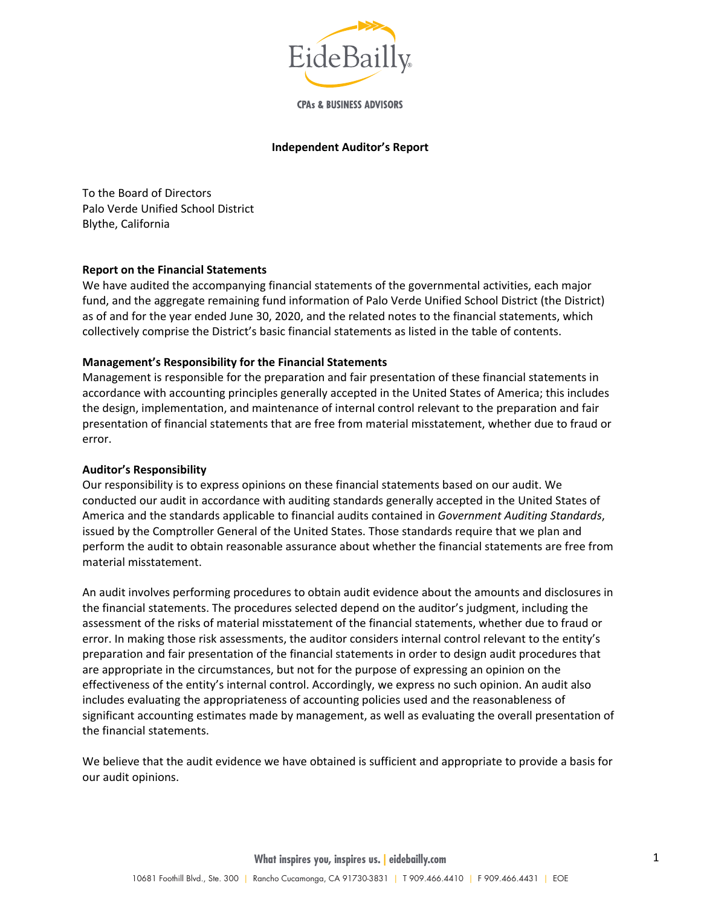EideBailly

CPAs & BUSINESS ADVISORS

## Independent Auditor's Report

To the Board of Directors
Palo Verde Unified School District
Blythe, California

**Report on the Financial Statements**
We have audited the accompanying financial statements of the governmental activities, each major fund, and the aggregate remaining fund information of Palo Verde Unified School District (the District) as of and for the year ended June 30, 2020, and the related notes to the financial statements, which collectively comprise the District's basic financial statements as listed in the table of contents.

**Management's Responsibility for the Financial Statements**
Management is responsible for the preparation and fair presentation of these financial statements in accordance with accounting principles generally accepted in the United States of America; this includes the design, implementation, and maintenance of internal control relevant to the preparation and fair presentation of financial statements that are free from material misstatement, whether due to fraud or error.

**Auditor's Responsibility**
Our responsibility is to express opinions on these financial statements based on our audit. We conducted our audit in accordance with auditing standards generally accepted in the United States of America and the standards applicable to financial audits contained in *Government Auditing Standards*, issued by the Comptroller General of the United States. Those standards require that we plan and perform the audit to obtain reasonable assurance about whether the financial statements are free from material misstatement.

An audit involves performing procedures to obtain audit evidence about the amounts and disclosures in the financial statements. The procedures selected depend on the auditor's judgment, including the assessment of the risks of material misstatement of the financial statements, whether due to fraud or error. In making those risk assessments, the auditor considers internal control relevant to the entity's preparation and fair presentation of the financial statements in order to design audit procedures that are appropriate in the circumstances, but not for the purpose of expressing an opinion on the effectiveness of the entity's internal control. Accordingly, we express no such opinion. An audit also includes evaluating the appropriateness of accounting policies used and the reasonableness of significant accounting estimates made by management, as well as evaluating the overall presentation of the financial statements.

We believe that the audit evidence we have obtained is sufficient and appropriate to provide a basis for our audit opinions.

What inspires you, inspires us. | eidebailly.com

10681 Foothill Blvd., Ste. 300 | Rancho Cucamonga, CA 91730-3831 | T 909.466.4410 | F 909.466.4431 | EOE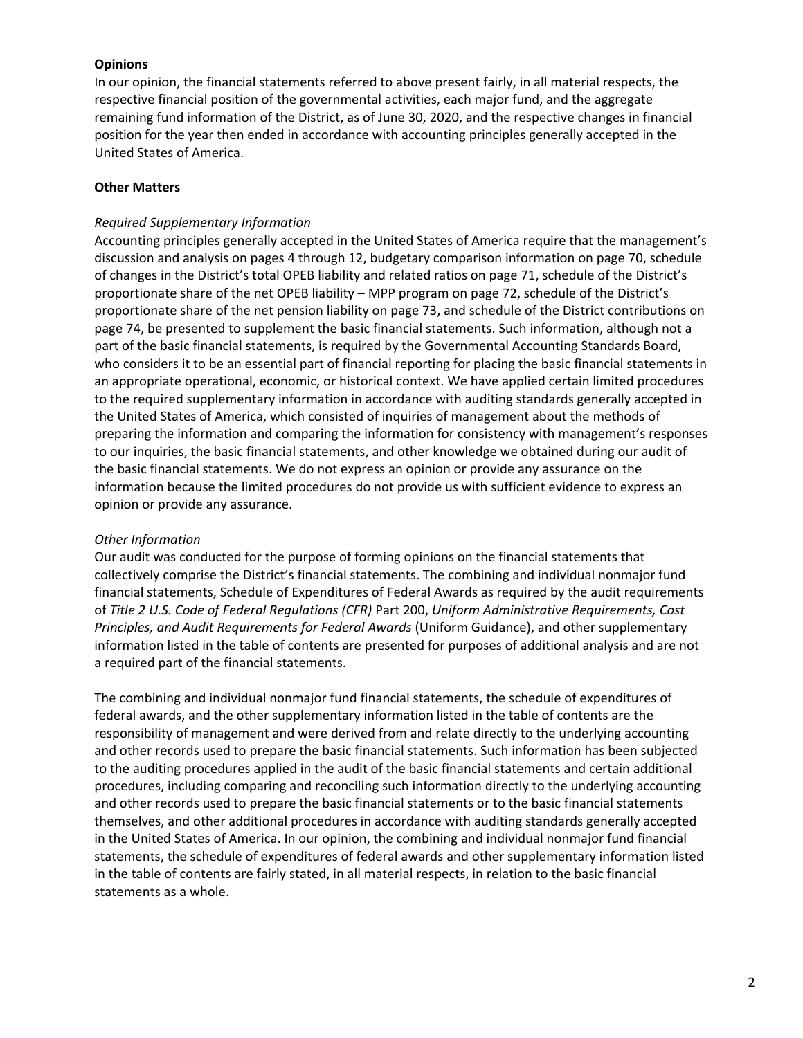**Opinions**

In our opinion, the financial statements referred to above present fairly, in all material respects, the respective financial position of the governmental activities, each major fund, and the aggregate remaining fund information of the District, as of June 30, 2020, and the respective changes in financial position for the year then ended in accordance with accounting principles generally accepted in the United States of America.

**Other Matters**

*Required Supplementary Information*

Accounting principles generally accepted in the United States of America require that the management's discussion and analysis on pages 4 through 12, budgetary comparison information on page 70, schedule of changes in the District's total OPEB liability and related ratios on page 71, schedule of the District's proportionate share of the net OPEB liability – MPP program on page 72, schedule of the District's proportionate share of the net pension liability on page 73, and schedule of the District contributions on page 74, be presented to supplement the basic financial statements. Such information, although not a part of the basic financial statements, is required by the Governmental Accounting Standards Board, who considers it to be an essential part of financial reporting for placing the basic financial statements in an appropriate operational, economic, or historical context. We have applied certain limited procedures to the required supplementary information in accordance with auditing standards generally accepted in the United States of America, which consisted of inquiries of management about the methods of preparing the information and comparing the information for consistency with management's responses to our inquiries, the basic financial statements, and other knowledge we obtained during our audit of the basic financial statements. We do not express an opinion or provide any assurance on the information because the limited procedures do not provide us with sufficient evidence to express an opinion or provide any assurance.

*Other Information*

Our audit was conducted for the purpose of forming opinions on the financial statements that collectively comprise the District's financial statements. The combining and individual nonmajor fund financial statements, Schedule of Expenditures of Federal Awards as required by the audit requirements of *Title 2 U.S. Code of Federal Regulations (CFR)* Part 200, *Uniform Administrative Requirements, Cost Principles, and Audit Requirements for Federal Awards* (Uniform Guidance), and other supplementary information listed in the table of contents are presented for purposes of additional analysis and are not a required part of the financial statements.

The combining and individual nonmajor fund financial statements, the schedule of expenditures of federal awards, and the other supplementary information listed in the table of contents are the responsibility of management and were derived from and relate directly to the underlying accounting and other records used to prepare the basic financial statements. Such information has been subjected to the auditing procedures applied in the audit of the basic financial statements and certain additional procedures, including comparing and reconciling such information directly to the underlying accounting and other records used to prepare the basic financial statements or to the basic financial statements themselves, and other additional procedures in accordance with auditing standards generally accepted in the United States of America. In our opinion, the combining and individual nonmajor fund financial statements, the schedule of expenditures of federal awards and other supplementary information listed in the table of contents are fairly stated, in all material respects, in relation to the basic financial statements as a whole.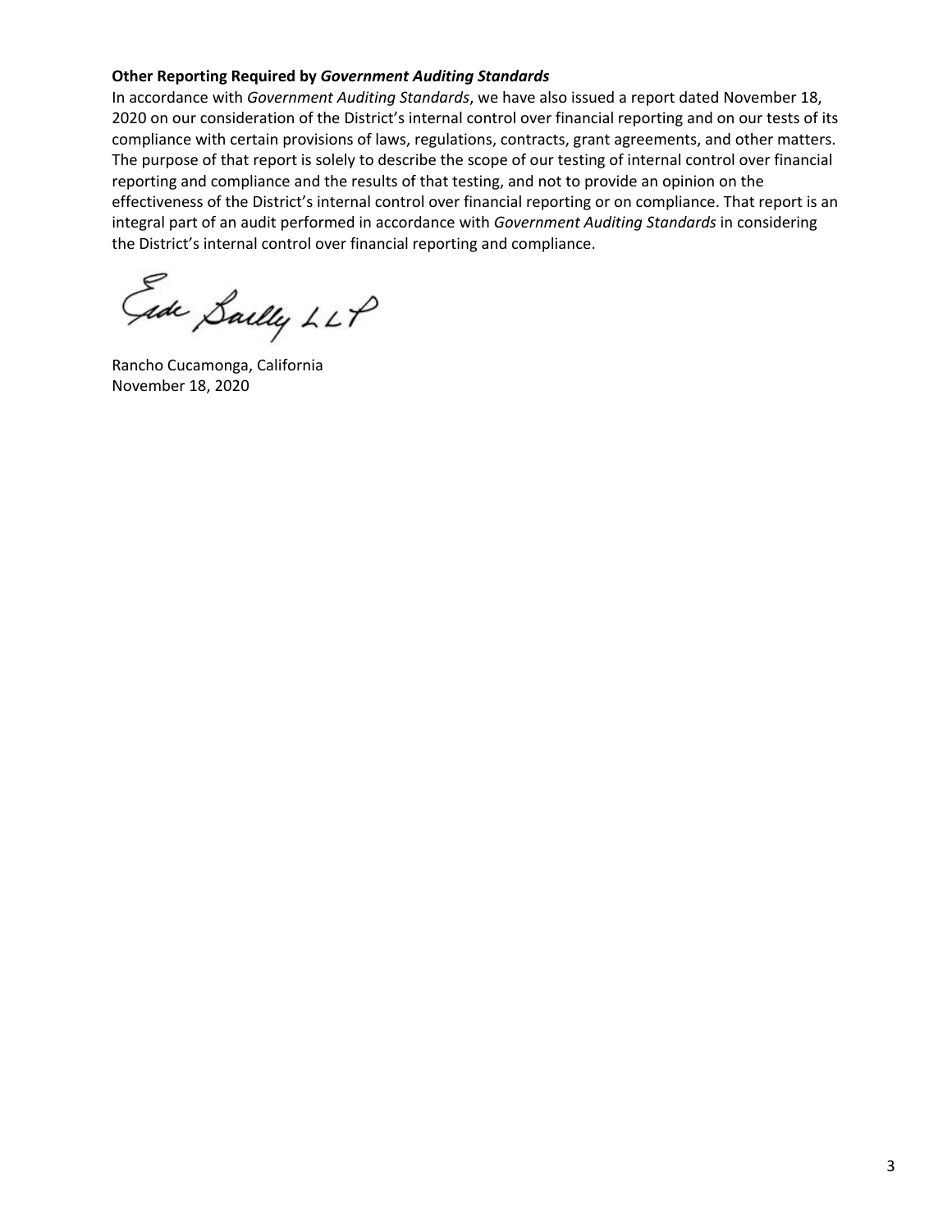**Other Reporting Required by *Government Auditing Standards***

In accordance with *Government Auditing Standards*, we have also issued a report dated November 18, 2020 on our consideration of the District's internal control over financial reporting and on our tests of its compliance with certain provisions of laws, regulations, contracts, grant agreements, and other matters. The purpose of that report is solely to describe the scope of our testing of internal control over financial reporting and compliance and the results of that testing, and not to provide an opinion on the effectiveness of the District's internal control over financial reporting or on compliance. That report is an integral part of an audit performed in accordance with *Government Auditing Standards* in considering the District's internal control over financial reporting and compliance.

Eide Bailly LLP

Rancho Cucamonga, California
November 18, 2020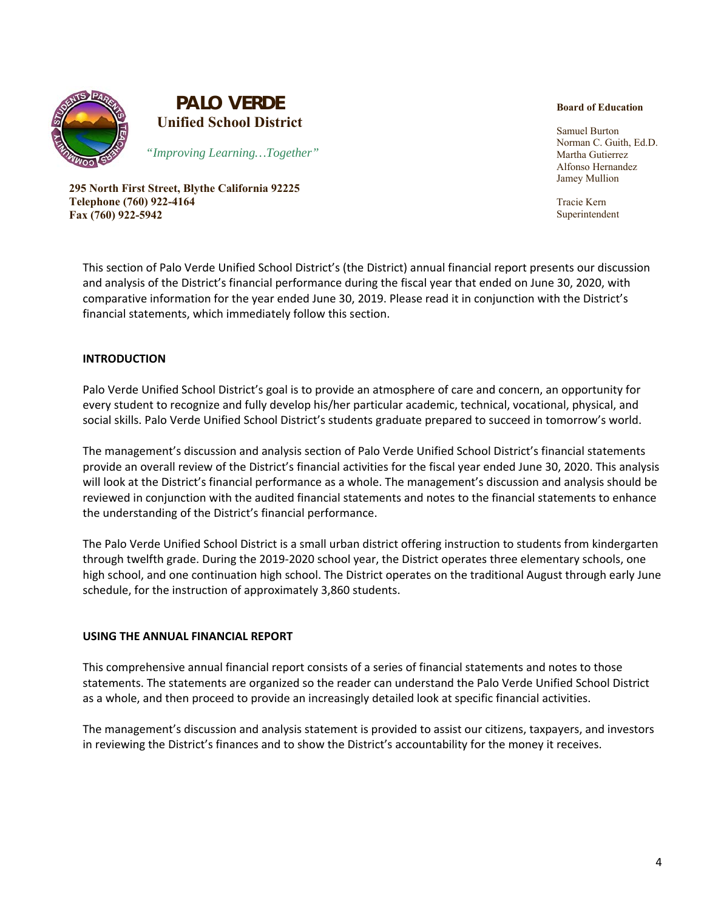**PALO VERDE**
**Unified School District**

*"Improving Learning…Together"*

**295 North First Street, Blythe California 92225**
**Telephone (760) 922-4164**
**Fax (760) 922-5942**

**Board of Education**

Samuel Burton
Norman C. Guith, Ed.D.
Martha Gutierrez
Alfonso Hernandez
Jamey Mullion

Tracie Kern
Superintendent

This section of Palo Verde Unified School District's (the District) annual financial report presents our discussion and analysis of the District's financial performance during the fiscal year that ended on June 30, 2020, with comparative information for the year ended June 30, 2019. Please read it in conjunction with the District's financial statements, which immediately follow this section.

## INTRODUCTION

Palo Verde Unified School District's goal is to provide an atmosphere of care and concern, an opportunity for every student to recognize and fully develop his/her particular academic, technical, vocational, physical, and social skills. Palo Verde Unified School District's students graduate prepared to succeed in tomorrow's world.

The management's discussion and analysis section of Palo Verde Unified School District's financial statements provide an overall review of the District's financial activities for the fiscal year ended June 30, 2020. This analysis will look at the District's financial performance as a whole. The management's discussion and analysis should be reviewed in conjunction with the audited financial statements and notes to the financial statements to enhance the understanding of the District's financial performance.

The Palo Verde Unified School District is a small urban district offering instruction to students from kindergarten through twelfth grade. During the 2019-2020 school year, the District operates three elementary schools, one high school, and one continuation high school. The District operates on the traditional August through early June schedule, for the instruction of approximately 3,860 students.

## USING THE ANNUAL FINANCIAL REPORT

This comprehensive annual financial report consists of a series of financial statements and notes to those statements. The statements are organized so the reader can understand the Palo Verde Unified School District as a whole, and then proceed to provide an increasingly detailed look at specific financial activities.

The management's discussion and analysis statement is provided to assist our citizens, taxpayers, and investors in reviewing the District's finances and to show the District's accountability for the money it receives.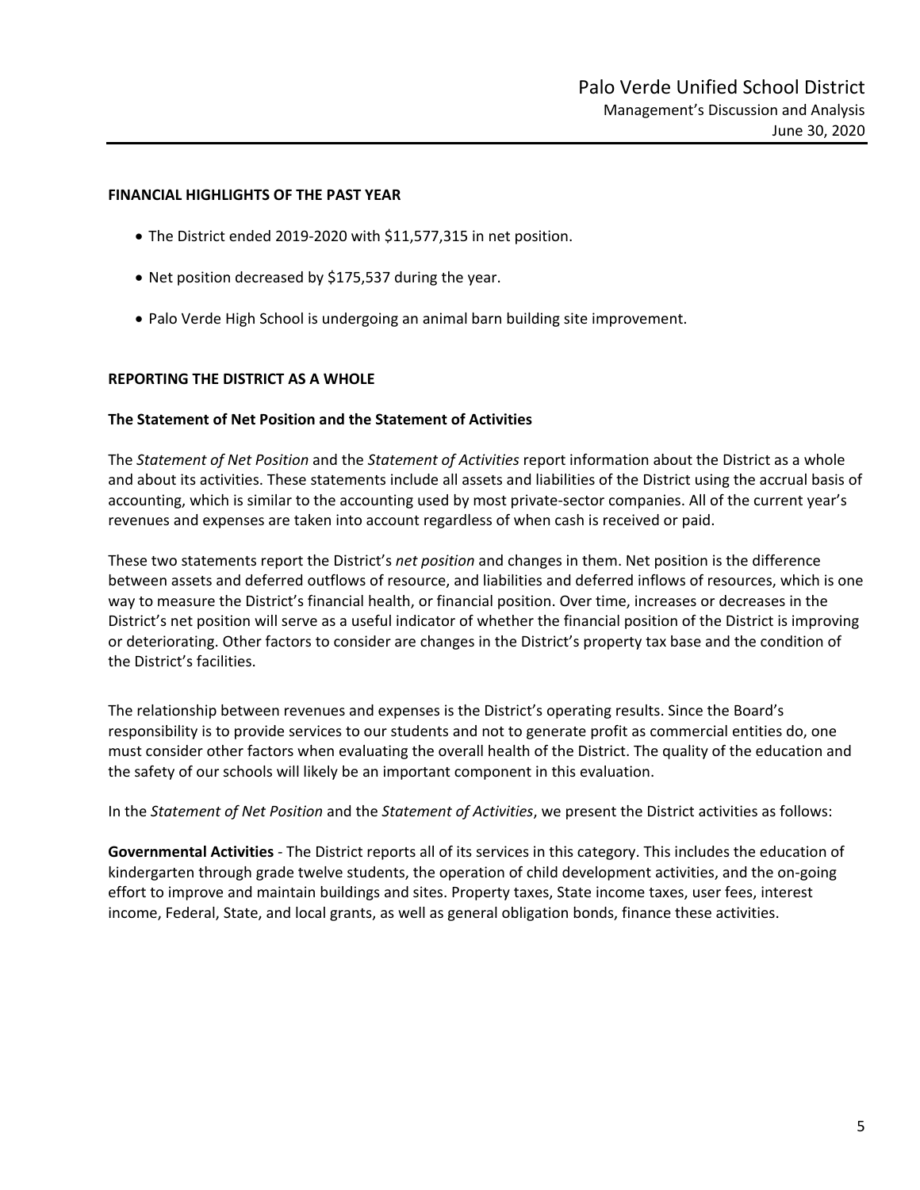## FINANCIAL HIGHLIGHTS OF THE PAST YEAR

- The District ended 2019-2020 with $11,577,315 in net position.
- Net position decreased by $175,537 during the year.
- Palo Verde High School is undergoing an animal barn building site improvement.

## REPORTING THE DISTRICT AS A WHOLE

### The Statement of Net Position and the Statement of Activities

The *Statement of Net Position* and the *Statement of Activities* report information about the District as a whole and about its activities. These statements include all assets and liabilities of the District using the accrual basis of accounting, which is similar to the accounting used by most private-sector companies. All of the current year's revenues and expenses are taken into account regardless of when cash is received or paid.

These two statements report the District's *net position* and changes in them. Net position is the difference between assets and deferred outflows of resource, and liabilities and deferred inflows of resources, which is one way to measure the District's financial health, or financial position. Over time, increases or decreases in the District's net position will serve as a useful indicator of whether the financial position of the District is improving or deteriorating. Other factors to consider are changes in the District's property tax base and the condition of the District's facilities.

The relationship between revenues and expenses is the District's operating results. Since the Board's responsibility is to provide services to our students and not to generate profit as commercial entities do, one must consider other factors when evaluating the overall health of the District. The quality of the education and the safety of our schools will likely be an important component in this evaluation.

In the *Statement of Net Position* and the *Statement of Activities*, we present the District activities as follows:

**Governmental Activities** - The District reports all of its services in this category. This includes the education of kindergarten through grade twelve students, the operation of child development activities, and the on-going effort to improve and maintain buildings and sites. Property taxes, State income taxes, user fees, interest income, Federal, State, and local grants, as well as general obligation bonds, finance these activities.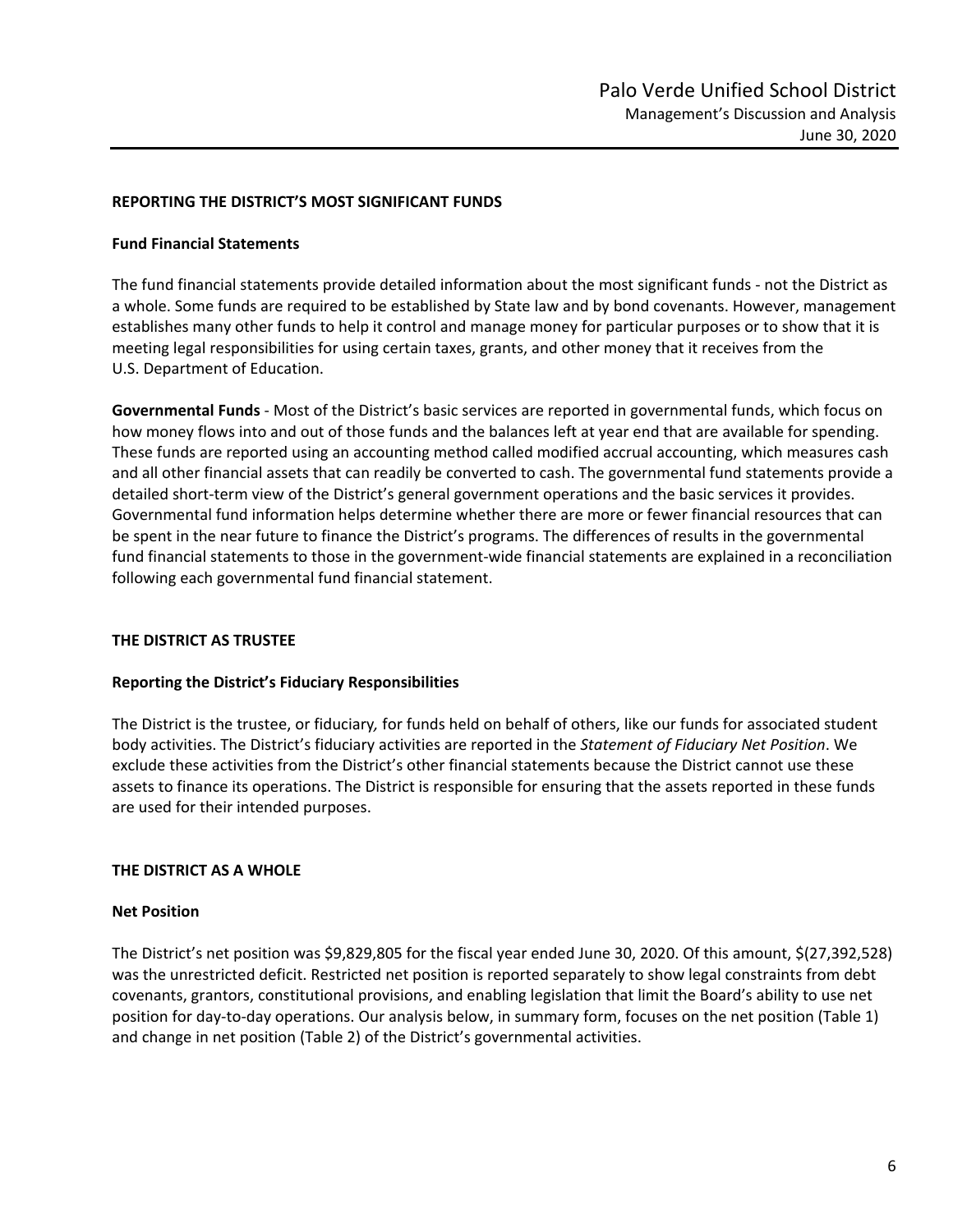## REPORTING THE DISTRICT'S MOST SIGNIFICANT FUNDS

### Fund Financial Statements

The fund financial statements provide detailed information about the most significant funds - not the District as a whole. Some funds are required to be established by State law and by bond covenants. However, management establishes many other funds to help it control and manage money for particular purposes or to show that it is meeting legal responsibilities for using certain taxes, grants, and other money that it receives from the U.S. Department of Education.

**Governmental Funds** - Most of the District's basic services are reported in governmental funds, which focus on how money flows into and out of those funds and the balances left at year end that are available for spending. These funds are reported using an accounting method called modified accrual accounting, which measures cash and all other financial assets that can readily be converted to cash. The governmental fund statements provide a detailed short-term view of the District's general government operations and the basic services it provides. Governmental fund information helps determine whether there are more or fewer financial resources that can be spent in the near future to finance the District's programs. The differences of results in the governmental fund financial statements to those in the government-wide financial statements are explained in a reconciliation following each governmental fund financial statement.

## THE DISTRICT AS TRUSTEE

### Reporting the District's Fiduciary Responsibilities

The District is the trustee, or fiduciary*,* for funds held on behalf of others, like our funds for associated student body activities. The District's fiduciary activities are reported in the *Statement of Fiduciary Net Position*. We exclude these activities from the District's other financial statements because the District cannot use these assets to finance its operations. The District is responsible for ensuring that the assets reported in these funds are used for their intended purposes.

## THE DISTRICT AS A WHOLE

### Net Position

The District's net position was $9,829,805 for the fiscal year ended June 30, 2020. Of this amount, $(27,392,528) was the unrestricted deficit. Restricted net position is reported separately to show legal constraints from debt covenants, grantors, constitutional provisions, and enabling legislation that limit the Board's ability to use net position for day-to-day operations. Our analysis below, in summary form, focuses on the net position (Table 1) and change in net position (Table 2) of the District's governmental activities.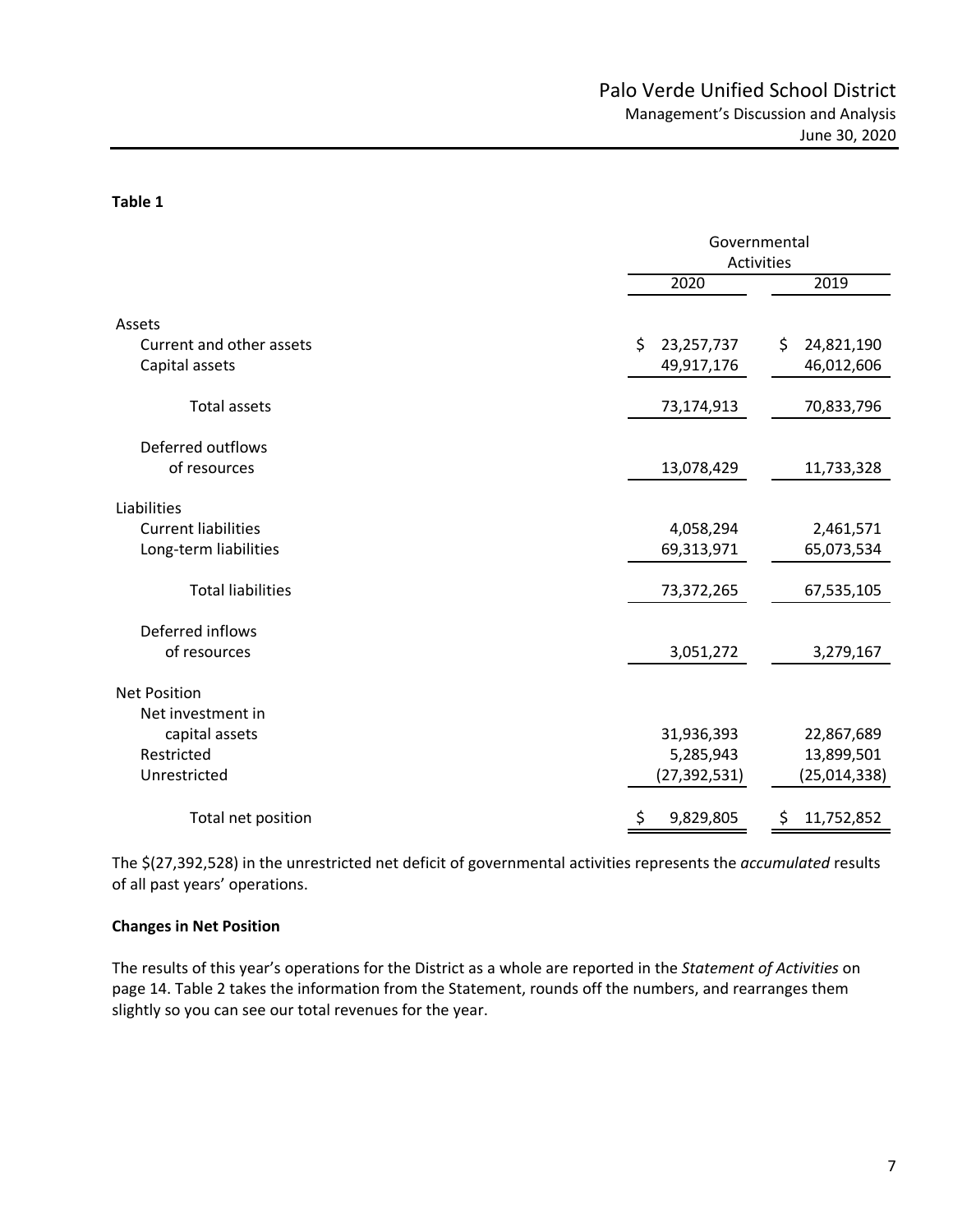**Table 1**

| | Governmental Activities | |
|---|---|---|
| | 2020 | 2019 |
| Assets | | |
| Current and other assets | $ 23,257,737 | $ 24,821,190 |
| Capital assets | 49,917,176 | 46,012,606 |
| Total assets | 73,174,913 | 70,833,796 |
| Deferred outflows of resources | 13,078,429 | 11,733,328 |
| Liabilities | | |
| Current liabilities | 4,058,294 | 2,461,571 |
| Long-term liabilities | 69,313,971 | 65,073,534 |
| Total liabilities | 73,372,265 | 67,535,105 |
| Deferred inflows of resources | 3,051,272 | 3,279,167 |
| Net Position | | |
| Net investment in capital assets | 31,936,393 | 22,867,689 |
| Restricted | 5,285,943 | 13,899,501 |
| Unrestricted | (27,392,531) | (25,014,338) |
| Total net position | $ 9,829,805 | $ 11,752,852 |

The $(27,392,528) in the unrestricted net deficit of governmental activities represents the *accumulated* results of all past years' operations.

**Changes in Net Position**

The results of this year's operations for the District as a whole are reported in the *Statement of Activities* on page 14. Table 2 takes the information from the Statement, rounds off the numbers, and rearranges them slightly so you can see our total revenues for the year.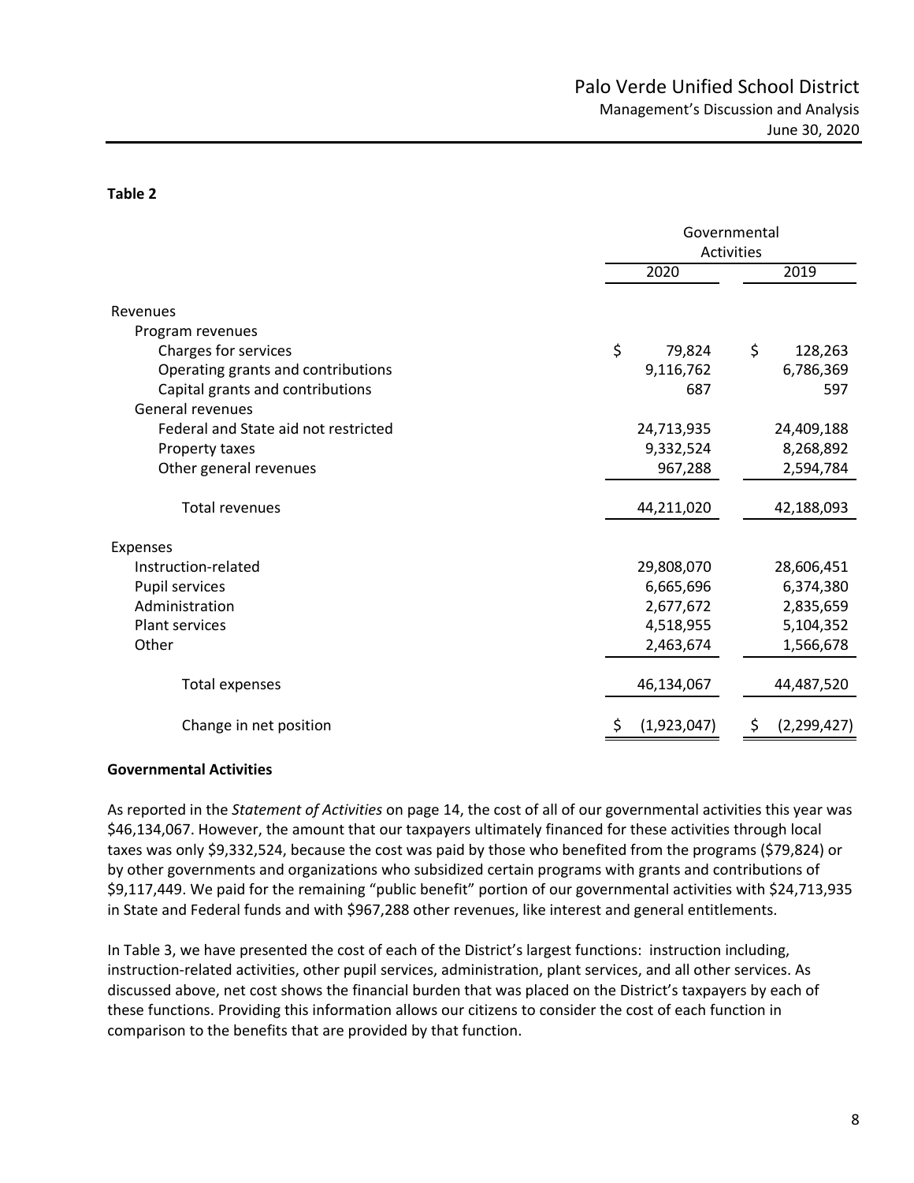**Table 2**

| | Governmental Activities | |
|---|---|---|
| | 2020 | 2019 |
| Revenues | | |
| Program revenues | | |
| Charges for services | $ 79,824 | $ 128,263 |
| Operating grants and contributions | 9,116,762 | 6,786,369 |
| Capital grants and contributions | 687 | 597 |
| General revenues | | |
| Federal and State aid not restricted | 24,713,935 | 24,409,188 |
| Property taxes | 9,332,524 | 8,268,892 |
| Other general revenues | 967,288 | 2,594,784 |
| Total revenues | 44,211,020 | 42,188,093 |
| Expenses | | |
| Instruction-related | 29,808,070 | 28,606,451 |
| Pupil services | 6,665,696 | 6,374,380 |
| Administration | 2,677,672 | 2,835,659 |
| Plant services | 4,518,955 | 5,104,352 |
| Other | 2,463,674 | 1,566,678 |
| Total expenses | 46,134,067 | 44,487,520 |
| Change in net position | $ (1,923,047) | $ (2,299,427) |

**Governmental Activities**

As reported in the *Statement of Activities* on page 14, the cost of all of our governmental activities this year was $46,134,067. However, the amount that our taxpayers ultimately financed for these activities through local taxes was only $9,332,524, because the cost was paid by those who benefited from the programs ($79,824) or by other governments and organizations who subsidized certain programs with grants and contributions of $9,117,449. We paid for the remaining "public benefit" portion of our governmental activities with $24,713,935 in State and Federal funds and with $967,288 other revenues, like interest and general entitlements.

In Table 3, we have presented the cost of each of the District's largest functions: instruction including, instruction-related activities, other pupil services, administration, plant services, and all other services. As discussed above, net cost shows the financial burden that was placed on the District's taxpayers by each of these functions. Providing this information allows our citizens to consider the cost of each function in comparison to the benefits that are provided by that function.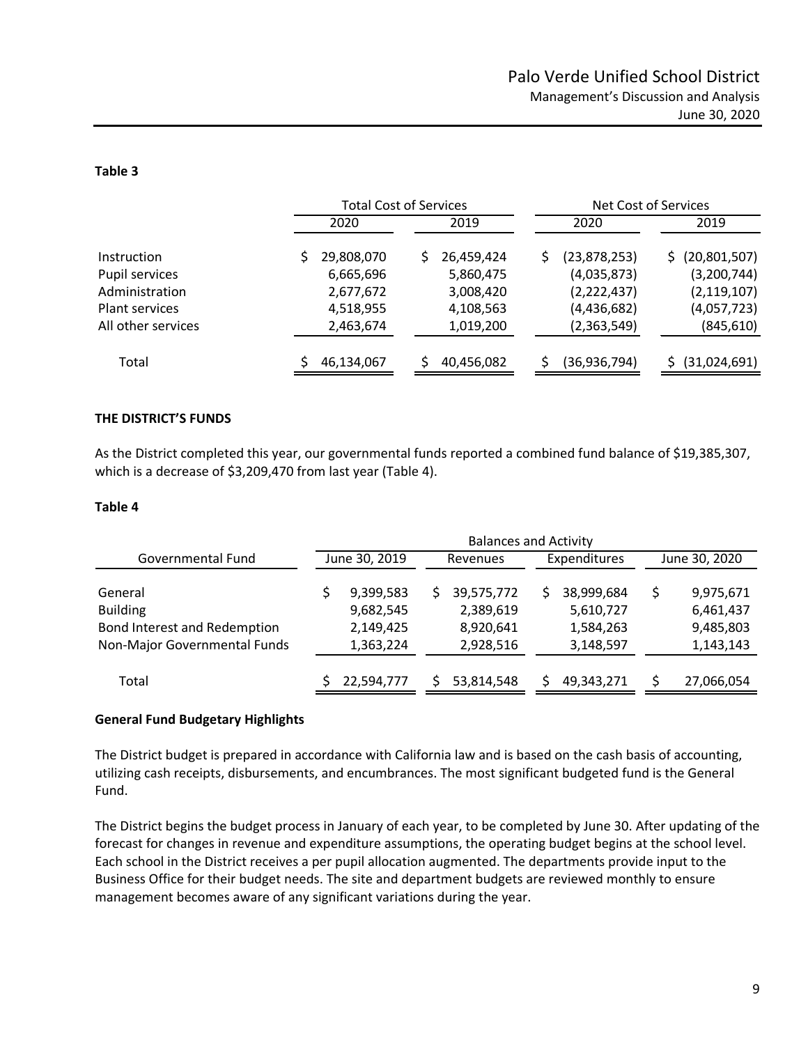**Table 3**

| | Total Cost of Services | | Net Cost of Services | |
|---|---|---|---|---|
| | 2020 | 2019 | 2020 | 2019 |
| Instruction | $ 29,808,070 | $ 26,459,424 | $ (23,878,253) | $ (20,801,507) |
| Pupil services | 6,665,696 | 5,860,475 | (4,035,873) | (3,200,744) |
| Administration | 2,677,672 | 3,008,420 | (2,222,437) | (2,119,107) |
| Plant services | 4,518,955 | 4,108,563 | (4,436,682) | (4,057,723) |
| All other services | 2,463,674 | 1,019,200 | (2,363,549) | (845,610) |
| Total | $ 46,134,067 | $ 40,456,082 | $ (36,936,794) | $ (31,024,691) |

**THE DISTRICT'S FUNDS**

As the District completed this year, our governmental funds reported a combined fund balance of $19,385,307, which is a decrease of $3,209,470 from last year (Table 4).

**Table 4**

| | Balances and Activity | | | |
|---|---|---|---|---|
| Governmental Fund | June 30, 2019 | Revenues | Expenditures | June 30, 2020 |
| General | $ 9,399,583 | $ 39,575,772 | $ 38,999,684 | $ 9,975,671 |
| Building | 9,682,545 | 2,389,619 | 5,610,727 | 6,461,437 |
| Bond Interest and Redemption | 2,149,425 | 8,920,641 | 1,584,263 | 9,485,803 |
| Non-Major Governmental Funds | 1,363,224 | 2,928,516 | 3,148,597 | 1,143,143 |
| Total | $ 22,594,777 | $ 53,814,548 | $ 49,343,271 | $ 27,066,054 |

**General Fund Budgetary Highlights**

The District budget is prepared in accordance with California law and is based on the cash basis of accounting, utilizing cash receipts, disbursements, and encumbrances. The most significant budgeted fund is the General Fund.

The District begins the budget process in January of each year, to be completed by June 30. After updating of the forecast for changes in revenue and expenditure assumptions, the operating budget begins at the school level. Each school in the District receives a per pupil allocation augmented. The departments provide input to the Business Office for their budget needs. The site and department budgets are reviewed monthly to ensure management becomes aware of any significant variations during the year.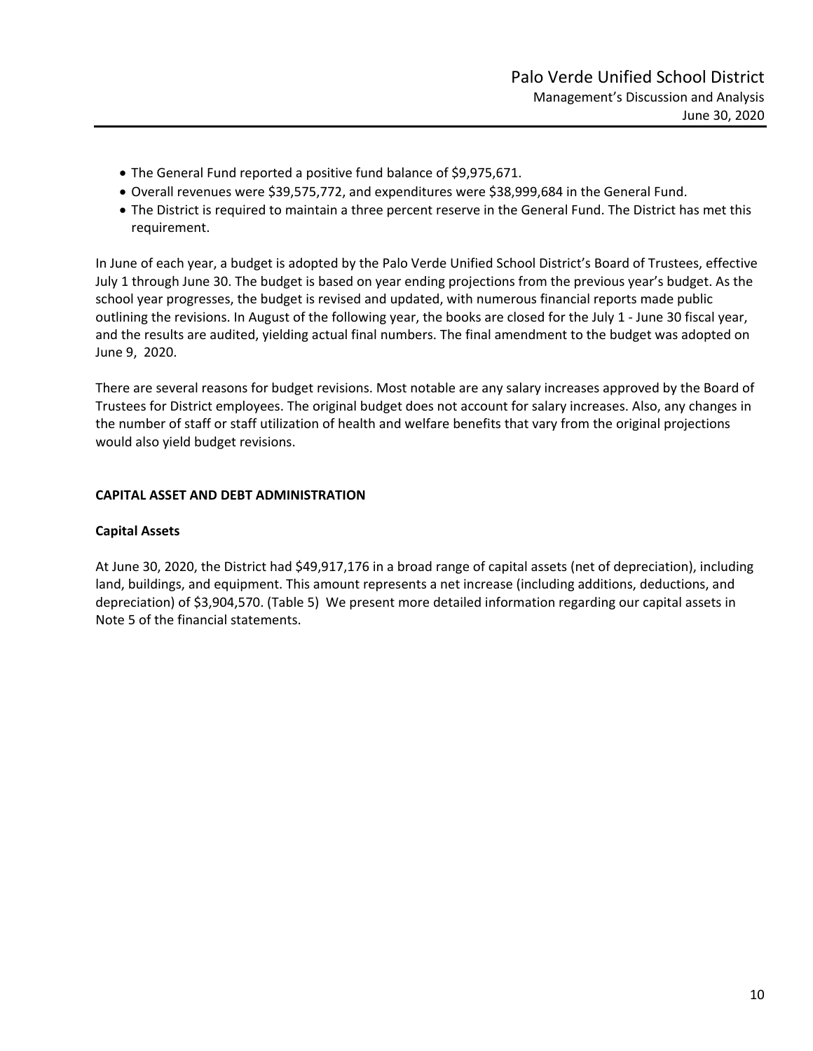- The General Fund reported a positive fund balance of $9,975,671.
- Overall revenues were $39,575,772, and expenditures were $38,999,684 in the General Fund.
- The District is required to maintain a three percent reserve in the General Fund. The District has met this requirement.

In June of each year, a budget is adopted by the Palo Verde Unified School District's Board of Trustees, effective July 1 through June 30. The budget is based on year ending projections from the previous year's budget. As the school year progresses, the budget is revised and updated, with numerous financial reports made public outlining the revisions. In August of the following year, the books are closed for the July 1 - June 30 fiscal year, and the results are audited, yielding actual final numbers. The final amendment to the budget was adopted on June 9, 2020.

There are several reasons for budget revisions. Most notable are any salary increases approved by the Board of Trustees for District employees. The original budget does not account for salary increases. Also, any changes in the number of staff or staff utilization of health and welfare benefits that vary from the original projections would also yield budget revisions.

## CAPITAL ASSET AND DEBT ADMINISTRATION

### Capital Assets

At June 30, 2020, the District had $49,917,176 in a broad range of capital assets (net of depreciation), including land, buildings, and equipment. This amount represents a net increase (including additions, deductions, and depreciation) of $3,904,570. (Table 5) We present more detailed information regarding our capital assets in Note 5 of the financial statements.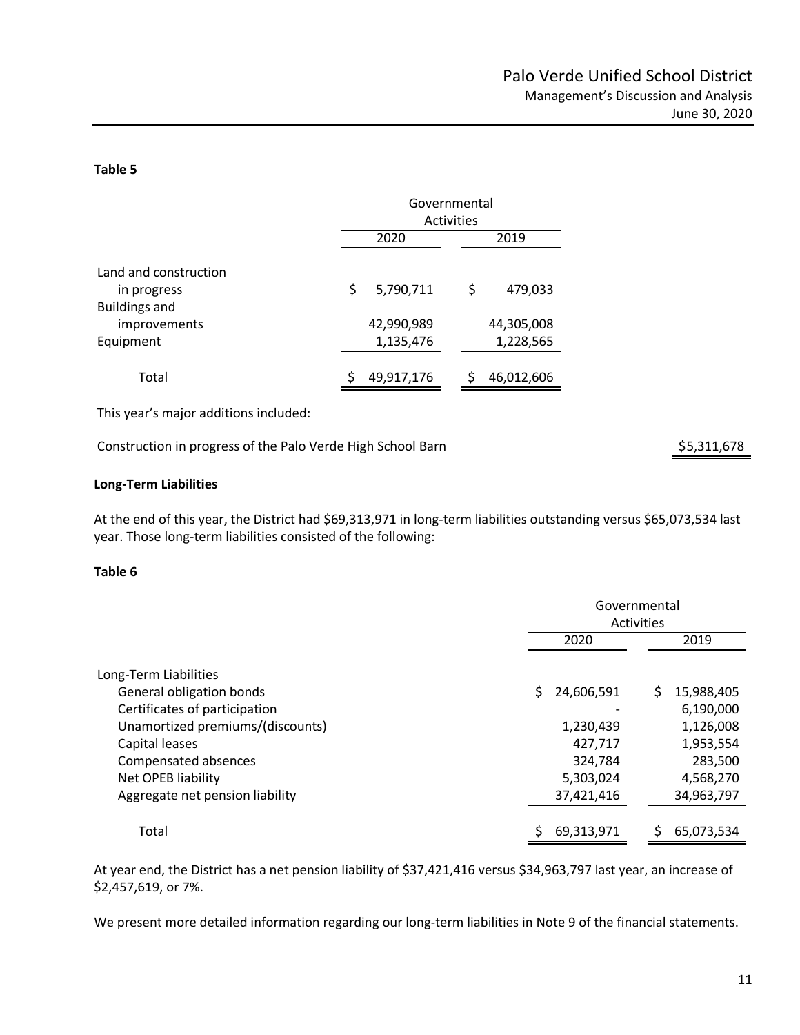**Table 5**

| | Governmental Activities | |
|---|---|---|
| | 2020 | 2019 |
| Land and construction in progress | $ 5,790,711 | $ 479,033 |
| Buildings and improvements | 42,990,989 | 44,305,008 |
| Equipment | 1,135,476 | 1,228,565 |
| Total | $ 49,917,176 | $ 46,012,606 |

This year's major additions included:

| | |
|---|---|
| Construction in progress of the Palo Verde High School Barn | $5,311,678 |

**Long-Term Liabilities**

At the end of this year, the District had $69,313,971 in long-term liabilities outstanding versus $65,073,534 last year. Those long-term liabilities consisted of the following:

**Table 6**

| | Governmental Activities | |
|---|---|---|
| | 2020 | 2019 |
| Long-Term Liabilities | | |
| General obligation bonds | $ 24,606,591 | $ 15,988,405 |
| Certificates of participation | - | 6,190,000 |
| Unamortized premiums/(discounts) | 1,230,439 | 1,126,008 |
| Capital leases | 427,717 | 1,953,554 |
| Compensated absences | 324,784 | 283,500 |
| Net OPEB liability | 5,303,024 | 4,568,270 |
| Aggregate net pension liability | 37,421,416 | 34,963,797 |
| Total | $ 69,313,971 | $ 65,073,534 |

At year end, the District has a net pension liability of $37,421,416 versus $34,963,797 last year, an increase of $2,457,619, or 7%.

We present more detailed information regarding our long-term liabilities in Note 9 of the financial statements.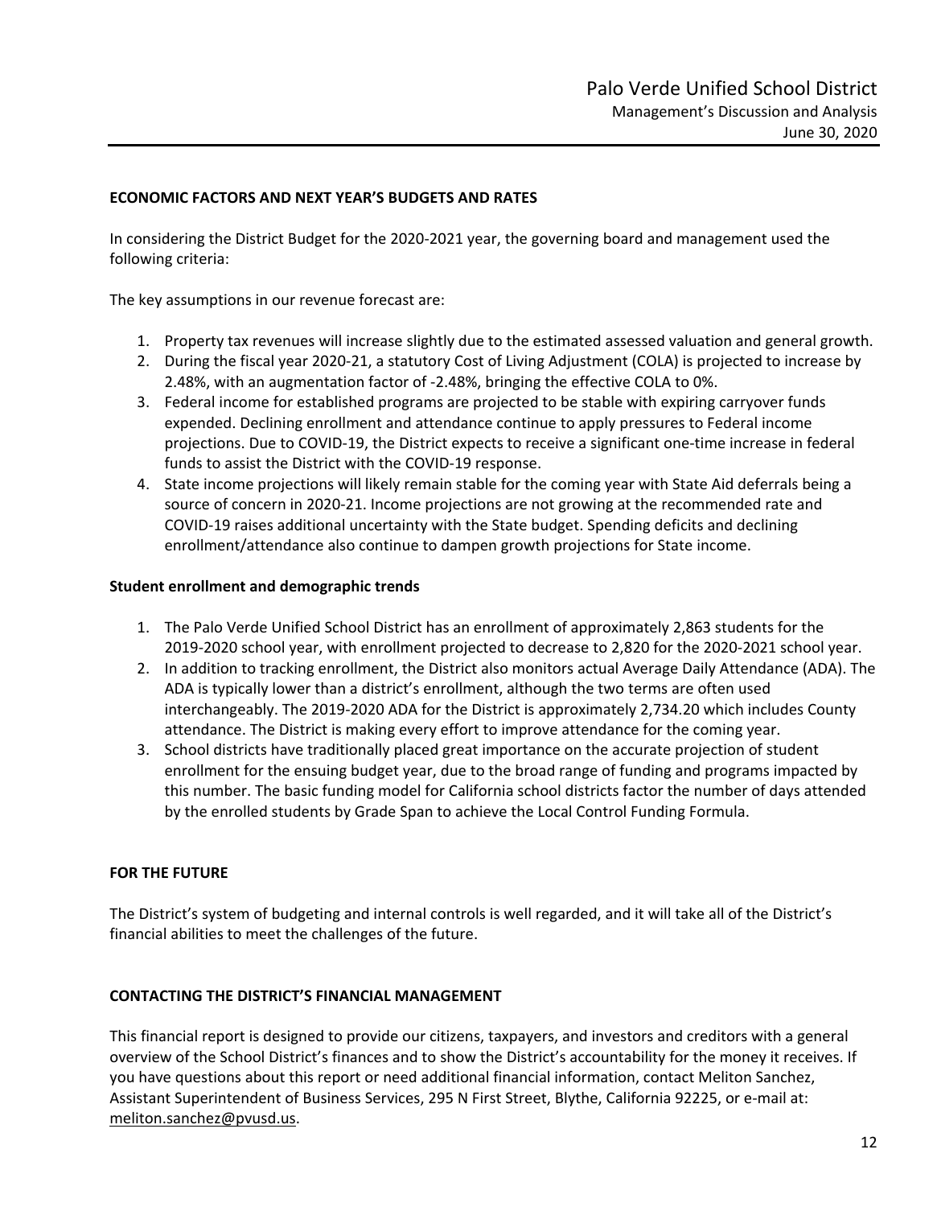## ECONOMIC FACTORS AND NEXT YEAR'S BUDGETS AND RATES

In considering the District Budget for the 2020-2021 year, the governing board and management used the following criteria:

The key assumptions in our revenue forecast are:

1. Property tax revenues will increase slightly due to the estimated assessed valuation and general growth.
2. During the fiscal year 2020-21, a statutory Cost of Living Adjustment (COLA) is projected to increase by 2.48%, with an augmentation factor of -2.48%, bringing the effective COLA to 0%.
3. Federal income for established programs are projected to be stable with expiring carryover funds expended. Declining enrollment and attendance continue to apply pressures to Federal income projections. Due to COVID-19, the District expects to receive a significant one-time increase in federal funds to assist the District with the COVID-19 response.
4. State income projections will likely remain stable for the coming year with State Aid deferrals being a source of concern in 2020-21. Income projections are not growing at the recommended rate and COVID-19 raises additional uncertainty with the State budget. Spending deficits and declining enrollment/attendance also continue to dampen growth projections for State income.

### Student enrollment and demographic trends

1. The Palo Verde Unified School District has an enrollment of approximately 2,863 students for the 2019-2020 school year, with enrollment projected to decrease to 2,820 for the 2020-2021 school year.
2. In addition to tracking enrollment, the District also monitors actual Average Daily Attendance (ADA). The ADA is typically lower than a district's enrollment, although the two terms are often used interchangeably. The 2019-2020 ADA for the District is approximately 2,734.20 which includes County attendance. The District is making every effort to improve attendance for the coming year.
3. School districts have traditionally placed great importance on the accurate projection of student enrollment for the ensuing budget year, due to the broad range of funding and programs impacted by this number. The basic funding model for California school districts factor the number of days attended by the enrolled students by Grade Span to achieve the Local Control Funding Formula.

## FOR THE FUTURE

The District's system of budgeting and internal controls is well regarded, and it will take all of the District's financial abilities to meet the challenges of the future.

## CONTACTING THE DISTRICT'S FINANCIAL MANAGEMENT

This financial report is designed to provide our citizens, taxpayers, and investors and creditors with a general overview of the School District's finances and to show the District's accountability for the money it receives. If you have questions about this report or need additional financial information, contact Meliton Sanchez, Assistant Superintendent of Business Services, 295 N First Street, Blythe, California 92225, or e-mail at: meliton.sanchez@pvusd.us.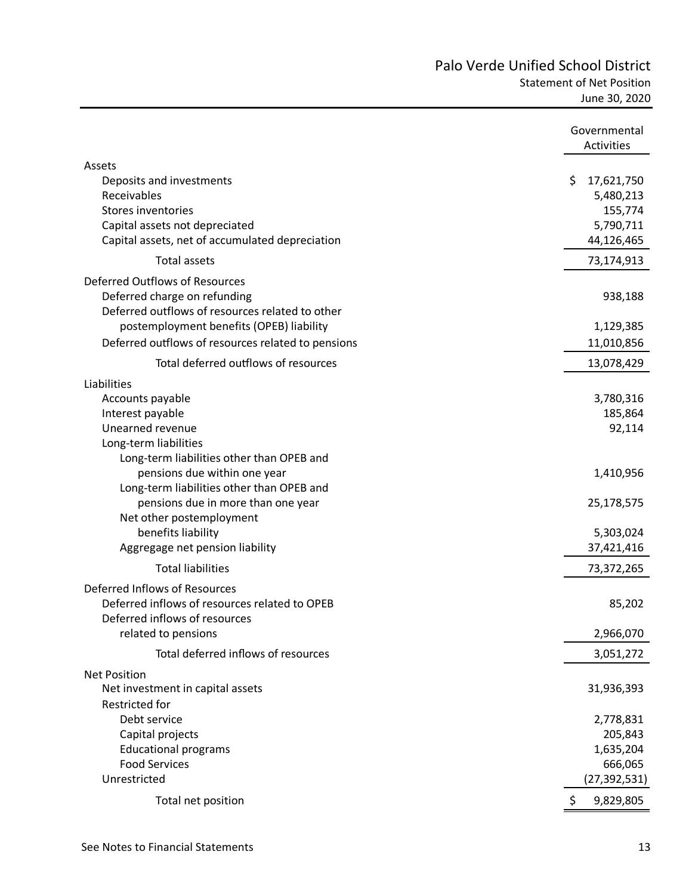# Palo Verde Unified School District

## Statement of Net Position

June 30, 2020

| | Governmental Activities |
|---|---|
| **Assets** | |
| Deposits and investments | $ 17,621,750 |
| Receivables | 5,480,213 |
| Stores inventories | 155,774 |
| Capital assets not depreciated | 5,790,711 |
| Capital assets, net of accumulated depreciation | 44,126,465 |
| Total assets | 73,174,913 |
| **Deferred Outflows of Resources** | |
| Deferred charge on refunding | 938,188 |
| Deferred outflows of resources related to other postemployment benefits (OPEB) liability | 1,129,385 |
| Deferred outflows of resources related to pensions | 11,010,856 |
| Total deferred outflows of resources | 13,078,429 |
| **Liabilities** | |
| Accounts payable | 3,780,316 |
| Interest payable | 185,864 |
| Unearned revenue | 92,114 |
| Long-term liabilities | |
| Long-term liabilities other than OPEB and pensions due within one year | 1,410,956 |
| Long-term liabilities other than OPEB and pensions due in more than one year | 25,178,575 |
| Net other postemployment benefits liability | 5,303,024 |
| Aggregage net pension liability | 37,421,416 |
| Total liabilities | 73,372,265 |
| **Deferred Inflows of Resources** | |
| Deferred inflows of resources related to OPEB | 85,202 |
| Deferred inflows of resources related to pensions | 2,966,070 |
| Total deferred inflows of resources | 3,051,272 |
| **Net Position** | |
| Net investment in capital assets | 31,936,393 |
| Restricted for | |
| Debt service | 2,778,831 |
| Capital projects | 205,843 |
| Educational programs | 1,635,204 |
| Food Services | 666,065 |
| Unrestricted | (27,392,531) |
| Total net position | $ 9,829,805 |

See Notes to Financial Statements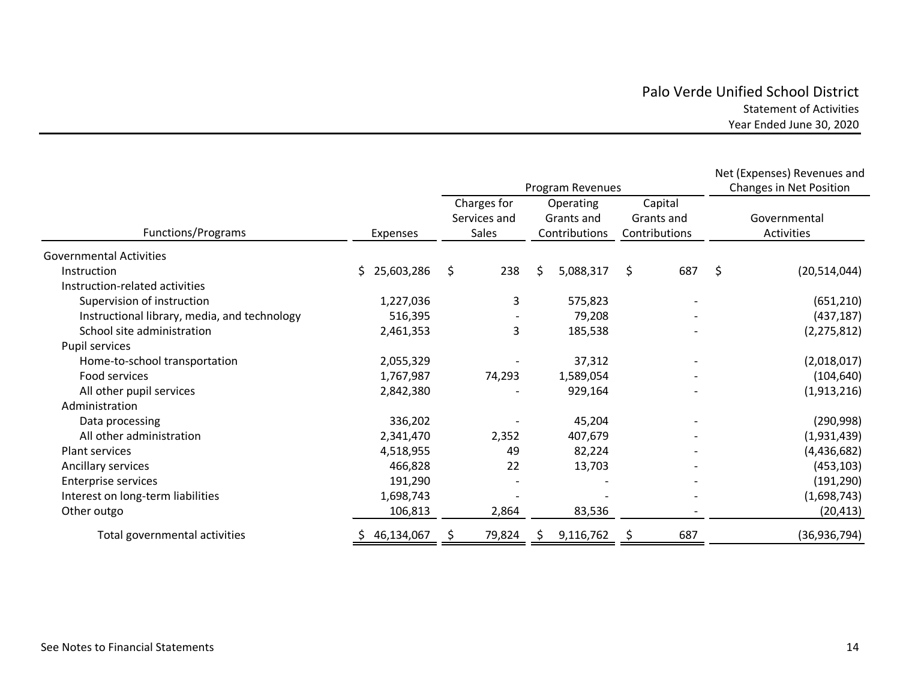# Palo Verde Unified School District

Statement of Activities

Year Ended June 30, 2020

| Functions/Programs | Expenses | Program Revenues | | | Net (Expenses) Revenues and Changes in Net Position |
|---|---|---|---|---|---|
| | | Charges for Services and Sales | Operating Grants and Contributions | Capital Grants and Contributions | Governmental Activities |
| Governmental Activities | | | | | |
| Instruction | $ 25,603,286 | $ 238 | $ 5,088,317 | $ 687 | $ (20,514,044) |
| Instruction-related activities | | | | | |
| Supervision of instruction | 1,227,036 | 3 | 575,823 | - | (651,210) |
| Instructional library, media, and technology | 516,395 | - | 79,208 | - | (437,187) |
| School site administration | 2,461,353 | 3 | 185,538 | - | (2,275,812) |
| Pupil services | | | | | |
| Home-to-school transportation | 2,055,329 | - | 37,312 | - | (2,018,017) |
| Food services | 1,767,987 | 74,293 | 1,589,054 | - | (104,640) |
| All other pupil services | 2,842,380 | - | 929,164 | - | (1,913,216) |
| Administration | | | | | |
| Data processing | 336,202 | - | 45,204 | - | (290,998) |
| All other administration | 2,341,470 | 2,352 | 407,679 | - | (1,931,439) |
| Plant services | 4,518,955 | 49 | 82,224 | - | (4,436,682) |
| Ancillary services | 466,828 | 22 | 13,703 | - | (453,103) |
| Enterprise services | 191,290 | - | - | - | (191,290) |
| Interest on long-term liabilities | 1,698,743 | - | - | - | (1,698,743) |
| Other outgo | 106,813 | 2,864 | 83,536 | - | (20,413) |
| Total governmental activities | $ 46,134,067 | $ 79,824 | $ 9,116,762 | $ 687 | (36,936,794) |

See Notes to Financial Statements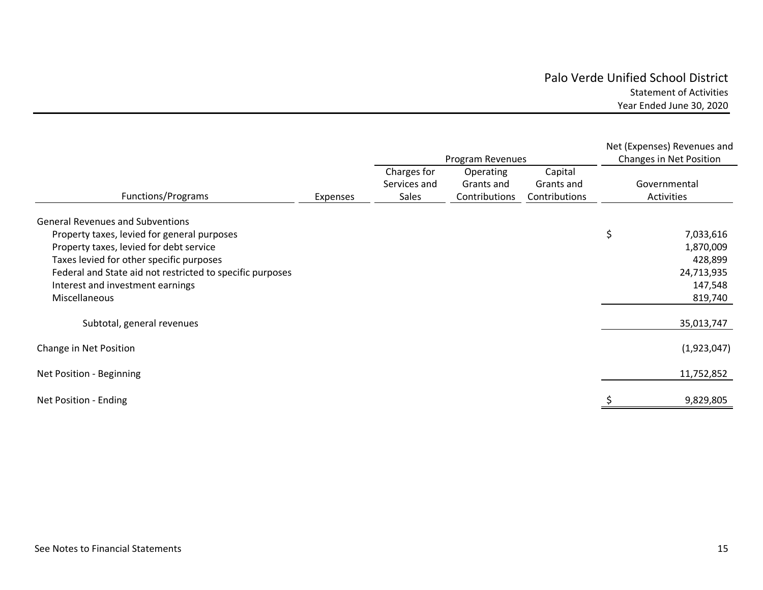# Palo Verde Unified School District

Statement of Activities

Year Ended June 30, 2020

| Functions/Programs | Expenses | Program Revenues: Charges for Services and Sales | Program Revenues: Operating Grants and Contributions | Program Revenues: Capital Grants and Contributions | Net (Expenses) Revenues and Changes in Net Position: Governmental Activities |
|---|---|---|---|---|---|
| General Revenues and Subventions | | | | | |
| Property taxes, levied for general purposes | | | | | $ 7,033,616 |
| Property taxes, levied for debt service | | | | | 1,870,009 |
| Taxes levied for other specific purposes | | | | | 428,899 |
| Federal and State aid not restricted to specific purposes | | | | | 24,713,935 |
| Interest and investment earnings | | | | | 147,548 |
| Miscellaneous | | | | | 819,740 |
| Subtotal, general revenues | | | | | 35,013,747 |
| Change in Net Position | | | | | (1,923,047) |
| Net Position - Beginning | | | | | 11,752,852 |
| Net Position - Ending | | | | | $ 9,829,805 |

See Notes to Financial Statements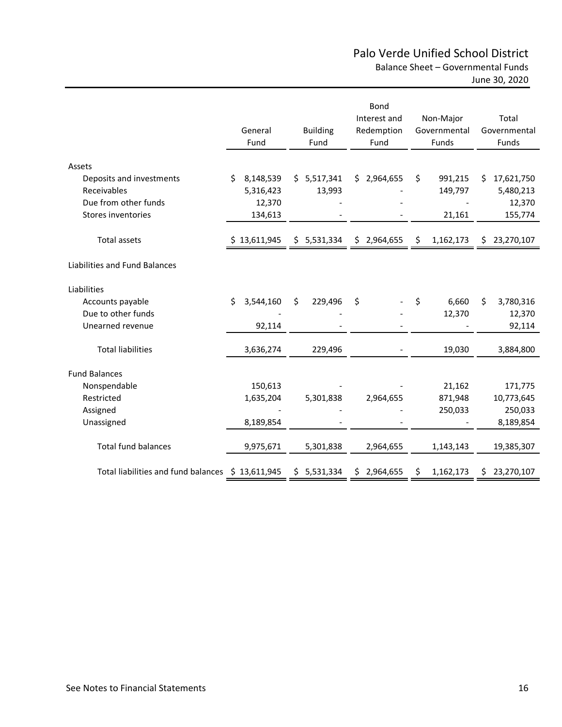# Palo Verde Unified School District

## Balance Sheet – Governmental Funds

### June 30, 2020

| | General Fund | Building Fund | Bond Interest and Redemption Fund | Non-Major Governmental Funds | Total Governmental Funds |
|---|---|---|---|---|---|
| **Assets** | | | | | |
| Deposits and investments | $ 8,148,539 | $ 5,517,341 | $ 2,964,655 | $ 991,215 | $ 17,621,750 |
| Receivables | 5,316,423 | 13,993 | - | 149,797 | 5,480,213 |
| Due from other funds | 12,370 | - | - | - | 12,370 |
| Stores inventories | 134,613 | - | - | 21,161 | 155,774 |
| Total assets | $ 13,611,945 | $ 5,531,334 | $ 2,964,655 | $ 1,162,173 | $ 23,270,107 |
| **Liabilities and Fund Balances** | | | | | |
| **Liabilities** | | | | | |
| Accounts payable | $ 3,544,160 | $ 229,496 | $ - | $ 6,660 | $ 3,780,316 |
| Due to other funds | - | - | - | 12,370 | 12,370 |
| Unearned revenue | 92,114 | - | - | - | 92,114 |
| Total liabilities | 3,636,274 | 229,496 | - | 19,030 | 3,884,800 |
| **Fund Balances** | | | | | |
| Nonspendable | 150,613 | - | - | 21,162 | 171,775 |
| Restricted | 1,635,204 | 5,301,838 | 2,964,655 | 871,948 | 10,773,645 |
| Assigned | - | - | - | 250,033 | 250,033 |
| Unassigned | 8,189,854 | - | - | - | 8,189,854 |
| Total fund balances | 9,975,671 | 5,301,838 | 2,964,655 | 1,143,143 | 19,385,307 |
| Total liabilities and fund balances | $ 13,611,945 | $ 5,531,334 | $ 2,964,655 | $ 1,162,173 | $ 23,270,107 |

See Notes to Financial Statements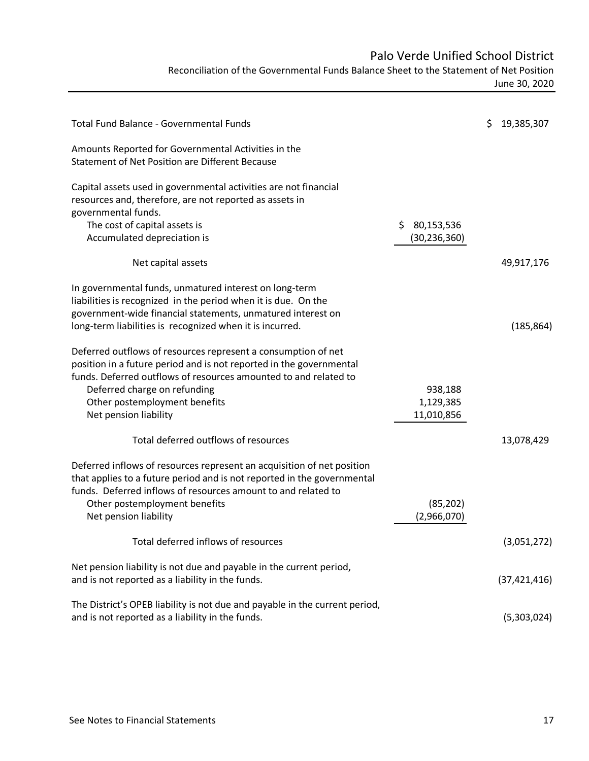# Palo Verde Unified School District

## Reconciliation of the Governmental Funds Balance Sheet to the Statement of Net Position

June 30, 2020

| | | |
|---|---|---|
| Total Fund Balance - Governmental Funds | | $ 19,385,307 |
| Amounts Reported for Governmental Activities in the Statement of Net Position are Different Because | | |
| Capital assets used in governmental activities are not financial resources and, therefore, are not reported as assets in governmental funds. | | |
| The cost of capital assets is | $ 80,153,536 | |
| Accumulated depreciation is | (30,236,360) | |
| Net capital assets | | 49,917,176 |
| In governmental funds, unmatured interest on long-term liabilities is recognized in the period when it is due. On the government-wide financial statements, unmatured interest on long-term liabilities is recognized when it is incurred. | | (185,864) |
| Deferred outflows of resources represent a consumption of net position in a future period and is not reported in the governmental funds. Deferred outflows of resources amounted to and related to | | |
| Deferred charge on refunding | 938,188 | |
| Other postemployment benefits | 1,129,385 | |
| Net pension liability | 11,010,856 | |
| Total deferred outflows of resources | | 13,078,429 |
| Deferred inflows of resources represent an acquisition of net position that applies to a future period and is not reported in the governmental funds. Deferred inflows of resources amount to and related to | | |
| Other postemployment benefits | (85,202) | |
| Net pension liability | (2,966,070) | |
| Total deferred inflows of resources | | (3,051,272) |
| Net pension liability is not due and payable in the current period, and is not reported as a liability in the funds. | | (37,421,416) |
| The District's OPEB liability is not due and payable in the current period, and is not reported as a liability in the funds. | | (5,303,024) |

See Notes to Financial Statements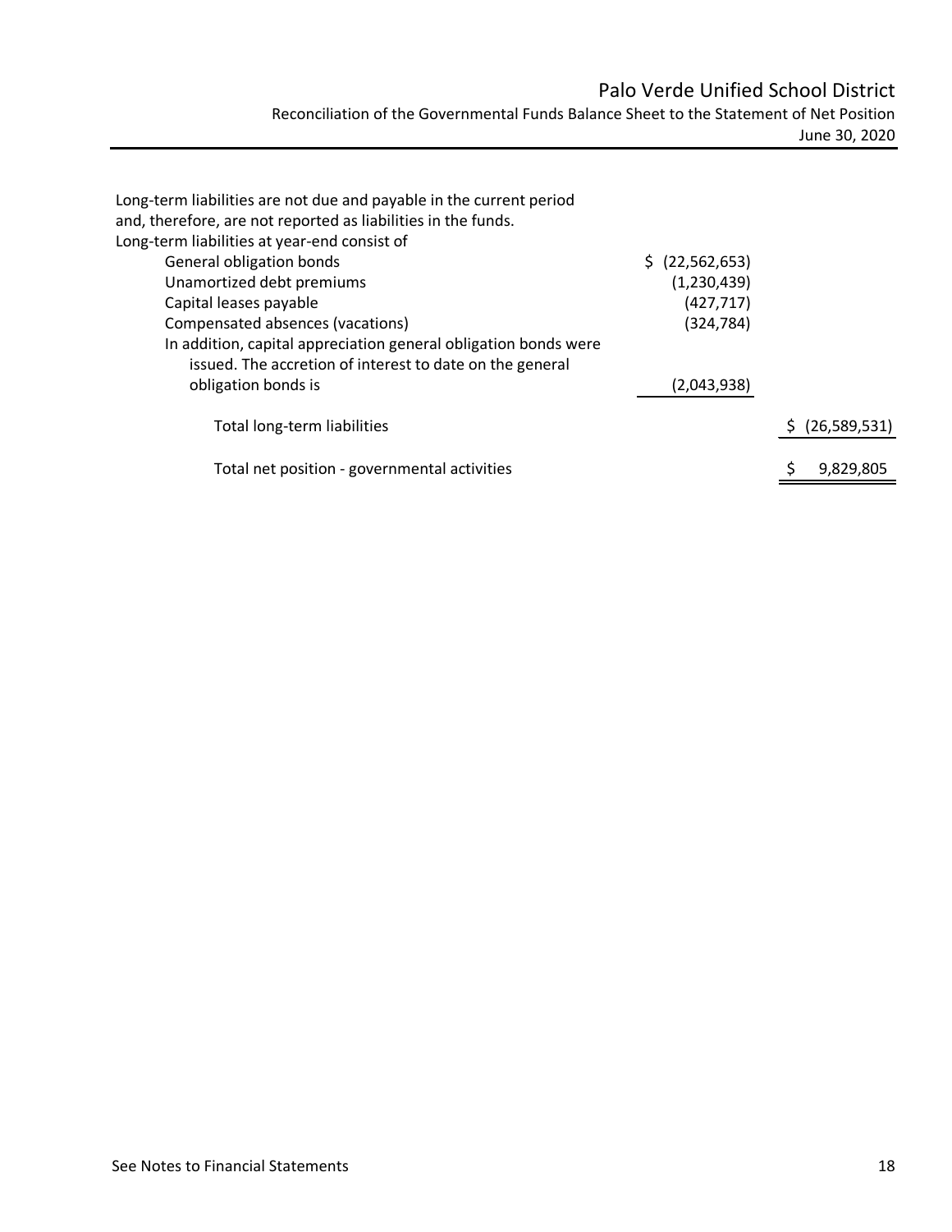# Palo Verde Unified School District

Reconciliation of the Governmental Funds Balance Sheet to the Statement of Net Position

June 30, 2020

| | | |
|---|---|---|
| Long-term liabilities are not due and payable in the current period and, therefore, are not reported as liabilities in the funds. | | |
| Long-term liabilities at year-end consist of | | |
| General obligation bonds | $ (22,562,653) | |
| Unamortized debt premiums | (1,230,439) | |
| Capital leases payable | (427,717) | |
| Compensated absences (vacations) | (324,784) | |
| In addition, capital appreciation general obligation bonds were issued. The accretion of interest to date on the general obligation bonds is | (2,043,938) | |
| Total long-term liabilities | | $ (26,589,531) |
| Total net position - governmental activities | | $ 9,829,805 |

See Notes to Financial Statements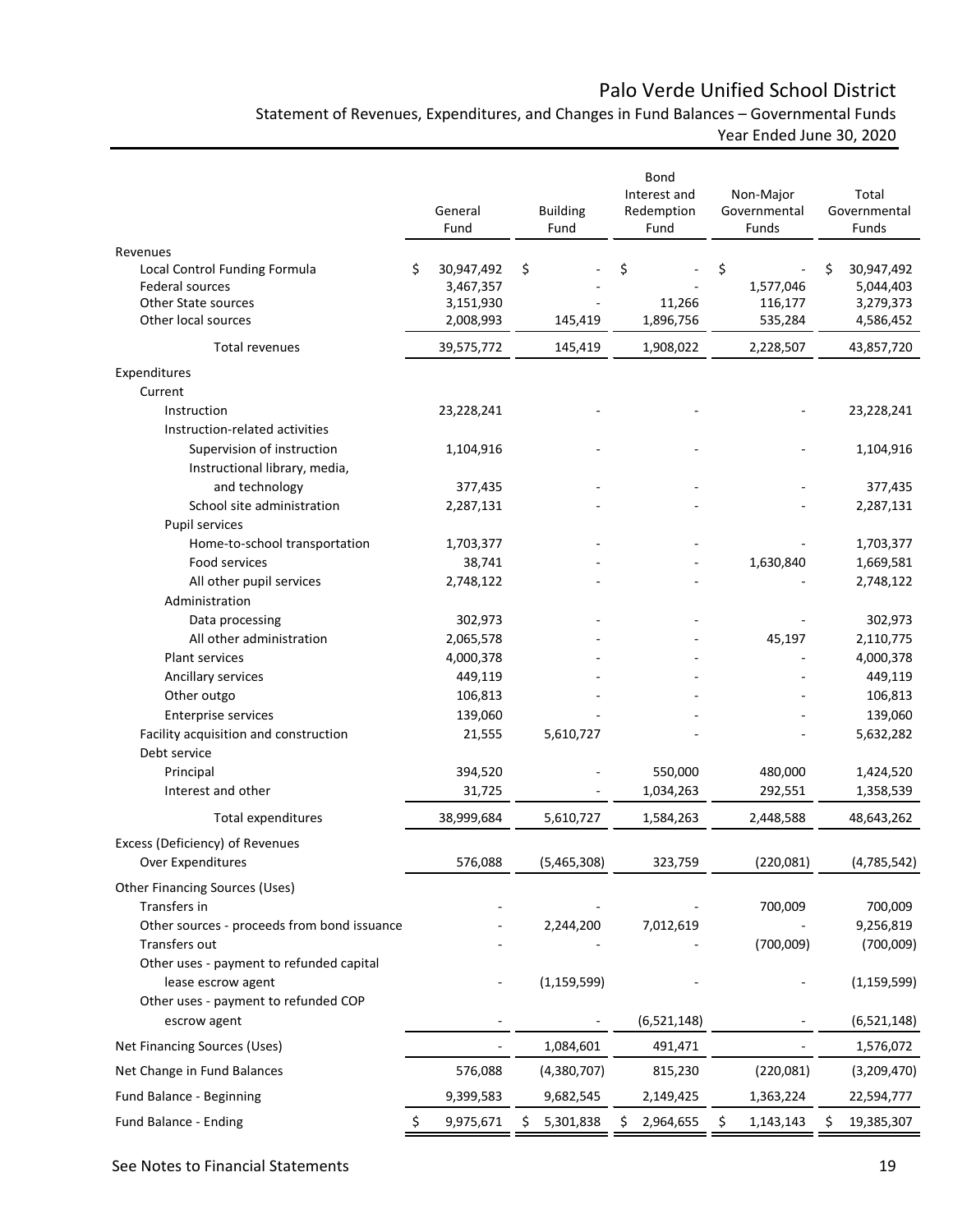# Palo Verde Unified School District

## Statement of Revenues, Expenditures, and Changes in Fund Balances – Governmental Funds

### Year Ended June 30, 2020

| | General Fund | Building Fund | Bond Interest and Redemption Fund | Non-Major Governmental Funds | Total Governmental Funds |
|---|---|---|---|---|---|
| **Revenues** | | | | | |
| Local Control Funding Formula | $ 30,947,492 | $ - | $ - | $ - | $ 30,947,492 |
| Federal sources | 3,467,357 | - | - | 1,577,046 | 5,044,403 |
| Other State sources | 3,151,930 | - | 11,266 | 116,177 | 3,279,373 |
| Other local sources | 2,008,993 | 145,419 | 1,896,756 | 535,284 | 4,586,452 |
| Total revenues | 39,575,772 | 145,419 | 1,908,022 | 2,228,507 | 43,857,720 |
| **Expenditures** | | | | | |
| Current | | | | | |
| Instruction | 23,228,241 | - | - | - | 23,228,241 |
| Instruction-related activities | | | | | |
| Supervision of instruction | 1,104,916 | - | - | - | 1,104,916 |
| Instructional library, media, and technology | 377,435 | - | - | - | 377,435 |
| School site administration | 2,287,131 | - | - | - | 2,287,131 |
| Pupil services | | | | | |
| Home-to-school transportation | 1,703,377 | - | - | - | 1,703,377 |
| Food services | 38,741 | - | - | 1,630,840 | 1,669,581 |
| All other pupil services | 2,748,122 | - | - | - | 2,748,122 |
| Administration | | | | | |
| Data processing | 302,973 | - | - | - | 302,973 |
| All other administration | 2,065,578 | - | - | 45,197 | 2,110,775 |
| Plant services | 4,000,378 | - | - | - | 4,000,378 |
| Ancillary services | 449,119 | - | - | - | 449,119 |
| Other outgo | 106,813 | - | - | - | 106,813 |
| Enterprise services | 139,060 | - | - | - | 139,060 |
| Facility acquisition and construction | 21,555 | 5,610,727 | - | - | 5,632,282 |
| Debt service | | | | | |
| Principal | 394,520 | - | 550,000 | 480,000 | 1,424,520 |
| Interest and other | 31,725 | - | 1,034,263 | 292,551 | 1,358,539 |
| Total expenditures | 38,999,684 | 5,610,727 | 1,584,263 | 2,448,588 | 48,643,262 |
| Excess (Deficiency) of Revenues Over Expenditures | 576,088 | (5,465,308) | 323,759 | (220,081) | (4,785,542) |
| **Other Financing Sources (Uses)** | | | | | |
| Transfers in | - | - | - | 700,009 | 700,009 |
| Other sources - proceeds from bond issuance | - | 2,244,200 | 7,012,619 | - | 9,256,819 |
| Transfers out | - | - | - | (700,009) | (700,009) |
| Other uses - payment to refunded capital lease escrow agent | - | (1,159,599) | - | - | (1,159,599) |
| Other uses - payment to refunded COP escrow agent | - | - | (6,521,148) | - | (6,521,148) |
| Net Financing Sources (Uses) | - | 1,084,601 | 491,471 | - | 1,576,072 |
| Net Change in Fund Balances | 576,088 | (4,380,707) | 815,230 | (220,081) | (3,209,470) |
| Fund Balance - Beginning | 9,399,583 | 9,682,545 | 2,149,425 | 1,363,224 | 22,594,777 |
| Fund Balance - Ending | $ 9,975,671 | $ 5,301,838 | $ 2,964,655 | $ 1,143,143 | $ 19,385,307 |

See Notes to Financial Statements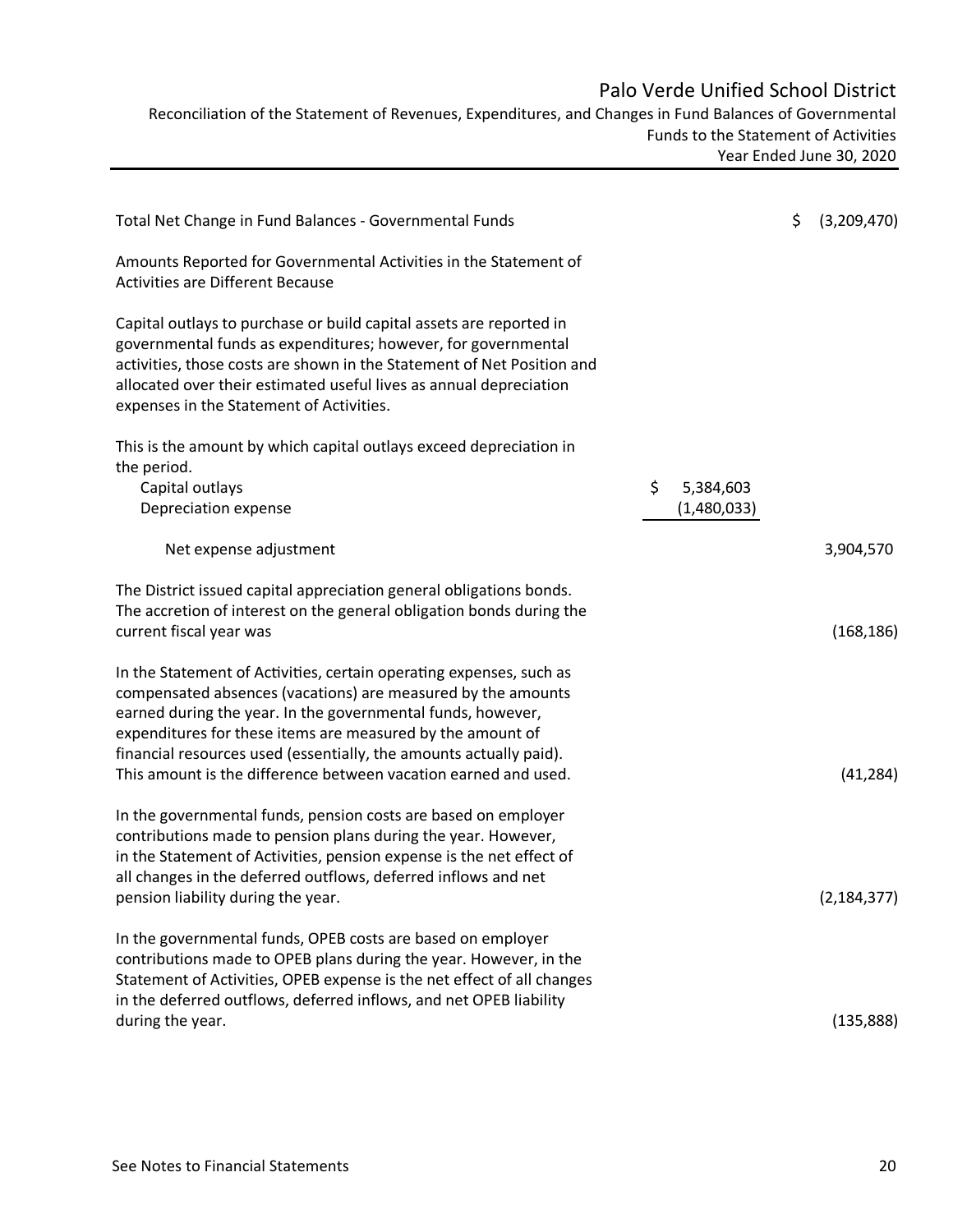# Palo Verde Unified School District

Reconciliation of the Statement of Revenues, Expenditures, and Changes in Fund Balances of Governmental Funds to the Statement of Activities
Year Ended June 30, 2020

| | | |
|---|---|---|
| Total Net Change in Fund Balances - Governmental Funds | | $ (3,209,470) |
| Amounts Reported for Governmental Activities in the Statement of Activities are Different Because | | |
| Capital outlays to purchase or build capital assets are reported in governmental funds as expenditures; however, for governmental activities, those costs are shown in the Statement of Net Position and allocated over their estimated useful lives as annual depreciation expenses in the Statement of Activities. | | |
| This is the amount by which capital outlays exceed depreciation in the period. | | |
| Capital outlays | $ 5,384,603 | |
| Depreciation expense | (1,480,033) | |
| Net expense adjustment | | 3,904,570 |
| The District issued capital appreciation general obligations bonds. The accretion of interest on the general obligation bonds during the current fiscal year was | | (168,186) |
| In the Statement of Activities, certain operating expenses, such as compensated absences (vacations) are measured by the amounts earned during the year. In the governmental funds, however, expenditures for these items are measured by the amount of financial resources used (essentially, the amounts actually paid). This amount is the difference between vacation earned and used. | | (41,284) |
| In the governmental funds, pension costs are based on employer contributions made to pension plans during the year. However, in the Statement of Activities, pension expense is the net effect of all changes in the deferred outflows, deferred inflows and net pension liability during the year. | | (2,184,377) |
| In the governmental funds, OPEB costs are based on employer contributions made to OPEB plans during the year. However, in the Statement of Activities, OPEB expense is the net effect of all changes in the deferred outflows, deferred inflows, and net OPEB liability during the year. | | (135,888) |

See Notes to Financial Statements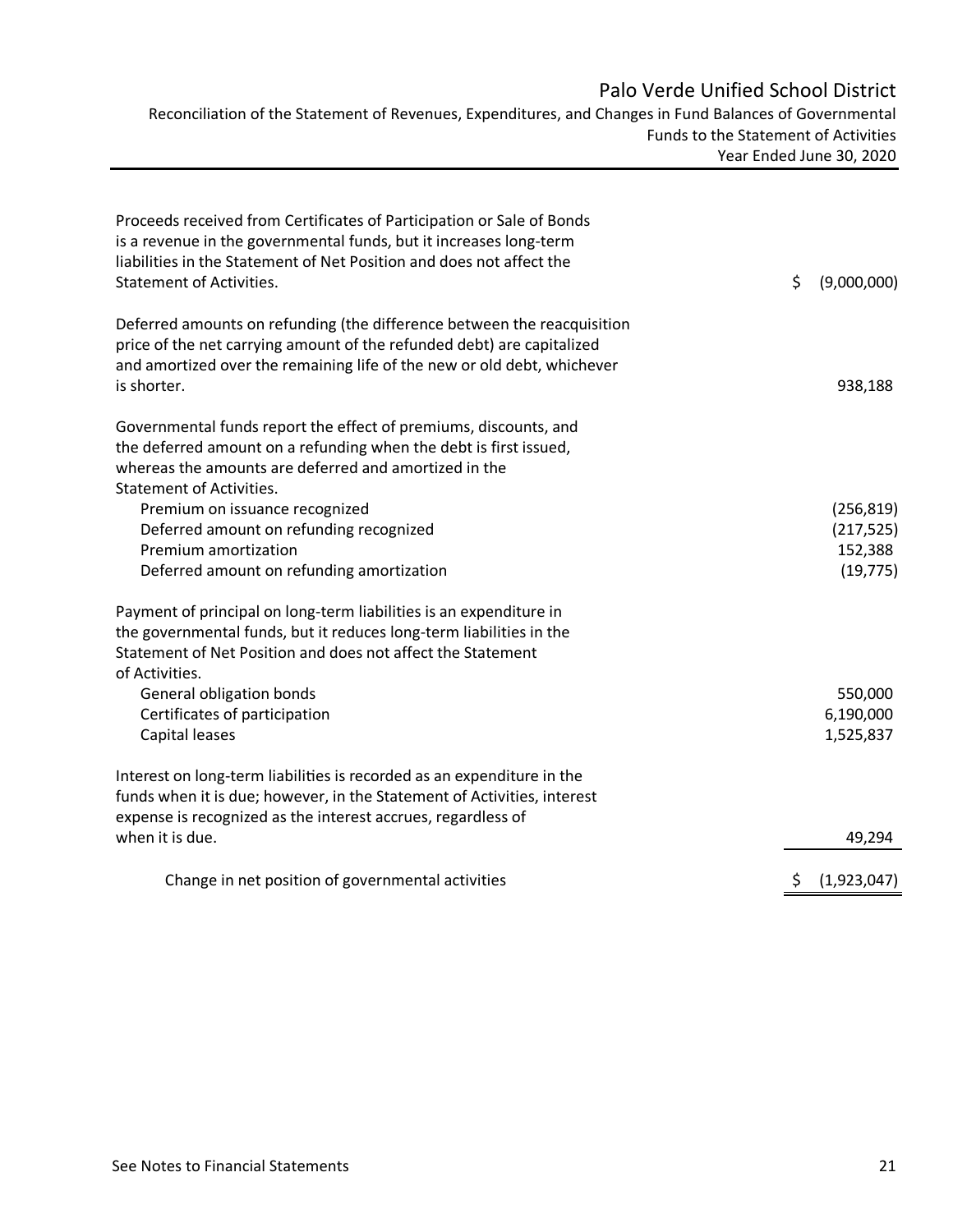# Palo Verde Unified School District

Reconciliation of the Statement of Revenues, Expenditures, and Changes in Fund Balances of Governmental Funds to the Statement of Activities

Year Ended June 30, 2020

| | |
|---|---|
| Proceeds received from Certificates of Participation or Sale of Bonds is a revenue in the governmental funds, but it increases long-term liabilities in the Statement of Net Position and does not affect the Statement of Activities. | $ (9,000,000) |
| Deferred amounts on refunding (the difference between the reacquisition price of the net carrying amount of the refunded debt) are capitalized and amortized over the remaining life of the new or old debt, whichever is shorter. | 938,188 |
| Governmental funds report the effect of premiums, discounts, and the deferred amount on a refunding when the debt is first issued, whereas the amounts are deferred and amortized in the Statement of Activities. | |
| Premium on issuance recognized | (256,819) |
| Deferred amount on refunding recognized | (217,525) |
| Premium amortization | 152,388 |
| Deferred amount on refunding amortization | (19,775) |
| Payment of principal on long-term liabilities is an expenditure in the governmental funds, but it reduces long-term liabilities in the Statement of Net Position and does not affect the Statement of Activities. | |
| General obligation bonds | 550,000 |
| Certificates of participation | 6,190,000 |
| Capital leases | 1,525,837 |
| Interest on long-term liabilities is recorded as an expenditure in the funds when it is due; however, in the Statement of Activities, interest expense is recognized as the interest accrues, regardless of when it is due. | 49,294 |
| Change in net position of governmental activities | $ (1,923,047) |

See Notes to Financial Statements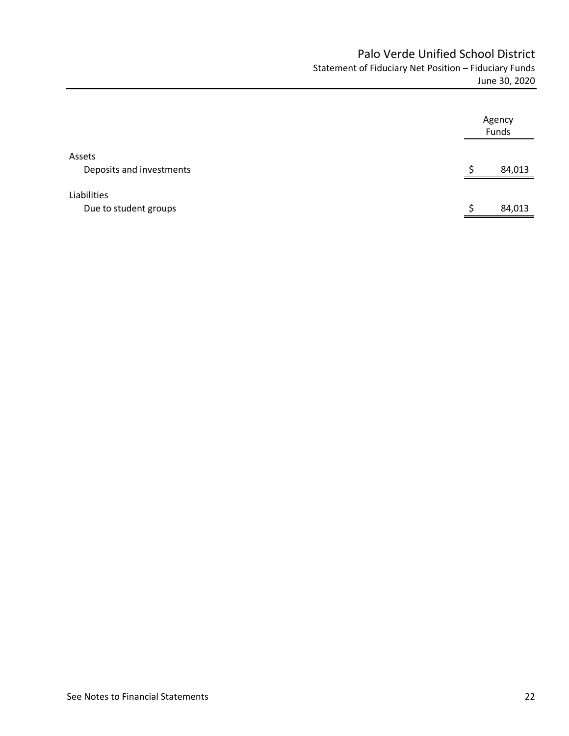# Palo Verde Unified School District

## Statement of Fiduciary Net Position – Fiduciary Funds

June 30, 2020

| | Agency Funds |
|---|---|
| **Assets** | |
| Deposits and investments | $ 84,013 |
| **Liabilities** | |
| Due to student groups | $ 84,013 |

See Notes to Financial Statements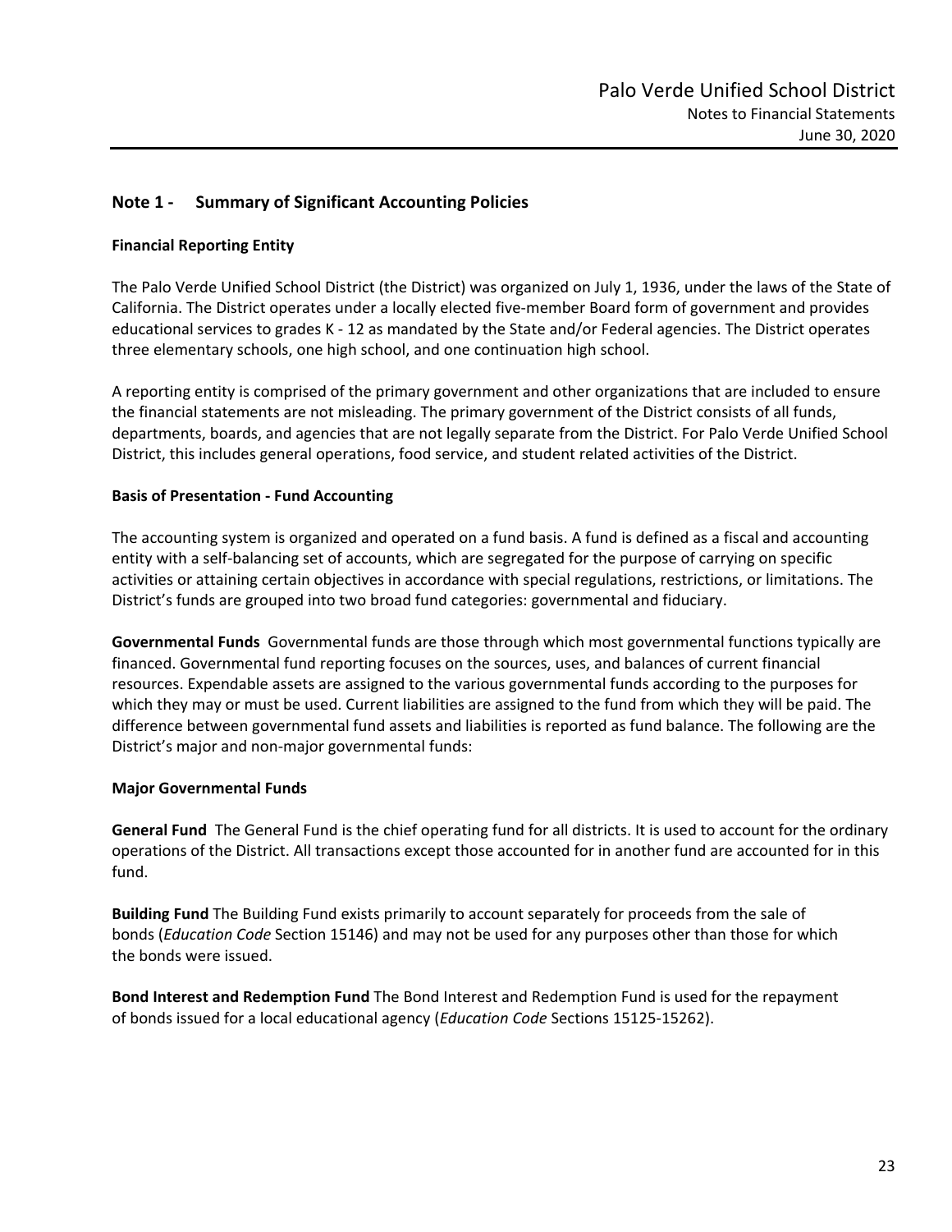## Note 1 - Summary of Significant Accounting Policies

### Financial Reporting Entity

The Palo Verde Unified School District (the District) was organized on July 1, 1936, under the laws of the State of California. The District operates under a locally elected five-member Board form of government and provides educational services to grades K - 12 as mandated by the State and/or Federal agencies. The District operates three elementary schools, one high school, and one continuation high school.

A reporting entity is comprised of the primary government and other organizations that are included to ensure the financial statements are not misleading. The primary government of the District consists of all funds, departments, boards, and agencies that are not legally separate from the District. For Palo Verde Unified School District, this includes general operations, food service, and student related activities of the District.

### Basis of Presentation - Fund Accounting

The accounting system is organized and operated on a fund basis. A fund is defined as a fiscal and accounting entity with a self-balancing set of accounts, which are segregated for the purpose of carrying on specific activities or attaining certain objectives in accordance with special regulations, restrictions, or limitations. The District's funds are grouped into two broad fund categories: governmental and fiduciary.

**Governmental Funds** Governmental funds are those through which most governmental functions typically are financed. Governmental fund reporting focuses on the sources, uses, and balances of current financial resources. Expendable assets are assigned to the various governmental funds according to the purposes for which they may or must be used. Current liabilities are assigned to the fund from which they will be paid. The difference between governmental fund assets and liabilities is reported as fund balance. The following are the District's major and non-major governmental funds:

### Major Governmental Funds

**General Fund** The General Fund is the chief operating fund for all districts. It is used to account for the ordinary operations of the District. All transactions except those accounted for in another fund are accounted for in this fund.

**Building Fund** The Building Fund exists primarily to account separately for proceeds from the sale of bonds (*Education Code* Section 15146) and may not be used for any purposes other than those for which the bonds were issued.

**Bond Interest and Redemption Fund** The Bond Interest and Redemption Fund is used for the repayment of bonds issued for a local educational agency (*Education Code* Sections 15125-15262).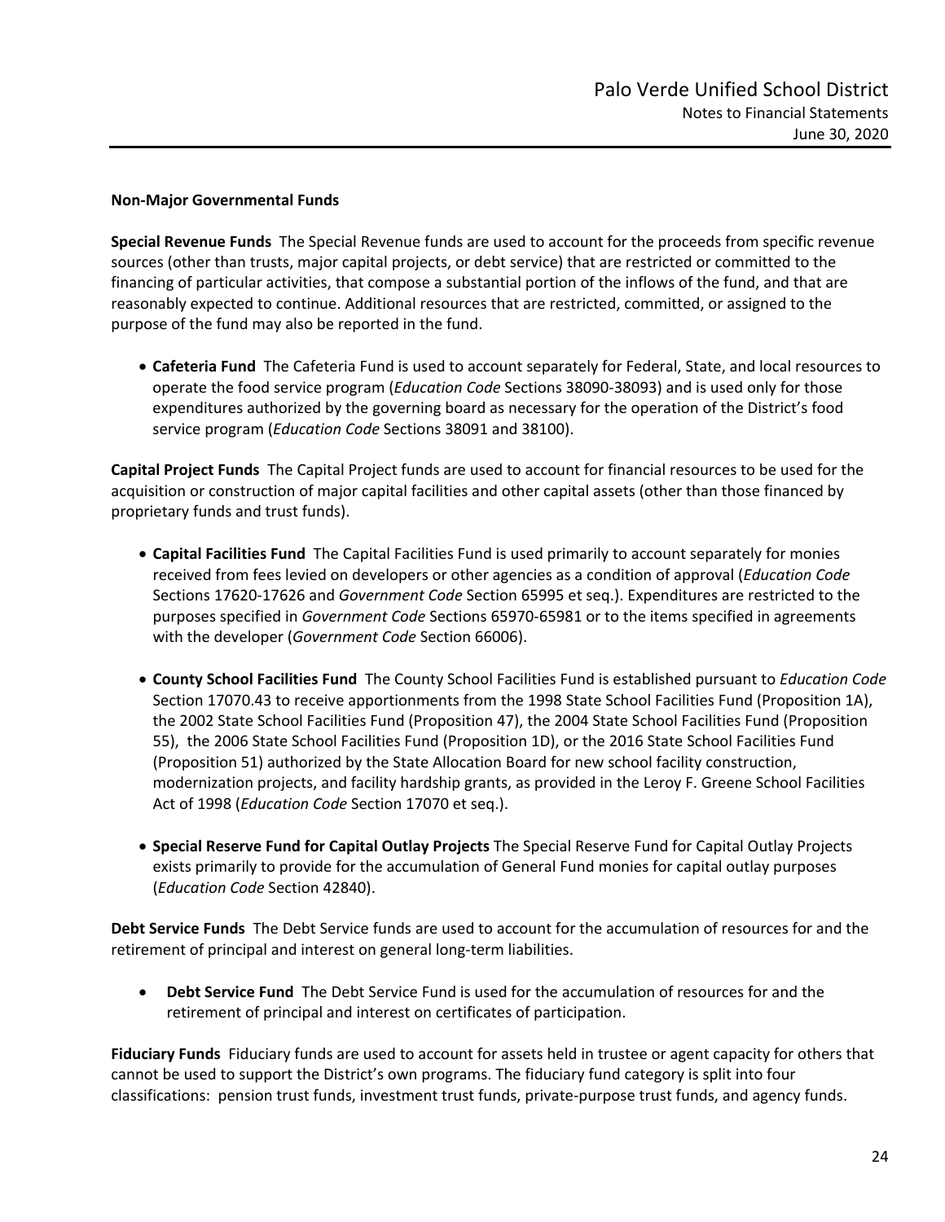**Non-Major Governmental Funds**

**Special Revenue Funds** The Special Revenue funds are used to account for the proceeds from specific revenue sources (other than trusts, major capital projects, or debt service) that are restricted or committed to the financing of particular activities, that compose a substantial portion of the inflows of the fund, and that are reasonably expected to continue. Additional resources that are restricted, committed, or assigned to the purpose of the fund may also be reported in the fund.

- **Cafeteria Fund** The Cafeteria Fund is used to account separately for Federal, State, and local resources to operate the food service program (*Education Code* Sections 38090-38093) and is used only for those expenditures authorized by the governing board as necessary for the operation of the District's food service program (*Education Code* Sections 38091 and 38100).

**Capital Project Funds** The Capital Project funds are used to account for financial resources to be used for the acquisition or construction of major capital facilities and other capital assets (other than those financed by proprietary funds and trust funds).

- **Capital Facilities Fund** The Capital Facilities Fund is used primarily to account separately for monies received from fees levied on developers or other agencies as a condition of approval (*Education Code* Sections 17620-17626 and *Government Code* Section 65995 et seq.). Expenditures are restricted to the purposes specified in *Government Code* Sections 65970-65981 or to the items specified in agreements with the developer (*Government Code* Section 66006).

- **County School Facilities Fund** The County School Facilities Fund is established pursuant to *Education Code* Section 17070.43 to receive apportionments from the 1998 State School Facilities Fund (Proposition 1A), the 2002 State School Facilities Fund (Proposition 47), the 2004 State School Facilities Fund (Proposition 55), the 2006 State School Facilities Fund (Proposition 1D), or the 2016 State School Facilities Fund (Proposition 51) authorized by the State Allocation Board for new school facility construction, modernization projects, and facility hardship grants, as provided in the Leroy F. Greene School Facilities Act of 1998 (*Education Code* Section 17070 et seq.).

- **Special Reserve Fund for Capital Outlay Projects** The Special Reserve Fund for Capital Outlay Projects exists primarily to provide for the accumulation of General Fund monies for capital outlay purposes (*Education Code* Section 42840).

**Debt Service Funds** The Debt Service funds are used to account for the accumulation of resources for and the retirement of principal and interest on general long-term liabilities.

- **Debt Service Fund** The Debt Service Fund is used for the accumulation of resources for and the retirement of principal and interest on certificates of participation.

**Fiduciary Funds** Fiduciary funds are used to account for assets held in trustee or agent capacity for others that cannot be used to support the District's own programs. The fiduciary fund category is split into four classifications: pension trust funds, investment trust funds, private-purpose trust funds, and agency funds.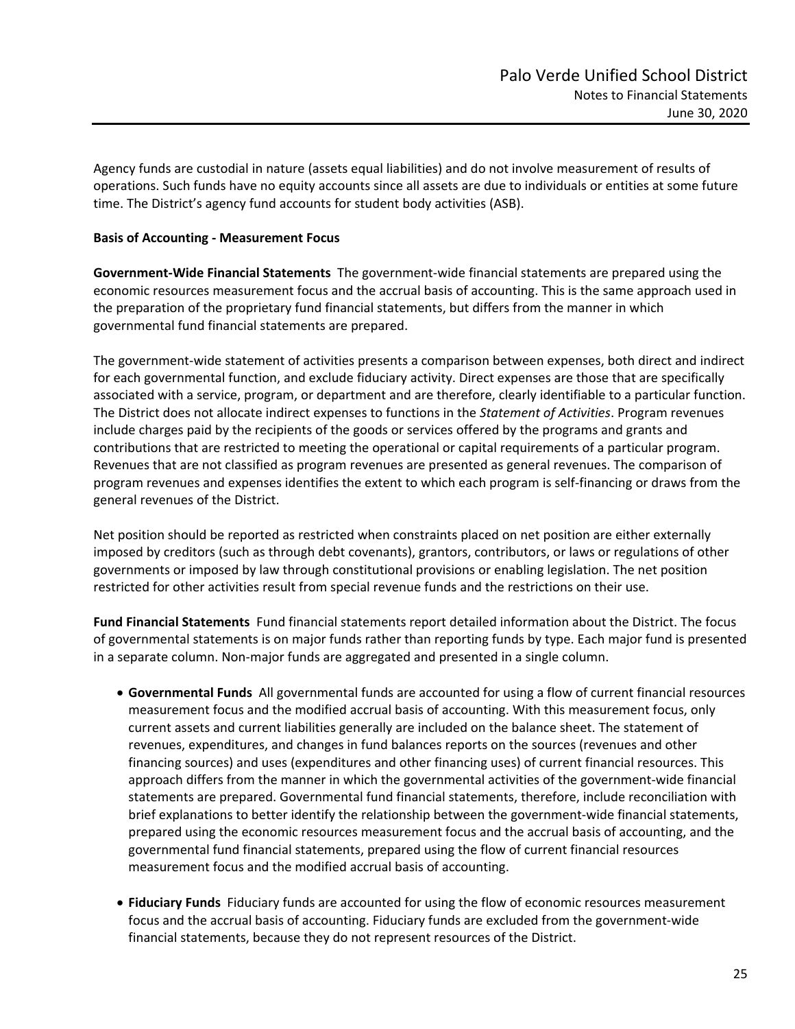Agency funds are custodial in nature (assets equal liabilities) and do not involve measurement of results of operations. Such funds have no equity accounts since all assets are due to individuals or entities at some future time. The District's agency fund accounts for student body activities (ASB).

**Basis of Accounting - Measurement Focus**

**Government-Wide Financial Statements** The government-wide financial statements are prepared using the economic resources measurement focus and the accrual basis of accounting. This is the same approach used in the preparation of the proprietary fund financial statements, but differs from the manner in which governmental fund financial statements are prepared.

The government-wide statement of activities presents a comparison between expenses, both direct and indirect for each governmental function, and exclude fiduciary activity. Direct expenses are those that are specifically associated with a service, program, or department and are therefore, clearly identifiable to a particular function. The District does not allocate indirect expenses to functions in the *Statement of Activities*. Program revenues include charges paid by the recipients of the goods or services offered by the programs and grants and contributions that are restricted to meeting the operational or capital requirements of a particular program. Revenues that are not classified as program revenues are presented as general revenues. The comparison of program revenues and expenses identifies the extent to which each program is self-financing or draws from the general revenues of the District.

Net position should be reported as restricted when constraints placed on net position are either externally imposed by creditors (such as through debt covenants), grantors, contributors, or laws or regulations of other governments or imposed by law through constitutional provisions or enabling legislation. The net position restricted for other activities result from special revenue funds and the restrictions on their use.

**Fund Financial Statements** Fund financial statements report detailed information about the District. The focus of governmental statements is on major funds rather than reporting funds by type. Each major fund is presented in a separate column. Non-major funds are aggregated and presented in a single column.

- **Governmental Funds** All governmental funds are accounted for using a flow of current financial resources measurement focus and the modified accrual basis of accounting. With this measurement focus, only current assets and current liabilities generally are included on the balance sheet. The statement of revenues, expenditures, and changes in fund balances reports on the sources (revenues and other financing sources) and uses (expenditures and other financing uses) of current financial resources. This approach differs from the manner in which the governmental activities of the government-wide financial statements are prepared. Governmental fund financial statements, therefore, include reconciliation with brief explanations to better identify the relationship between the government-wide financial statements, prepared using the economic resources measurement focus and the accrual basis of accounting, and the governmental fund financial statements, prepared using the flow of current financial resources measurement focus and the modified accrual basis of accounting.

- **Fiduciary Funds** Fiduciary funds are accounted for using the flow of economic resources measurement focus and the accrual basis of accounting. Fiduciary funds are excluded from the government-wide financial statements, because they do not represent resources of the District.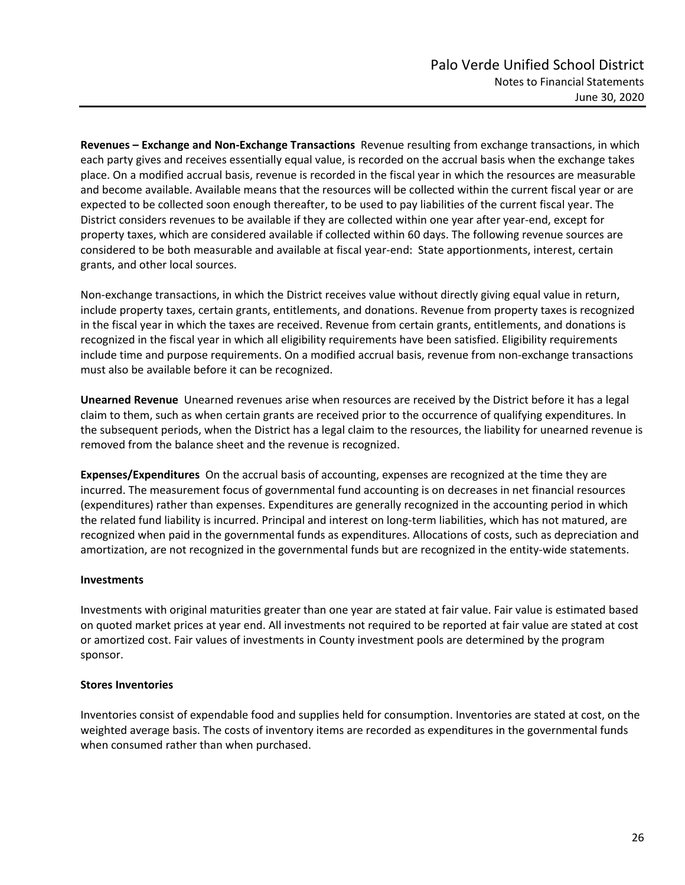**Revenues – Exchange and Non-Exchange Transactions** Revenue resulting from exchange transactions, in which each party gives and receives essentially equal value, is recorded on the accrual basis when the exchange takes place. On a modified accrual basis, revenue is recorded in the fiscal year in which the resources are measurable and become available. Available means that the resources will be collected within the current fiscal year or are expected to be collected soon enough thereafter, to be used to pay liabilities of the current fiscal year. The District considers revenues to be available if they are collected within one year after year-end, except for property taxes, which are considered available if collected within 60 days. The following revenue sources are considered to be both measurable and available at fiscal year-end: State apportionments, interest, certain grants, and other local sources.

Non-exchange transactions, in which the District receives value without directly giving equal value in return, include property taxes, certain grants, entitlements, and donations. Revenue from property taxes is recognized in the fiscal year in which the taxes are received. Revenue from certain grants, entitlements, and donations is recognized in the fiscal year in which all eligibility requirements have been satisfied. Eligibility requirements include time and purpose requirements. On a modified accrual basis, revenue from non-exchange transactions must also be available before it can be recognized.

**Unearned Revenue** Unearned revenues arise when resources are received by the District before it has a legal claim to them, such as when certain grants are received prior to the occurrence of qualifying expenditures. In the subsequent periods, when the District has a legal claim to the resources, the liability for unearned revenue is removed from the balance sheet and the revenue is recognized.

**Expenses/Expenditures** On the accrual basis of accounting, expenses are recognized at the time they are incurred. The measurement focus of governmental fund accounting is on decreases in net financial resources (expenditures) rather than expenses. Expenditures are generally recognized in the accounting period in which the related fund liability is incurred. Principal and interest on long-term liabilities, which has not matured, are recognized when paid in the governmental funds as expenditures. Allocations of costs, such as depreciation and amortization, are not recognized in the governmental funds but are recognized in the entity-wide statements.

**Investments**

Investments with original maturities greater than one year are stated at fair value. Fair value is estimated based on quoted market prices at year end. All investments not required to be reported at fair value are stated at cost or amortized cost. Fair values of investments in County investment pools are determined by the program sponsor.

**Stores Inventories**

Inventories consist of expendable food and supplies held for consumption. Inventories are stated at cost, on the weighted average basis. The costs of inventory items are recorded as expenditures in the governmental funds when consumed rather than when purchased.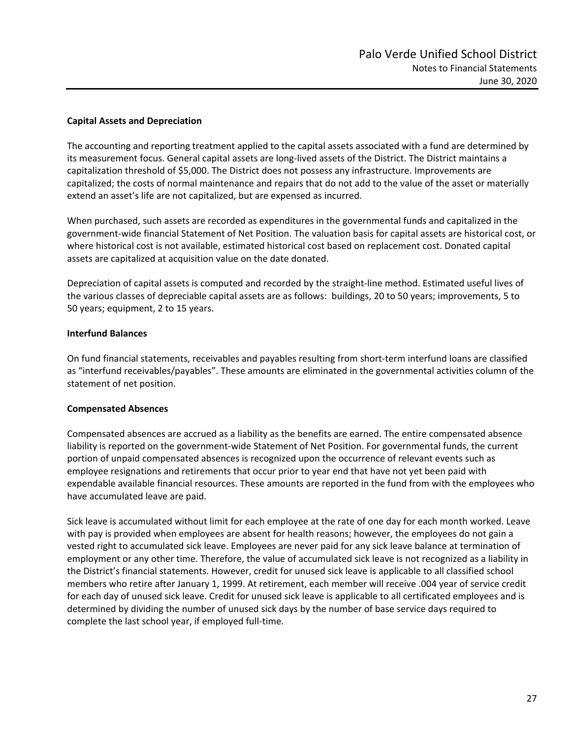**Capital Assets and Depreciation**

The accounting and reporting treatment applied to the capital assets associated with a fund are determined by its measurement focus. General capital assets are long-lived assets of the District. The District maintains a capitalization threshold of $5,000. The District does not possess any infrastructure. Improvements are capitalized; the costs of normal maintenance and repairs that do not add to the value of the asset or materially extend an asset's life are not capitalized, but are expensed as incurred.

When purchased, such assets are recorded as expenditures in the governmental funds and capitalized in the government-wide financial Statement of Net Position. The valuation basis for capital assets are historical cost, or where historical cost is not available, estimated historical cost based on replacement cost. Donated capital assets are capitalized at acquisition value on the date donated.

Depreciation of capital assets is computed and recorded by the straight-line method. Estimated useful lives of the various classes of depreciable capital assets are as follows: buildings, 20 to 50 years; improvements, 5 to 50 years; equipment, 2 to 15 years.

**Interfund Balances**

On fund financial statements, receivables and payables resulting from short-term interfund loans are classified as "interfund receivables/payables". These amounts are eliminated in the governmental activities column of the statement of net position.

**Compensated Absences**

Compensated absences are accrued as a liability as the benefits are earned. The entire compensated absence liability is reported on the government-wide Statement of Net Position. For governmental funds, the current portion of unpaid compensated absences is recognized upon the occurrence of relevant events such as employee resignations and retirements that occur prior to year end that have not yet been paid with expendable available financial resources. These amounts are reported in the fund from with the employees who have accumulated leave are paid.

Sick leave is accumulated without limit for each employee at the rate of one day for each month worked. Leave with pay is provided when employees are absent for health reasons; however, the employees do not gain a vested right to accumulated sick leave. Employees are never paid for any sick leave balance at termination of employment or any other time. Therefore, the value of accumulated sick leave is not recognized as a liability in the District's financial statements. However, credit for unused sick leave is applicable to all classified school members who retire after January 1, 1999. At retirement, each member will receive .004 year of service credit for each day of unused sick leave. Credit for unused sick leave is applicable to all certificated employees and is determined by dividing the number of unused sick days by the number of base service days required to complete the last school year, if employed full-time.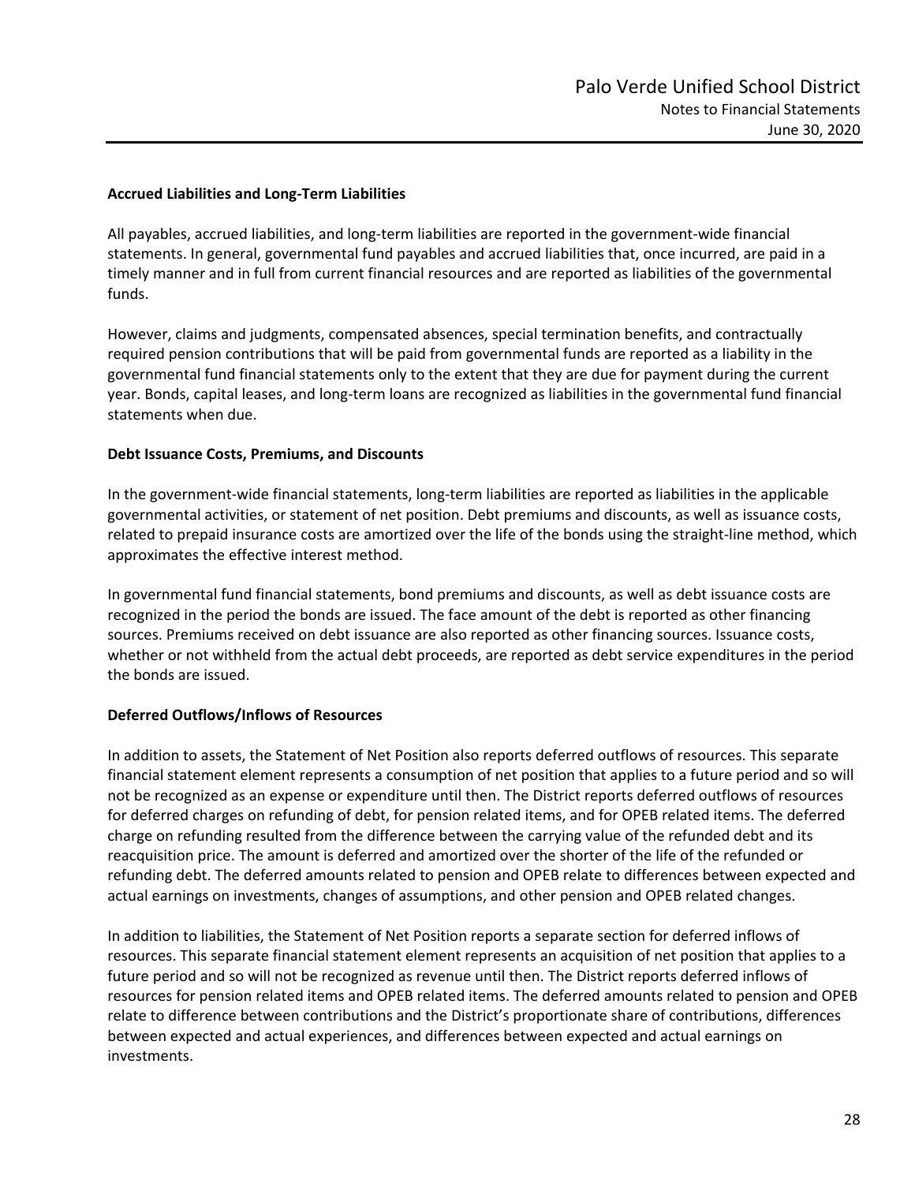**Accrued Liabilities and Long-Term Liabilities**

All payables, accrued liabilities, and long-term liabilities are reported in the government-wide financial statements. In general, governmental fund payables and accrued liabilities that, once incurred, are paid in a timely manner and in full from current financial resources and are reported as liabilities of the governmental funds.

However, claims and judgments, compensated absences, special termination benefits, and contractually required pension contributions that will be paid from governmental funds are reported as a liability in the governmental fund financial statements only to the extent that they are due for payment during the current year. Bonds, capital leases, and long-term loans are recognized as liabilities in the governmental fund financial statements when due.

**Debt Issuance Costs, Premiums, and Discounts**

In the government-wide financial statements, long-term liabilities are reported as liabilities in the applicable governmental activities, or statement of net position. Debt premiums and discounts, as well as issuance costs, related to prepaid insurance costs are amortized over the life of the bonds using the straight-line method, which approximates the effective interest method.

In governmental fund financial statements, bond premiums and discounts, as well as debt issuance costs are recognized in the period the bonds are issued. The face amount of the debt is reported as other financing sources. Premiums received on debt issuance are also reported as other financing sources. Issuance costs, whether or not withheld from the actual debt proceeds, are reported as debt service expenditures in the period the bonds are issued.

**Deferred Outflows/Inflows of Resources**

In addition to assets, the Statement of Net Position also reports deferred outflows of resources. This separate financial statement element represents a consumption of net position that applies to a future period and so will not be recognized as an expense or expenditure until then. The District reports deferred outflows of resources for deferred charges on refunding of debt, for pension related items, and for OPEB related items. The deferred charge on refunding resulted from the difference between the carrying value of the refunded debt and its reacquisition price. The amount is deferred and amortized over the shorter of the life of the refunded or refunding debt. The deferred amounts related to pension and OPEB relate to differences between expected and actual earnings on investments, changes of assumptions, and other pension and OPEB related changes.

In addition to liabilities, the Statement of Net Position reports a separate section for deferred inflows of resources. This separate financial statement element represents an acquisition of net position that applies to a future period and so will not be recognized as revenue until then. The District reports deferred inflows of resources for pension related items and OPEB related items. The deferred amounts related to pension and OPEB relate to difference between contributions and the District's proportionate share of contributions, differences between expected and actual experiences, and differences between expected and actual earnings on investments.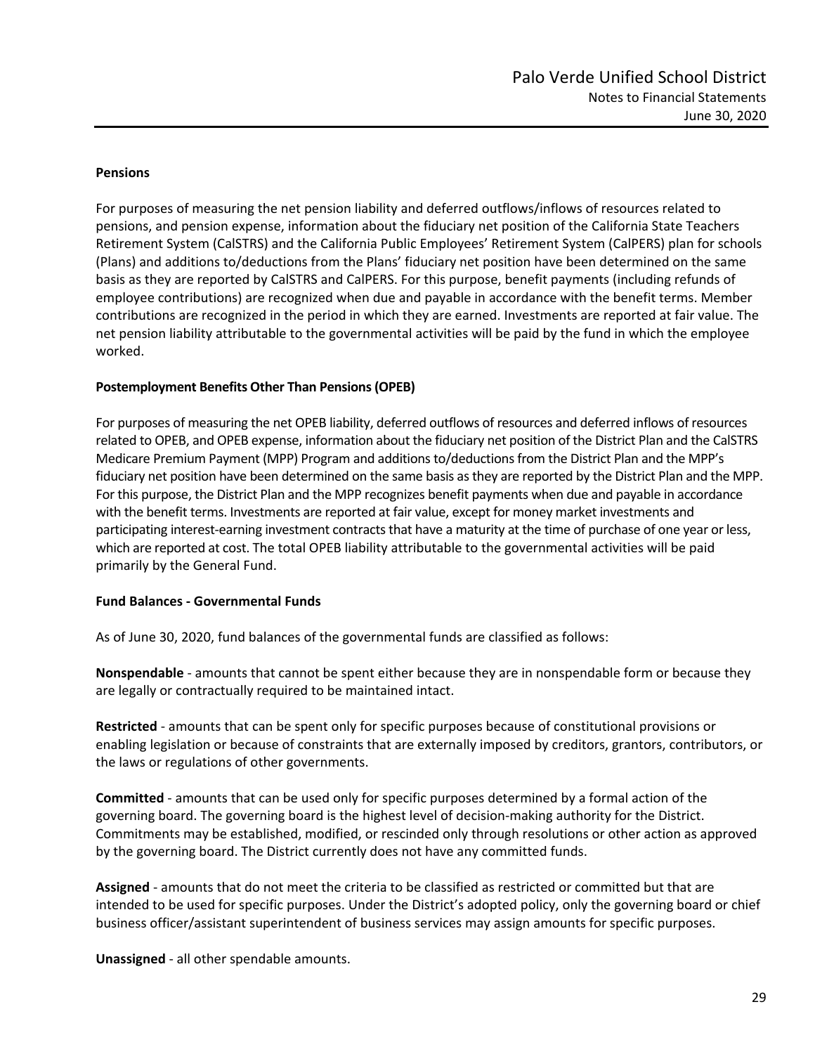**Pensions**

For purposes of measuring the net pension liability and deferred outflows/inflows of resources related to pensions, and pension expense, information about the fiduciary net position of the California State Teachers Retirement System (CalSTRS) and the California Public Employees' Retirement System (CalPERS) plan for schools (Plans) and additions to/deductions from the Plans' fiduciary net position have been determined on the same basis as they are reported by CalSTRS and CalPERS. For this purpose, benefit payments (including refunds of employee contributions) are recognized when due and payable in accordance with the benefit terms. Member contributions are recognized in the period in which they are earned. Investments are reported at fair value. The net pension liability attributable to the governmental activities will be paid by the fund in which the employee worked.

**Postemployment Benefits Other Than Pensions (OPEB)**

For purposes of measuring the net OPEB liability, deferred outflows of resources and deferred inflows of resources related to OPEB, and OPEB expense, information about the fiduciary net position of the District Plan and the CalSTRS Medicare Premium Payment (MPP) Program and additions to/deductions from the District Plan and the MPP's fiduciary net position have been determined on the same basis as they are reported by the District Plan and the MPP. For this purpose, the District Plan and the MPP recognizes benefit payments when due and payable in accordance with the benefit terms. Investments are reported at fair value, except for money market investments and participating interest-earning investment contracts that have a maturity at the time of purchase of one year or less, which are reported at cost. The total OPEB liability attributable to the governmental activities will be paid primarily by the General Fund.

**Fund Balances - Governmental Funds**

As of June 30, 2020, fund balances of the governmental funds are classified as follows:

**Nonspendable** - amounts that cannot be spent either because they are in nonspendable form or because they are legally or contractually required to be maintained intact.

**Restricted** - amounts that can be spent only for specific purposes because of constitutional provisions or enabling legislation or because of constraints that are externally imposed by creditors, grantors, contributors, or the laws or regulations of other governments.

**Committed** - amounts that can be used only for specific purposes determined by a formal action of the governing board. The governing board is the highest level of decision-making authority for the District. Commitments may be established, modified, or rescinded only through resolutions or other action as approved by the governing board. The District currently does not have any committed funds.

**Assigned** - amounts that do not meet the criteria to be classified as restricted or committed but that are intended to be used for specific purposes. Under the District's adopted policy, only the governing board or chief business officer/assistant superintendent of business services may assign amounts for specific purposes.

**Unassigned** - all other spendable amounts.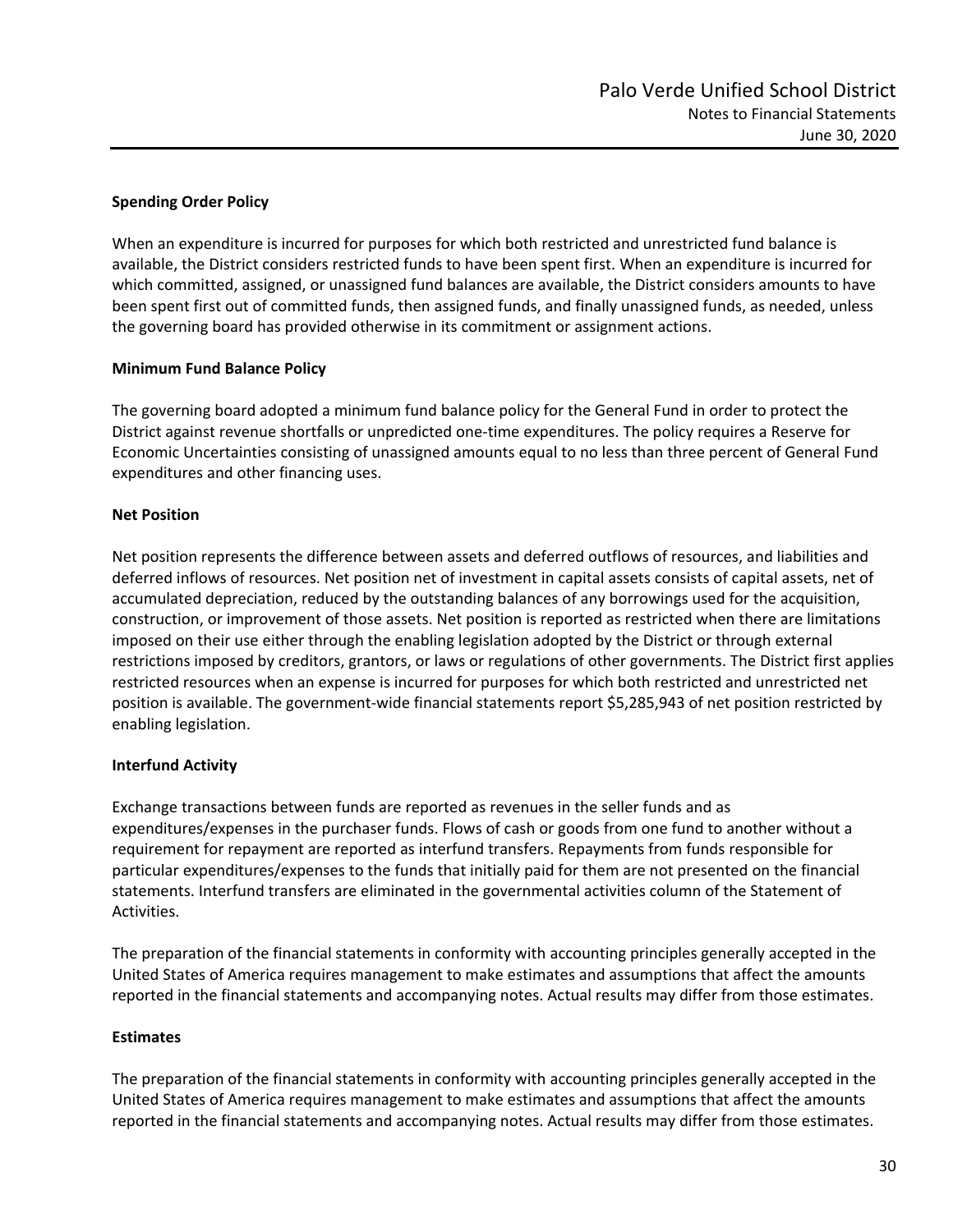### Spending Order Policy

When an expenditure is incurred for purposes for which both restricted and unrestricted fund balance is available, the District considers restricted funds to have been spent first. When an expenditure is incurred for which committed, assigned, or unassigned fund balances are available, the District considers amounts to have been spent first out of committed funds, then assigned funds, and finally unassigned funds, as needed, unless the governing board has provided otherwise in its commitment or assignment actions.

### Minimum Fund Balance Policy

The governing board adopted a minimum fund balance policy for the General Fund in order to protect the District against revenue shortfalls or unpredicted one-time expenditures. The policy requires a Reserve for Economic Uncertainties consisting of unassigned amounts equal to no less than three percent of General Fund expenditures and other financing uses.

### Net Position

Net position represents the difference between assets and deferred outflows of resources, and liabilities and deferred inflows of resources. Net position net of investment in capital assets consists of capital assets, net of accumulated depreciation, reduced by the outstanding balances of any borrowings used for the acquisition, construction, or improvement of those assets. Net position is reported as restricted when there are limitations imposed on their use either through the enabling legislation adopted by the District or through external restrictions imposed by creditors, grantors, or laws or regulations of other governments. The District first applies restricted resources when an expense is incurred for purposes for which both restricted and unrestricted net position is available. The government-wide financial statements report $5,285,943 of net position restricted by enabling legislation.

### Interfund Activity

Exchange transactions between funds are reported as revenues in the seller funds and as expenditures/expenses in the purchaser funds. Flows of cash or goods from one fund to another without a requirement for repayment are reported as interfund transfers. Repayments from funds responsible for particular expenditures/expenses to the funds that initially paid for them are not presented on the financial statements. Interfund transfers are eliminated in the governmental activities column of the Statement of Activities.

The preparation of the financial statements in conformity with accounting principles generally accepted in the United States of America requires management to make estimates and assumptions that affect the amounts reported in the financial statements and accompanying notes. Actual results may differ from those estimates.

### Estimates

The preparation of the financial statements in conformity with accounting principles generally accepted in the United States of America requires management to make estimates and assumptions that affect the amounts reported in the financial statements and accompanying notes. Actual results may differ from those estimates.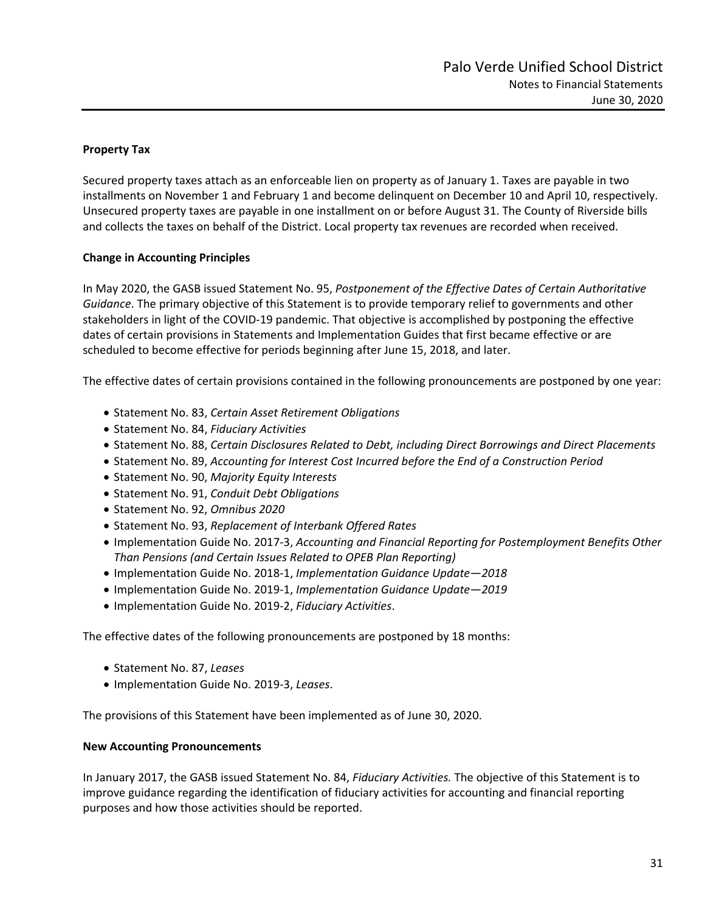**Property Tax**

Secured property taxes attach as an enforceable lien on property as of January 1. Taxes are payable in two installments on November 1 and February 1 and become delinquent on December 10 and April 10, respectively. Unsecured property taxes are payable in one installment on or before August 31. The County of Riverside bills and collects the taxes on behalf of the District. Local property tax revenues are recorded when received.

**Change in Accounting Principles**

In May 2020, the GASB issued Statement No. 95, *Postponement of the Effective Dates of Certain Authoritative Guidance*. The primary objective of this Statement is to provide temporary relief to governments and other stakeholders in light of the COVID-19 pandemic. That objective is accomplished by postponing the effective dates of certain provisions in Statements and Implementation Guides that first became effective or are scheduled to become effective for periods beginning after June 15, 2018, and later.

The effective dates of certain provisions contained in the following pronouncements are postponed by one year:

- Statement No. 83, *Certain Asset Retirement Obligations*
- Statement No. 84, *Fiduciary Activities*
- Statement No. 88, *Certain Disclosures Related to Debt, including Direct Borrowings and Direct Placements*
- Statement No. 89, *Accounting for Interest Cost Incurred before the End of a Construction Period*
- Statement No. 90, *Majority Equity Interests*
- Statement No. 91, *Conduit Debt Obligations*
- Statement No. 92, *Omnibus 2020*
- Statement No. 93, *Replacement of Interbank Offered Rates*
- Implementation Guide No. 2017-3, *Accounting and Financial Reporting for Postemployment Benefits Other Than Pensions (and Certain Issues Related to OPEB Plan Reporting)*
- Implementation Guide No. 2018-1, *Implementation Guidance Update—2018*
- Implementation Guide No. 2019-1, *Implementation Guidance Update—2019*
- Implementation Guide No. 2019-2, *Fiduciary Activities*.

The effective dates of the following pronouncements are postponed by 18 months:

- Statement No. 87, *Leases*
- Implementation Guide No. 2019-3, *Leases*.

The provisions of this Statement have been implemented as of June 30, 2020.

**New Accounting Pronouncements**

In January 2017, the GASB issued Statement No. 84, *Fiduciary Activities.* The objective of this Statement is to improve guidance regarding the identification of fiduciary activities for accounting and financial reporting purposes and how those activities should be reported.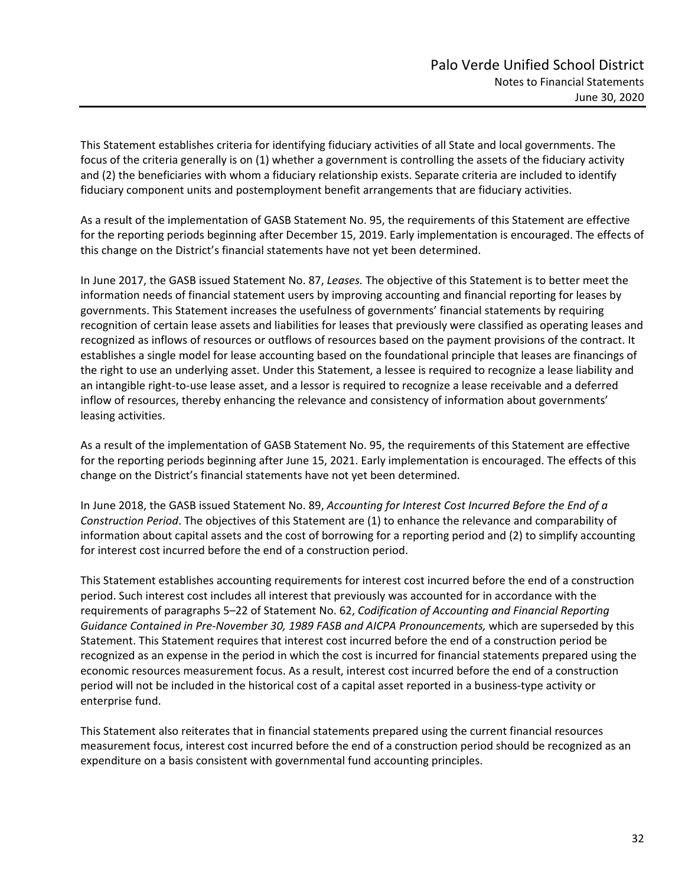This Statement establishes criteria for identifying fiduciary activities of all State and local governments. The focus of the criteria generally is on (1) whether a government is controlling the assets of the fiduciary activity and (2) the beneficiaries with whom a fiduciary relationship exists. Separate criteria are included to identify fiduciary component units and postemployment benefit arrangements that are fiduciary activities.

As a result of the implementation of GASB Statement No. 95, the requirements of this Statement are effective for the reporting periods beginning after December 15, 2019. Early implementation is encouraged. The effects of this change on the District's financial statements have not yet been determined.

In June 2017, the GASB issued Statement No. 87, *Leases.* The objective of this Statement is to better meet the information needs of financial statement users by improving accounting and financial reporting for leases by governments. This Statement increases the usefulness of governments' financial statements by requiring recognition of certain lease assets and liabilities for leases that previously were classified as operating leases and recognized as inflows of resources or outflows of resources based on the payment provisions of the contract. It establishes a single model for lease accounting based on the foundational principle that leases are financings of the right to use an underlying asset. Under this Statement, a lessee is required to recognize a lease liability and an intangible right-to-use lease asset, and a lessor is required to recognize a lease receivable and a deferred inflow of resources, thereby enhancing the relevance and consistency of information about governments' leasing activities.

As a result of the implementation of GASB Statement No. 95, the requirements of this Statement are effective for the reporting periods beginning after June 15, 2021. Early implementation is encouraged. The effects of this change on the District's financial statements have not yet been determined.

In June 2018, the GASB issued Statement No. 89, *Accounting for Interest Cost Incurred Before the End of a Construction Period*. The objectives of this Statement are (1) to enhance the relevance and comparability of information about capital assets and the cost of borrowing for a reporting period and (2) to simplify accounting for interest cost incurred before the end of a construction period.

This Statement establishes accounting requirements for interest cost incurred before the end of a construction period. Such interest cost includes all interest that previously was accounted for in accordance with the requirements of paragraphs 5–22 of Statement No. 62, *Codification of Accounting and Financial Reporting Guidance Contained in Pre-November 30, 1989 FASB and AICPA Pronouncements,* which are superseded by this Statement. This Statement requires that interest cost incurred before the end of a construction period be recognized as an expense in the period in which the cost is incurred for financial statements prepared using the economic resources measurement focus. As a result, interest cost incurred before the end of a construction period will not be included in the historical cost of a capital asset reported in a business-type activity or enterprise fund.

This Statement also reiterates that in financial statements prepared using the current financial resources measurement focus, interest cost incurred before the end of a construction period should be recognized as an expenditure on a basis consistent with governmental fund accounting principles.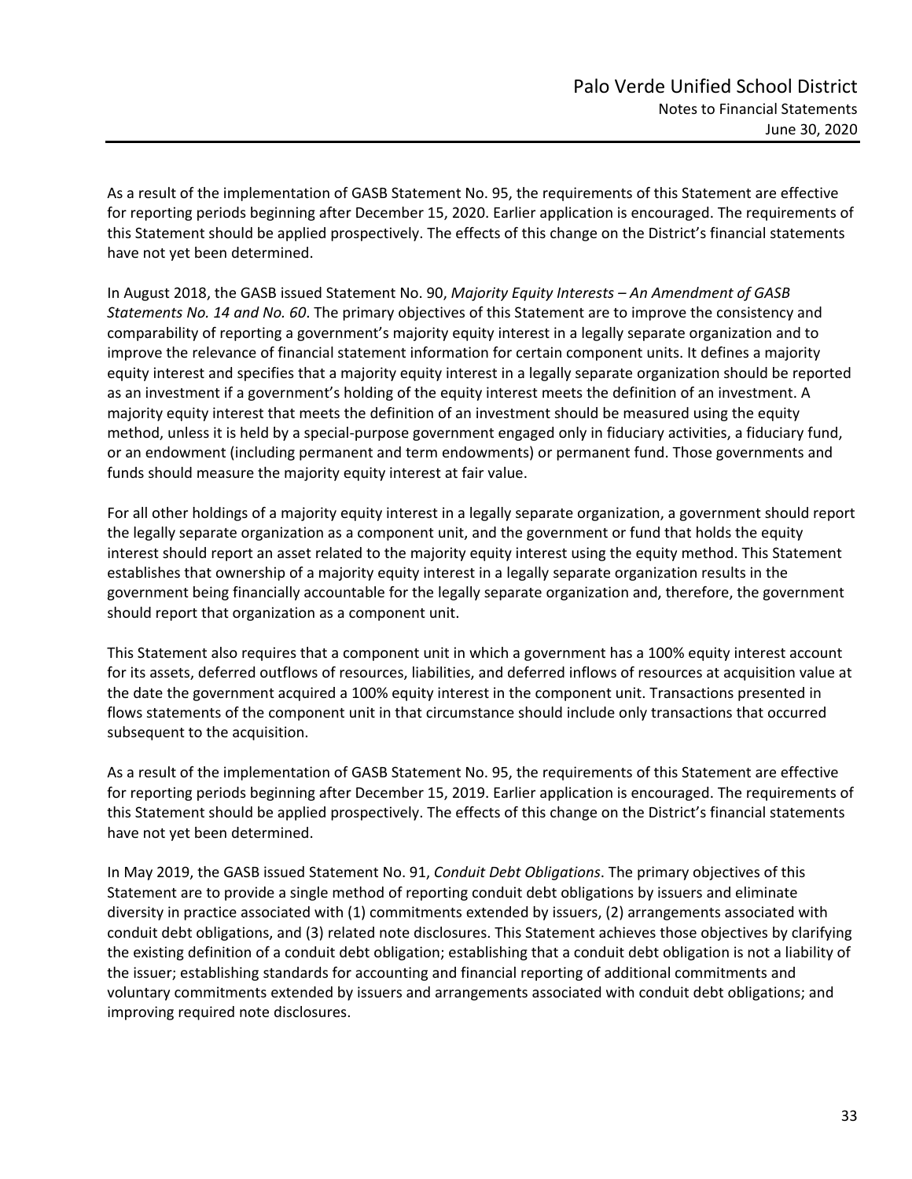As a result of the implementation of GASB Statement No. 95, the requirements of this Statement are effective for reporting periods beginning after December 15, 2020. Earlier application is encouraged. The requirements of this Statement should be applied prospectively. The effects of this change on the District's financial statements have not yet been determined.

In August 2018, the GASB issued Statement No. 90, *Majority Equity Interests – An Amendment of GASB Statements No. 14 and No. 60*. The primary objectives of this Statement are to improve the consistency and comparability of reporting a government's majority equity interest in a legally separate organization and to improve the relevance of financial statement information for certain component units. It defines a majority equity interest and specifies that a majority equity interest in a legally separate organization should be reported as an investment if a government's holding of the equity interest meets the definition of an investment. A majority equity interest that meets the definition of an investment should be measured using the equity method, unless it is held by a special-purpose government engaged only in fiduciary activities, a fiduciary fund, or an endowment (including permanent and term endowments) or permanent fund. Those governments and funds should measure the majority equity interest at fair value.

For all other holdings of a majority equity interest in a legally separate organization, a government should report the legally separate organization as a component unit, and the government or fund that holds the equity interest should report an asset related to the majority equity interest using the equity method. This Statement establishes that ownership of a majority equity interest in a legally separate organization results in the government being financially accountable for the legally separate organization and, therefore, the government should report that organization as a component unit.

This Statement also requires that a component unit in which a government has a 100% equity interest account for its assets, deferred outflows of resources, liabilities, and deferred inflows of resources at acquisition value at the date the government acquired a 100% equity interest in the component unit. Transactions presented in flows statements of the component unit in that circumstance should include only transactions that occurred subsequent to the acquisition.

As a result of the implementation of GASB Statement No. 95, the requirements of this Statement are effective for reporting periods beginning after December 15, 2019. Earlier application is encouraged. The requirements of this Statement should be applied prospectively. The effects of this change on the District's financial statements have not yet been determined.

In May 2019, the GASB issued Statement No. 91, *Conduit Debt Obligations*. The primary objectives of this Statement are to provide a single method of reporting conduit debt obligations by issuers and eliminate diversity in practice associated with (1) commitments extended by issuers, (2) arrangements associated with conduit debt obligations, and (3) related note disclosures. This Statement achieves those objectives by clarifying the existing definition of a conduit debt obligation; establishing that a conduit debt obligation is not a liability of the issuer; establishing standards for accounting and financial reporting of additional commitments and voluntary commitments extended by issuers and arrangements associated with conduit debt obligations; and improving required note disclosures.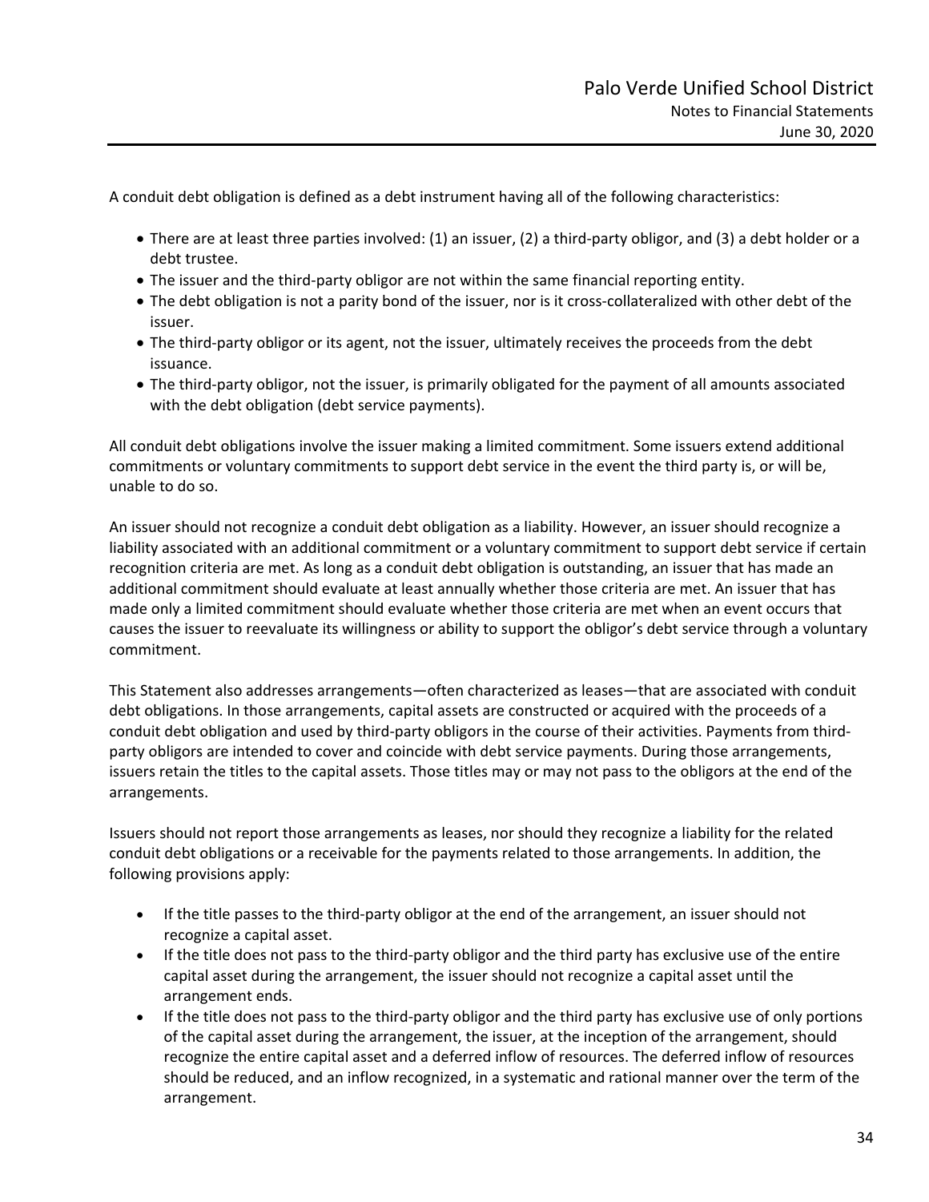A conduit debt obligation is defined as a debt instrument having all of the following characteristics:

- There are at least three parties involved: (1) an issuer, (2) a third-party obligor, and (3) a debt holder or a debt trustee.
- The issuer and the third-party obligor are not within the same financial reporting entity.
- The debt obligation is not a parity bond of the issuer, nor is it cross-collateralized with other debt of the issuer.
- The third-party obligor or its agent, not the issuer, ultimately receives the proceeds from the debt issuance.
- The third-party obligor, not the issuer, is primarily obligated for the payment of all amounts associated with the debt obligation (debt service payments).

All conduit debt obligations involve the issuer making a limited commitment. Some issuers extend additional commitments or voluntary commitments to support debt service in the event the third party is, or will be, unable to do so.

An issuer should not recognize a conduit debt obligation as a liability. However, an issuer should recognize a liability associated with an additional commitment or a voluntary commitment to support debt service if certain recognition criteria are met. As long as a conduit debt obligation is outstanding, an issuer that has made an additional commitment should evaluate at least annually whether those criteria are met. An issuer that has made only a limited commitment should evaluate whether those criteria are met when an event occurs that causes the issuer to reevaluate its willingness or ability to support the obligor's debt service through a voluntary commitment.

This Statement also addresses arrangements—often characterized as leases—that are associated with conduit debt obligations. In those arrangements, capital assets are constructed or acquired with the proceeds of a conduit debt obligation and used by third-party obligors in the course of their activities. Payments from third-party obligors are intended to cover and coincide with debt service payments. During those arrangements, issuers retain the titles to the capital assets. Those titles may or may not pass to the obligors at the end of the arrangements.

Issuers should not report those arrangements as leases, nor should they recognize a liability for the related conduit debt obligations or a receivable for the payments related to those arrangements. In addition, the following provisions apply:

- If the title passes to the third-party obligor at the end of the arrangement, an issuer should not recognize a capital asset.
- If the title does not pass to the third-party obligor and the third party has exclusive use of the entire capital asset during the arrangement, the issuer should not recognize a capital asset until the arrangement ends.
- If the title does not pass to the third-party obligor and the third party has exclusive use of only portions of the capital asset during the arrangement, the issuer, at the inception of the arrangement, should recognize the entire capital asset and a deferred inflow of resources. The deferred inflow of resources should be reduced, and an inflow recognized, in a systematic and rational manner over the term of the arrangement.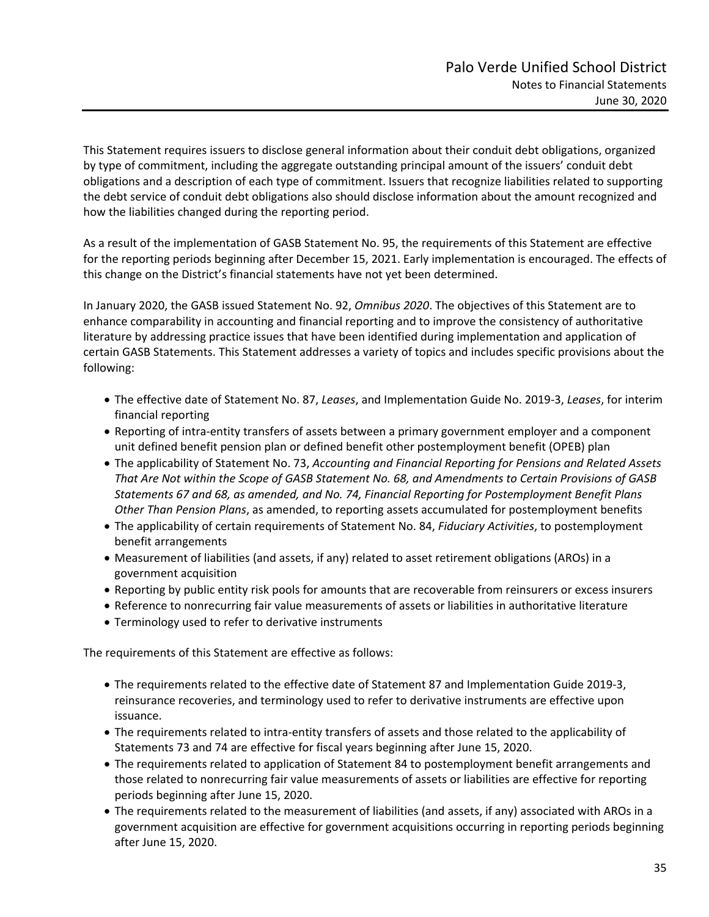This Statement requires issuers to disclose general information about their conduit debt obligations, organized by type of commitment, including the aggregate outstanding principal amount of the issuers' conduit debt obligations and a description of each type of commitment. Issuers that recognize liabilities related to supporting the debt service of conduit debt obligations also should disclose information about the amount recognized and how the liabilities changed during the reporting period.

As a result of the implementation of GASB Statement No. 95, the requirements of this Statement are effective for the reporting periods beginning after December 15, 2021. Early implementation is encouraged. The effects of this change on the District's financial statements have not yet been determined.

In January 2020, the GASB issued Statement No. 92, *Omnibus 2020*. The objectives of this Statement are to enhance comparability in accounting and financial reporting and to improve the consistency of authoritative literature by addressing practice issues that have been identified during implementation and application of certain GASB Statements. This Statement addresses a variety of topics and includes specific provisions about the following:

- The effective date of Statement No. 87, *Leases*, and Implementation Guide No. 2019-3, *Leases*, for interim financial reporting
- Reporting of intra-entity transfers of assets between a primary government employer and a component unit defined benefit pension plan or defined benefit other postemployment benefit (OPEB) plan
- The applicability of Statement No. 73, *Accounting and Financial Reporting for Pensions and Related Assets That Are Not within the Scope of GASB Statement No. 68, and Amendments to Certain Provisions of GASB Statements 67 and 68, as amended, and No. 74, Financial Reporting for Postemployment Benefit Plans Other Than Pension Plans*, as amended, to reporting assets accumulated for postemployment benefits
- The applicability of certain requirements of Statement No. 84, *Fiduciary Activities*, to postemployment benefit arrangements
- Measurement of liabilities (and assets, if any) related to asset retirement obligations (AROs) in a government acquisition
- Reporting by public entity risk pools for amounts that are recoverable from reinsurers or excess insurers
- Reference to nonrecurring fair value measurements of assets or liabilities in authoritative literature
- Terminology used to refer to derivative instruments

The requirements of this Statement are effective as follows:

- The requirements related to the effective date of Statement 87 and Implementation Guide 2019-3, reinsurance recoveries, and terminology used to refer to derivative instruments are effective upon issuance.
- The requirements related to intra-entity transfers of assets and those related to the applicability of Statements 73 and 74 are effective for fiscal years beginning after June 15, 2020.
- The requirements related to application of Statement 84 to postemployment benefit arrangements and those related to nonrecurring fair value measurements of assets or liabilities are effective for reporting periods beginning after June 15, 2020.
- The requirements related to the measurement of liabilities (and assets, if any) associated with AROs in a government acquisition are effective for government acquisitions occurring in reporting periods beginning after June 15, 2020.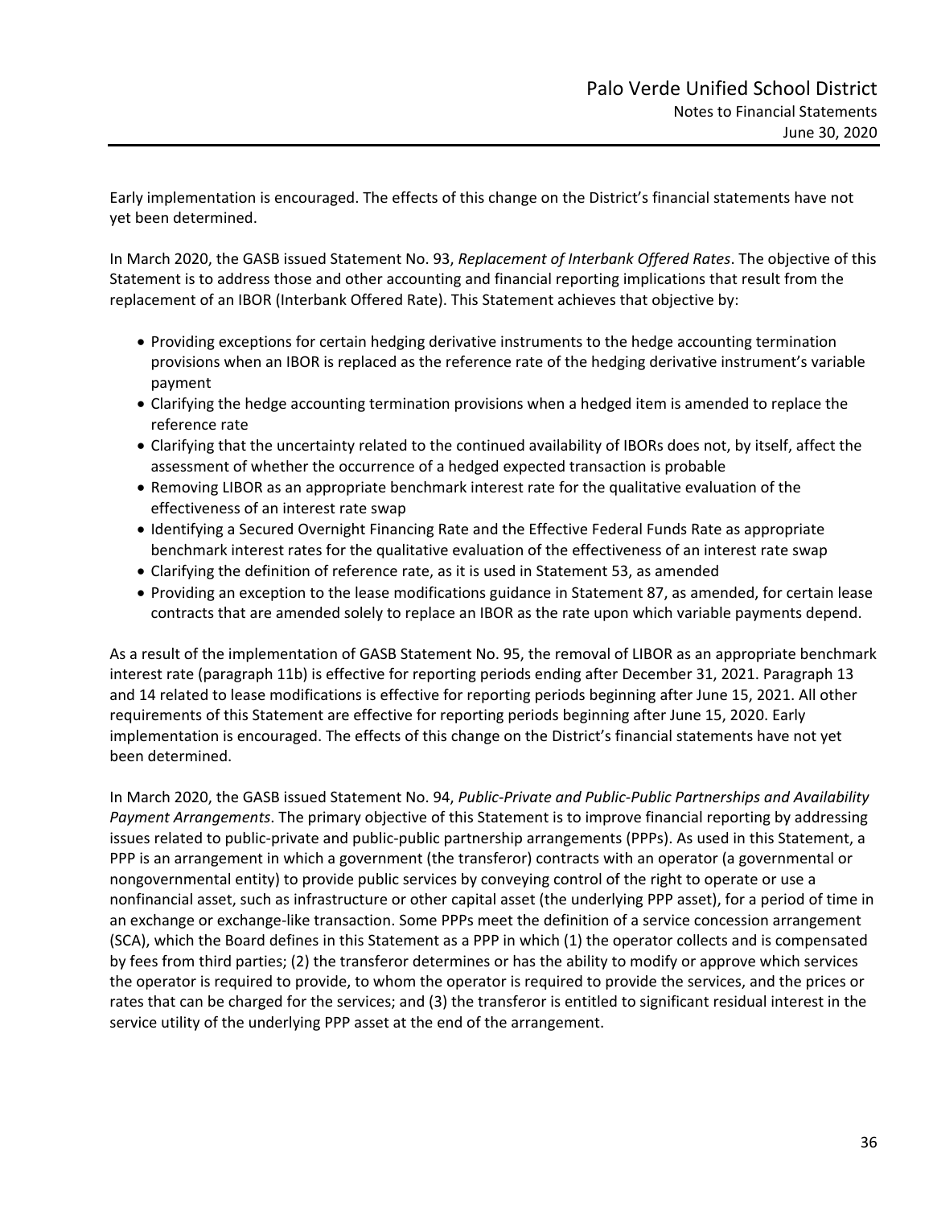Early implementation is encouraged. The effects of this change on the District's financial statements have not yet been determined.

In March 2020, the GASB issued Statement No. 93, *Replacement of Interbank Offered Rates*. The objective of this Statement is to address those and other accounting and financial reporting implications that result from the replacement of an IBOR (Interbank Offered Rate). This Statement achieves that objective by:

- Providing exceptions for certain hedging derivative instruments to the hedge accounting termination provisions when an IBOR is replaced as the reference rate of the hedging derivative instrument's variable payment
- Clarifying the hedge accounting termination provisions when a hedged item is amended to replace the reference rate
- Clarifying that the uncertainty related to the continued availability of IBORs does not, by itself, affect the assessment of whether the occurrence of a hedged expected transaction is probable
- Removing LIBOR as an appropriate benchmark interest rate for the qualitative evaluation of the effectiveness of an interest rate swap
- Identifying a Secured Overnight Financing Rate and the Effective Federal Funds Rate as appropriate benchmark interest rates for the qualitative evaluation of the effectiveness of an interest rate swap
- Clarifying the definition of reference rate, as it is used in Statement 53, as amended
- Providing an exception to the lease modifications guidance in Statement 87, as amended, for certain lease contracts that are amended solely to replace an IBOR as the rate upon which variable payments depend.

As a result of the implementation of GASB Statement No. 95, the removal of LIBOR as an appropriate benchmark interest rate (paragraph 11b) is effective for reporting periods ending after December 31, 2021. Paragraph 13 and 14 related to lease modifications is effective for reporting periods beginning after June 15, 2021. All other requirements of this Statement are effective for reporting periods beginning after June 15, 2020. Early implementation is encouraged. The effects of this change on the District's financial statements have not yet been determined.

In March 2020, the GASB issued Statement No. 94, *Public-Private and Public-Public Partnerships and Availability Payment Arrangements*. The primary objective of this Statement is to improve financial reporting by addressing issues related to public-private and public-public partnership arrangements (PPPs). As used in this Statement, a PPP is an arrangement in which a government (the transferor) contracts with an operator (a governmental or nongovernmental entity) to provide public services by conveying control of the right to operate or use a nonfinancial asset, such as infrastructure or other capital asset (the underlying PPP asset), for a period of time in an exchange or exchange-like transaction. Some PPPs meet the definition of a service concession arrangement (SCA), which the Board defines in this Statement as a PPP in which (1) the operator collects and is compensated by fees from third parties; (2) the transferor determines or has the ability to modify or approve which services the operator is required to provide, to whom the operator is required to provide the services, and the prices or rates that can be charged for the services; and (3) the transferor is entitled to significant residual interest in the service utility of the underlying PPP asset at the end of the arrangement.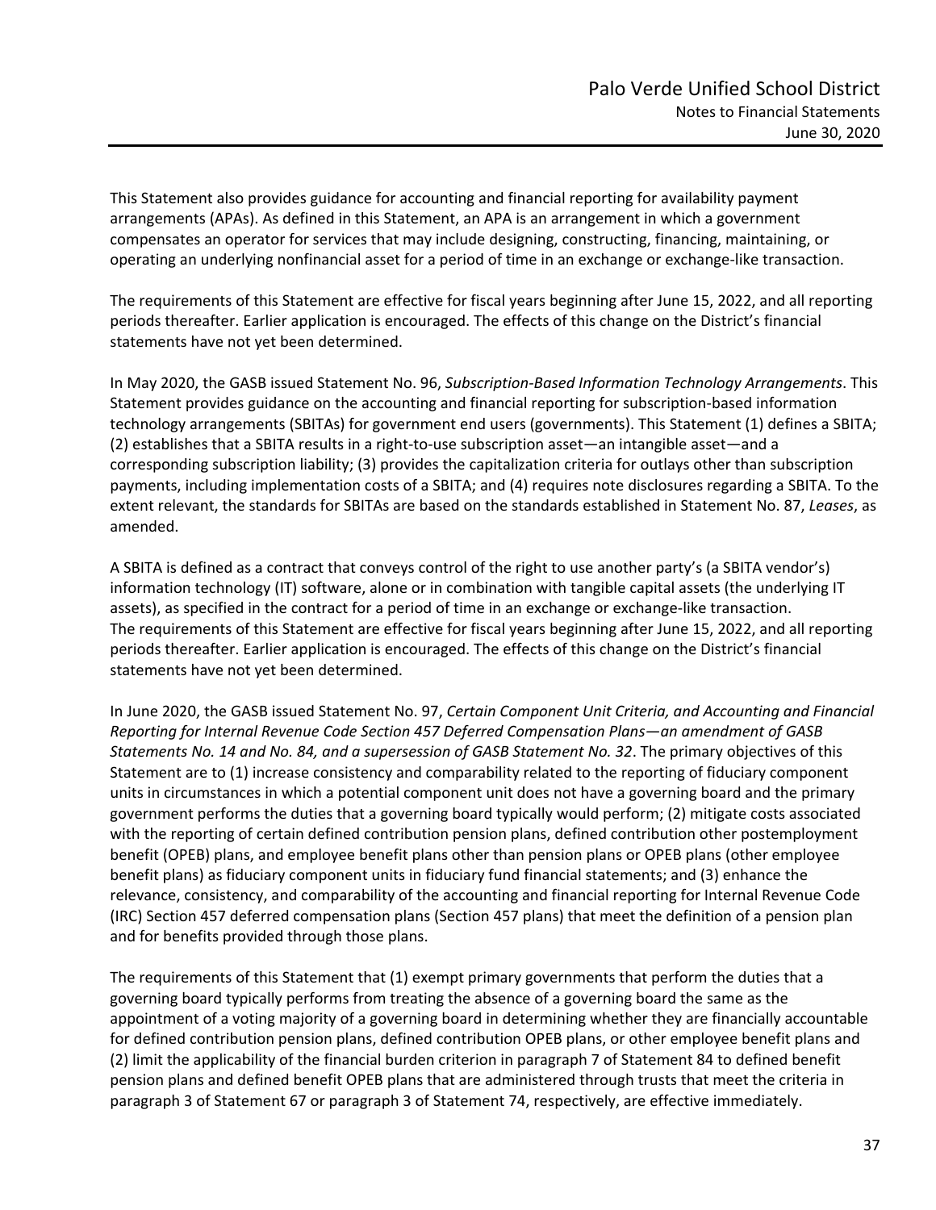This Statement also provides guidance for accounting and financial reporting for availability payment arrangements (APAs). As defined in this Statement, an APA is an arrangement in which a government compensates an operator for services that may include designing, constructing, financing, maintaining, or operating an underlying nonfinancial asset for a period of time in an exchange or exchange-like transaction.

The requirements of this Statement are effective for fiscal years beginning after June 15, 2022, and all reporting periods thereafter. Earlier application is encouraged. The effects of this change on the District's financial statements have not yet been determined.

In May 2020, the GASB issued Statement No. 96, *Subscription-Based Information Technology Arrangements*. This Statement provides guidance on the accounting and financial reporting for subscription-based information technology arrangements (SBITAs) for government end users (governments). This Statement (1) defines a SBITA; (2) establishes that a SBITA results in a right-to-use subscription asset—an intangible asset—and a corresponding subscription liability; (3) provides the capitalization criteria for outlays other than subscription payments, including implementation costs of a SBITA; and (4) requires note disclosures regarding a SBITA. To the extent relevant, the standards for SBITAs are based on the standards established in Statement No. 87, *Leases*, as amended.

A SBITA is defined as a contract that conveys control of the right to use another party's (a SBITA vendor's) information technology (IT) software, alone or in combination with tangible capital assets (the underlying IT assets), as specified in the contract for a period of time in an exchange or exchange-like transaction.
The requirements of this Statement are effective for fiscal years beginning after June 15, 2022, and all reporting periods thereafter. Earlier application is encouraged. The effects of this change on the District's financial statements have not yet been determined.

In June 2020, the GASB issued Statement No. 97, *Certain Component Unit Criteria, and Accounting and Financial Reporting for Internal Revenue Code Section 457 Deferred Compensation Plans—an amendment of GASB Statements No. 14 and No. 84, and a supersession of GASB Statement No. 32*. The primary objectives of this Statement are to (1) increase consistency and comparability related to the reporting of fiduciary component units in circumstances in which a potential component unit does not have a governing board and the primary government performs the duties that a governing board typically would perform; (2) mitigate costs associated with the reporting of certain defined contribution pension plans, defined contribution other postemployment benefit (OPEB) plans, and employee benefit plans other than pension plans or OPEB plans (other employee benefit plans) as fiduciary component units in fiduciary fund financial statements; and (3) enhance the relevance, consistency, and comparability of the accounting and financial reporting for Internal Revenue Code (IRC) Section 457 deferred compensation plans (Section 457 plans) that meet the definition of a pension plan and for benefits provided through those plans.

The requirements of this Statement that (1) exempt primary governments that perform the duties that a governing board typically performs from treating the absence of a governing board the same as the appointment of a voting majority of a governing board in determining whether they are financially accountable for defined contribution pension plans, defined contribution OPEB plans, or other employee benefit plans and (2) limit the applicability of the financial burden criterion in paragraph 7 of Statement 84 to defined benefit pension plans and defined benefit OPEB plans that are administered through trusts that meet the criteria in paragraph 3 of Statement 67 or paragraph 3 of Statement 74, respectively, are effective immediately.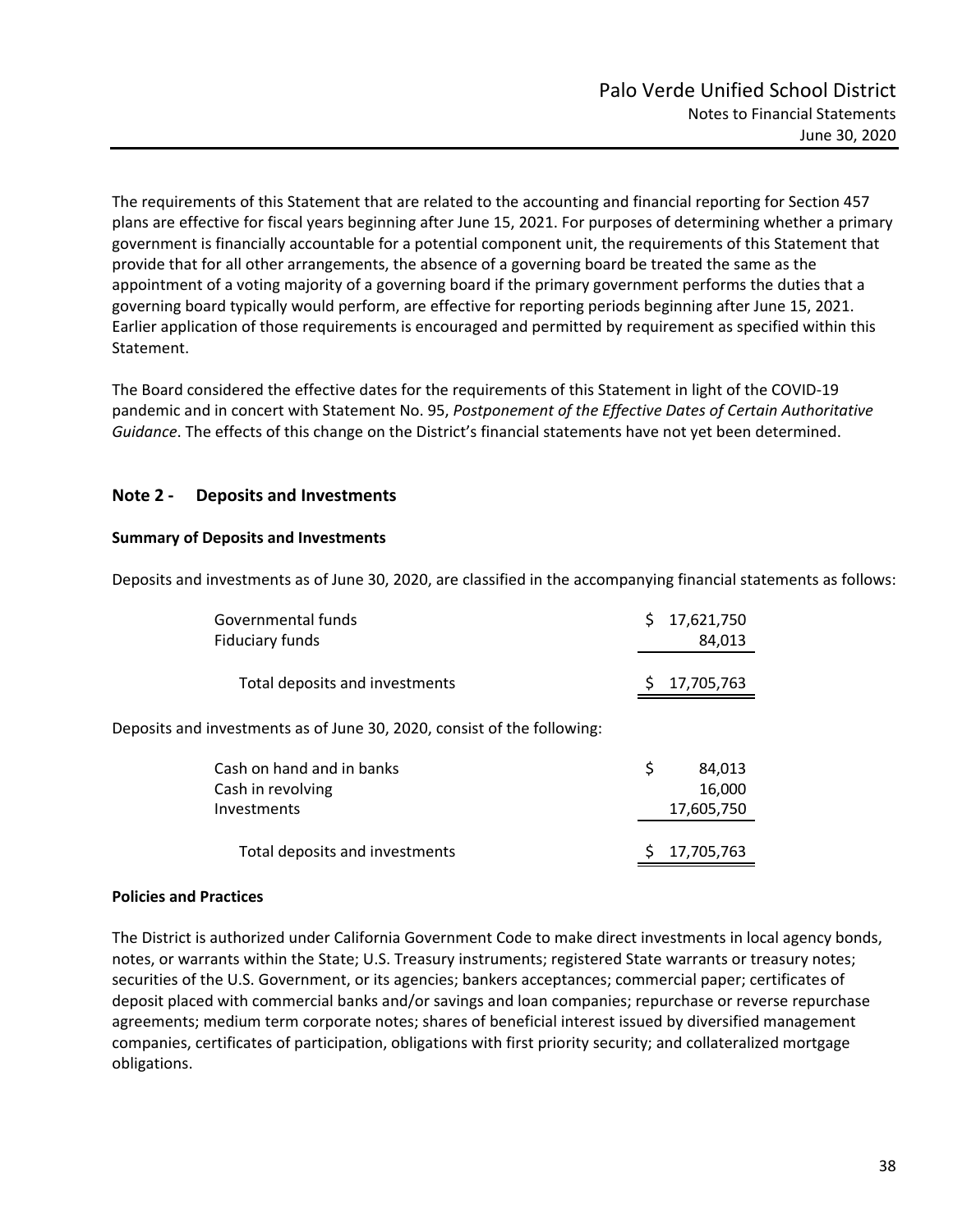The requirements of this Statement that are related to the accounting and financial reporting for Section 457 plans are effective for fiscal years beginning after June 15, 2021. For purposes of determining whether a primary government is financially accountable for a potential component unit, the requirements of this Statement that provide that for all other arrangements, the absence of a governing board be treated the same as the appointment of a voting majority of a governing board if the primary government performs the duties that a governing board typically would perform, are effective for reporting periods beginning after June 15, 2021. Earlier application of those requirements is encouraged and permitted by requirement as specified within this Statement.

The Board considered the effective dates for the requirements of this Statement in light of the COVID-19 pandemic and in concert with Statement No. 95, *Postponement of the Effective Dates of Certain Authoritative Guidance*. The effects of this change on the District's financial statements have not yet been determined.

## Note 2 - Deposits and Investments

### Summary of Deposits and Investments

Deposits and investments as of June 30, 2020, are classified in the accompanying financial statements as follows:

| | |
|---|---|
| Governmental funds | $ 17,621,750 |
| Fiduciary funds | 84,013 |
| Total deposits and investments | $ 17,705,763 |

Deposits and investments as of June 30, 2020, consist of the following:

| | |
|---|---|
| Cash on hand and in banks | $ 84,013 |
| Cash in revolving | 16,000 |
| Investments | 17,605,750 |
| Total deposits and investments | $ 17,705,763 |

### Policies and Practices

The District is authorized under California Government Code to make direct investments in local agency bonds, notes, or warrants within the State; U.S. Treasury instruments; registered State warrants or treasury notes; securities of the U.S. Government, or its agencies; bankers acceptances; commercial paper; certificates of deposit placed with commercial banks and/or savings and loan companies; repurchase or reverse repurchase agreements; medium term corporate notes; shares of beneficial interest issued by diversified management companies, certificates of participation, obligations with first priority security; and collateralized mortgage obligations.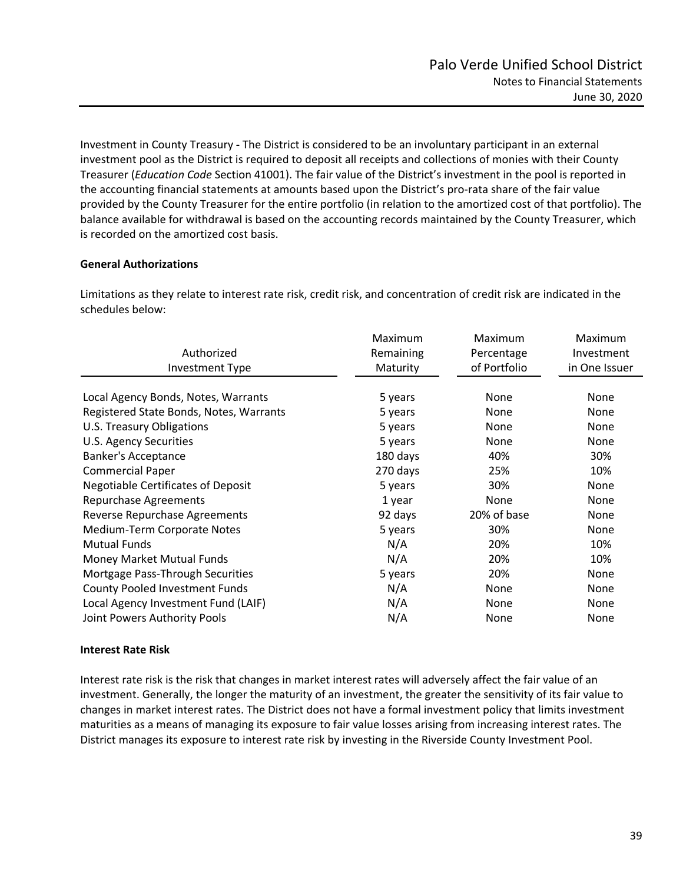Investment in County Treasury - The District is considered to be an involuntary participant in an external investment pool as the District is required to deposit all receipts and collections of monies with their County Treasurer (*Education Code* Section 41001). The fair value of the District's investment in the pool is reported in the accounting financial statements at amounts based upon the District's pro-rata share of the fair value provided by the County Treasurer for the entire portfolio (in relation to the amortized cost of that portfolio). The balance available for withdrawal is based on the accounting records maintained by the County Treasurer, which is recorded on the amortized cost basis.

**General Authorizations**

Limitations as they relate to interest rate risk, credit risk, and concentration of credit risk are indicated in the schedules below:

| Authorized Investment Type | Maximum Remaining Maturity | Maximum Percentage of Portfolio | Maximum Investment in One Issuer |
|---|---|---|---|
| Local Agency Bonds, Notes, Warrants | 5 years | None | None |
| Registered State Bonds, Notes, Warrants | 5 years | None | None |
| U.S. Treasury Obligations | 5 years | None | None |
| U.S. Agency Securities | 5 years | None | None |
| Banker's Acceptance | 180 days | 40% | 30% |
| Commercial Paper | 270 days | 25% | 10% |
| Negotiable Certificates of Deposit | 5 years | 30% | None |
| Repurchase Agreements | 1 year | None | None |
| Reverse Repurchase Agreements | 92 days | 20% of base | None |
| Medium-Term Corporate Notes | 5 years | 30% | None |
| Mutual Funds | N/A | 20% | 10% |
| Money Market Mutual Funds | N/A | 20% | 10% |
| Mortgage Pass-Through Securities | 5 years | 20% | None |
| County Pooled Investment Funds | N/A | None | None |
| Local Agency Investment Fund (LAIF) | N/A | None | None |
| Joint Powers Authority Pools | N/A | None | None |

**Interest Rate Risk**

Interest rate risk is the risk that changes in market interest rates will adversely affect the fair value of an investment. Generally, the longer the maturity of an investment, the greater the sensitivity of its fair value to changes in market interest rates. The District does not have a formal investment policy that limits investment maturities as a means of managing its exposure to fair value losses arising from increasing interest rates. The District manages its exposure to interest rate risk by investing in the Riverside County Investment Pool.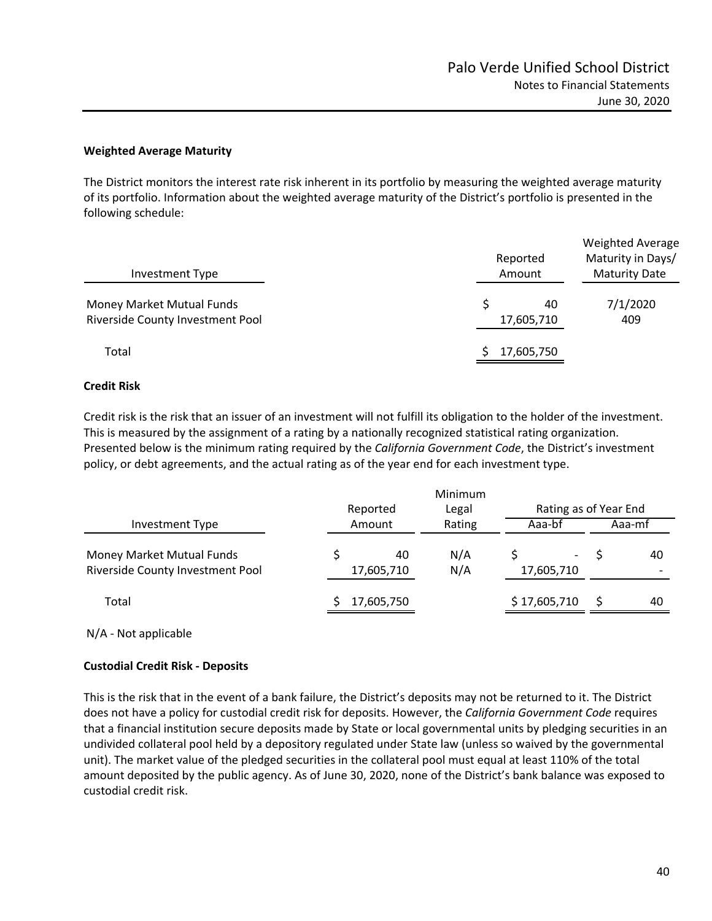**Weighted Average Maturity**

The District monitors the interest rate risk inherent in its portfolio by measuring the weighted average maturity of its portfolio. Information about the weighted average maturity of the District's portfolio is presented in the following schedule:

| Investment Type | Reported Amount | Weighted Average Maturity in Days/ Maturity Date |
|---|---|---|
| Money Market Mutual Funds | $ 40 | 7/1/2020 |
| Riverside County Investment Pool | 17,605,710 | 409 |
| Total | $ 17,605,750 | |

**Credit Risk**

Credit risk is the risk that an issuer of an investment will not fulfill its obligation to the holder of the investment. This is measured by the assignment of a rating by a nationally recognized statistical rating organization. Presented below is the minimum rating required by the *California Government Code*, the District's investment policy, or debt agreements, and the actual rating as of the year end for each investment type.

| Investment Type | Reported Amount | Minimum Legal Rating | Rating as of Year End | |
|---|---|---|---|---|
| | | | Aaa-bf | Aaa-mf |
| Money Market Mutual Funds | $ 40 | N/A | $ - | $ 40 |
| Riverside County Investment Pool | 17,605,710 | N/A | 17,605,710 | - |
| Total | $ 17,605,750 | | $ 17,605,710 | $ 40 |

N/A - Not applicable

**Custodial Credit Risk - Deposits**

This is the risk that in the event of a bank failure, the District's deposits may not be returned to it. The District does not have a policy for custodial credit risk for deposits. However, the *California Government Code* requires that a financial institution secure deposits made by State or local governmental units by pledging securities in an undivided collateral pool held by a depository regulated under State law (unless so waived by the governmental unit). The market value of the pledged securities in the collateral pool must equal at least 110% of the total amount deposited by the public agency. As of June 30, 2020, none of the District's bank balance was exposed to custodial credit risk.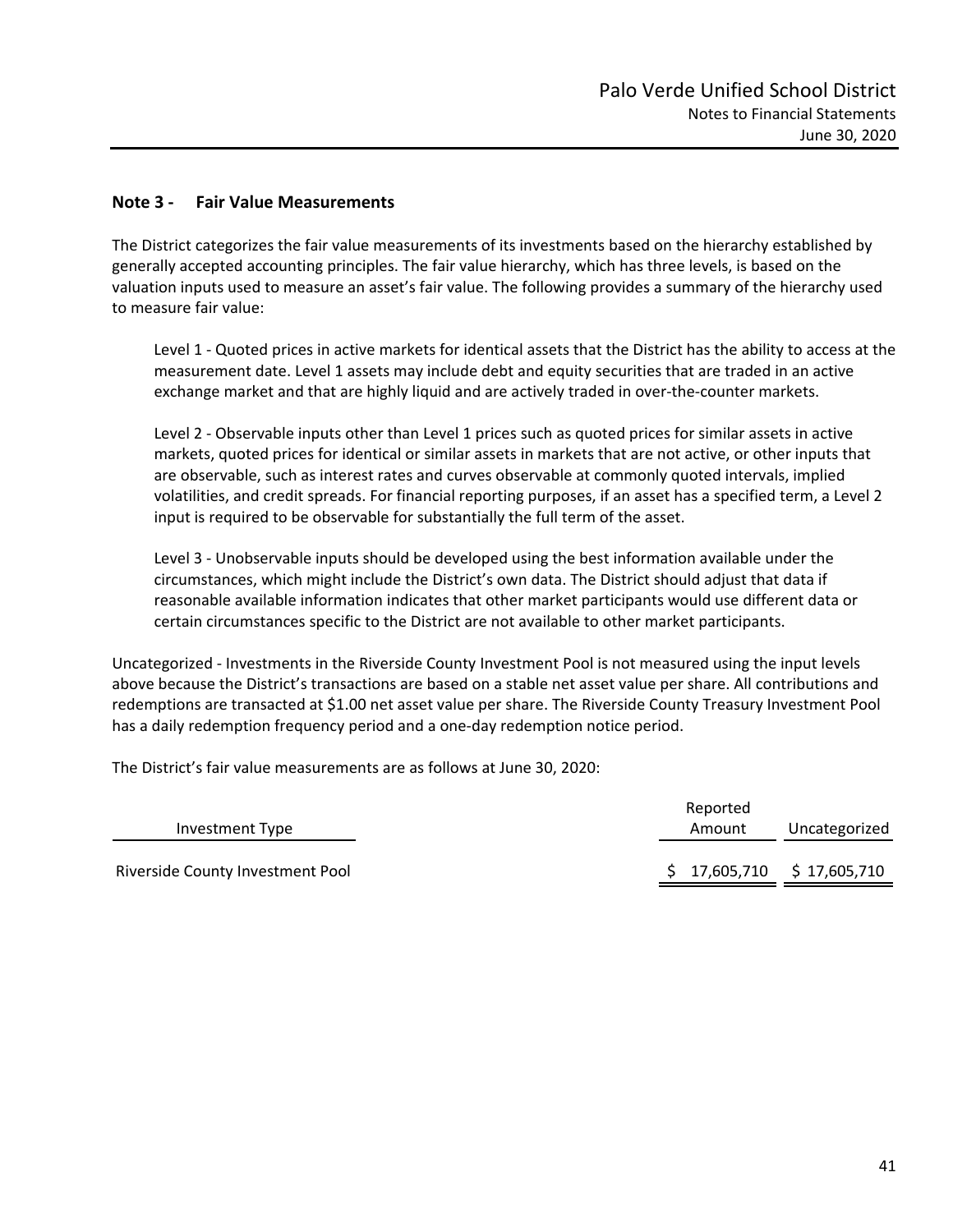## Note 3 - Fair Value Measurements

The District categorizes the fair value measurements of its investments based on the hierarchy established by generally accepted accounting principles. The fair value hierarchy, which has three levels, is based on the valuation inputs used to measure an asset's fair value. The following provides a summary of the hierarchy used to measure fair value:

Level 1 - Quoted prices in active markets for identical assets that the District has the ability to access at the measurement date. Level 1 assets may include debt and equity securities that are traded in an active exchange market and that are highly liquid and are actively traded in over-the-counter markets.

Level 2 - Observable inputs other than Level 1 prices such as quoted prices for similar assets in active markets, quoted prices for identical or similar assets in markets that are not active, or other inputs that are observable, such as interest rates and curves observable at commonly quoted intervals, implied volatilities, and credit spreads. For financial reporting purposes, if an asset has a specified term, a Level 2 input is required to be observable for substantially the full term of the asset.

Level 3 - Unobservable inputs should be developed using the best information available under the circumstances, which might include the District's own data. The District should adjust that data if reasonable available information indicates that other market participants would use different data or certain circumstances specific to the District are not available to other market participants.

Uncategorized - Investments in the Riverside County Investment Pool is not measured using the input levels above because the District's transactions are based on a stable net asset value per share. All contributions and redemptions are transacted at $1.00 net asset value per share. The Riverside County Treasury Investment Pool has a daily redemption frequency period and a one-day redemption notice period.

The District's fair value measurements are as follows at June 30, 2020:

| Investment Type | Reported Amount | Uncategorized |
|---|---|---|
| Riverside County Investment Pool | $ 17,605,710 | $ 17,605,710 |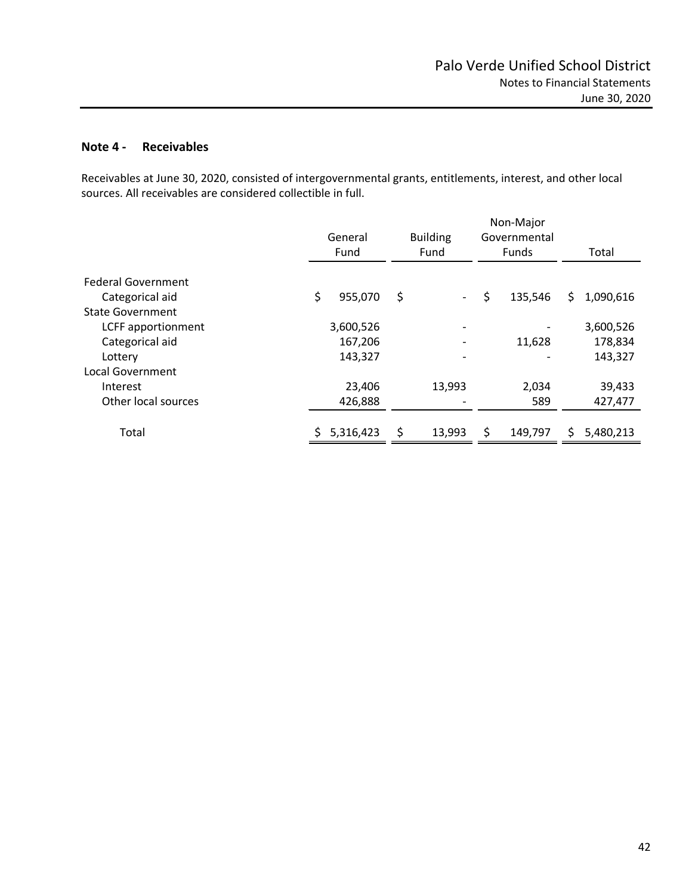## Note 4 - Receivables

Receivables at June 30, 2020, consisted of intergovernmental grants, entitlements, interest, and other local sources. All receivables are considered collectible in full.

| | General Fund | Building Fund | Non-Major Governmental Funds | Total |
|---|---|---|---|---|
| Federal Government | | | | |
| Categorical aid | $ 955,070 | $ - | $ 135,546 | $ 1,090,616 |
| State Government | | | | |
| LCFF apportionment | 3,600,526 | - | - | 3,600,526 |
| Categorical aid | 167,206 | - | 11,628 | 178,834 |
| Lottery | 143,327 | - | - | 143,327 |
| Local Government | | | | |
| Interest | 23,406 | 13,993 | 2,034 | 39,433 |
| Other local sources | 426,888 | - | 589 | 427,477 |
| Total | $ 5,316,423 | $ 13,993 | $ 149,797 | $ 5,480,213 |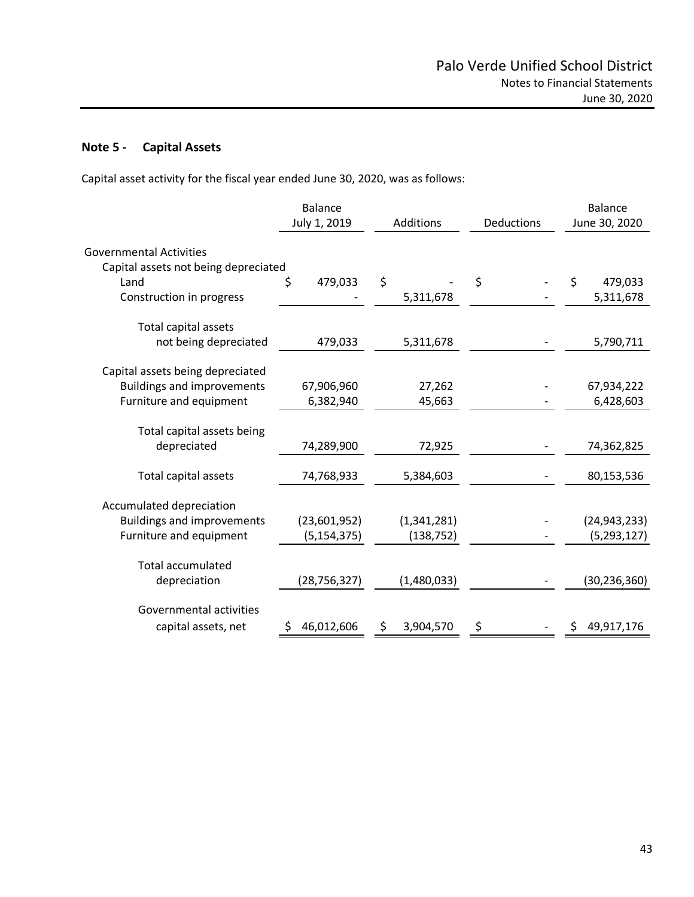## Note 5 - Capital Assets

Capital asset activity for the fiscal year ended June 30, 2020, was as follows:

| | Balance July 1, 2019 | Additions | Deductions | Balance June 30, 2020 |
|---|---|---|---|---|
| Governmental Activities | | | | |
| Capital assets not being depreciated | | | | |
| Land | $ 479,033 | $ - | $ - | $ 479,033 |
| Construction in progress | - | 5,311,678 | - | 5,311,678 |
| Total capital assets not being depreciated | 479,033 | 5,311,678 | - | 5,790,711 |
| Capital assets being depreciated | | | | |
| Buildings and improvements | 67,906,960 | 27,262 | - | 67,934,222 |
| Furniture and equipment | 6,382,940 | 45,663 | - | 6,428,603 |
| Total capital assets being depreciated | 74,289,900 | 72,925 | - | 74,362,825 |
| Total capital assets | 74,768,933 | 5,384,603 | - | 80,153,536 |
| Accumulated depreciation | | | | |
| Buildings and improvements | (23,601,952) | (1,341,281) | - | (24,943,233) |
| Furniture and equipment | (5,154,375) | (138,752) | - | (5,293,127) |
| Total accumulated depreciation | (28,756,327) | (1,480,033) | - | (30,236,360) |
| Governmental activities capital assets, net | $ 46,012,606 | $ 3,904,570 | $ - | $ 49,917,176 |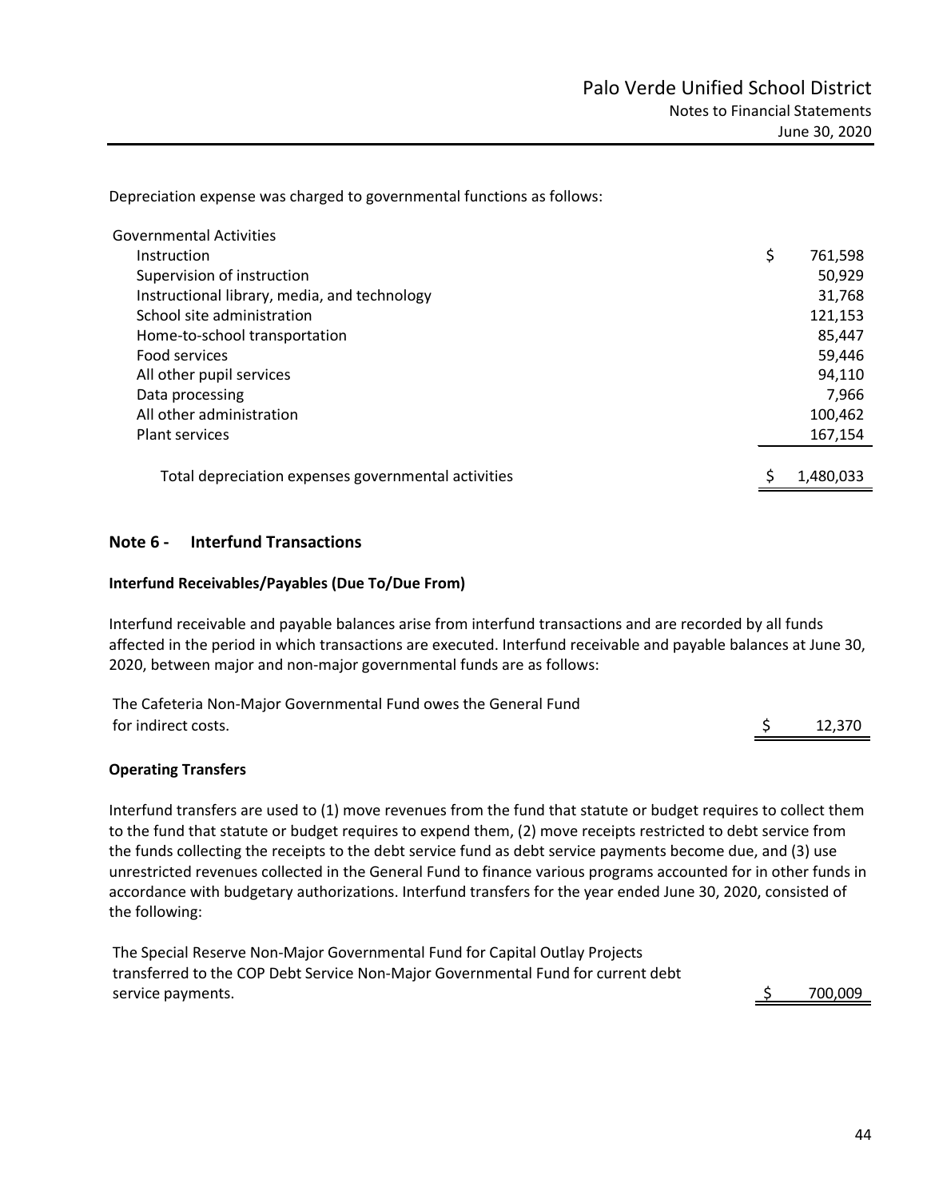Depreciation expense was charged to governmental functions as follows:

| | |
|---|---|
| Governmental Activities | |
| Instruction | $ 761,598 |
| Supervision of instruction | 50,929 |
| Instructional library, media, and technology | 31,768 |
| School site administration | 121,153 |
| Home-to-school transportation | 85,447 |
| Food services | 59,446 |
| All other pupil services | 94,110 |
| Data processing | 7,966 |
| All other administration | 100,462 |
| Plant services | 167,154 |
| Total depreciation expenses governmental activities | $ 1,480,033 |

## Note 6 - Interfund Transactions

### Interfund Receivables/Payables (Due To/Due From)

Interfund receivable and payable balances arise from interfund transactions and are recorded by all funds affected in the period in which transactions are executed. Interfund receivable and payable balances at June 30, 2020, between major and non-major governmental funds are as follows:

| | |
|---|---|
| The Cafeteria Non-Major Governmental Fund owes the General Fund for indirect costs. | $ 12,370 |

### Operating Transfers

Interfund transfers are used to (1) move revenues from the fund that statute or budget requires to collect them to the fund that statute or budget requires to expend them, (2) move receipts restricted to debt service from the funds collecting the receipts to the debt service fund as debt service payments become due, and (3) use unrestricted revenues collected in the General Fund to finance various programs accounted for in other funds in accordance with budgetary authorizations. Interfund transfers for the year ended June 30, 2020, consisted of the following:

| | |
|---|---|
| The Special Reserve Non-Major Governmental Fund for Capital Outlay Projects transferred to the COP Debt Service Non-Major Governmental Fund for current debt service payments. | $ 700,009 |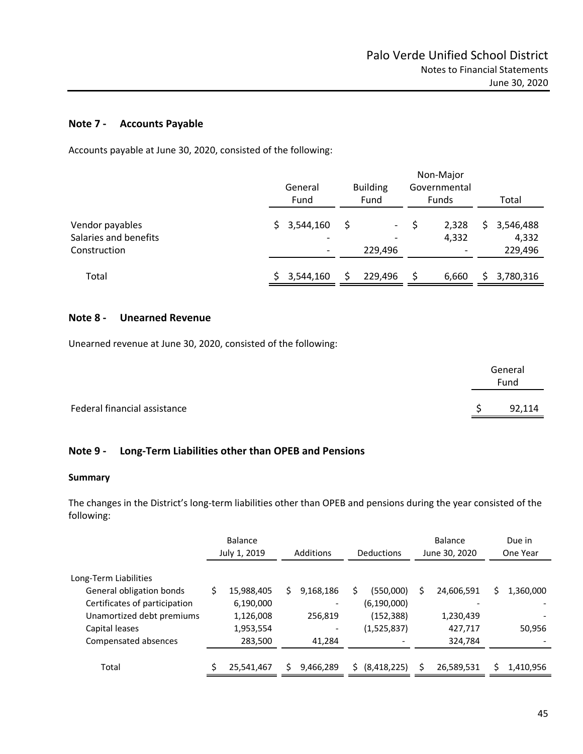## Note 7 - Accounts Payable

Accounts payable at June 30, 2020, consisted of the following:

| | General Fund | Building Fund | Non-Major Governmental Funds | Total |
|---|---|---|---|---|
| Vendor payables | $ 3,544,160 | $ - | $ 2,328 | $ 3,546,488 |
| Salaries and benefits | - | - | 4,332 | 4,332 |
| Construction | - | 229,496 | - | 229,496 |
| Total | $ 3,544,160 | $ 229,496 | $ 6,660 | $ 3,780,316 |

## Note 8 - Unearned Revenue

Unearned revenue at June 30, 2020, consisted of the following:

| | General Fund |
|---|---|
| Federal financial assistance | $ 92,114 |

## Note 9 - Long-Term Liabilities other than OPEB and Pensions

### Summary

The changes in the District's long-term liabilities other than OPEB and pensions during the year consisted of the following:

| | Balance July 1, 2019 | Additions | Deductions | Balance June 30, 2020 | Due in One Year |
|---|---|---|---|---|---|
| Long-Term Liabilities | | | | | |
| General obligation bonds | $ 15,988,405 | $ 9,168,186 | $ (550,000) | $ 24,606,591 | $ 1,360,000 |
| Certificates of participation | 6,190,000 | - | (6,190,000) | - | - |
| Unamortized debt premiums | 1,126,008 | 256,819 | (152,388) | 1,230,439 | - |
| Capital leases | 1,953,554 | - | (1,525,837) | 427,717 | 50,956 |
| Compensated absences | 283,500 | 41,284 | - | 324,784 | - |
| Total | $ 25,541,467 | $ 9,466,289 | $ (8,418,225) | $ 26,589,531 | $ 1,410,956 |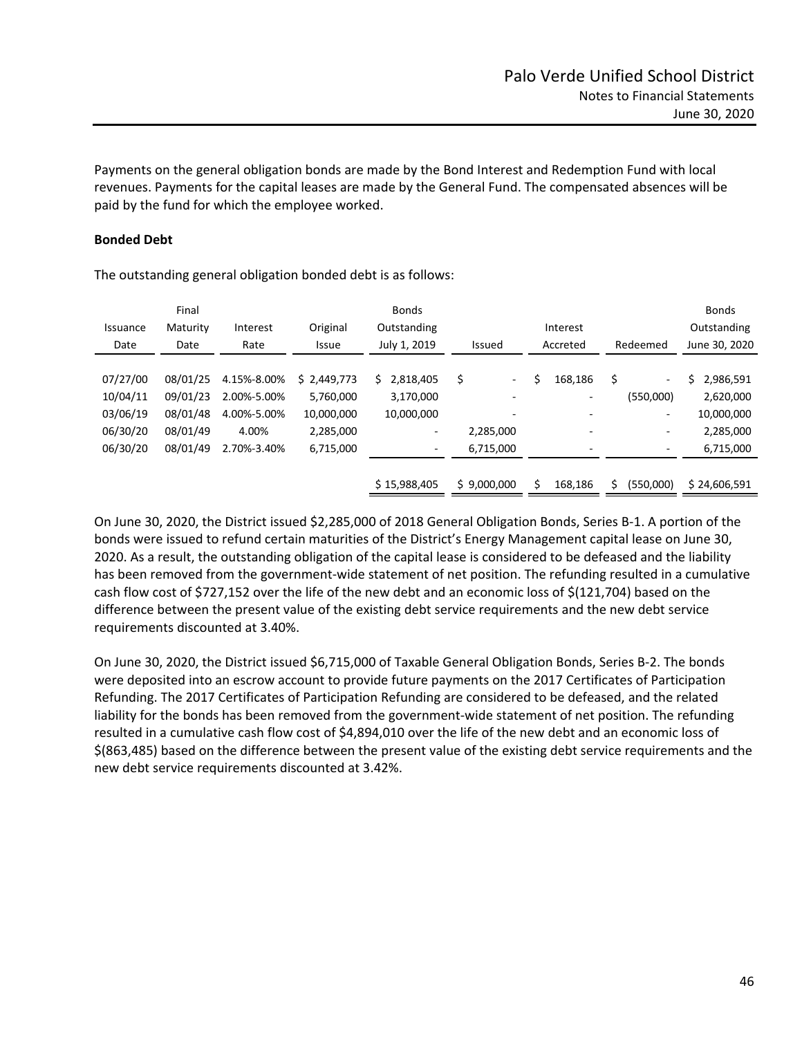Payments on the general obligation bonds are made by the Bond Interest and Redemption Fund with local revenues. Payments for the capital leases are made by the General Fund. The compensated absences will be paid by the fund for which the employee worked.

**Bonded Debt**

The outstanding general obligation bonded debt is as follows:

| Issuance Date | Final Maturity Date | Interest Rate | Original Issue | Bonds Outstanding July 1, 2019 | Issued | Interest Accreted | Redeemed | Bonds Outstanding June 30, 2020 |
|---|---|---|---|---|---|---|---|---|
| 07/27/00 | 08/01/25 | 4.15%-8.00% | $ 2,449,773 | $ 2,818,405 | $ - | $ 168,186 | $ - | $ 2,986,591 |
| 10/04/11 | 09/01/23 | 2.00%-5.00% | 5,760,000 | 3,170,000 | - | - | (550,000) | 2,620,000 |
| 03/06/19 | 08/01/48 | 4.00%-5.00% | 10,000,000 | 10,000,000 | - | - | - | 10,000,000 |
| 06/30/20 | 08/01/49 | 4.00% | 2,285,000 | - | 2,285,000 | - | - | 2,285,000 |
| 06/30/20 | 08/01/49 | 2.70%-3.40% | 6,715,000 | - | 6,715,000 | - | - | 6,715,000 |
| | | | | $ 15,988,405 | $ 9,000,000 | $ 168,186 | $ (550,000) | $ 24,606,591 |

On June 30, 2020, the District issued $2,285,000 of 2018 General Obligation Bonds, Series B-1. A portion of the bonds were issued to refund certain maturities of the District's Energy Management capital lease on June 30, 2020. As a result, the outstanding obligation of the capital lease is considered to be defeased and the liability has been removed from the government-wide statement of net position. The refunding resulted in a cumulative cash flow cost of $727,152 over the life of the new debt and an economic loss of $(121,704) based on the difference between the present value of the existing debt service requirements and the new debt service requirements discounted at 3.40%.

On June 30, 2020, the District issued $6,715,000 of Taxable General Obligation Bonds, Series B-2. The bonds were deposited into an escrow account to provide future payments on the 2017 Certificates of Participation Refunding. The 2017 Certificates of Participation Refunding are considered to be defeased, and the related liability for the bonds has been removed from the government-wide statement of net position. The refunding resulted in a cumulative cash flow cost of $4,894,010 over the life of the new debt and an economic loss of $(863,485) based on the difference between the present value of the existing debt service requirements and the new debt service requirements discounted at 3.42%.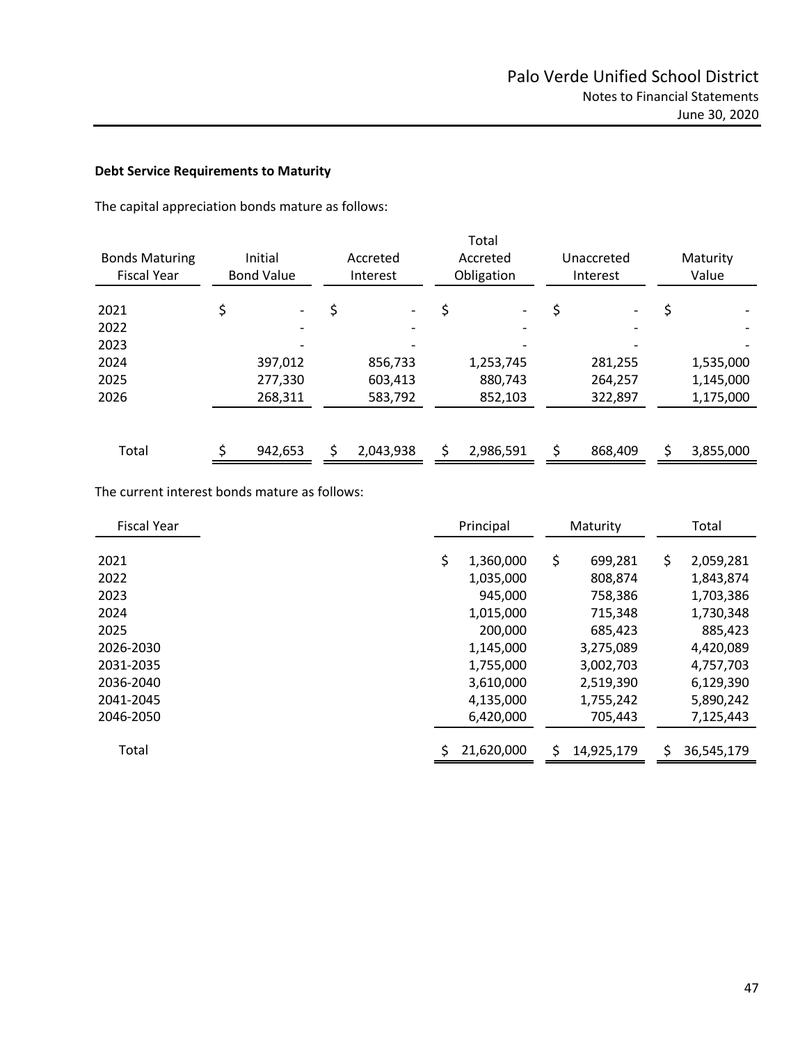**Debt Service Requirements to Maturity**

The capital appreciation bonds mature as follows:

| Bonds Maturing Fiscal Year | Initial Bond Value | Accreted Interest | Total Accreted Obligation | Unaccreted Interest | Maturity Value |
|---|---|---|---|---|---|
| 2021 | $ - | $ - | $ - | $ - | $ - |
| 2022 | - | - | - | - | - |
| 2023 | - | - | - | - | - |
| 2024 | 397,012 | 856,733 | 1,253,745 | 281,255 | 1,535,000 |
| 2025 | 277,330 | 603,413 | 880,743 | 264,257 | 1,145,000 |
| 2026 | 268,311 | 583,792 | 852,103 | 322,897 | 1,175,000 |
| Total | $ 942,653 | $ 2,043,938 | $ 2,986,591 | $ 868,409 | $ 3,855,000 |

The current interest bonds mature as follows:

| Fiscal Year | Principal | Maturity | Total |
|---|---|---|---|
| 2021 | $ 1,360,000 | $ 699,281 | $ 2,059,281 |
| 2022 | 1,035,000 | 808,874 | 1,843,874 |
| 2023 | 945,000 | 758,386 | 1,703,386 |
| 2024 | 1,015,000 | 715,348 | 1,730,348 |
| 2025 | 200,000 | 685,423 | 885,423 |
| 2026-2030 | 1,145,000 | 3,275,089 | 4,420,089 |
| 2031-2035 | 1,755,000 | 3,002,703 | 4,757,703 |
| 2036-2040 | 3,610,000 | 2,519,390 | 6,129,390 |
| 2041-2045 | 4,135,000 | 1,755,242 | 5,890,242 |
| 2046-2050 | 6,420,000 | 705,443 | 7,125,443 |
| Total | $ 21,620,000 | $ 14,925,179 | $ 36,545,179 |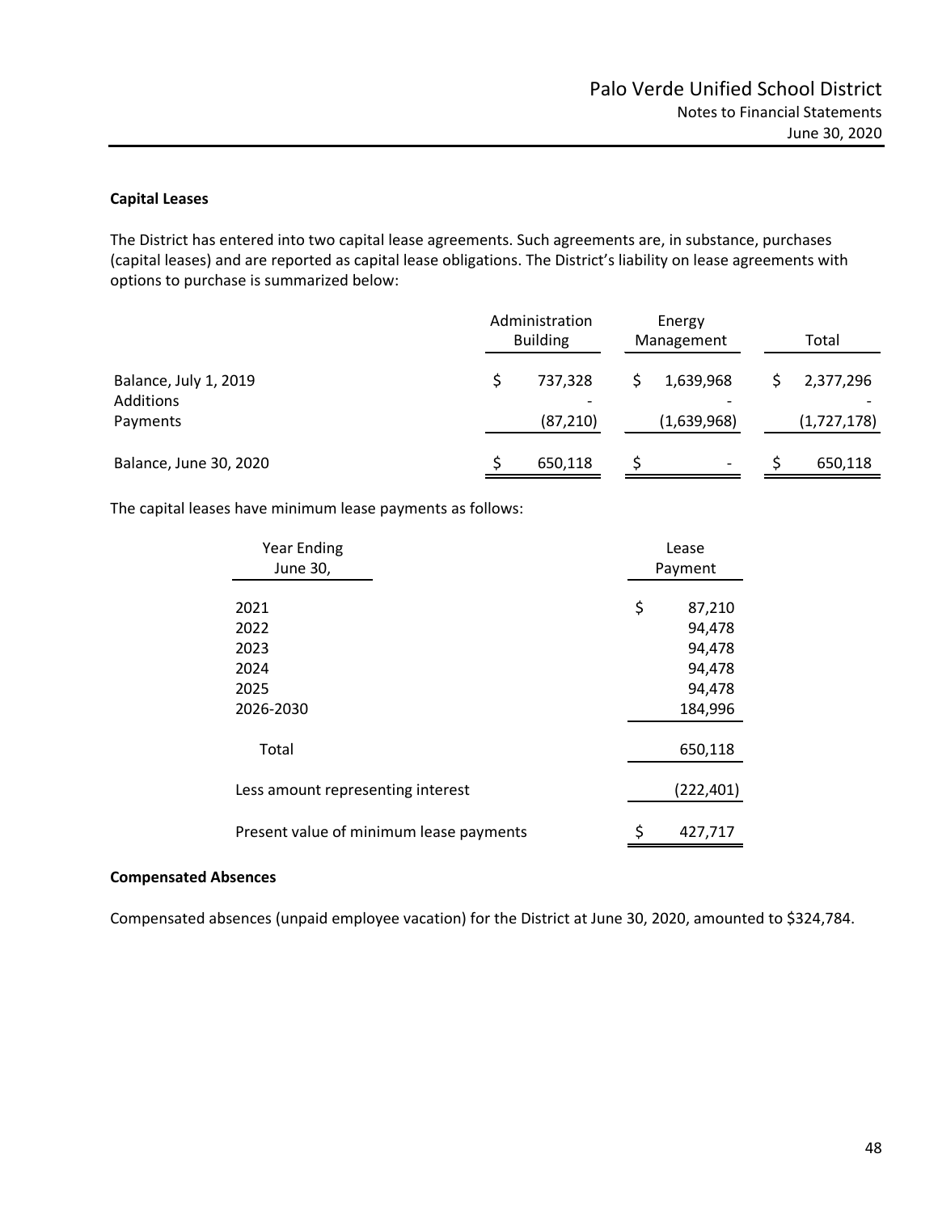**Capital Leases**

The District has entered into two capital lease agreements. Such agreements are, in substance, purchases (capital leases) and are reported as capital lease obligations. The District's liability on lease agreements with options to purchase is summarized below:

| | Administration Building | Energy Management | Total |
|---|---|---|---|
| Balance, July 1, 2019 | $ 737,328 | $ 1,639,968 | $ 2,377,296 |
| Additions | - | - | - |
| Payments | (87,210) | (1,639,968) | (1,727,178) |
| Balance, June 30, 2020 | $ 650,118 | $ - | $ 650,118 |

The capital leases have minimum lease payments as follows:

| Year Ending June 30, | Lease Payment |
|---|---|
| 2021 | $ 87,210 |
| 2022 | 94,478 |
| 2023 | 94,478 |
| 2024 | 94,478 |
| 2025 | 94,478 |
| 2026-2030 | 184,996 |
| Total | 650,118 |
| Less amount representing interest | (222,401) |
| Present value of minimum lease payments | $ 427,717 |

**Compensated Absences**

Compensated absences (unpaid employee vacation) for the District at June 30, 2020, amounted to $324,784.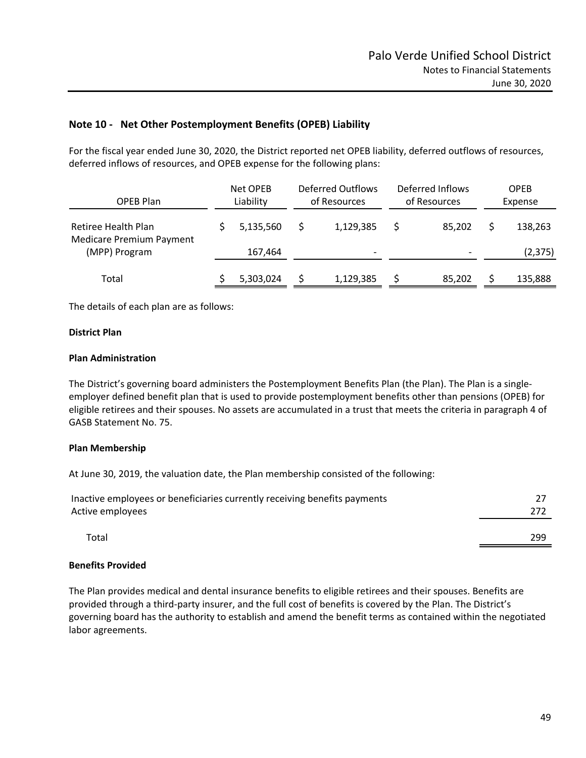## Note 10 - Net Other Postemployment Benefits (OPEB) Liability

For the fiscal year ended June 30, 2020, the District reported net OPEB liability, deferred outflows of resources, deferred inflows of resources, and OPEB expense for the following plans:

| OPEB Plan | Net OPEB Liability | Deferred Outflows of Resources | Deferred Inflows of Resources | OPEB Expense |
|---|---|---|---|---|
| Retiree Health Plan | $ 5,135,560 | $ 1,129,385 | $ 85,202 | $ 138,263 |
| Medicare Premium Payment (MPP) Program | 167,464 | - | - | (2,375) |
| Total | $ 5,303,024 | $ 1,129,385 | $ 85,202 | $ 135,888 |

The details of each plan are as follows:

**District Plan**

**Plan Administration**

The District's governing board administers the Postemployment Benefits Plan (the Plan). The Plan is a single-employer defined benefit plan that is used to provide postemployment benefits other than pensions (OPEB) for eligible retirees and their spouses. No assets are accumulated in a trust that meets the criteria in paragraph 4 of GASB Statement No. 75.

**Plan Membership**

At June 30, 2019, the valuation date, the Plan membership consisted of the following:

| | |
|---|---|
| Inactive employees or beneficiaries currently receiving benefits payments | 27 |
| Active employees | 272 |
| Total | 299 |

**Benefits Provided**

The Plan provides medical and dental insurance benefits to eligible retirees and their spouses. Benefits are provided through a third-party insurer, and the full cost of benefits is covered by the Plan. The District's governing board has the authority to establish and amend the benefit terms as contained within the negotiated labor agreements.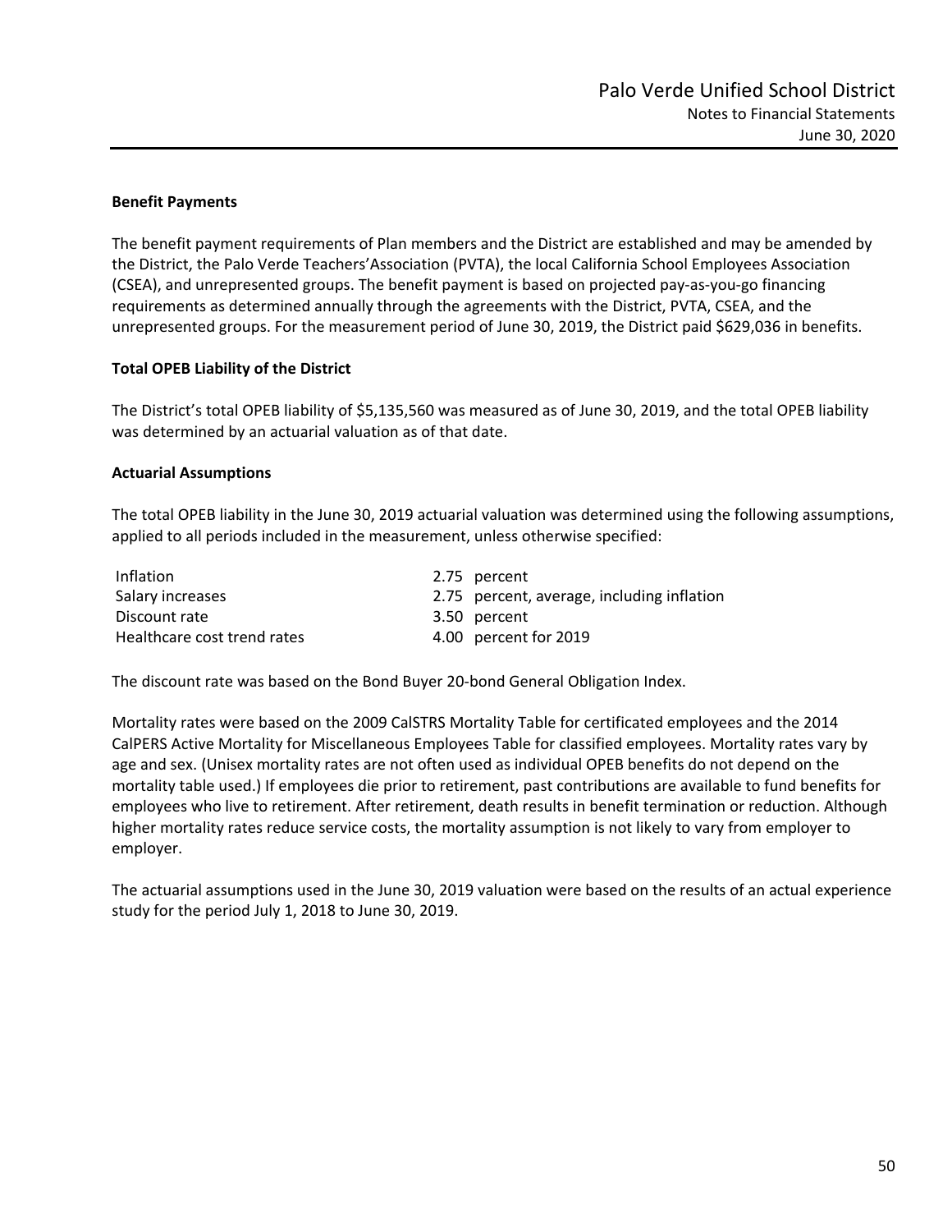**Benefit Payments**

The benefit payment requirements of Plan members and the District are established and may be amended by the District, the Palo Verde Teachers'Association (PVTA), the local California School Employees Association (CSEA), and unrepresented groups. The benefit payment is based on projected pay-as-you-go financing requirements as determined annually through the agreements with the District, PVTA, CSEA, and the unrepresented groups. For the measurement period of June 30, 2019, the District paid $629,036 in benefits.

**Total OPEB Liability of the District**

The District's total OPEB liability of $5,135,560 was measured as of June 30, 2019, and the total OPEB liability was determined by an actuarial valuation as of that date.

**Actuarial Assumptions**

The total OPEB liability in the June 30, 2019 actuarial valuation was determined using the following assumptions, applied to all periods included in the measurement, unless otherwise specified:

| | |
|---|---|
| Inflation | 2.75 percent |
| Salary increases | 2.75 percent, average, including inflation |
| Discount rate | 3.50 percent |
| Healthcare cost trend rates | 4.00 percent for 2019 |

The discount rate was based on the Bond Buyer 20-bond General Obligation Index.

Mortality rates were based on the 2009 CalSTRS Mortality Table for certificated employees and the 2014 CalPERS Active Mortality for Miscellaneous Employees Table for classified employees. Mortality rates vary by age and sex. (Unisex mortality rates are not often used as individual OPEB benefits do not depend on the mortality table used.) If employees die prior to retirement, past contributions are available to fund benefits for employees who live to retirement. After retirement, death results in benefit termination or reduction. Although higher mortality rates reduce service costs, the mortality assumption is not likely to vary from employer to employer.

The actuarial assumptions used in the June 30, 2019 valuation were based on the results of an actual experience study for the period July 1, 2018 to June 30, 2019.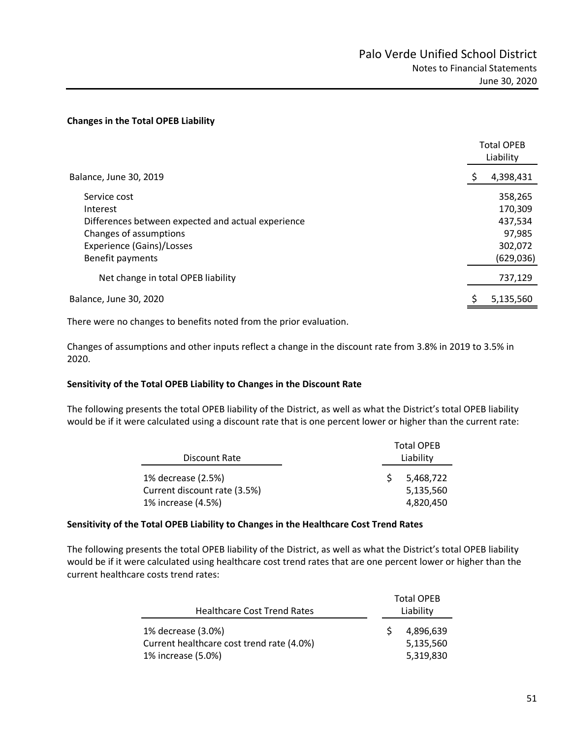**Changes in the Total OPEB Liability**

| | Total OPEB Liability |
|---|---|
| Balance, June 30, 2019 | $ 4,398,431 |
| Service cost | 358,265 |
| Interest | 170,309 |
| Differences between expected and actual experience | 437,534 |
| Changes of assumptions | 97,985 |
| Experience (Gains)/Losses | 302,072 |
| Benefit payments | (629,036) |
| Net change in total OPEB liability | 737,129 |
| Balance, June 30, 2020 | $ 5,135,560 |

There were no changes to benefits noted from the prior evaluation.

Changes of assumptions and other inputs reflect a change in the discount rate from 3.8% in 2019 to 3.5% in 2020.

**Sensitivity of the Total OPEB Liability to Changes in the Discount Rate**

The following presents the total OPEB liability of the District, as well as what the District's total OPEB liability would be if it were calculated using a discount rate that is one percent lower or higher than the current rate:

| Discount Rate | Total OPEB Liability |
|---|---|
| 1% decrease (2.5%) | $ 5,468,722 |
| Current discount rate (3.5%) | 5,135,560 |
| 1% increase (4.5%) | 4,820,450 |

**Sensitivity of the Total OPEB Liability to Changes in the Healthcare Cost Trend Rates**

The following presents the total OPEB liability of the District, as well as what the District's total OPEB liability would be if it were calculated using healthcare cost trend rates that are one percent lower or higher than the current healthcare costs trend rates:

| Healthcare Cost Trend Rates | Total OPEB Liability |
|---|---|
| 1% decrease (3.0%) | $ 4,896,639 |
| Current healthcare cost trend rate (4.0%) | 5,135,560 |
| 1% increase (5.0%) | 5,319,830 |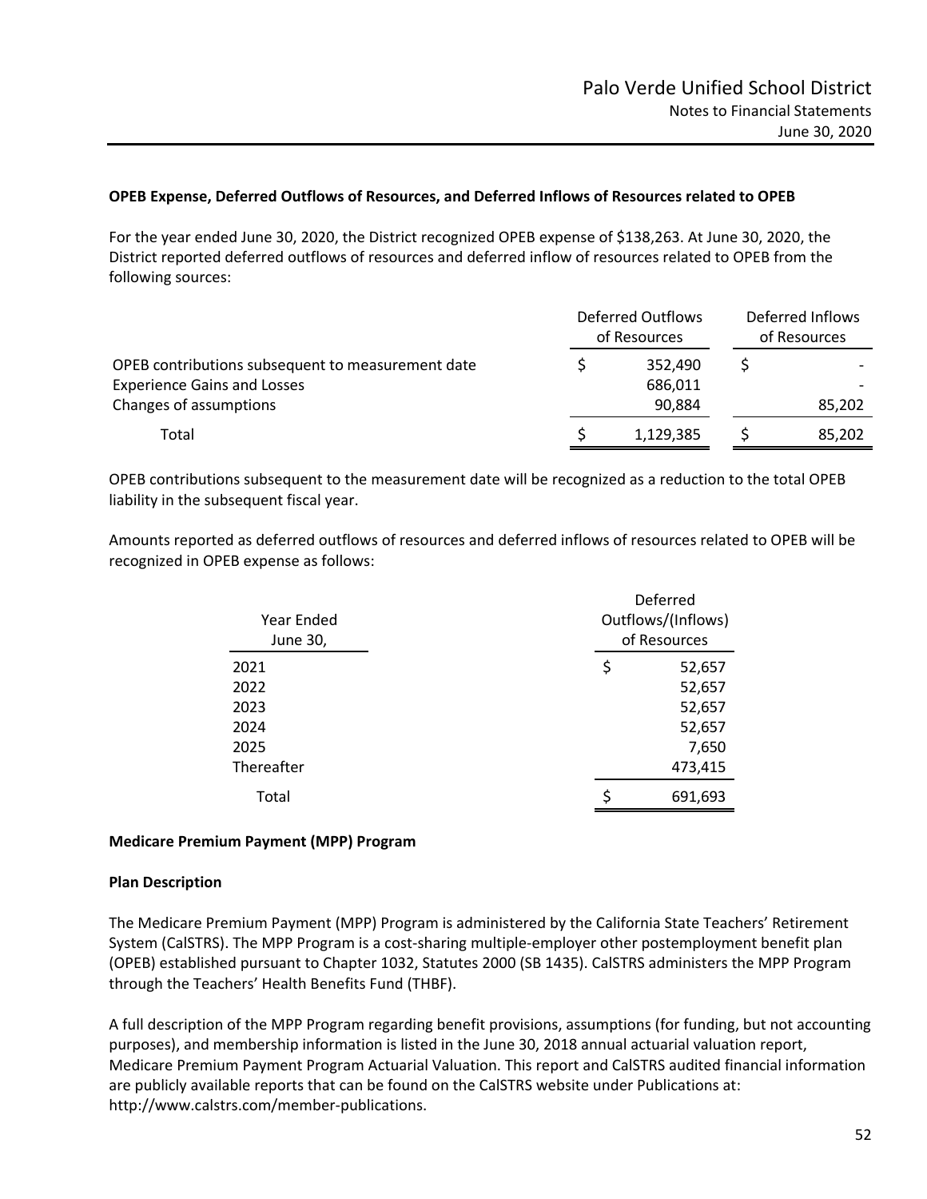**OPEB Expense, Deferred Outflows of Resources, and Deferred Inflows of Resources related to OPEB**

For the year ended June 30, 2020, the District recognized OPEB expense of $138,263. At June 30, 2020, the District reported deferred outflows of resources and deferred inflow of resources related to OPEB from the following sources:

| | Deferred Outflows of Resources | Deferred Inflows of Resources |
|---|---|---|
| OPEB contributions subsequent to measurement date | $ 352,490 | $ - |
| Experience Gains and Losses | 686,011 | - |
| Changes of assumptions | 90,884 | 85,202 |
| Total | $ 1,129,385 | $ 85,202 |

OPEB contributions subsequent to the measurement date will be recognized as a reduction to the total OPEB liability in the subsequent fiscal year.

Amounts reported as deferred outflows of resources and deferred inflows of resources related to OPEB will be recognized in OPEB expense as follows:

| Year Ended June 30, | Deferred Outflows/(Inflows) of Resources |
|---|---|
| 2021 | $ 52,657 |
| 2022 | 52,657 |
| 2023 | 52,657 |
| 2024 | 52,657 |
| 2025 | 7,650 |
| Thereafter | 473,415 |
| Total | $ 691,693 |

**Medicare Premium Payment (MPP) Program**

**Plan Description**

The Medicare Premium Payment (MPP) Program is administered by the California State Teachers' Retirement System (CalSTRS). The MPP Program is a cost-sharing multiple-employer other postemployment benefit plan (OPEB) established pursuant to Chapter 1032, Statutes 2000 (SB 1435). CalSTRS administers the MPP Program through the Teachers' Health Benefits Fund (THBF).

A full description of the MPP Program regarding benefit provisions, assumptions (for funding, but not accounting purposes), and membership information is listed in the June 30, 2018 annual actuarial valuation report, Medicare Premium Payment Program Actuarial Valuation. This report and CalSTRS audited financial information are publicly available reports that can be found on the CalSTRS website under Publications at: http://www.calstrs.com/member-publications.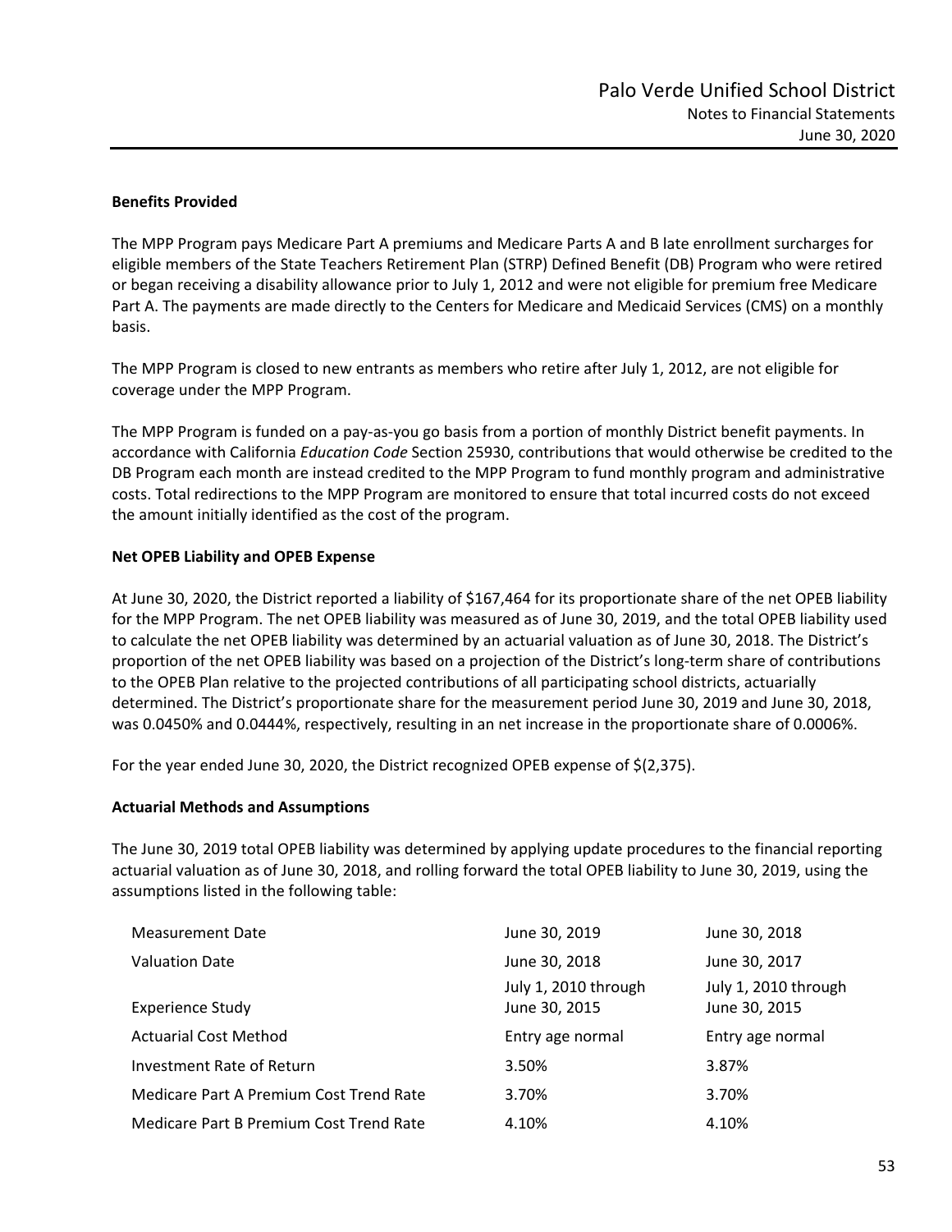### Benefits Provided

The MPP Program pays Medicare Part A premiums and Medicare Parts A and B late enrollment surcharges for eligible members of the State Teachers Retirement Plan (STRP) Defined Benefit (DB) Program who were retired or began receiving a disability allowance prior to July 1, 2012 and were not eligible for premium free Medicare Part A. The payments are made directly to the Centers for Medicare and Medicaid Services (CMS) on a monthly basis.

The MPP Program is closed to new entrants as members who retire after July 1, 2012, are not eligible for coverage under the MPP Program.

The MPP Program is funded on a pay-as-you go basis from a portion of monthly District benefit payments. In accordance with California *Education Code* Section 25930, contributions that would otherwise be credited to the DB Program each month are instead credited to the MPP Program to fund monthly program and administrative costs. Total redirections to the MPP Program are monitored to ensure that total incurred costs do not exceed the amount initially identified as the cost of the program.

### Net OPEB Liability and OPEB Expense

At June 30, 2020, the District reported a liability of $167,464 for its proportionate share of the net OPEB liability for the MPP Program. The net OPEB liability was measured as of June 30, 2019, and the total OPEB liability used to calculate the net OPEB liability was determined by an actuarial valuation as of June 30, 2018. The District's proportion of the net OPEB liability was based on a projection of the District's long-term share of contributions to the OPEB Plan relative to the projected contributions of all participating school districts, actuarially determined. The District's proportionate share for the measurement period June 30, 2019 and June 30, 2018, was 0.0450% and 0.0444%, respectively, resulting in an net increase in the proportionate share of 0.0006%.

For the year ended June 30, 2020, the District recognized OPEB expense of $(2,375).

### Actuarial Methods and Assumptions

The June 30, 2019 total OPEB liability was determined by applying update procedures to the financial reporting actuarial valuation as of June 30, 2018, and rolling forward the total OPEB liability to June 30, 2019, using the assumptions listed in the following table:

| | | |
|---|---|---|
| Measurement Date | June 30, 2019 | June 30, 2018 |
| Valuation Date | June 30, 2018 | June 30, 2017 |
| Experience Study | July 1, 2010 through June 30, 2015 | July 1, 2010 through June 30, 2015 |
| Actuarial Cost Method | Entry age normal | Entry age normal |
| Investment Rate of Return | 3.50% | 3.87% |
| Medicare Part A Premium Cost Trend Rate | 3.70% | 3.70% |
| Medicare Part B Premium Cost Trend Rate | 4.10% | 4.10% |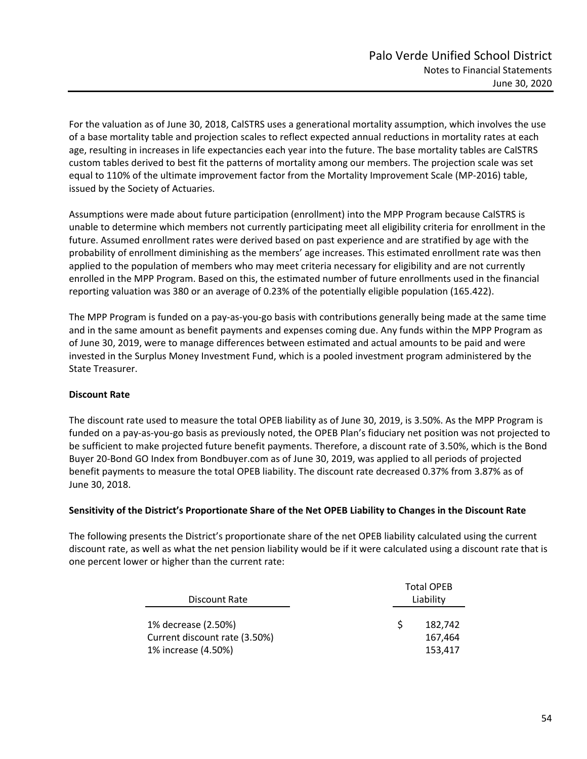For the valuation as of June 30, 2018, CalSTRS uses a generational mortality assumption, which involves the use of a base mortality table and projection scales to reflect expected annual reductions in mortality rates at each age, resulting in increases in life expectancies each year into the future. The base mortality tables are CalSTRS custom tables derived to best fit the patterns of mortality among our members. The projection scale was set equal to 110% of the ultimate improvement factor from the Mortality Improvement Scale (MP-2016) table, issued by the Society of Actuaries.

Assumptions were made about future participation (enrollment) into the MPP Program because CalSTRS is unable to determine which members not currently participating meet all eligibility criteria for enrollment in the future. Assumed enrollment rates were derived based on past experience and are stratified by age with the probability of enrollment diminishing as the members' age increases. This estimated enrollment rate was then applied to the population of members who may meet criteria necessary for eligibility and are not currently enrolled in the MPP Program. Based on this, the estimated number of future enrollments used in the financial reporting valuation was 380 or an average of 0.23% of the potentially eligible population (165.422).

The MPP Program is funded on a pay-as-you-go basis with contributions generally being made at the same time and in the same amount as benefit payments and expenses coming due. Any funds within the MPP Program as of June 30, 2019, were to manage differences between estimated and actual amounts to be paid and were invested in the Surplus Money Investment Fund, which is a pooled investment program administered by the State Treasurer.

**Discount Rate**

The discount rate used to measure the total OPEB liability as of June 30, 2019, is 3.50%. As the MPP Program is funded on a pay-as-you-go basis as previously noted, the OPEB Plan's fiduciary net position was not projected to be sufficient to make projected future benefit payments. Therefore, a discount rate of 3.50%, which is the Bond Buyer 20-Bond GO Index from Bondbuyer.com as of June 30, 2019, was applied to all periods of projected benefit payments to measure the total OPEB liability. The discount rate decreased 0.37% from 3.87% as of June 30, 2018.

**Sensitivity of the District's Proportionate Share of the Net OPEB Liability to Changes in the Discount Rate**

The following presents the District's proportionate share of the net OPEB liability calculated using the current discount rate, as well as what the net pension liability would be if it were calculated using a discount rate that is one percent lower or higher than the current rate:

| Discount Rate | Total OPEB Liability |
|---|---|
| 1% decrease (2.50%) | $ 182,742 |
| Current discount rate (3.50%) | 167,464 |
| 1% increase (4.50%) | 153,417 |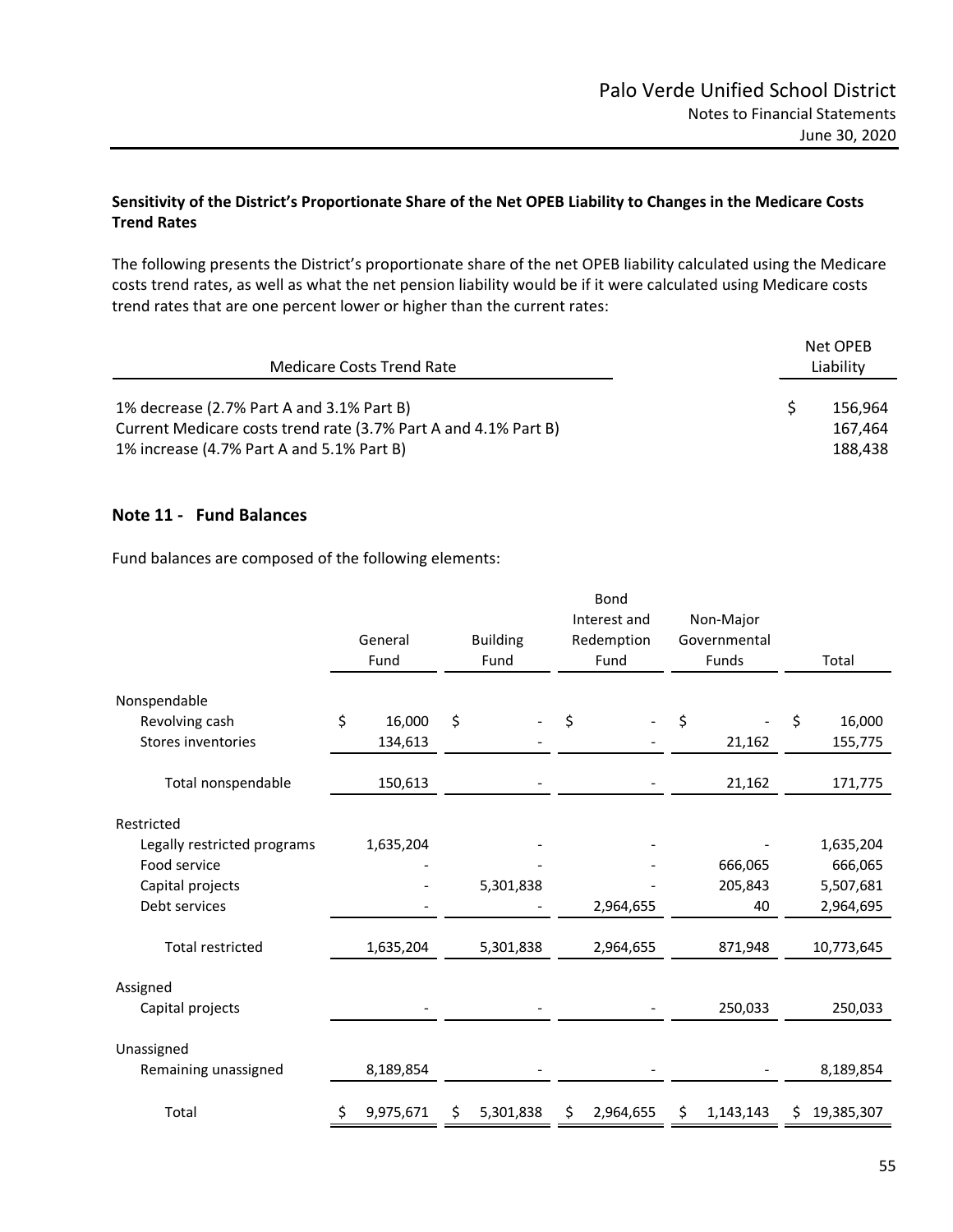**Sensitivity of the District's Proportionate Share of the Net OPEB Liability to Changes in the Medicare Costs Trend Rates**

The following presents the District's proportionate share of the net OPEB liability calculated using the Medicare costs trend rates, as well as what the net pension liability would be if it were calculated using Medicare costs trend rates that are one percent lower or higher than the current rates:

| Medicare Costs Trend Rate | Net OPEB Liability |
|---|---|
| 1% decrease (2.7% Part A and 3.1% Part B) | $ 156,964 |
| Current Medicare costs trend rate (3.7% Part A and 4.1% Part B) | 167,464 |
| 1% increase (4.7% Part A and 5.1% Part B) | 188,438 |

## Note 11 - Fund Balances

Fund balances are composed of the following elements:

| | General Fund | Building Fund | Bond Interest and Redemption Fund | Non-Major Governmental Funds | Total |
|---|---|---|---|---|---|
| Nonspendable | | | | | |
| Revolving cash | $ 16,000 | $ - | $ - | $ - | $ 16,000 |
| Stores inventories | 134,613 | - | - | 21,162 | 155,775 |
| Total nonspendable | 150,613 | - | - | 21,162 | 171,775 |
| Restricted | | | | | |
| Legally restricted programs | 1,635,204 | - | - | - | 1,635,204 |
| Food service | - | - | - | 666,065 | 666,065 |
| Capital projects | - | 5,301,838 | - | 205,843 | 5,507,681 |
| Debt services | - | - | 2,964,655 | 40 | 2,964,695 |
| Total restricted | 1,635,204 | 5,301,838 | 2,964,655 | 871,948 | 10,773,645 |
| Assigned | | | | | |
| Capital projects | - | - | - | 250,033 | 250,033 |
| Unassigned | | | | | |
| Remaining unassigned | 8,189,854 | - | - | - | 8,189,854 |
| Total | $ 9,975,671 | $ 5,301,838 | $ 2,964,655 | $ 1,143,143 | $ 19,385,307 |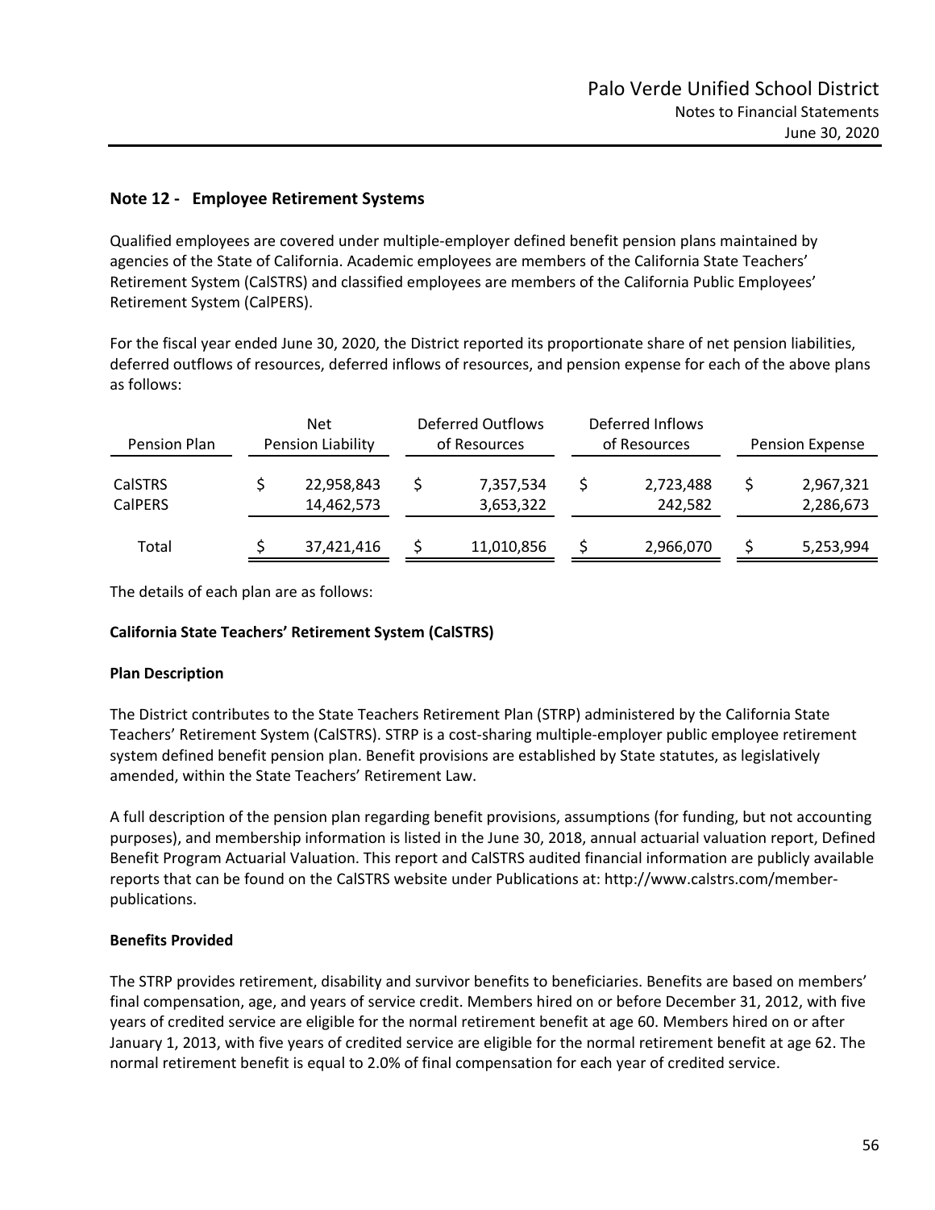## Note 12 - Employee Retirement Systems

Qualified employees are covered under multiple-employer defined benefit pension plans maintained by agencies of the State of California. Academic employees are members of the California State Teachers' Retirement System (CalSTRS) and classified employees are members of the California Public Employees' Retirement System (CalPERS).

For the fiscal year ended June 30, 2020, the District reported its proportionate share of net pension liabilities, deferred outflows of resources, deferred inflows of resources, and pension expense for each of the above plans as follows:

| Pension Plan | Net Pension Liability | Deferred Outflows of Resources | Deferred Inflows of Resources | Pension Expense |
|---|---|---|---|---|
| CalSTRS | $ 22,958,843 | $ 7,357,534 | $ 2,723,488 | $ 2,967,321 |
| CalPERS | 14,462,573 | 3,653,322 | 242,582 | 2,286,673 |
| Total | $ 37,421,416 | $ 11,010,856 | $ 2,966,070 | $ 5,253,994 |

The details of each plan are as follows:

**California State Teachers' Retirement System (CalSTRS)**

**Plan Description**

The District contributes to the State Teachers Retirement Plan (STRP) administered by the California State Teachers' Retirement System (CalSTRS). STRP is a cost-sharing multiple-employer public employee retirement system defined benefit pension plan. Benefit provisions are established by State statutes, as legislatively amended, within the State Teachers' Retirement Law.

A full description of the pension plan regarding benefit provisions, assumptions (for funding, but not accounting purposes), and membership information is listed in the June 30, 2018, annual actuarial valuation report, Defined Benefit Program Actuarial Valuation. This report and CalSTRS audited financial information are publicly available reports that can be found on the CalSTRS website under Publications at: http://www.calstrs.com/member-publications.

**Benefits Provided**

The STRP provides retirement, disability and survivor benefits to beneficiaries. Benefits are based on members' final compensation, age, and years of service credit. Members hired on or before December 31, 2012, with five years of credited service are eligible for the normal retirement benefit at age 60. Members hired on or after January 1, 2013, with five years of credited service are eligible for the normal retirement benefit at age 62. The normal retirement benefit is equal to 2.0% of final compensation for each year of credited service.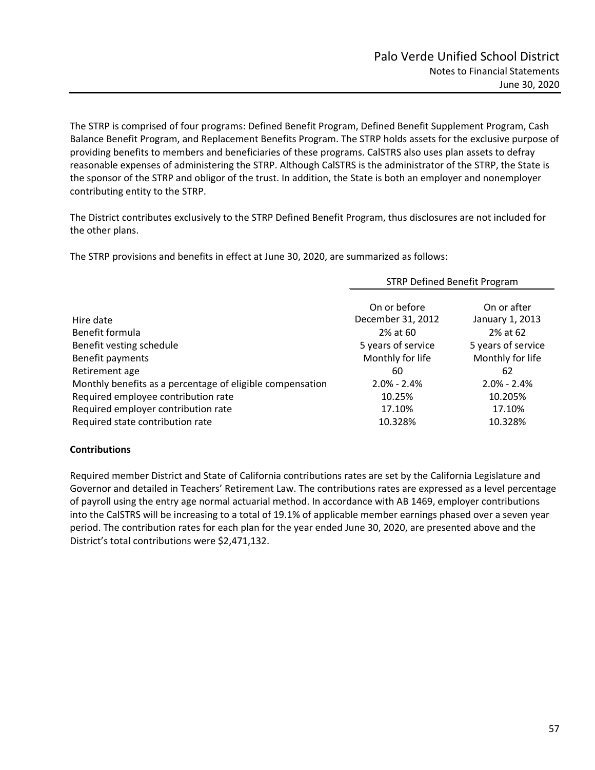The STRP is comprised of four programs: Defined Benefit Program, Defined Benefit Supplement Program, Cash Balance Benefit Program, and Replacement Benefits Program. The STRP holds assets for the exclusive purpose of providing benefits to members and beneficiaries of these programs. CalSTRS also uses plan assets to defray reasonable expenses of administering the STRP. Although CalSTRS is the administrator of the STRP, the State is the sponsor of the STRP and obligor of the trust. In addition, the State is both an employer and nonemployer contributing entity to the STRP.

The District contributes exclusively to the STRP Defined Benefit Program, thus disclosures are not included for the other plans.

The STRP provisions and benefits in effect at June 30, 2020, are summarized as follows:

| | STRP Defined Benefit Program | |
|---|---|---|
| Hire date | On or before December 31, 2012 | On or after January 1, 2013 |
| Benefit formula | 2% at 60 | 2% at 62 |
| Benefit vesting schedule | 5 years of service | 5 years of service |
| Benefit payments | Monthly for life | Monthly for life |
| Retirement age | 60 | 62 |
| Monthly benefits as a percentage of eligible compensation | 2.0% - 2.4% | 2.0% - 2.4% |
| Required employee contribution rate | 10.25% | 10.205% |
| Required employer contribution rate | 17.10% | 17.10% |
| Required state contribution rate | 10.328% | 10.328% |

**Contributions**

Required member District and State of California contributions rates are set by the California Legislature and Governor and detailed in Teachers' Retirement Law. The contributions rates are expressed as a level percentage of payroll using the entry age normal actuarial method. In accordance with AB 1469, employer contributions into the CalSTRS will be increasing to a total of 19.1% of applicable member earnings phased over a seven year period. The contribution rates for each plan for the year ended June 30, 2020, are presented above and the District's total contributions were $2,471,132.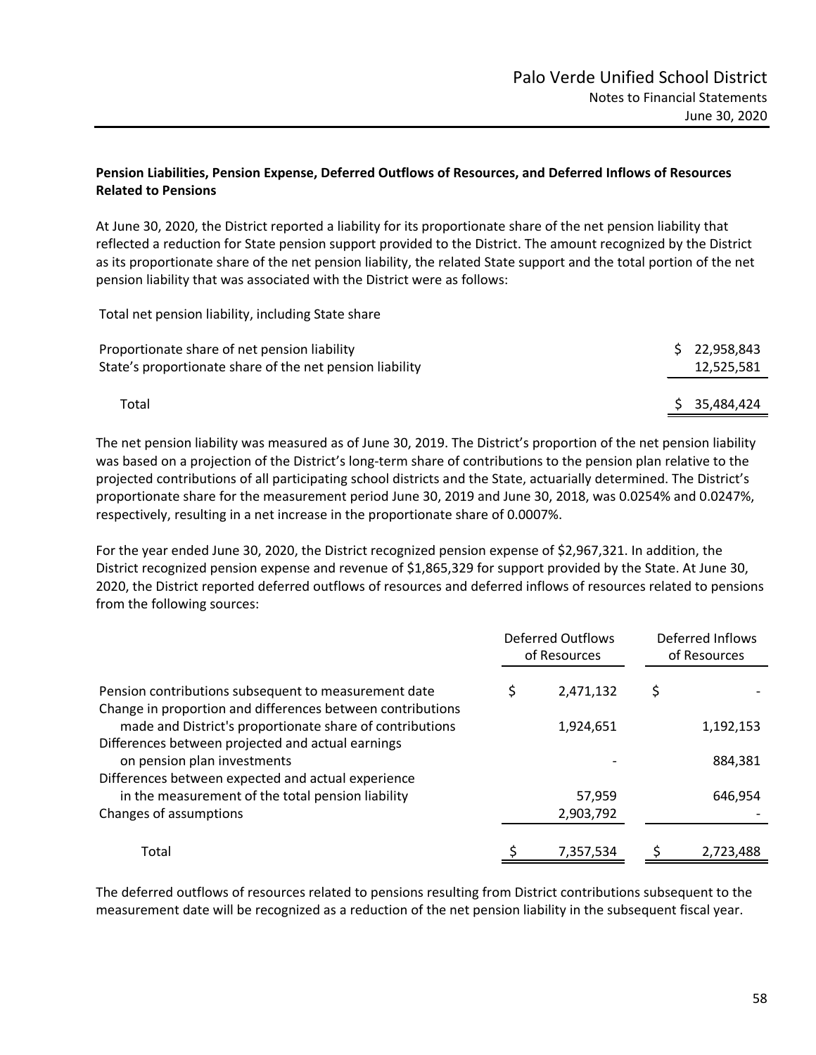**Pension Liabilities, Pension Expense, Deferred Outflows of Resources, and Deferred Inflows of Resources Related to Pensions**

At June 30, 2020, the District reported a liability for its proportionate share of the net pension liability that reflected a reduction for State pension support provided to the District. The amount recognized by the District as its proportionate share of the net pension liability, the related State support and the total portion of the net pension liability that was associated with the District were as follows:

| Total net pension liability, including State share | |
|---|---|
| Proportionate share of net pension liability | $ 22,958,843 |
| State's proportionate share of the net pension liability | 12,525,581 |
| Total | $ 35,484,424 |

The net pension liability was measured as of June 30, 2019. The District's proportion of the net pension liability was based on a projection of the District's long-term share of contributions to the pension plan relative to the projected contributions of all participating school districts and the State, actuarially determined. The District's proportionate share for the measurement period June 30, 2019 and June 30, 2018, was 0.0254% and 0.0247%, respectively, resulting in a net increase in the proportionate share of 0.0007%.

For the year ended June 30, 2020, the District recognized pension expense of $2,967,321. In addition, the District recognized pension expense and revenue of $1,865,329 for support provided by the State. At June 30, 2020, the District reported deferred outflows of resources and deferred inflows of resources related to pensions from the following sources:

| | Deferred Outflows of Resources | Deferred Inflows of Resources |
|---|---|---|
| Pension contributions subsequent to measurement date | $ 2,471,132 | $ - |
| Change in proportion and differences between contributions made and District's proportionate share of contributions | 1,924,651 | 1,192,153 |
| Differences between projected and actual earnings on pension plan investments | - | 884,381 |
| Differences between expected and actual experience in the measurement of the total pension liability | 57,959 | 646,954 |
| Changes of assumptions | 2,903,792 | - |
| Total | $ 7,357,534 | $ 2,723,488 |

The deferred outflows of resources related to pensions resulting from District contributions subsequent to the measurement date will be recognized as a reduction of the net pension liability in the subsequent fiscal year.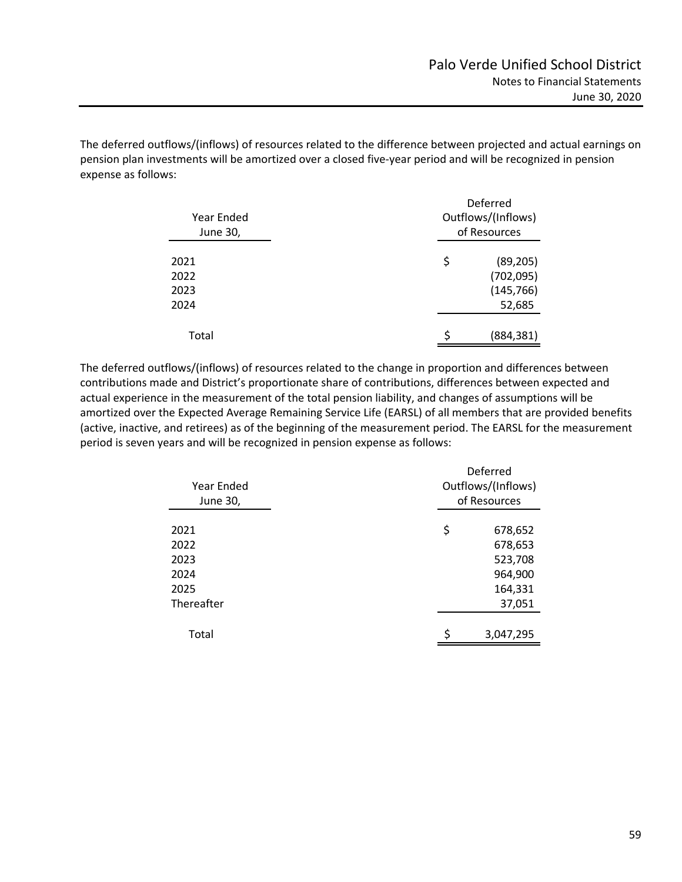The deferred outflows/(inflows) of resources related to the difference between projected and actual earnings on pension plan investments will be amortized over a closed five-year period and will be recognized in pension expense as follows:

| Year Ended June 30, | Deferred Outflows/(Inflows) of Resources |
|---|---|
| 2021 | $ (89,205) |
| 2022 | (702,095) |
| 2023 | (145,766) |
| 2024 | 52,685 |
| Total | $ (884,381) |

The deferred outflows/(inflows) of resources related to the change in proportion and differences between contributions made and District's proportionate share of contributions, differences between expected and actual experience in the measurement of the total pension liability, and changes of assumptions will be amortized over the Expected Average Remaining Service Life (EARSL) of all members that are provided benefits (active, inactive, and retirees) as of the beginning of the measurement period. The EARSL for the measurement period is seven years and will be recognized in pension expense as follows:

| Year Ended June 30, | Deferred Outflows/(Inflows) of Resources |
|---|---|
| 2021 | $ 678,652 |
| 2022 | 678,653 |
| 2023 | 523,708 |
| 2024 | 964,900 |
| 2025 | 164,331 |
| Thereafter | 37,051 |
| Total | $ 3,047,295 |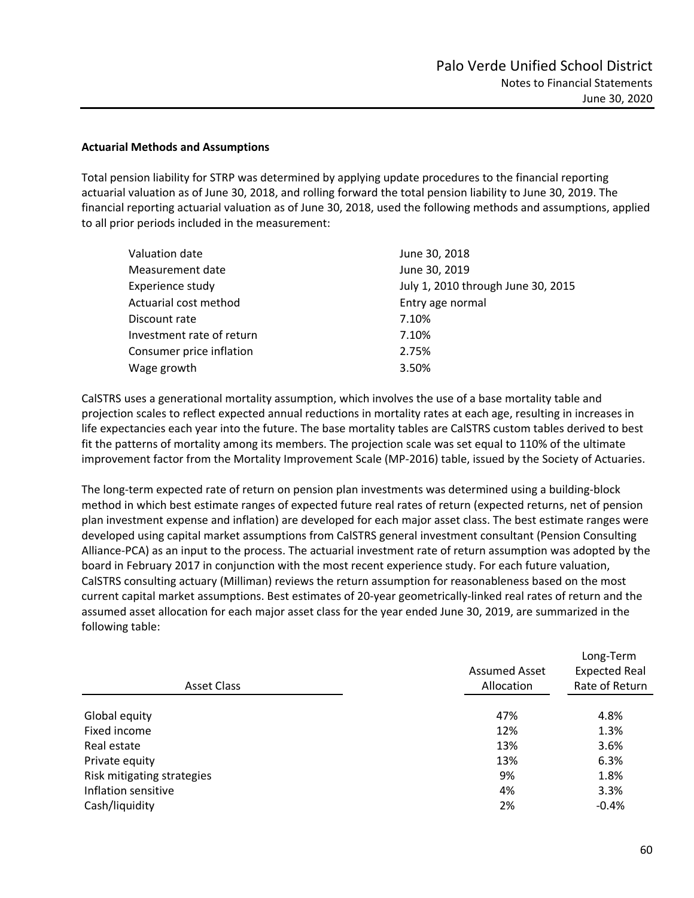**Actuarial Methods and Assumptions**

Total pension liability for STRP was determined by applying update procedures to the financial reporting actuarial valuation as of June 30, 2018, and rolling forward the total pension liability to June 30, 2019. The financial reporting actuarial valuation as of June 30, 2018, used the following methods and assumptions, applied to all prior periods included in the measurement:

| | |
|---|---|
| Valuation date | June 30, 2018 |
| Measurement date | June 30, 2019 |
| Experience study | July 1, 2010 through June 30, 2015 |
| Actuarial cost method | Entry age normal |
| Discount rate | 7.10% |
| Investment rate of return | 7.10% |
| Consumer price inflation | 2.75% |
| Wage growth | 3.50% |

CalSTRS uses a generational mortality assumption, which involves the use of a base mortality table and projection scales to reflect expected annual reductions in mortality rates at each age, resulting in increases in life expectancies each year into the future. The base mortality tables are CalSTRS custom tables derived to best fit the patterns of mortality among its members. The projection scale was set equal to 110% of the ultimate improvement factor from the Mortality Improvement Scale (MP-2016) table, issued by the Society of Actuaries.

The long-term expected rate of return on pension plan investments was determined using a building-block method in which best estimate ranges of expected future real rates of return (expected returns, net of pension plan investment expense and inflation) are developed for each major asset class. The best estimate ranges were developed using capital market assumptions from CalSTRS general investment consultant (Pension Consulting Alliance-PCA) as an input to the process. The actuarial investment rate of return assumption was adopted by the board in February 2017 in conjunction with the most recent experience study. For each future valuation, CalSTRS consulting actuary (Milliman) reviews the return assumption for reasonableness based on the most current capital market assumptions. Best estimates of 20-year geometrically-linked real rates of return and the assumed asset allocation for each major asset class for the year ended June 30, 2019, are summarized in the following table:

| Asset Class | Assumed Asset Allocation | Long-Term Expected Real Rate of Return |
|---|---|---|
| Global equity | 47% | 4.8% |
| Fixed income | 12% | 1.3% |
| Real estate | 13% | 3.6% |
| Private equity | 13% | 6.3% |
| Risk mitigating strategies | 9% | 1.8% |
| Inflation sensitive | 4% | 3.3% |
| Cash/liquidity | 2% | -0.4% |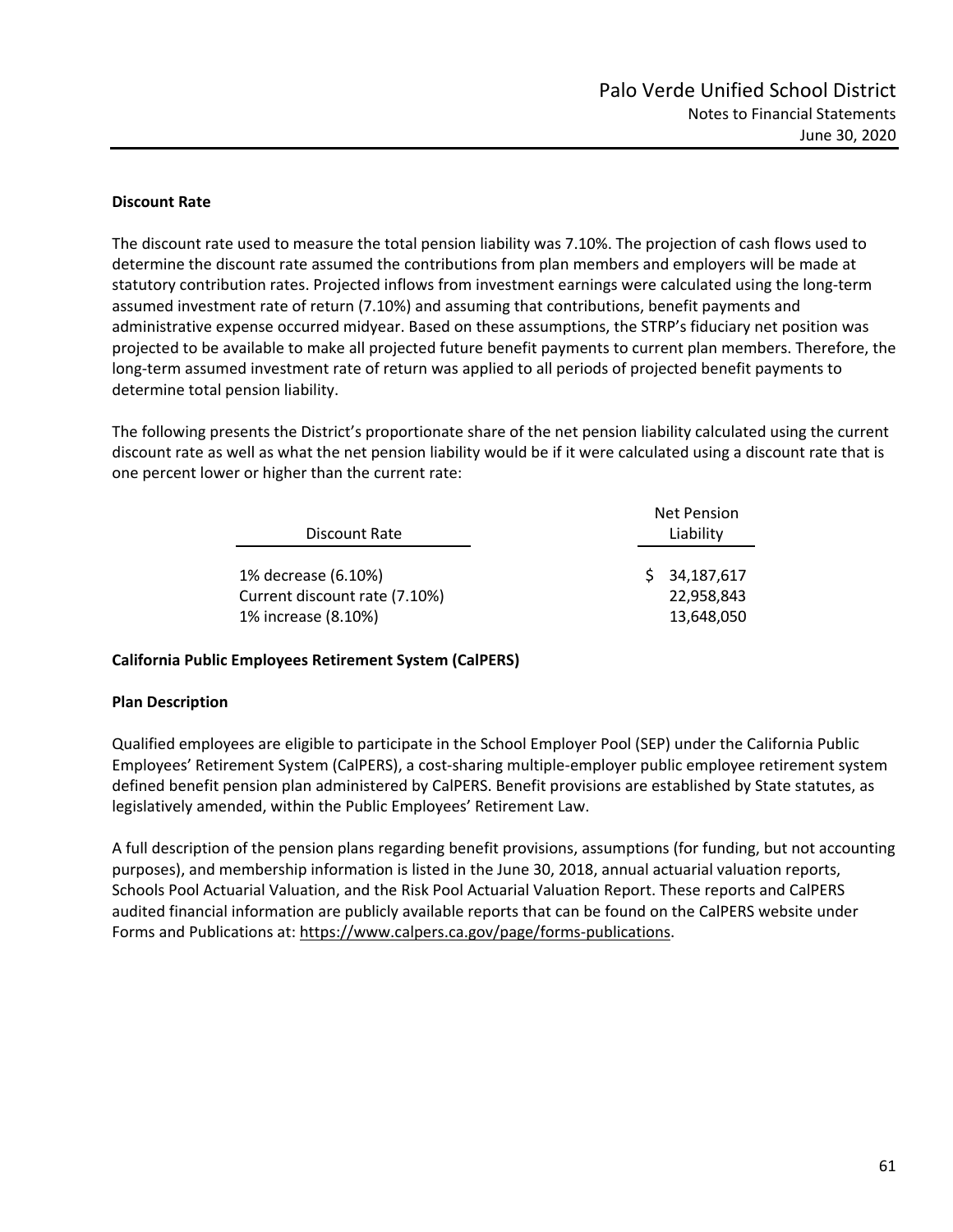**Discount Rate**

The discount rate used to measure the total pension liability was 7.10%. The projection of cash flows used to determine the discount rate assumed the contributions from plan members and employers will be made at statutory contribution rates. Projected inflows from investment earnings were calculated using the long-term assumed investment rate of return (7.10%) and assuming that contributions, benefit payments and administrative expense occurred midyear. Based on these assumptions, the STRP's fiduciary net position was projected to be available to make all projected future benefit payments to current plan members. Therefore, the long-term assumed investment rate of return was applied to all periods of projected benefit payments to determine total pension liability.

The following presents the District's proportionate share of the net pension liability calculated using the current discount rate as well as what the net pension liability would be if it were calculated using a discount rate that is one percent lower or higher than the current rate:

| Discount Rate | Net Pension Liability |
|---|---|
| 1% decrease (6.10%) | $ 34,187,617 |
| Current discount rate (7.10%) | 22,958,843 |
| 1% increase (8.10%) | 13,648,050 |

**California Public Employees Retirement System (CalPERS)**

**Plan Description**

Qualified employees are eligible to participate in the School Employer Pool (SEP) under the California Public Employees' Retirement System (CalPERS), a cost-sharing multiple-employer public employee retirement system defined benefit pension plan administered by CalPERS. Benefit provisions are established by State statutes, as legislatively amended, within the Public Employees' Retirement Law.

A full description of the pension plans regarding benefit provisions, assumptions (for funding, but not accounting purposes), and membership information is listed in the June 30, 2018, annual actuarial valuation reports, Schools Pool Actuarial Valuation, and the Risk Pool Actuarial Valuation Report. These reports and CalPERS audited financial information are publicly available reports that can be found on the CalPERS website under Forms and Publications at: https://www.calpers.ca.gov/page/forms-publications.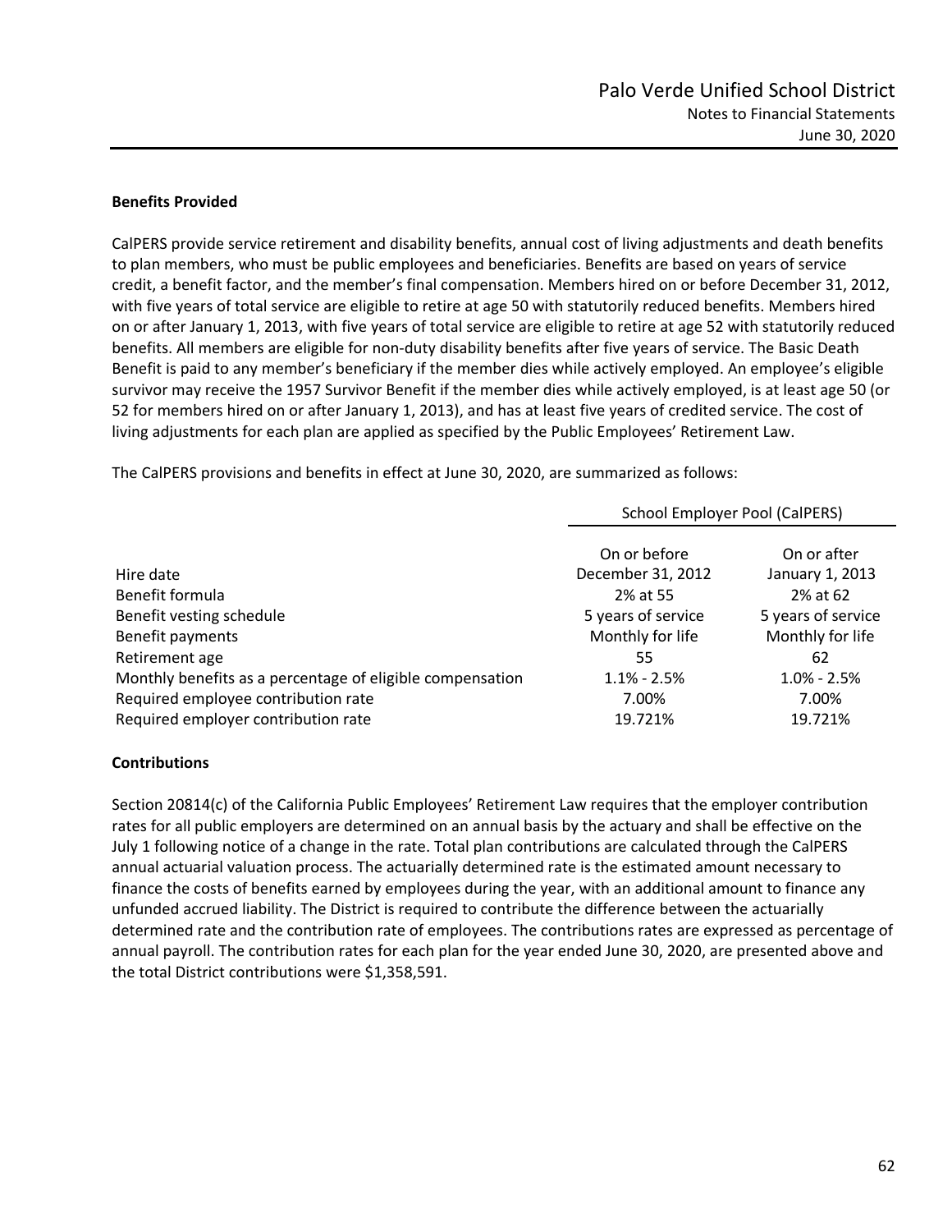### Benefits Provided

CalPERS provide service retirement and disability benefits, annual cost of living adjustments and death benefits to plan members, who must be public employees and beneficiaries. Benefits are based on years of service credit, a benefit factor, and the member's final compensation. Members hired on or before December 31, 2012, with five years of total service are eligible to retire at age 50 with statutorily reduced benefits. Members hired on or after January 1, 2013, with five years of total service are eligible to retire at age 52 with statutorily reduced benefits. All members are eligible for non-duty disability benefits after five years of service. The Basic Death Benefit is paid to any member's beneficiary if the member dies while actively employed. An employee's eligible survivor may receive the 1957 Survivor Benefit if the member dies while actively employed, is at least age 50 (or 52 for members hired on or after January 1, 2013), and has at least five years of credited service. The cost of living adjustments for each plan are applied as specified by the Public Employees' Retirement Law.

The CalPERS provisions and benefits in effect at June 30, 2020, are summarized as follows:

| | School Employer Pool (CalPERS) | |
|---|---|---|
| Hire date | On or before December 31, 2012 | On or after January 1, 2013 |
| Benefit formula | 2% at 55 | 2% at 62 |
| Benefit vesting schedule | 5 years of service | 5 years of service |
| Benefit payments | Monthly for life | Monthly for life |
| Retirement age | 55 | 62 |
| Monthly benefits as a percentage of eligible compensation | 1.1% - 2.5% | 1.0% - 2.5% |
| Required employee contribution rate | 7.00% | 7.00% |
| Required employer contribution rate | 19.721% | 19.721% |

### Contributions

Section 20814(c) of the California Public Employees' Retirement Law requires that the employer contribution rates for all public employers are determined on an annual basis by the actuary and shall be effective on the July 1 following notice of a change in the rate. Total plan contributions are calculated through the CalPERS annual actuarial valuation process. The actuarially determined rate is the estimated amount necessary to finance the costs of benefits earned by employees during the year, with an additional amount to finance any unfunded accrued liability. The District is required to contribute the difference between the actuarially determined rate and the contribution rate of employees. The contributions rates are expressed as percentage of annual payroll. The contribution rates for each plan for the year ended June 30, 2020, are presented above and the total District contributions were $1,358,591.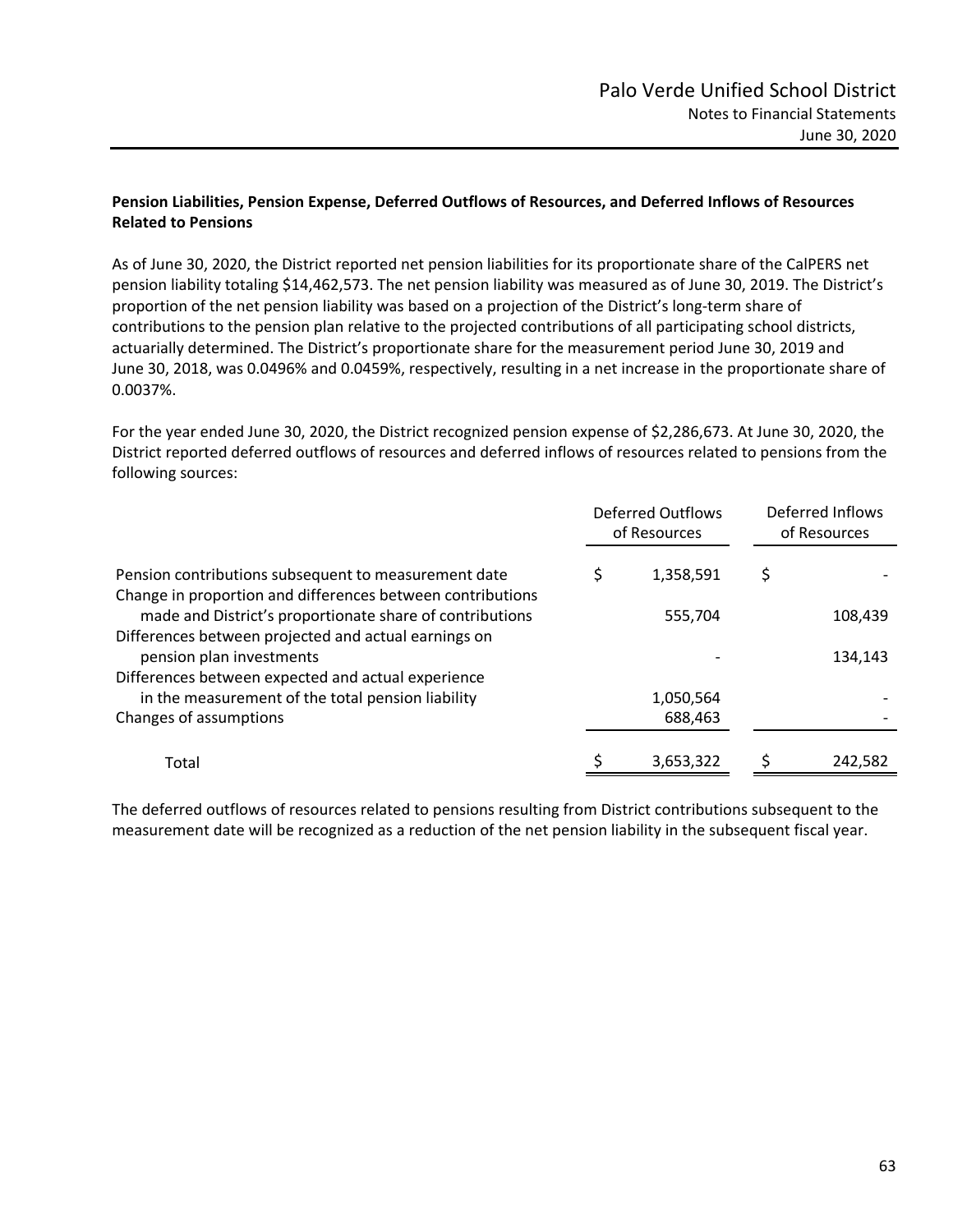### Pension Liabilities, Pension Expense, Deferred Outflows of Resources, and Deferred Inflows of Resources Related to Pensions

As of June 30, 2020, the District reported net pension liabilities for its proportionate share of the CalPERS net pension liability totaling $14,462,573. The net pension liability was measured as of June 30, 2019. The District's proportion of the net pension liability was based on a projection of the District's long-term share of contributions to the pension plan relative to the projected contributions of all participating school districts, actuarially determined. The District's proportionate share for the measurement period June 30, 2019 and June 30, 2018, was 0.0496% and 0.0459%, respectively, resulting in a net increase in the proportionate share of 0.0037%.

For the year ended June 30, 2020, the District recognized pension expense of $2,286,673. At June 30, 2020, the District reported deferred outflows of resources and deferred inflows of resources related to pensions from the following sources:

| | Deferred Outflows of Resources | Deferred Inflows of Resources |
|---|---|---|
| Pension contributions subsequent to measurement date | $ 1,358,591 | $ - |
| Change in proportion and differences between contributions made and District's proportionate share of contributions | 555,704 | 108,439 |
| Differences between projected and actual earnings on pension plan investments | - | 134,143 |
| Differences between expected and actual experience in the measurement of the total pension liability | 1,050,564 | - |
| Changes of assumptions | 688,463 | - |
| Total | $ 3,653,322 | $ 242,582 |

The deferred outflows of resources related to pensions resulting from District contributions subsequent to the measurement date will be recognized as a reduction of the net pension liability in the subsequent fiscal year.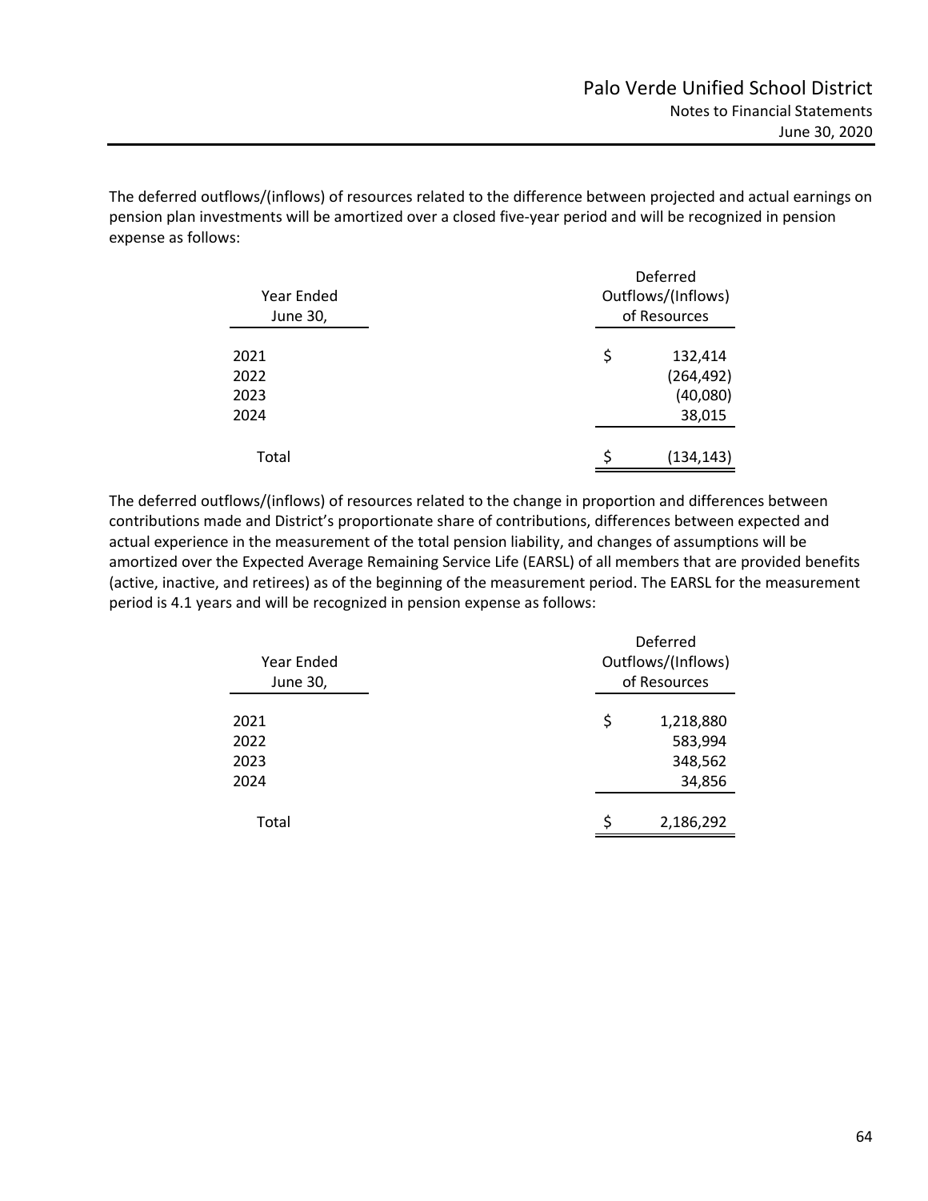The deferred outflows/(inflows) of resources related to the difference between projected and actual earnings on pension plan investments will be amortized over a closed five-year period and will be recognized in pension expense as follows:

| Year Ended June 30, | Deferred Outflows/(Inflows) of Resources |
|---|---|
| 2021 | $ 132,414 |
| 2022 | (264,492) |
| 2023 | (40,080) |
| 2024 | 38,015 |
| Total | $ (134,143) |

The deferred outflows/(inflows) of resources related to the change in proportion and differences between contributions made and District's proportionate share of contributions, differences between expected and actual experience in the measurement of the total pension liability, and changes of assumptions will be amortized over the Expected Average Remaining Service Life (EARSL) of all members that are provided benefits (active, inactive, and retirees) as of the beginning of the measurement period. The EARSL for the measurement period is 4.1 years and will be recognized in pension expense as follows:

| Year Ended June 30, | Deferred Outflows/(Inflows) of Resources |
|---|---|
| 2021 | $ 1,218,880 |
| 2022 | 583,994 |
| 2023 | 348,562 |
| 2024 | 34,856 |
| Total | $ 2,186,292 |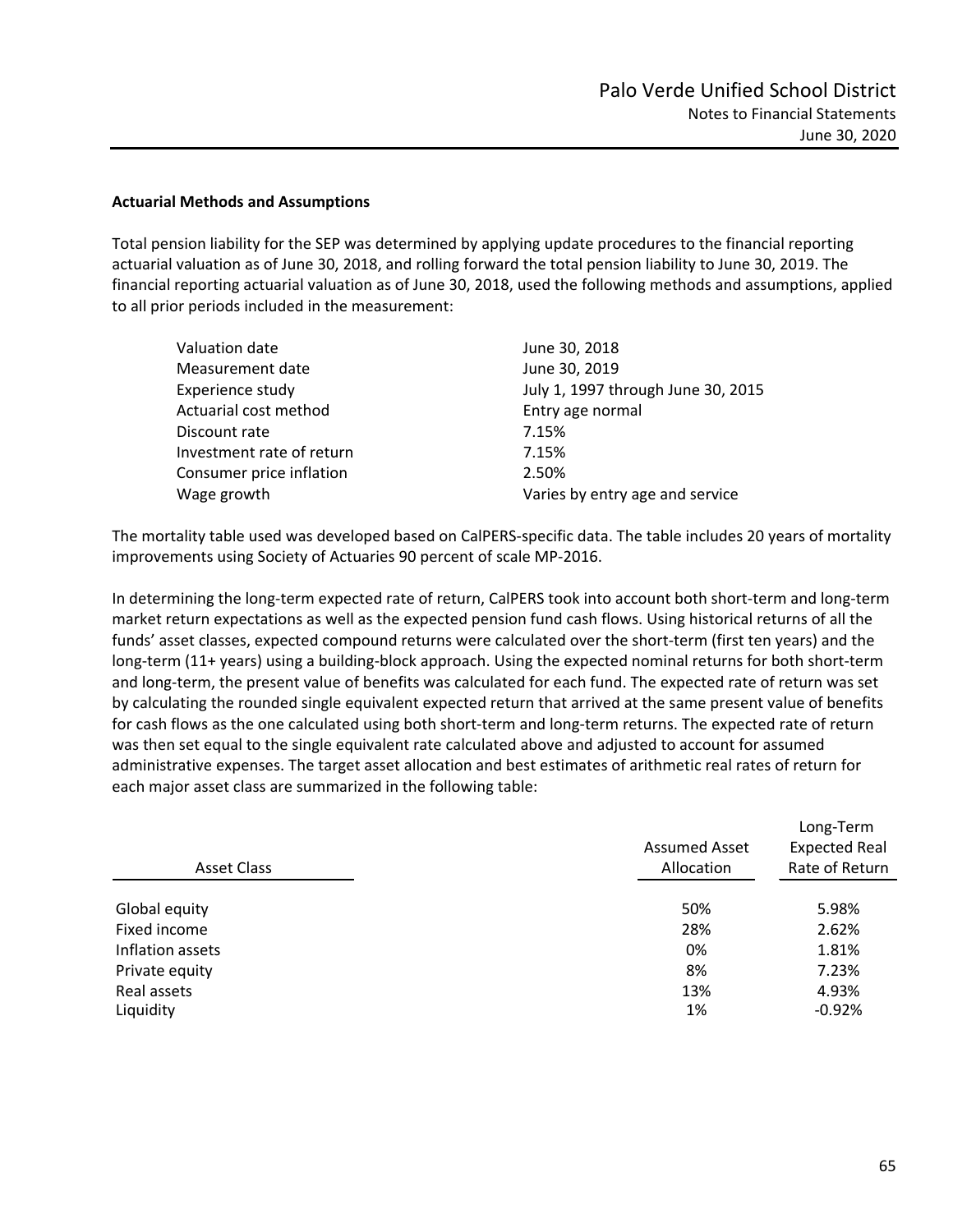### Actuarial Methods and Assumptions

Total pension liability for the SEP was determined by applying update procedures to the financial reporting actuarial valuation as of June 30, 2018, and rolling forward the total pension liability to June 30, 2019. The financial reporting actuarial valuation as of June 30, 2018, used the following methods and assumptions, applied to all prior periods included in the measurement:

| | |
|---|---|
| Valuation date | June 30, 2018 |
| Measurement date | June 30, 2019 |
| Experience study | July 1, 1997 through June 30, 2015 |
| Actuarial cost method | Entry age normal |
| Discount rate | 7.15% |
| Investment rate of return | 7.15% |
| Consumer price inflation | 2.50% |
| Wage growth | Varies by entry age and service |

The mortality table used was developed based on CalPERS-specific data. The table includes 20 years of mortality improvements using Society of Actuaries 90 percent of scale MP-2016.

In determining the long-term expected rate of return, CalPERS took into account both short-term and long-term market return expectations as well as the expected pension fund cash flows. Using historical returns of all the funds' asset classes, expected compound returns were calculated over the short-term (first ten years) and the long-term (11+ years) using a building-block approach. Using the expected nominal returns for both short-term and long-term, the present value of benefits was calculated for each fund. The expected rate of return was set by calculating the rounded single equivalent expected return that arrived at the same present value of benefits for cash flows as the one calculated using both short-term and long-term returns. The expected rate of return was then set equal to the single equivalent rate calculated above and adjusted to account for assumed administrative expenses. The target asset allocation and best estimates of arithmetic real rates of return for each major asset class are summarized in the following table:

| Asset Class | Assumed Asset Allocation | Long-Term Expected Real Rate of Return |
|---|---|---|
| Global equity | 50% | 5.98% |
| Fixed income | 28% | 2.62% |
| Inflation assets | 0% | 1.81% |
| Private equity | 8% | 7.23% |
| Real assets | 13% | 4.93% |
| Liquidity | 1% | -0.92% |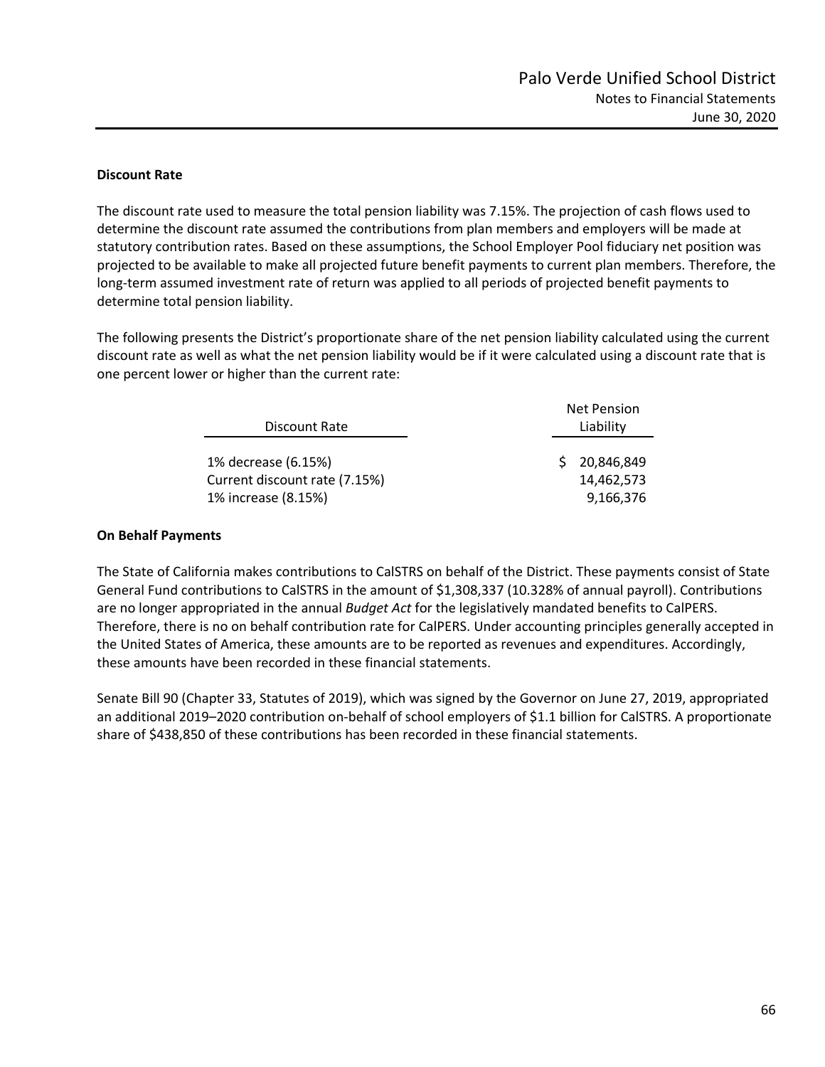**Discount Rate**

The discount rate used to measure the total pension liability was 7.15%. The projection of cash flows used to determine the discount rate assumed the contributions from plan members and employers will be made at statutory contribution rates. Based on these assumptions, the School Employer Pool fiduciary net position was projected to be available to make all projected future benefit payments to current plan members. Therefore, the long-term assumed investment rate of return was applied to all periods of projected benefit payments to determine total pension liability.

The following presents the District's proportionate share of the net pension liability calculated using the current discount rate as well as what the net pension liability would be if it were calculated using a discount rate that is one percent lower or higher than the current rate:

| Discount Rate | Net Pension Liability |
|---|---|
| 1% decrease (6.15%) | $ 20,846,849 |
| Current discount rate (7.15%) | 14,462,573 |
| 1% increase (8.15%) | 9,166,376 |

**On Behalf Payments**

The State of California makes contributions to CalSTRS on behalf of the District. These payments consist of State General Fund contributions to CalSTRS in the amount of $1,308,337 (10.328% of annual payroll). Contributions are no longer appropriated in the annual *Budget Act* for the legislatively mandated benefits to CalPERS. Therefore, there is no on behalf contribution rate for CalPERS. Under accounting principles generally accepted in the United States of America, these amounts are to be reported as revenues and expenditures. Accordingly, these amounts have been recorded in these financial statements.

Senate Bill 90 (Chapter 33, Statutes of 2019), which was signed by the Governor on June 27, 2019, appropriated an additional 2019–2020 contribution on-behalf of school employers of $1.1 billion for CalSTRS. A proportionate share of $438,850 of these contributions has been recorded in these financial statements.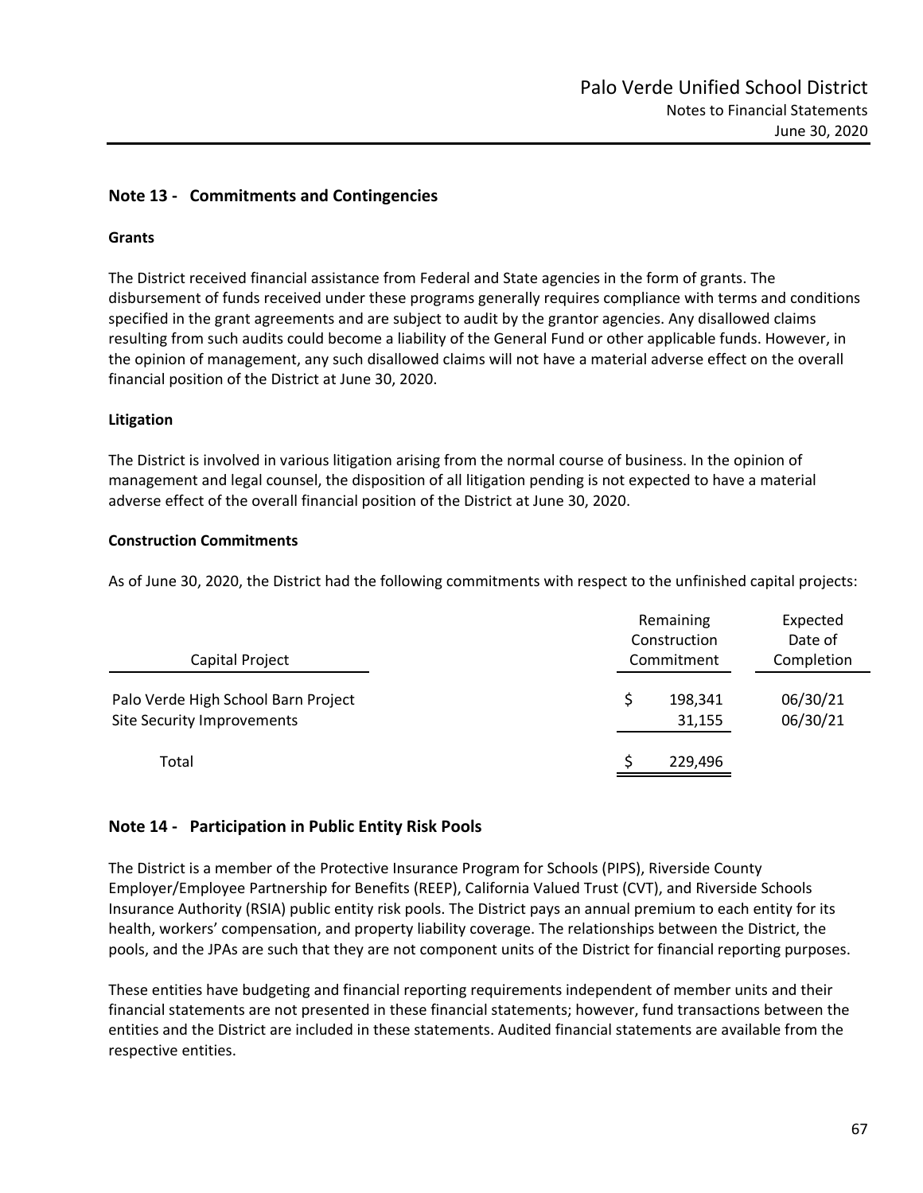## Note 13 - Commitments and Contingencies

**Grants**

The District received financial assistance from Federal and State agencies in the form of grants. The disbursement of funds received under these programs generally requires compliance with terms and conditions specified in the grant agreements and are subject to audit by the grantor agencies. Any disallowed claims resulting from such audits could become a liability of the General Fund or other applicable funds. However, in the opinion of management, any such disallowed claims will not have a material adverse effect on the overall financial position of the District at June 30, 2020.

**Litigation**

The District is involved in various litigation arising from the normal course of business. In the opinion of management and legal counsel, the disposition of all litigation pending is not expected to have a material adverse effect of the overall financial position of the District at June 30, 2020.

**Construction Commitments**

As of June 30, 2020, the District had the following commitments with respect to the unfinished capital projects:

| Capital Project | Remaining Construction Commitment | Expected Date of Completion |
|---|---|---|
| Palo Verde High School Barn Project | $ 198,341 | 06/30/21 |
| Site Security Improvements | 31,155 | 06/30/21 |
| Total | $ 229,496 | |

## Note 14 - Participation in Public Entity Risk Pools

The District is a member of the Protective Insurance Program for Schools (PIPS), Riverside County Employer/Employee Partnership for Benefits (REEP), California Valued Trust (CVT), and Riverside Schools Insurance Authority (RSIA) public entity risk pools. The District pays an annual premium to each entity for its health, workers' compensation, and property liability coverage. The relationships between the District, the pools, and the JPAs are such that they are not component units of the District for financial reporting purposes.

These entities have budgeting and financial reporting requirements independent of member units and their financial statements are not presented in these financial statements; however, fund transactions between the entities and the District are included in these statements. Audited financial statements are available from the respective entities.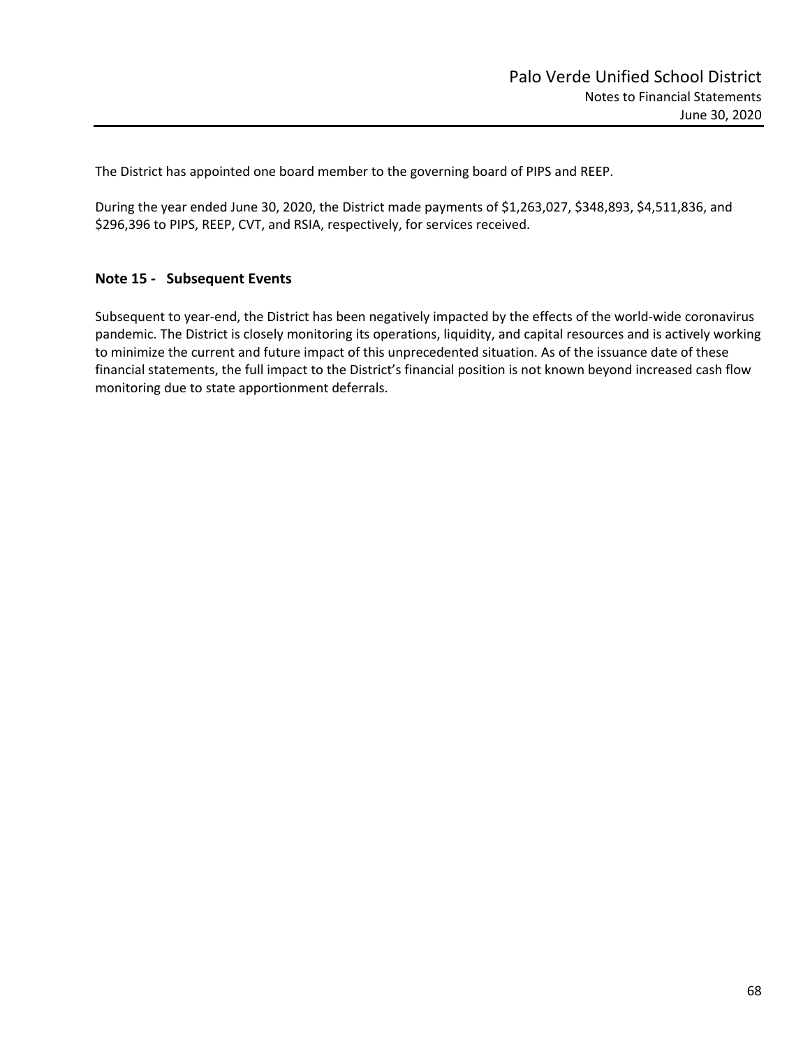The District has appointed one board member to the governing board of PIPS and REEP.

During the year ended June 30, 2020, the District made payments of $1,263,027, $348,893, $4,511,836, and $296,396 to PIPS, REEP, CVT, and RSIA, respectively, for services received.

## Note 15 - Subsequent Events

Subsequent to year-end, the District has been negatively impacted by the effects of the world-wide coronavirus pandemic. The District is closely monitoring its operations, liquidity, and capital resources and is actively working to minimize the current and future impact of this unprecedented situation. As of the issuance date of these financial statements, the full impact to the District's financial position is not known beyond increased cash flow monitoring due to state apportionment deferrals.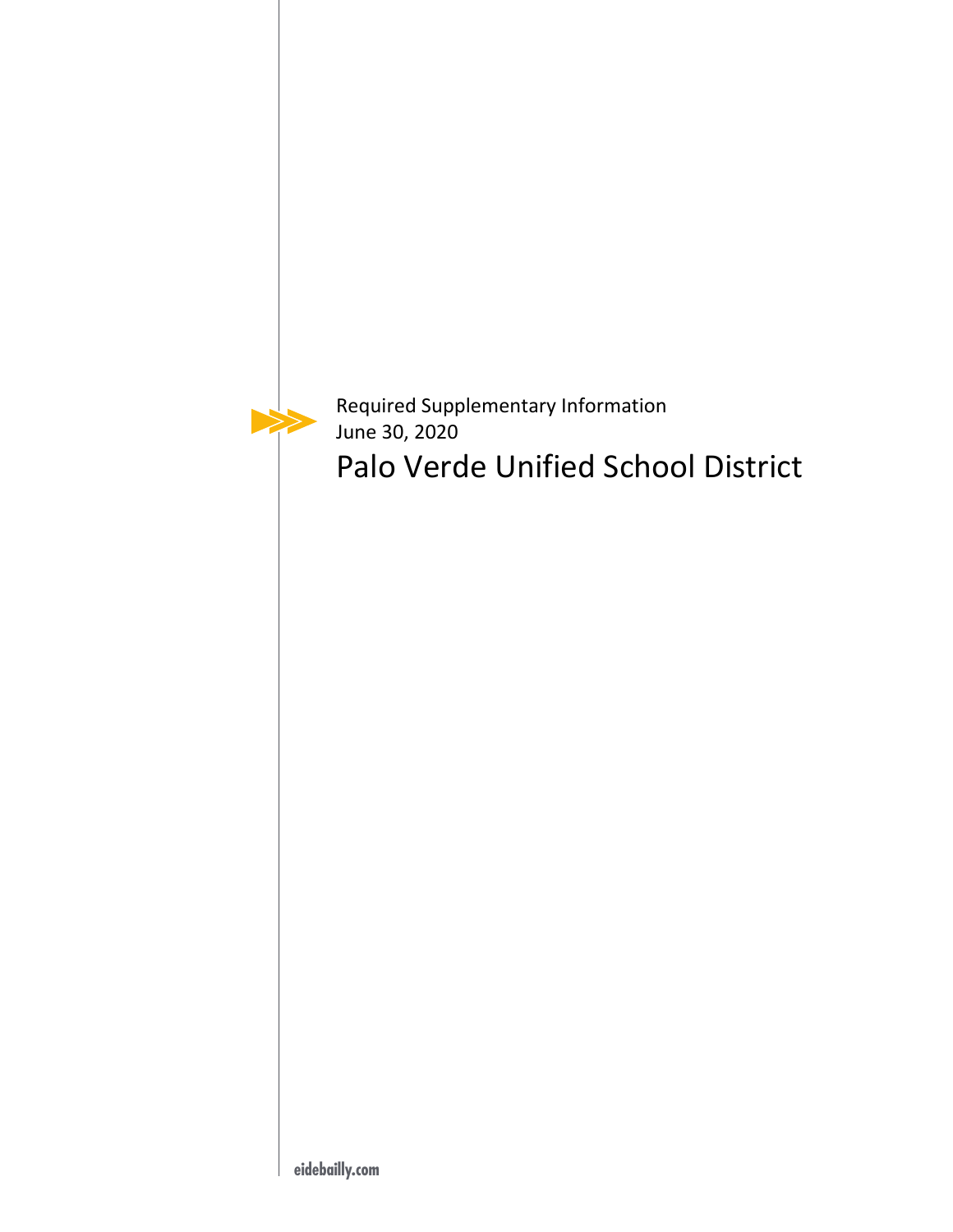Required Supplementary Information
June 30, 2020

# Palo Verde Unified School District

eidebailly.com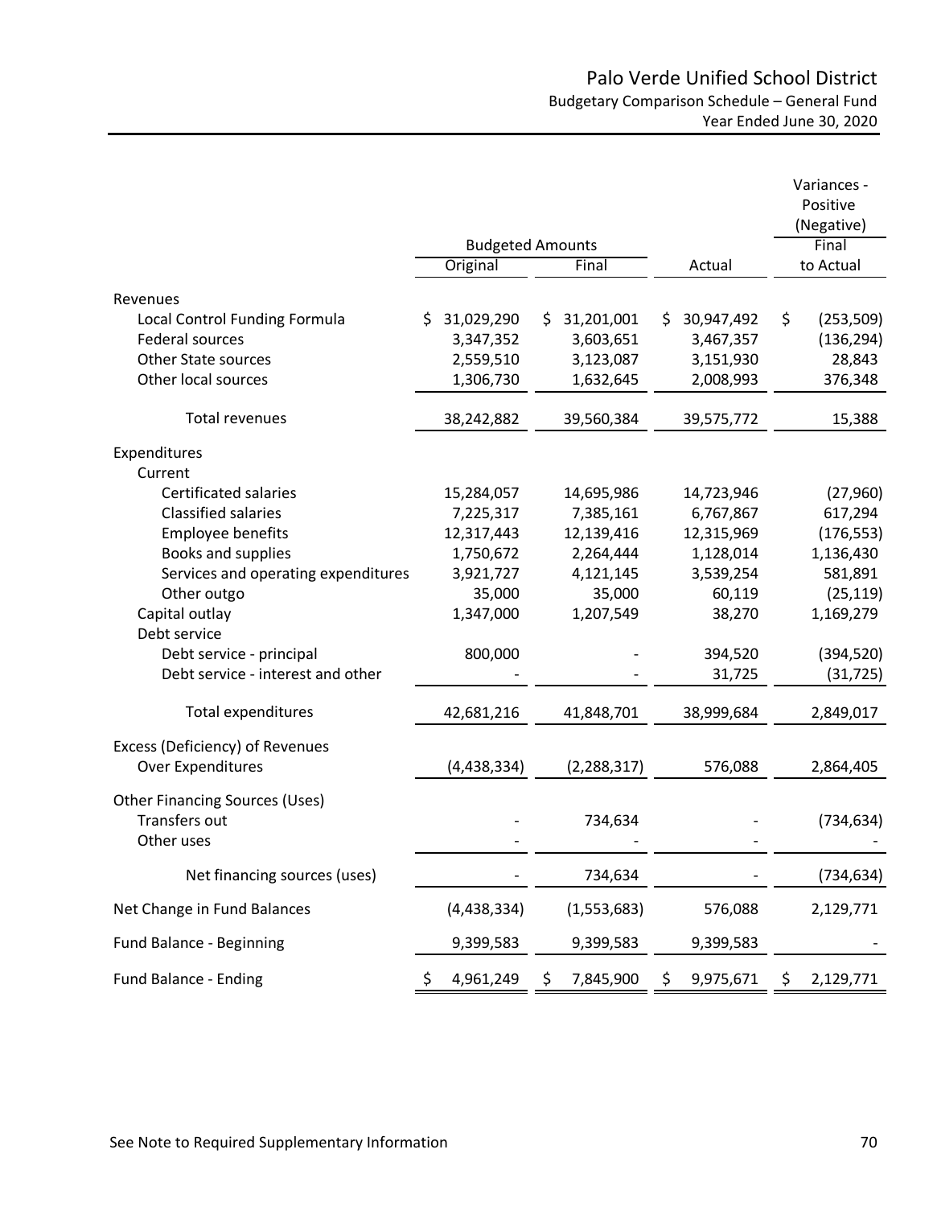# Palo Verde Unified School District

## Budgetary Comparison Schedule – General Fund

### Year Ended June 30, 2020

| | Budgeted Amounts | | | Variances - Positive (Negative) |
|---|---|---|---|---|
| | Original | Final | Actual | Final to Actual |
| **Revenues** | | | | |
| Local Control Funding Formula | $ 31,029,290 | $ 31,201,001 | $ 30,947,492 | $ (253,509) |
| Federal sources | 3,347,352 | 3,603,651 | 3,467,357 | (136,294) |
| Other State sources | 2,559,510 | 3,123,087 | 3,151,930 | 28,843 |
| Other local sources | 1,306,730 | 1,632,645 | 2,008,993 | 376,348 |
| Total revenues | 38,242,882 | 39,560,384 | 39,575,772 | 15,388 |
| **Expenditures** | | | | |
| Current | | | | |
| Certificated salaries | 15,284,057 | 14,695,986 | 14,723,946 | (27,960) |
| Classified salaries | 7,225,317 | 7,385,161 | 6,767,867 | 617,294 |
| Employee benefits | 12,317,443 | 12,139,416 | 12,315,969 | (176,553) |
| Books and supplies | 1,750,672 | 2,264,444 | 1,128,014 | 1,136,430 |
| Services and operating expenditures | 3,921,727 | 4,121,145 | 3,539,254 | 581,891 |
| Other outgo | 35,000 | 35,000 | 60,119 | (25,119) |
| Capital outlay | 1,347,000 | 1,207,549 | 38,270 | 1,169,279 |
| Debt service | | | | |
| Debt service - principal | 800,000 | - | 394,520 | (394,520) |
| Debt service - interest and other | - | - | 31,725 | (31,725) |
| Total expenditures | 42,681,216 | 41,848,701 | 38,999,684 | 2,849,017 |
| **Excess (Deficiency) of Revenues Over Expenditures** | (4,438,334) | (2,288,317) | 576,088 | 2,864,405 |
| **Other Financing Sources (Uses)** | | | | |
| Transfers out | - | 734,634 | - | (734,634) |
| Other uses | - | - | - | - |
| Net financing sources (uses) | - | 734,634 | - | (734,634) |
| **Net Change in Fund Balances** | (4,438,334) | (1,553,683) | 576,088 | 2,129,771 |
| **Fund Balance - Beginning** | 9,399,583 | 9,399,583 | 9,399,583 | - |
| **Fund Balance - Ending** | $ 4,961,249 | $ 7,845,900 | $ 9,975,671 | $ 2,129,771 |

See Note to Required Supplementary Information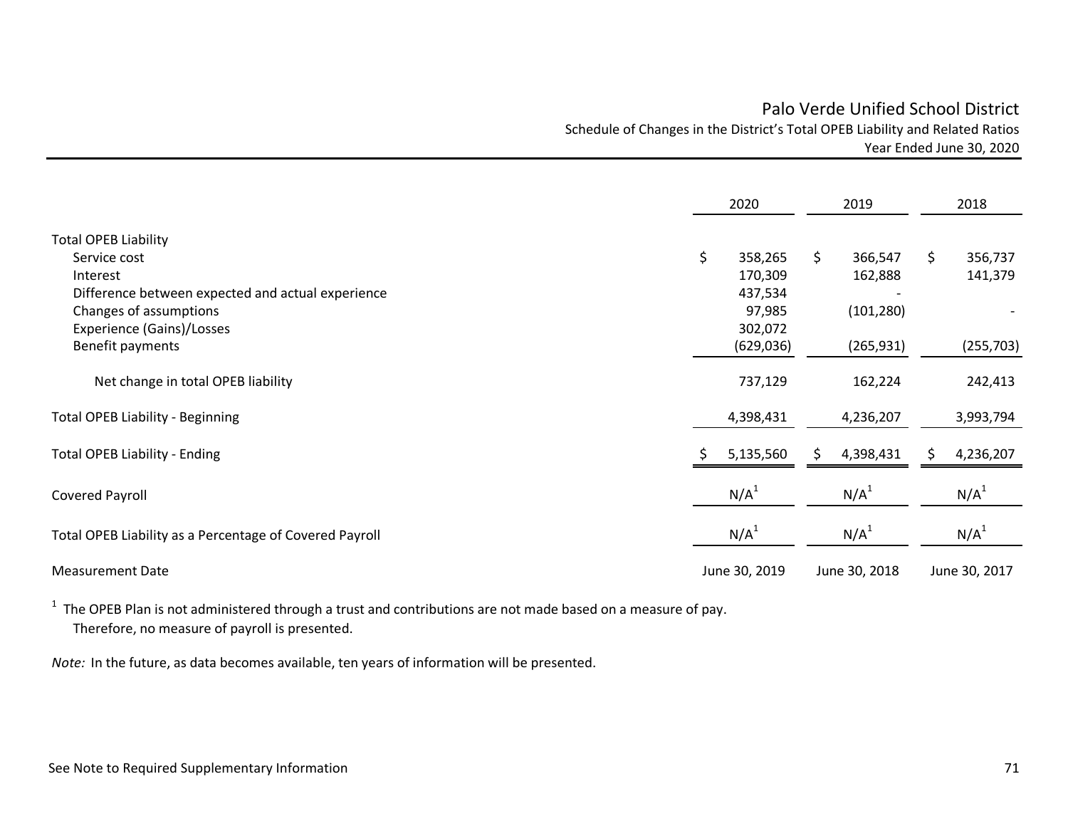# Palo Verde Unified School District

Schedule of Changes in the District's Total OPEB Liability and Related Ratios
Year Ended June 30, 2020

| | 2020 | 2019 | 2018 |
|---|---|---|---|
| **Total OPEB Liability** | | | |
| Service cost | $ 358,265 | $ 366,547 | $ 356,737 |
| Interest | 170,309 | 162,888 | 141,379 |
| Difference between expected and actual experience | 437,534 | - | |
| Changes of assumptions | 97,985 | (101,280) | - |
| Experience (Gains)/Losses | 302,072 | | |
| Benefit payments | (629,036) | (265,931) | (255,703) |
| Net change in total OPEB liability | 737,129 | 162,224 | 242,413 |
| Total OPEB Liability - Beginning | 4,398,431 | 4,236,207 | 3,993,794 |
| Total OPEB Liability - Ending | $ 5,135,560 | $ 4,398,431 | $ 4,236,207 |
| Covered Payroll | N/A[1] | N/A[1] | N/A[1] |
| Total OPEB Liability as a Percentage of Covered Payroll | N/A[1] | N/A[1] | N/A[1] |
| Measurement Date | June 30, 2019 | June 30, 2018 | June 30, 2017 |

[1] The OPEB Plan is not administered through a trust and contributions are not made based on a measure of pay. Therefore, no measure of payroll is presented.

*Note:* In the future, as data becomes available, ten years of information will be presented.

See Note to Required Supplementary Information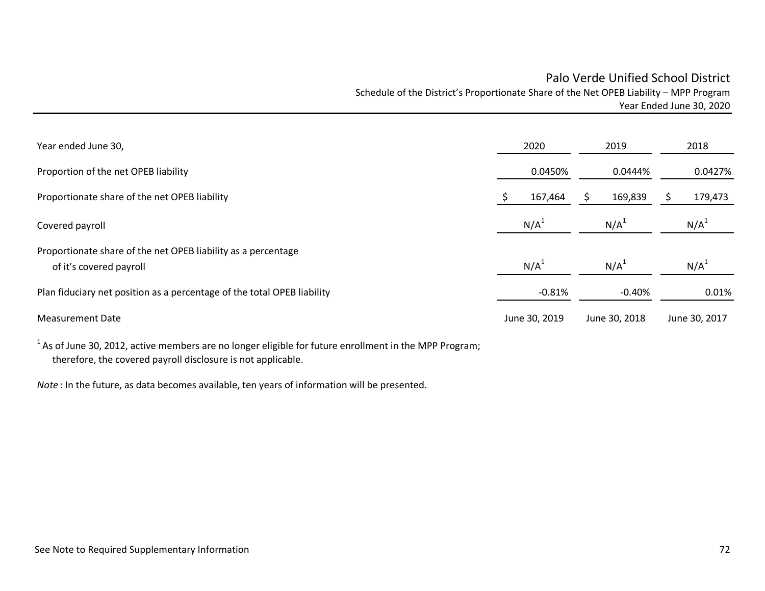# Palo Verde Unified School District

## Schedule of the District's Proportionate Share of the Net OPEB Liability – MPP Program

### Year Ended June 30, 2020

| Year ended June 30, | 2020 | 2019 | 2018 |
|---|---|---|---|
| Proportion of the net OPEB liability | 0.0450% | 0.0444% | 0.0427% |
| Proportionate share of the net OPEB liability | $ 167,464 | $ 169,839 | $ 179,473 |
| Covered payroll | N/A[1] | N/A[1] | N/A[1] |
| Proportionate share of the net OPEB liability as a percentage of it's covered payroll | N/A[1] | N/A[1] | N/A[1] |
| Plan fiduciary net position as a percentage of the total OPEB liability | -0.81% | -0.40% | 0.01% |
| Measurement Date | June 30, 2019 | June 30, 2018 | June 30, 2017 |

[1] As of June 30, 2012, active members are no longer eligible for future enrollment in the MPP Program; therefore, the covered payroll disclosure is not applicable.

*Note* : In the future, as data becomes available, ten years of information will be presented.

See Note to Required Supplementary Information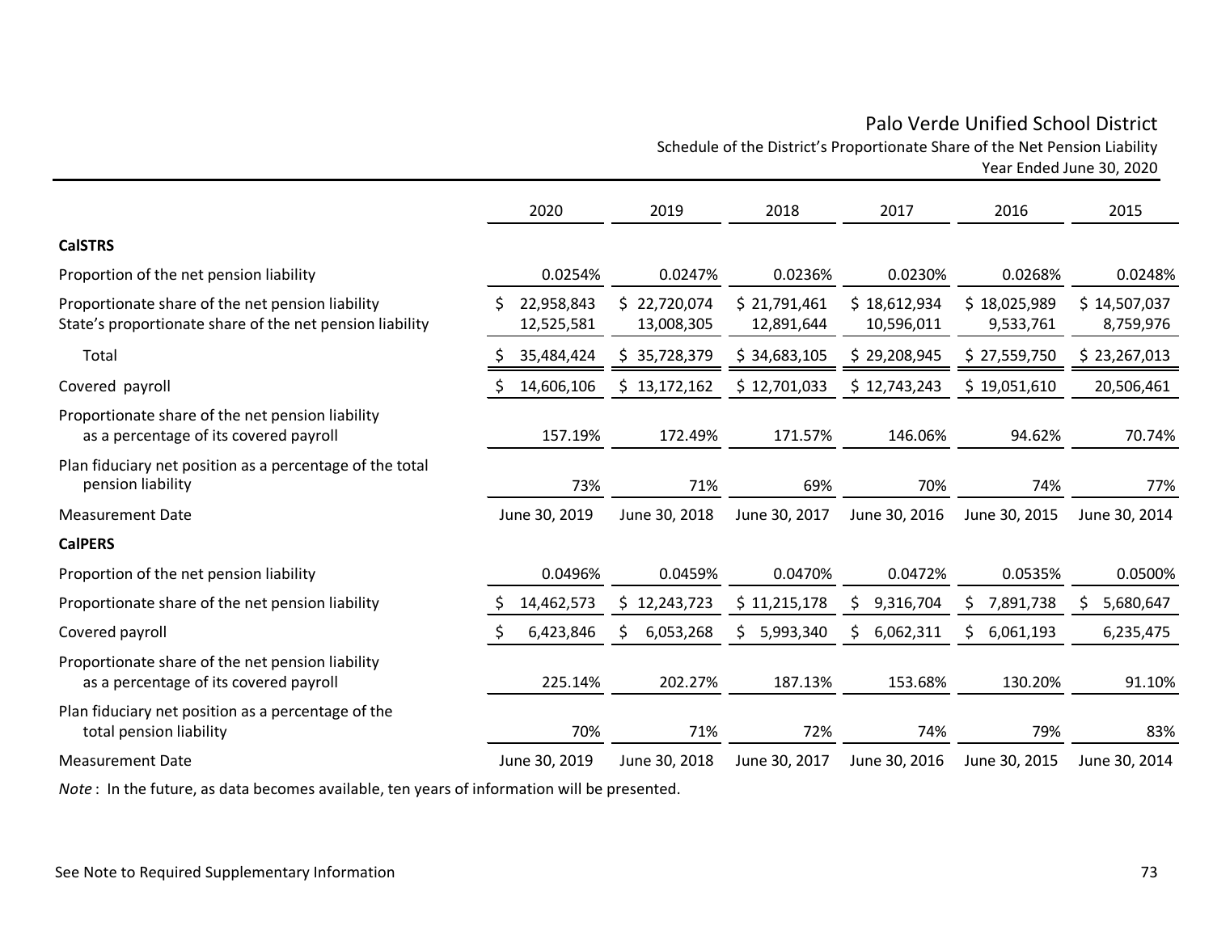# Palo Verde Unified School District

## Schedule of the District's Proportionate Share of the Net Pension Liability

### Year Ended June 30, 2020

| | 2020 | 2019 | 2018 | 2017 | 2016 | 2015 |
|---|---|---|---|---|---|---|
| **CalSTRS** | | | | | | |
| Proportion of the net pension liability | 0.0254% | 0.0247% | 0.0236% | 0.0230% | 0.0268% | 0.0248% |
| Proportionate share of the net pension liability | $ 22,958,843 | $ 22,720,074 | $ 21,791,461 | $ 18,612,934 | $ 18,025,989 | $ 14,507,037 |
| State's proportionate share of the net pension liability | 12,525,581 | 13,008,305 | 12,891,644 | 10,596,011 | 9,533,761 | 8,759,976 |
| Total | $ 35,484,424 | $ 35,728,379 | $ 34,683,105 | $ 29,208,945 | $ 27,559,750 | $ 23,267,013 |
| Covered payroll | $ 14,606,106 | $ 13,172,162 | $ 12,701,033 | $ 12,743,243 | $ 19,051,610 | 20,506,461 |
| Proportionate share of the net pension liability as a percentage of its covered payroll | 157.19% | 172.49% | 171.57% | 146.06% | 94.62% | 70.74% |
| Plan fiduciary net position as a percentage of the total pension liability | 73% | 71% | 69% | 70% | 74% | 77% |
| Measurement Date | June 30, 2019 | June 30, 2018 | June 30, 2017 | June 30, 2016 | June 30, 2015 | June 30, 2014 |
| **CalPERS** | | | | | | |
| Proportion of the net pension liability | 0.0496% | 0.0459% | 0.0470% | 0.0472% | 0.0535% | 0.0500% |
| Proportionate share of the net pension liability | $ 14,462,573 | $ 12,243,723 | $ 11,215,178 | $ 9,316,704 | $ 7,891,738 | $ 5,680,647 |
| Covered payroll | $ 6,423,846 | $ 6,053,268 | $ 5,993,340 | $ 6,062,311 | $ 6,061,193 | 6,235,475 |
| Proportionate share of the net pension liability as a percentage of its covered payroll | 225.14% | 202.27% | 187.13% | 153.68% | 130.20% | 91.10% |
| Plan fiduciary net position as a percentage of the total pension liability | 70% | 71% | 72% | 74% | 79% | 83% |
| Measurement Date | June 30, 2019 | June 30, 2018 | June 30, 2017 | June 30, 2016 | June 30, 2015 | June 30, 2014 |

*Note*: In the future, as data becomes available, ten years of information will be presented.

See Note to Required Supplementary Information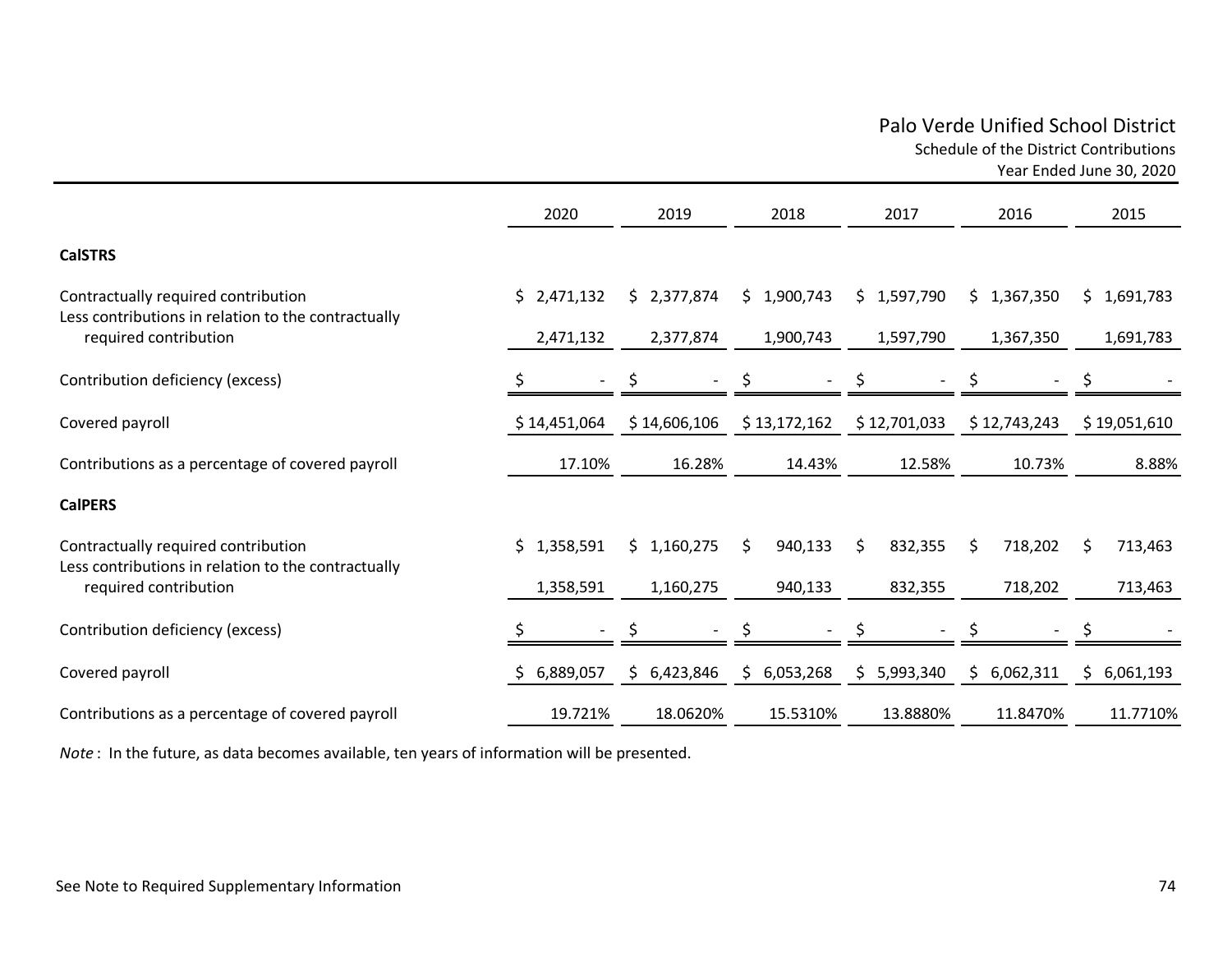# Palo Verde Unified School District

## Schedule of the District Contributions

### Year Ended June 30, 2020

| | 2020 | 2019 | 2018 | 2017 | 2016 | 2015 |
|---|---|---|---|---|---|---|
| **CalSTRS** | | | | | | |
| Contractually required contribution | $ 2,471,132 | $ 2,377,874 | $ 1,900,743 | $ 1,597,790 | $ 1,367,350 | $ 1,691,783 |
| Less contributions in relation to the contractually required contribution | 2,471,132 | 2,377,874 | 1,900,743 | 1,597,790 | 1,367,350 | 1,691,783 |
| Contribution deficiency (excess) | $ - | $ - | $ - | $ - | $ - | $ - |
| Covered payroll | $ 14,451,064 | $ 14,606,106 | $ 13,172,162 | $ 12,701,033 | $ 12,743,243 | $ 19,051,610 |
| Contributions as a percentage of covered payroll | 17.10% | 16.28% | 14.43% | 12.58% | 10.73% | 8.88% |
| **CalPERS** | | | | | | |
| Contractually required contribution | $ 1,358,591 | $ 1,160,275 | $ 940,133 | $ 832,355 | $ 718,202 | $ 713,463 |
| Less contributions in relation to the contractually required contribution | 1,358,591 | 1,160,275 | 940,133 | 832,355 | 718,202 | 713,463 |
| Contribution deficiency (excess) | $ - | $ - | $ - | $ - | $ - | $ - |
| Covered payroll | $ 6,889,057 | $ 6,423,846 | $ 6,053,268 | $ 5,993,340 | $ 6,062,311 | $ 6,061,193 |
| Contributions as a percentage of covered payroll | 19.721% | 18.0620% | 15.5310% | 13.8880% | 11.8470% | 11.7710% |

*Note* : In the future, as data becomes available, ten years of information will be presented.

See Note to Required Supplementary Information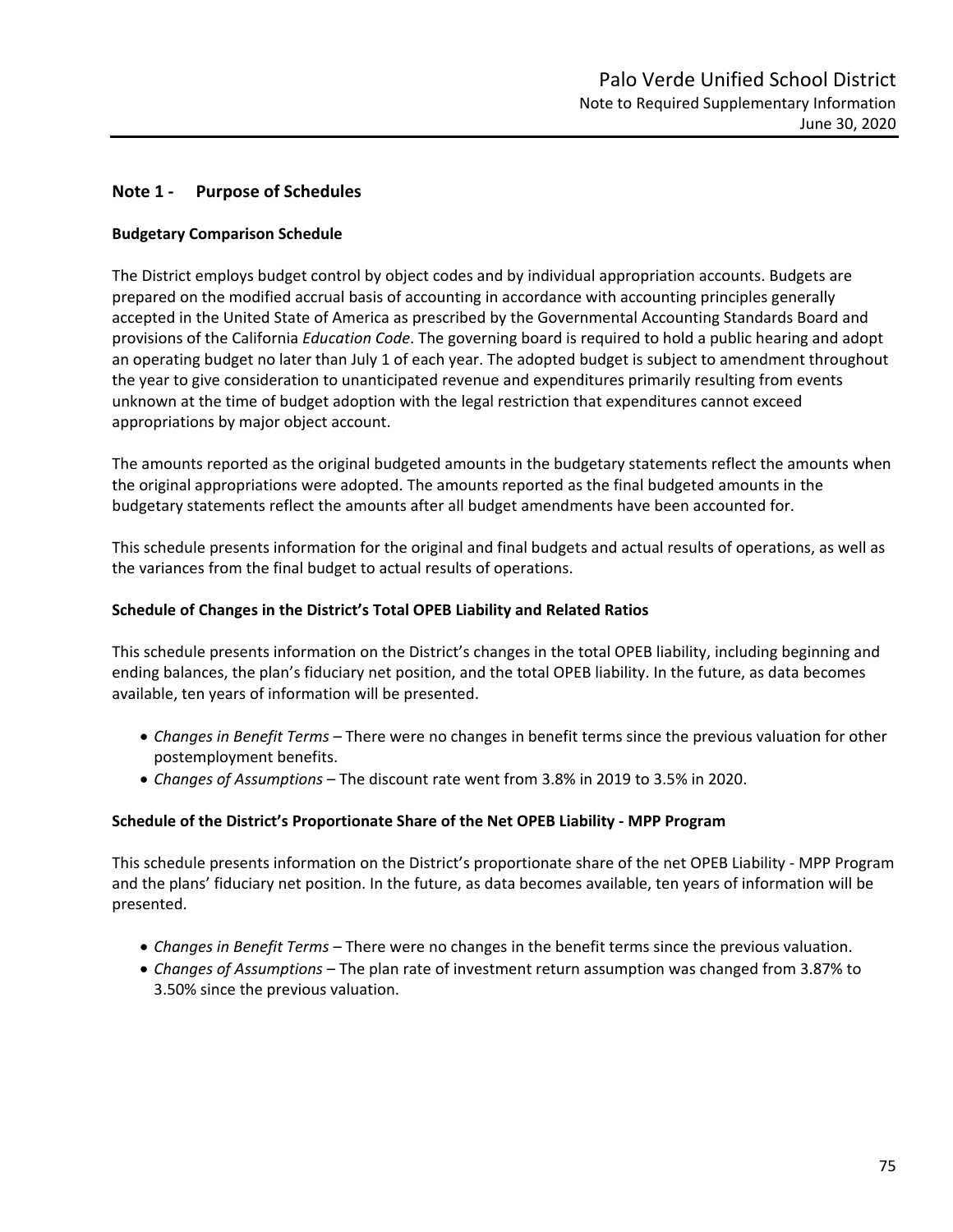## Note 1 - Purpose of Schedules

### Budgetary Comparison Schedule

The District employs budget control by object codes and by individual appropriation accounts. Budgets are prepared on the modified accrual basis of accounting in accordance with accounting principles generally accepted in the United State of America as prescribed by the Governmental Accounting Standards Board and provisions of the California *Education Code*. The governing board is required to hold a public hearing and adopt an operating budget no later than July 1 of each year. The adopted budget is subject to amendment throughout the year to give consideration to unanticipated revenue and expenditures primarily resulting from events unknown at the time of budget adoption with the legal restriction that expenditures cannot exceed appropriations by major object account.

The amounts reported as the original budgeted amounts in the budgetary statements reflect the amounts when the original appropriations were adopted. The amounts reported as the final budgeted amounts in the budgetary statements reflect the amounts after all budget amendments have been accounted for.

This schedule presents information for the original and final budgets and actual results of operations, as well as the variances from the final budget to actual results of operations.

### Schedule of Changes in the District's Total OPEB Liability and Related Ratios

This schedule presents information on the District's changes in the total OPEB liability, including beginning and ending balances, the plan's fiduciary net position, and the total OPEB liability. In the future, as data becomes available, ten years of information will be presented.

- *Changes in Benefit Terms* – There were no changes in benefit terms since the previous valuation for other postemployment benefits.
- *Changes of Assumptions* – The discount rate went from 3.8% in 2019 to 3.5% in 2020.

### Schedule of the District's Proportionate Share of the Net OPEB Liability - MPP Program

This schedule presents information on the District's proportionate share of the net OPEB Liability - MPP Program and the plans' fiduciary net position. In the future, as data becomes available, ten years of information will be presented.

- *Changes in Benefit Terms* – There were no changes in the benefit terms since the previous valuation.
- *Changes of Assumptions* – The plan rate of investment return assumption was changed from 3.87% to 3.50% since the previous valuation.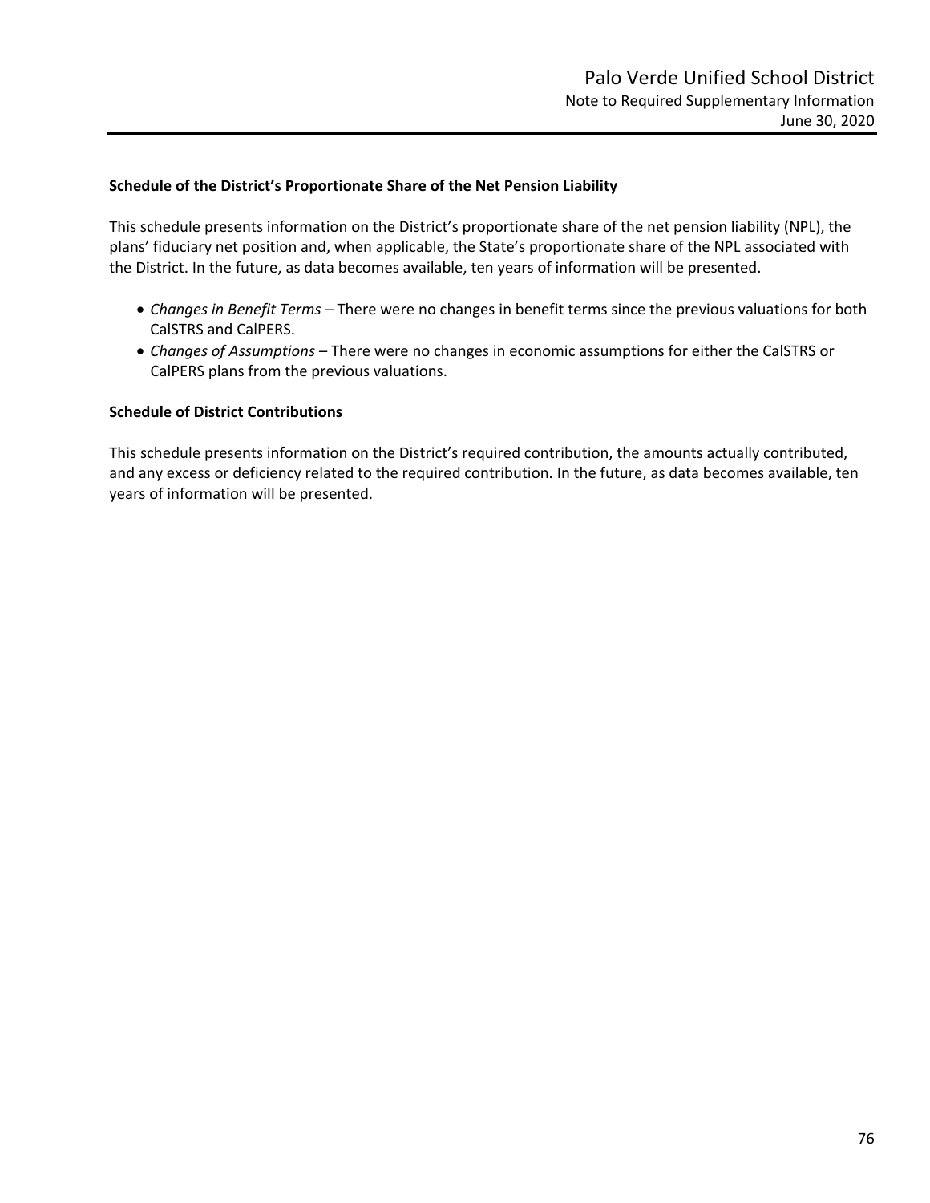## Schedule of the District's Proportionate Share of the Net Pension Liability

This schedule presents information on the District's proportionate share of the net pension liability (NPL), the plans' fiduciary net position and, when applicable, the State's proportionate share of the NPL associated with the District. In the future, as data becomes available, ten years of information will be presented.

- *Changes in Benefit Terms* – There were no changes in benefit terms since the previous valuations for both CalSTRS and CalPERS.
- *Changes of Assumptions* – There were no changes in economic assumptions for either the CalSTRS or CalPERS plans from the previous valuations.

## Schedule of District Contributions

This schedule presents information on the District's required contribution, the amounts actually contributed, and any excess or deficiency related to the required contribution. In the future, as data becomes available, ten years of information will be presented.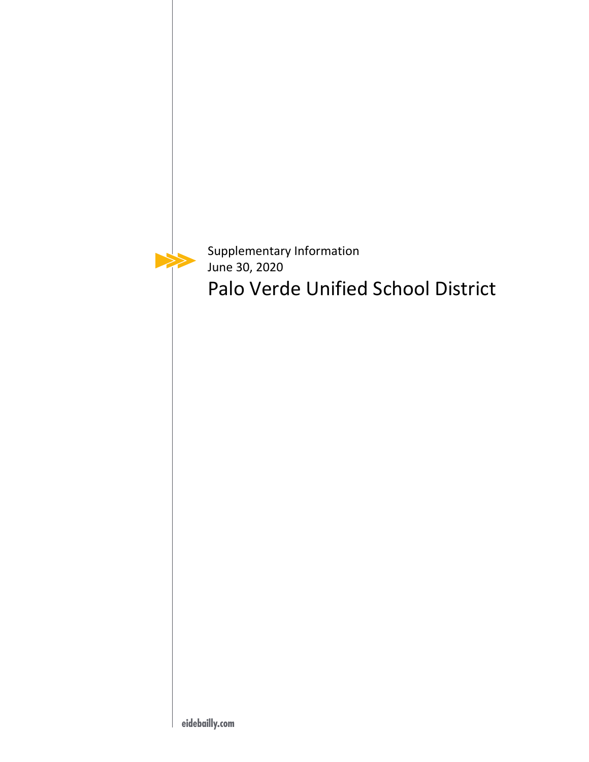Supplementary Information
June 30, 2020

# Palo Verde Unified School District

eidebailly.com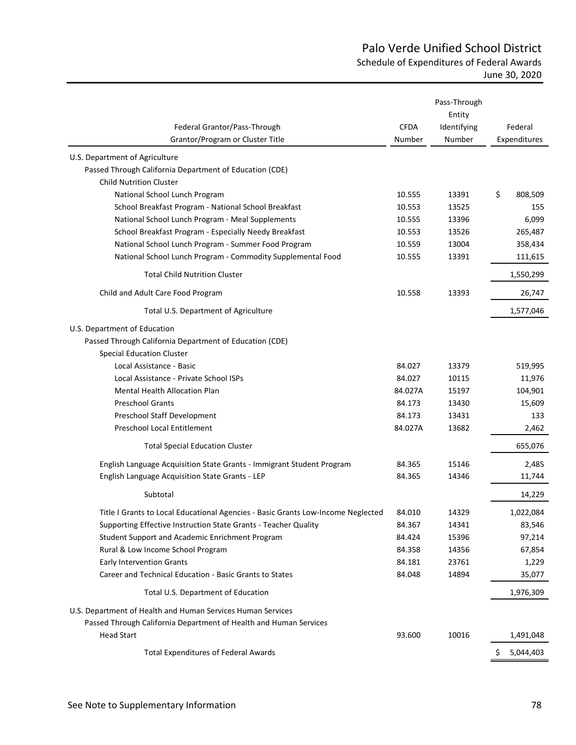# Palo Verde Unified School District

## Schedule of Expenditures of Federal Awards

### June 30, 2020

| Federal Grantor/Pass-Through Grantor/Program or Cluster Title | CFDA Number | Pass-Through Entity Identifying Number | Federal Expenditures |
|---|---|---|---|
| U.S. Department of Agriculture | | | |
| Passed Through California Department of Education (CDE) | | | |
| Child Nutrition Cluster | | | |
| National School Lunch Program | 10.555 | 13391 | $ 808,509 |
| School Breakfast Program - National School Breakfast | 10.553 | 13525 | 155 |
| National School Lunch Program - Meal Supplements | 10.555 | 13396 | 6,099 |
| School Breakfast Program - Especially Needy Breakfast | 10.553 | 13526 | 265,487 |
| National School Lunch Program - Summer Food Program | 10.559 | 13004 | 358,434 |
| National School Lunch Program - Commodity Supplemental Food | 10.555 | 13391 | 111,615 |
| Total Child Nutrition Cluster | | | 1,550,299 |
| Child and Adult Care Food Program | 10.558 | 13393 | 26,747 |
| Total U.S. Department of Agriculture | | | 1,577,046 |
| U.S. Department of Education | | | |
| Passed Through California Department of Education (CDE) | | | |
| Special Education Cluster | | | |
| Local Assistance - Basic | 84.027 | 13379 | 519,995 |
| Local Assistance - Private School ISPs | 84.027 | 10115 | 11,976 |
| Mental Health Allocation Plan | 84.027A | 15197 | 104,901 |
| Preschool Grants | 84.173 | 13430 | 15,609 |
| Preschool Staff Development | 84.173 | 13431 | 133 |
| Preschool Local Entitlement | 84.027A | 13682 | 2,462 |
| Total Special Education Cluster | | | 655,076 |
| English Language Acquisition State Grants - Immigrant Student Program | 84.365 | 15146 | 2,485 |
| English Language Acquisition State Grants - LEP | 84.365 | 14346 | 11,744 |
| Subtotal | | | 14,229 |
| Title I Grants to Local Educational Agencies - Basic Grants Low-Income Neglected | 84.010 | 14329 | 1,022,084 |
| Supporting Effective Instruction State Grants - Teacher Quality | 84.367 | 14341 | 83,546 |
| Student Support and Academic Enrichment Program | 84.424 | 15396 | 97,214 |
| Rural & Low Income School Program | 84.358 | 14356 | 67,854 |
| Early Intervention Grants | 84.181 | 23761 | 1,229 |
| Career and Technical Education - Basic Grants to States | 84.048 | 14894 | 35,077 |
| Total U.S. Department of Education | | | 1,976,309 |
| U.S. Department of Health and Human Services Human Services | | | |
| Passed Through California Department of Health and Human Services | | | |
| Head Start | 93.600 | 10016 | 1,491,048 |
| Total Expenditures of Federal Awards | | | $ 5,044,403 |

See Note to Supplementary Information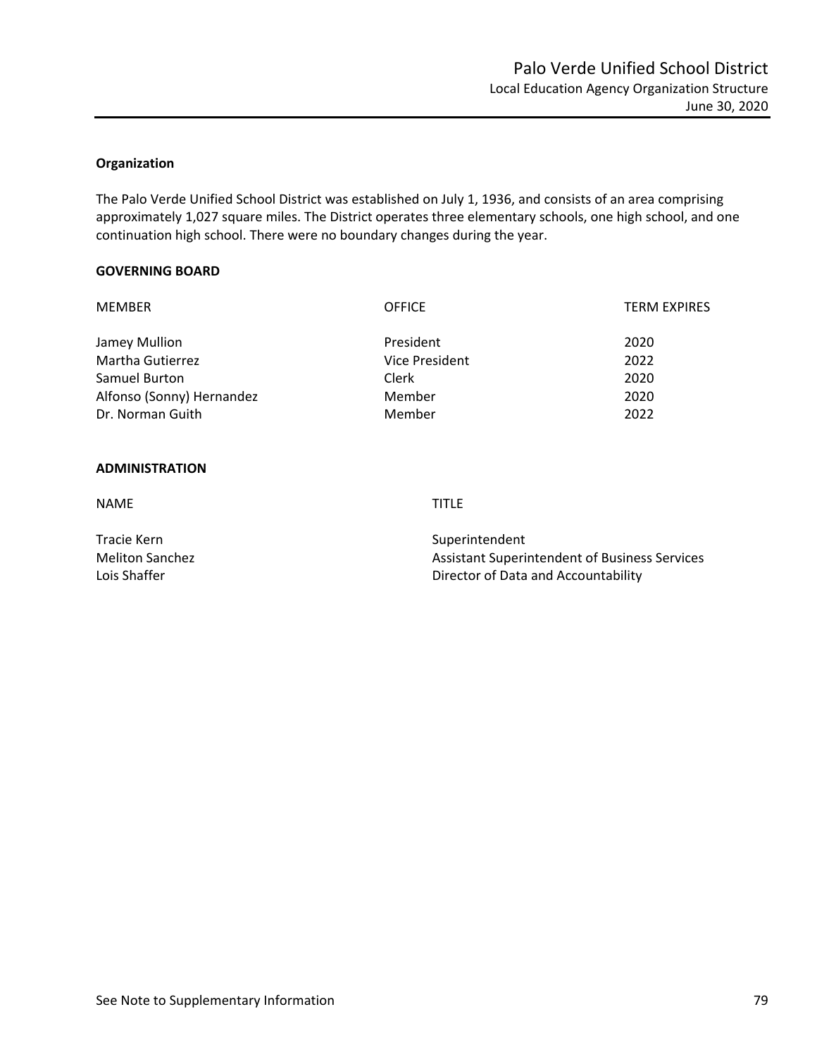# Palo Verde Unified School District

Local Education Agency Organization Structure

June 30, 2020

**Organization**

The Palo Verde Unified School District was established on July 1, 1936, and consists of an area comprising approximately 1,027 square miles. The District operates three elementary schools, one high school, and one continuation high school. There were no boundary changes during the year.

**GOVERNING BOARD**

| MEMBER | OFFICE | TERM EXPIRES |
|---|---|---|
| Jamey Mullion | President | 2020 |
| Martha Gutierrez | Vice President | 2022 |
| Samuel Burton | Clerk | 2020 |
| Alfonso (Sonny) Hernandez | Member | 2020 |
| Dr. Norman Guith | Member | 2022 |

**ADMINISTRATION**

| NAME | TITLE |
|---|---|
| Tracie Kern | Superintendent |
| Meliton Sanchez | Assistant Superintendent of Business Services |
| Lois Shaffer | Director of Data and Accountability |

See Note to Supplementary Information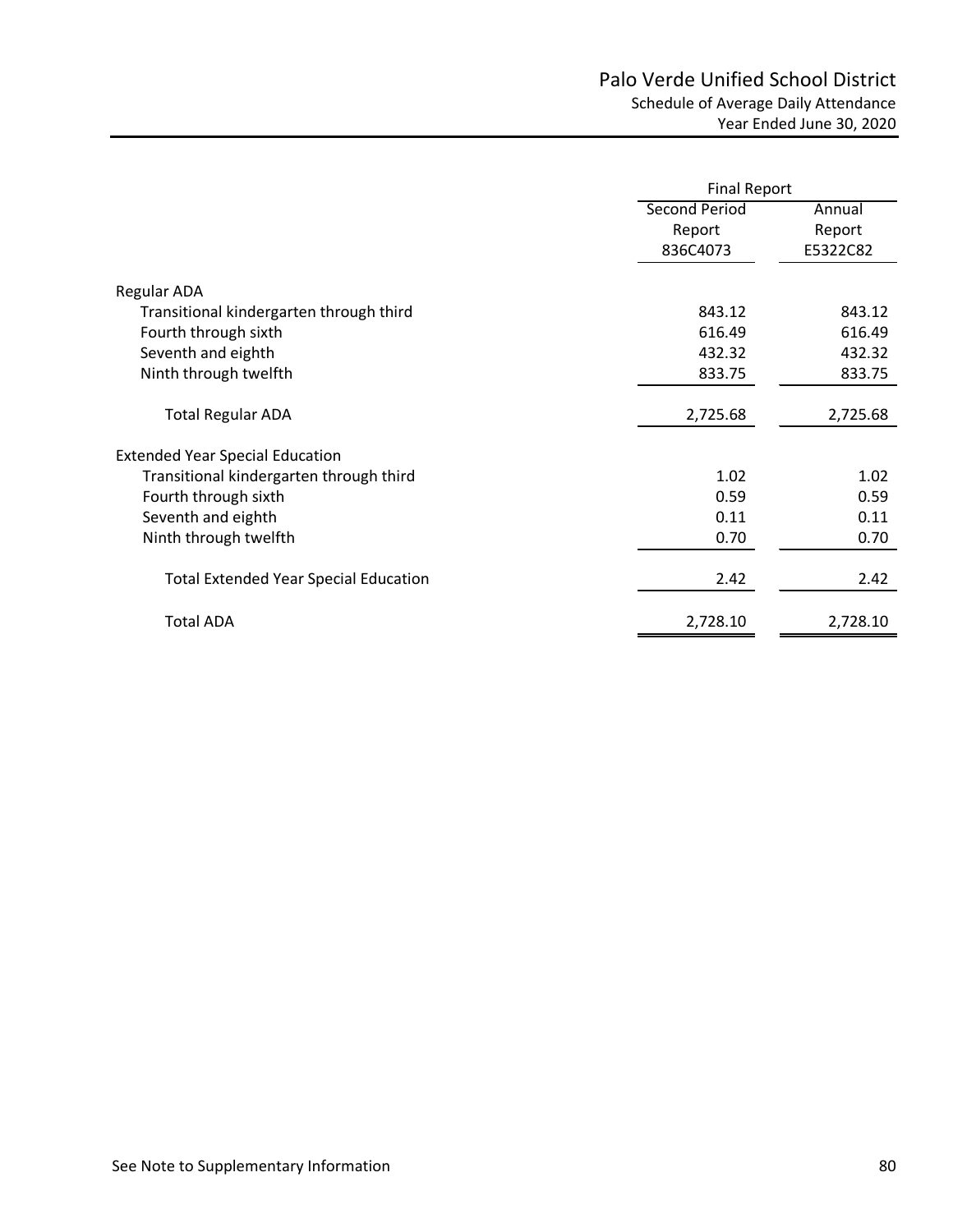# Palo Verde Unified School District

## Schedule of Average Daily Attendance

### Year Ended June 30, 2020

| | Final Report | |
|---|---|---|
| | Second Period Report 836C4073 | Annual Report E5322C82 |
| **Regular ADA** | | |
| Transitional kindergarten through third | 843.12 | 843.12 |
| Fourth through sixth | 616.49 | 616.49 |
| Seventh and eighth | 432.32 | 432.32 |
| Ninth through twelfth | 833.75 | 833.75 |
| Total Regular ADA | 2,725.68 | 2,725.68 |
| **Extended Year Special Education** | | |
| Transitional kindergarten through third | 1.02 | 1.02 |
| Fourth through sixth | 0.59 | 0.59 |
| Seventh and eighth | 0.11 | 0.11 |
| Ninth through twelfth | 0.70 | 0.70 |
| Total Extended Year Special Education | 2.42 | 2.42 |
| Total ADA | 2,728.10 | 2,728.10 |

See Note to Supplementary Information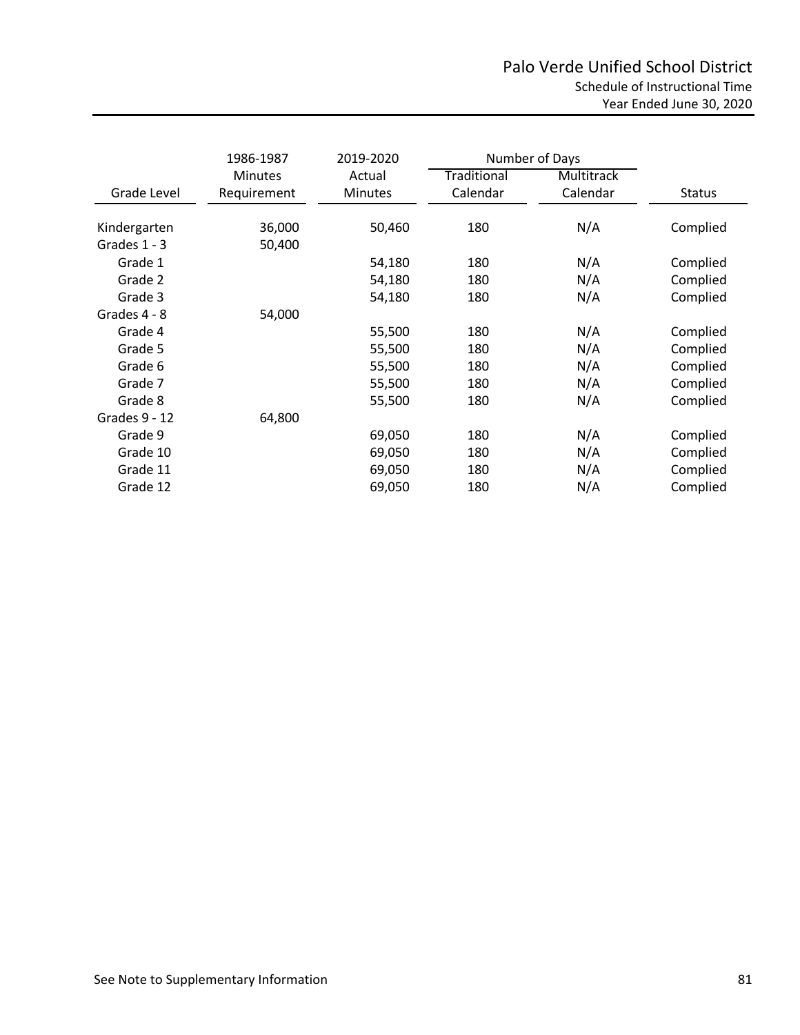# Palo Verde Unified School District

## Schedule of Instructional Time

### Year Ended June 30, 2020

| Grade Level | 1986-1987 Minutes Requirement | 2019-2020 Actual Minutes | Number of Days Traditional Calendar | Number of Days Multitrack Calendar | Status |
|---|---|---|---|---|---|
| Kindergarten | 36,000 | 50,460 | 180 | N/A | Complied |
| Grades 1 - 3 | 50,400 | | | | |
| Grade 1 | | 54,180 | 180 | N/A | Complied |
| Grade 2 | | 54,180 | 180 | N/A | Complied |
| Grade 3 | | 54,180 | 180 | N/A | Complied |
| Grades 4 - 8 | 54,000 | | | | |
| Grade 4 | | 55,500 | 180 | N/A | Complied |
| Grade 5 | | 55,500 | 180 | N/A | Complied |
| Grade 6 | | 55,500 | 180 | N/A | Complied |
| Grade 7 | | 55,500 | 180 | N/A | Complied |
| Grade 8 | | 55,500 | 180 | N/A | Complied |
| Grades 9 - 12 | 64,800 | | | | |
| Grade 9 | | 69,050 | 180 | N/A | Complied |
| Grade 10 | | 69,050 | 180 | N/A | Complied |
| Grade 11 | | 69,050 | 180 | N/A | Complied |
| Grade 12 | | 69,050 | 180 | N/A | Complied |

See Note to Supplementary Information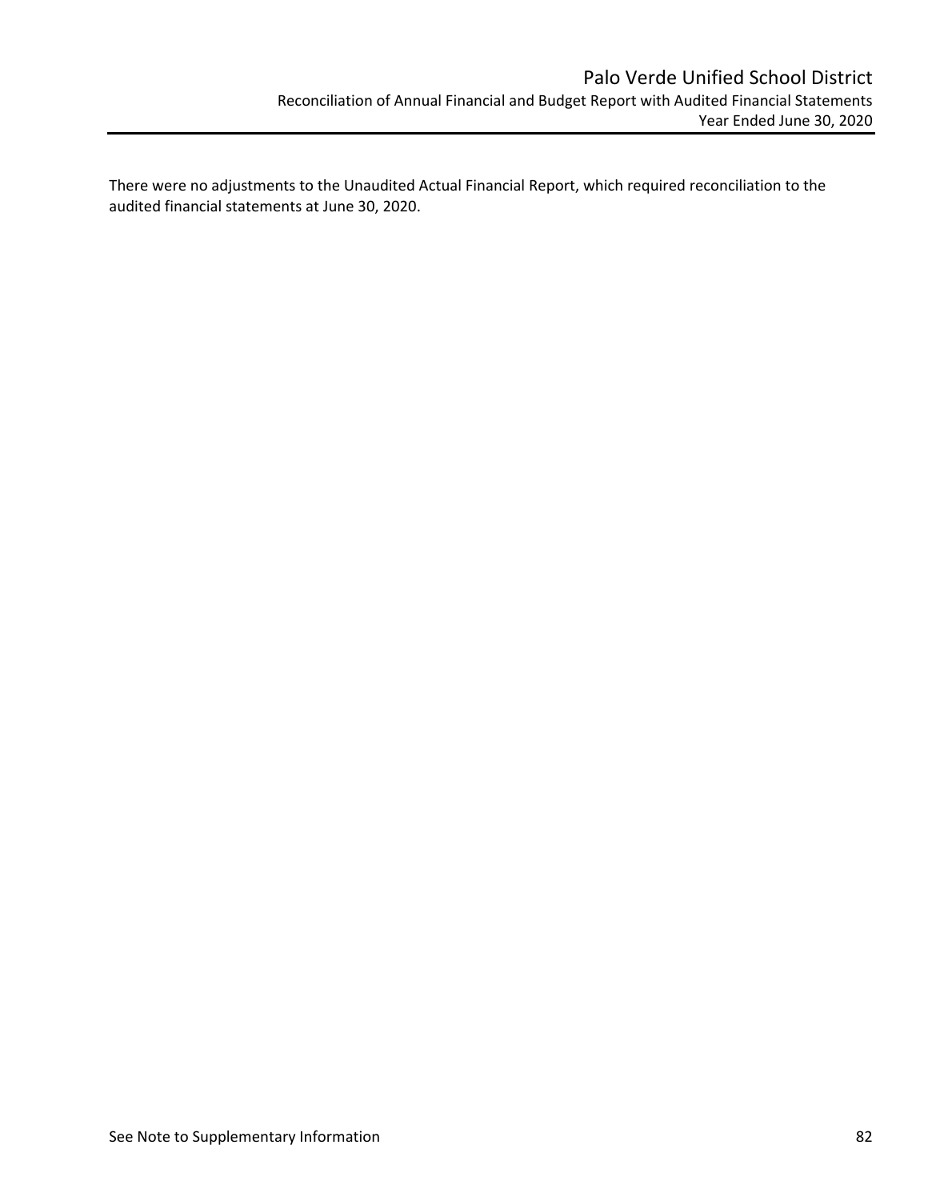There were no adjustments to the Unaudited Actual Financial Report, which required reconciliation to the audited financial statements at June 30, 2020.

See Note to Supplementary Information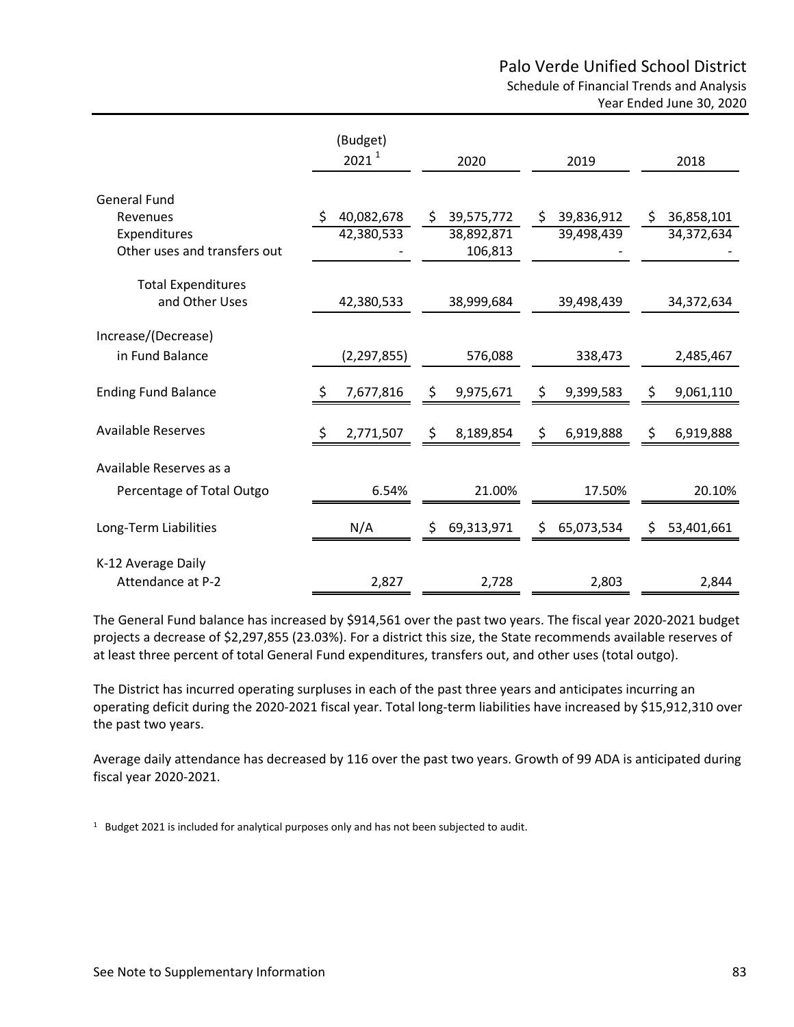# Palo Verde Unified School District

## Schedule of Financial Trends and Analysis

### Year Ended June 30, 2020

| | (Budget) 2021 [1] | 2020 | 2019 | 2018 |
|---|---|---|---|---|
| **General Fund** | | | | |
| Revenues | $ 40,082,678 | $ 39,575,772 | $ 39,836,912 | $ 36,858,101 |
| Expenditures | 42,380,533 | 38,892,871 | 39,498,439 | 34,372,634 |
| Other uses and transfers out | - | 106,813 | - | - |
| Total Expenditures and Other Uses | 42,380,533 | 38,999,684 | 39,498,439 | 34,372,634 |
| Increase/(Decrease) in Fund Balance | (2,297,855) | 576,088 | 338,473 | 2,485,467 |
| Ending Fund Balance | $ 7,677,816 | $ 9,975,671 | $ 9,399,583 | $ 9,061,110 |
| Available Reserves | $ 2,771,507 | $ 8,189,854 | $ 6,919,888 | $ 6,919,888 |
| Available Reserves as a Percentage of Total Outgo | 6.54% | 21.00% | 17.50% | 20.10% |
| Long-Term Liabilities | N/A | $ 69,313,971 | $ 65,073,534 | $ 53,401,661 |
| K-12 Average Daily Attendance at P-2 | 2,827 | 2,728 | 2,803 | 2,844 |

The General Fund balance has increased by $914,561 over the past two years. The fiscal year 2020-2021 budget projects a decrease of $2,297,855 (23.03%). For a district this size, the State recommends available reserves of at least three percent of total General Fund expenditures, transfers out, and other uses (total outgo).

The District has incurred operating surpluses in each of the past three years and anticipates incurring an operating deficit during the 2020-2021 fiscal year. Total long-term liabilities have increased by $15,912,310 over the past two years.

Average daily attendance has decreased by 116 over the past two years. Growth of 99 ADA is anticipated during fiscal year 2020-2021.

[1] Budget 2021 is included for analytical purposes only and has not been subjected to audit.

See Note to Supplementary Information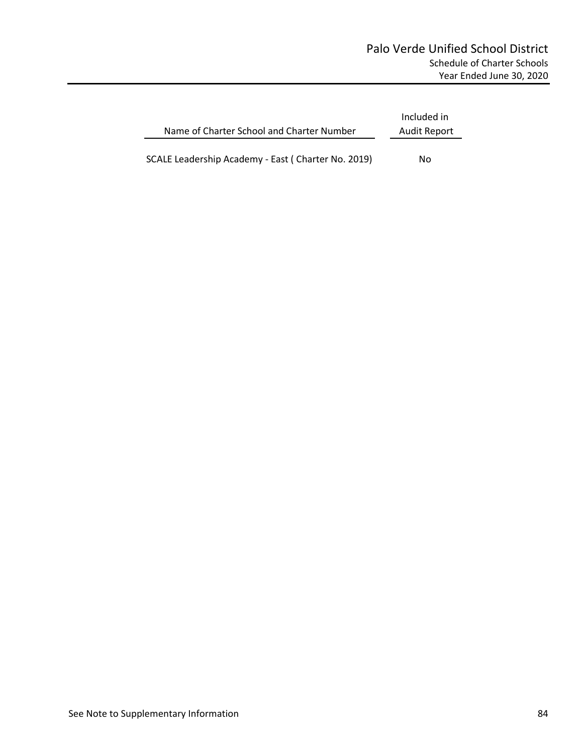# Palo Verde Unified School District

## Schedule of Charter Schools

### Year Ended June 30, 2020

| Name of Charter School and Charter Number | Included in Audit Report |
|---|---|
| SCALE Leadership Academy - East ( Charter No. 2019) | No |

See Note to Supplementary Information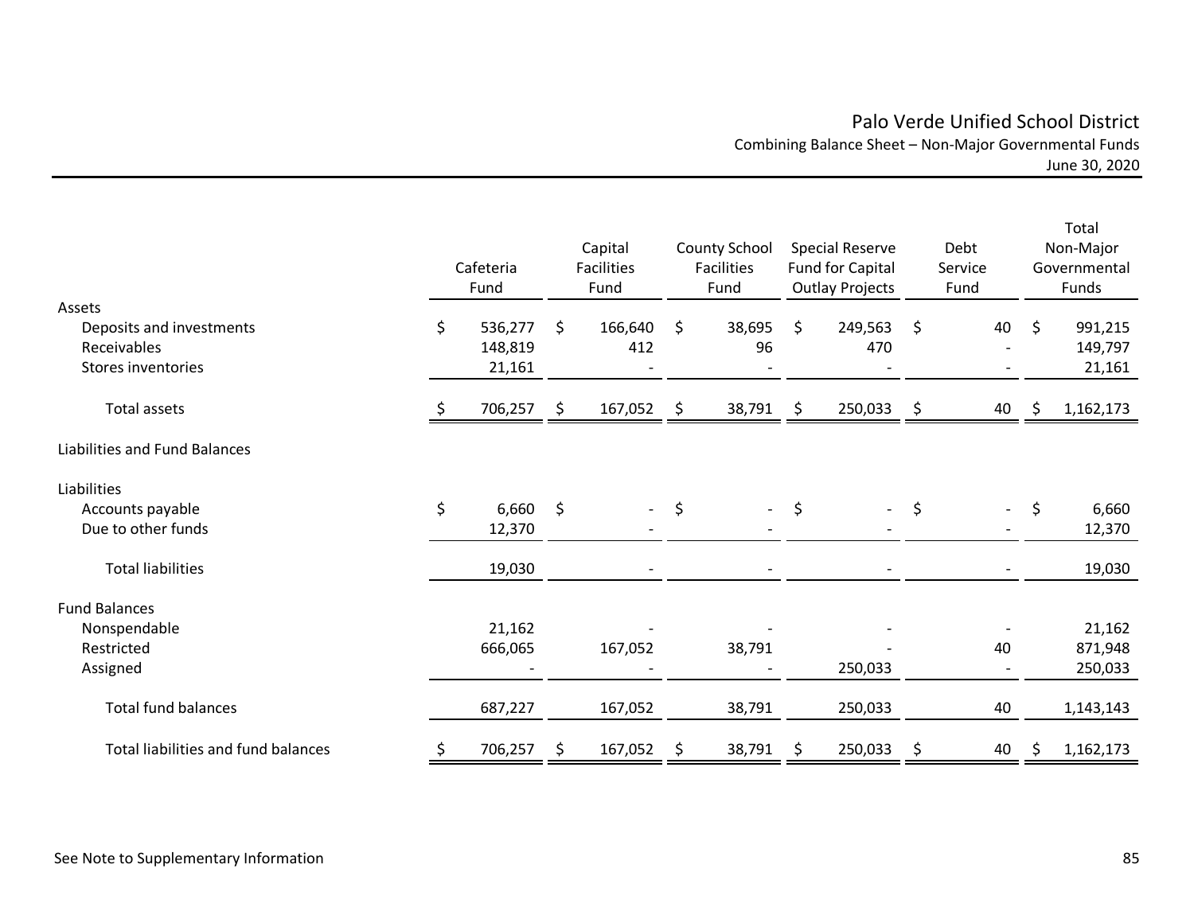# Palo Verde Unified School District

## Combining Balance Sheet – Non-Major Governmental Funds

### June 30, 2020

| | Cafeteria Fund | Capital Facilities Fund | County School Facilities Fund | Special Reserve Fund for Capital Outlay Projects | Debt Service Fund | Total Non-Major Governmental Funds |
|---|---|---|---|---|---|---|
| **Assets** | | | | | | |
| Deposits and investments | $ 536,277 | $ 166,640 | $ 38,695 | $ 249,563 | $ 40 | $ 991,215 |
| Receivables | 148,819 | 412 | 96 | 470 | - | 149,797 |
| Stores inventories | 21,161 | - | - | - | - | 21,161 |
| Total assets | $ 706,257 | $ 167,052 | $ 38,791 | $ 250,033 | $ 40 | $ 1,162,173 |
| **Liabilities and Fund Balances** | | | | | | |
| **Liabilities** | | | | | | |
| Accounts payable | $ 6,660 | $ - | $ - | $ - | $ - | $ 6,660 |
| Due to other funds | 12,370 | - | - | - | - | 12,370 |
| Total liabilities | 19,030 | - | - | - | - | 19,030 |
| **Fund Balances** | | | | | | |
| Nonspendable | 21,162 | - | - | - | - | 21,162 |
| Restricted | 666,065 | 167,052 | 38,791 | - | 40 | 871,948 |
| Assigned | - | - | - | 250,033 | - | 250,033 |
| Total fund balances | 687,227 | 167,052 | 38,791 | 250,033 | 40 | 1,143,143 |
| Total liabilities and fund balances | $ 706,257 | $ 167,052 | $ 38,791 | $ 250,033 | $ 40 | $ 1,162,173 |

See Note to Supplementary Information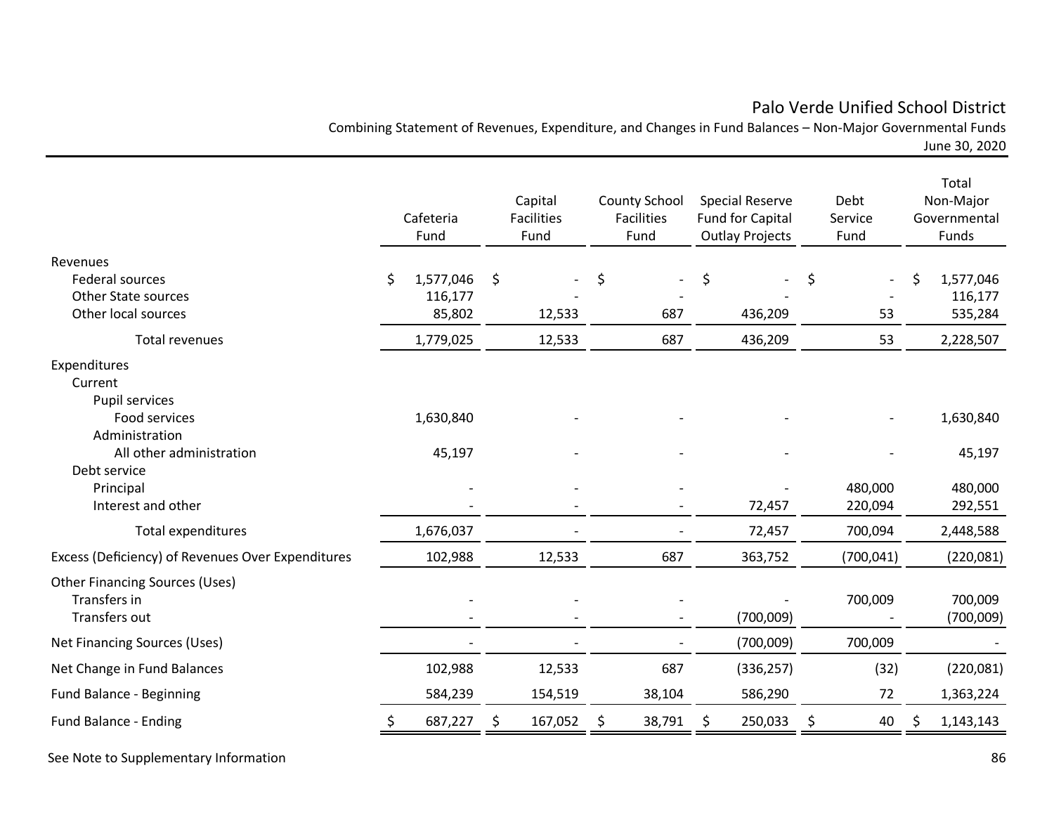# Palo Verde Unified School District

Combining Statement of Revenues, Expenditure, and Changes in Fund Balances – Non-Major Governmental Funds

June 30, 2020

| | Cafeteria Fund | Capital Facilities Fund | County School Facilities Fund | Special Reserve Fund for Capital Outlay Projects | Debt Service Fund | Total Non-Major Governmental Funds |
|---|---|---|---|---|---|---|
| **Revenues** | | | | | | |
| Federal sources | $ 1,577,046 | $ - | $ - | $ - | $ - | $ 1,577,046 |
| Other State sources | 116,177 | - | - | - | - | 116,177 |
| Other local sources | 85,802 | 12,533 | 687 | 436,209 | 53 | 535,284 |
| Total revenues | 1,779,025 | 12,533 | 687 | 436,209 | 53 | 2,228,507 |
| **Expenditures** | | | | | | |
| Current | | | | | | |
| Pupil services | | | | | | |
| Food services | 1,630,840 | - | - | - | - | 1,630,840 |
| Administration | | | | | | |
| All other administration | 45,197 | - | - | - | - | 45,197 |
| Debt service | | | | | | |
| Principal | - | - | - | - | 480,000 | 480,000 |
| Interest and other | - | - | - | 72,457 | 220,094 | 292,551 |
| Total expenditures | 1,676,037 | - | - | 72,457 | 700,094 | 2,448,588 |
| Excess (Deficiency) of Revenues Over Expenditures | 102,988 | 12,533 | 687 | 363,752 | (700,041) | (220,081) |
| **Other Financing Sources (Uses)** | | | | | | |
| Transfers in | - | - | - | - | 700,009 | 700,009 |
| Transfers out | - | - | - | (700,009) | - | (700,009) |
| Net Financing Sources (Uses) | - | - | - | (700,009) | 700,009 | - |
| Net Change in Fund Balances | 102,988 | 12,533 | 687 | (336,257) | (32) | (220,081) |
| Fund Balance - Beginning | 584,239 | 154,519 | 38,104 | 586,290 | 72 | 1,363,224 |
| Fund Balance - Ending | $ 687,227 | $ 167,052 | $ 38,791 | $ 250,033 | $ 40 | $ 1,143,143 |

See Note to Supplementary Information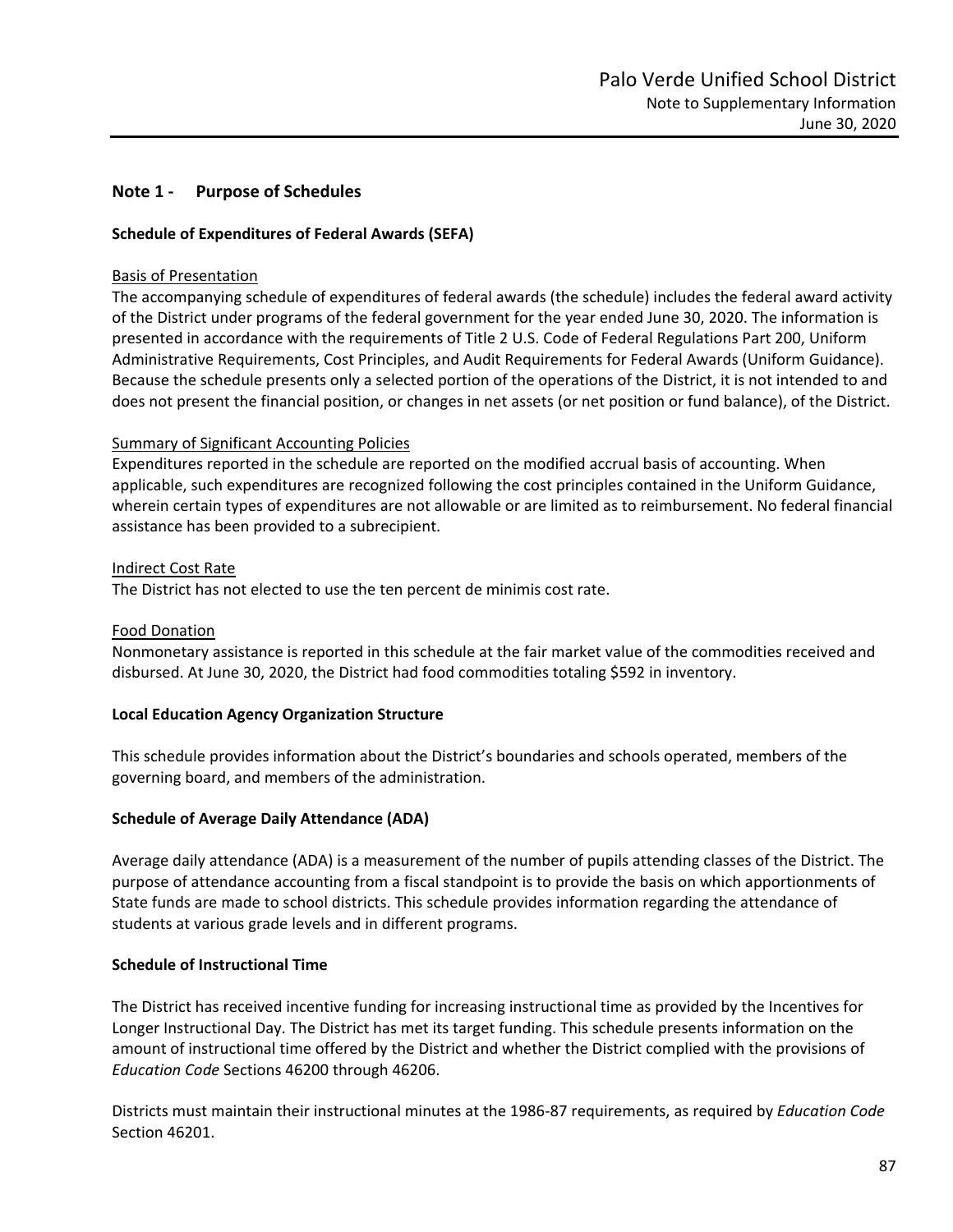## Note 1 - Purpose of Schedules

### Schedule of Expenditures of Federal Awards (SEFA)

Basis of Presentation

The accompanying schedule of expenditures of federal awards (the schedule) includes the federal award activity of the District under programs of the federal government for the year ended June 30, 2020. The information is presented in accordance with the requirements of Title 2 U.S. Code of Federal Regulations Part 200, Uniform Administrative Requirements, Cost Principles, and Audit Requirements for Federal Awards (Uniform Guidance). Because the schedule presents only a selected portion of the operations of the District, it is not intended to and does not present the financial position, or changes in net assets (or net position or fund balance), of the District.

Summary of Significant Accounting Policies

Expenditures reported in the schedule are reported on the modified accrual basis of accounting. When applicable, such expenditures are recognized following the cost principles contained in the Uniform Guidance, wherein certain types of expenditures are not allowable or are limited as to reimbursement. No federal financial assistance has been provided to a subrecipient.

Indirect Cost Rate

The District has not elected to use the ten percent de minimis cost rate.

Food Donation

Nonmonetary assistance is reported in this schedule at the fair market value of the commodities received and disbursed. At June 30, 2020, the District had food commodities totaling $592 in inventory.

### Local Education Agency Organization Structure

This schedule provides information about the District's boundaries and schools operated, members of the governing board, and members of the administration.

### Schedule of Average Daily Attendance (ADA)

Average daily attendance (ADA) is a measurement of the number of pupils attending classes of the District. The purpose of attendance accounting from a fiscal standpoint is to provide the basis on which apportionments of State funds are made to school districts. This schedule provides information regarding the attendance of students at various grade levels and in different programs.

### Schedule of Instructional Time

The District has received incentive funding for increasing instructional time as provided by the Incentives for Longer Instructional Day. The District has met its target funding. This schedule presents information on the amount of instructional time offered by the District and whether the District complied with the provisions of *Education Code* Sections 46200 through 46206.

Districts must maintain their instructional minutes at the 1986-87 requirements, as required by *Education Code* Section 46201.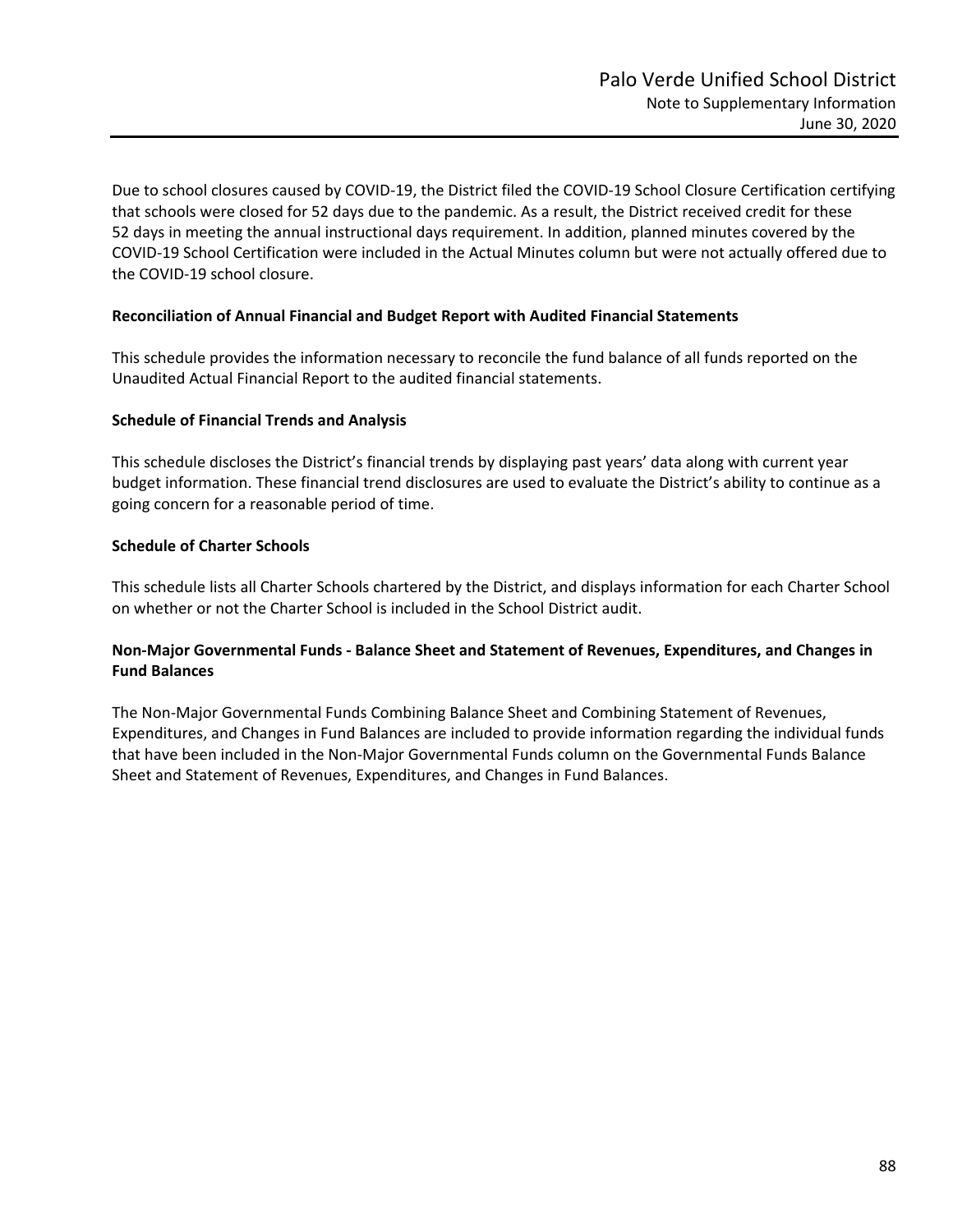Due to school closures caused by COVID-19, the District filed the COVID-19 School Closure Certification certifying that schools were closed for 52 days due to the pandemic. As a result, the District received credit for these 52 days in meeting the annual instructional days requirement. In addition, planned minutes covered by the COVID-19 School Certification were included in the Actual Minutes column but were not actually offered due to the COVID-19 school closure.

**Reconciliation of Annual Financial and Budget Report with Audited Financial Statements**

This schedule provides the information necessary to reconcile the fund balance of all funds reported on the Unaudited Actual Financial Report to the audited financial statements.

**Schedule of Financial Trends and Analysis**

This schedule discloses the District's financial trends by displaying past years' data along with current year budget information. These financial trend disclosures are used to evaluate the District's ability to continue as a going concern for a reasonable period of time.

**Schedule of Charter Schools**

This schedule lists all Charter Schools chartered by the District, and displays information for each Charter School on whether or not the Charter School is included in the School District audit.

**Non-Major Governmental Funds - Balance Sheet and Statement of Revenues, Expenditures, and Changes in Fund Balances**

The Non-Major Governmental Funds Combining Balance Sheet and Combining Statement of Revenues, Expenditures, and Changes in Fund Balances are included to provide information regarding the individual funds that have been included in the Non-Major Governmental Funds column on the Governmental Funds Balance Sheet and Statement of Revenues, Expenditures, and Changes in Fund Balances.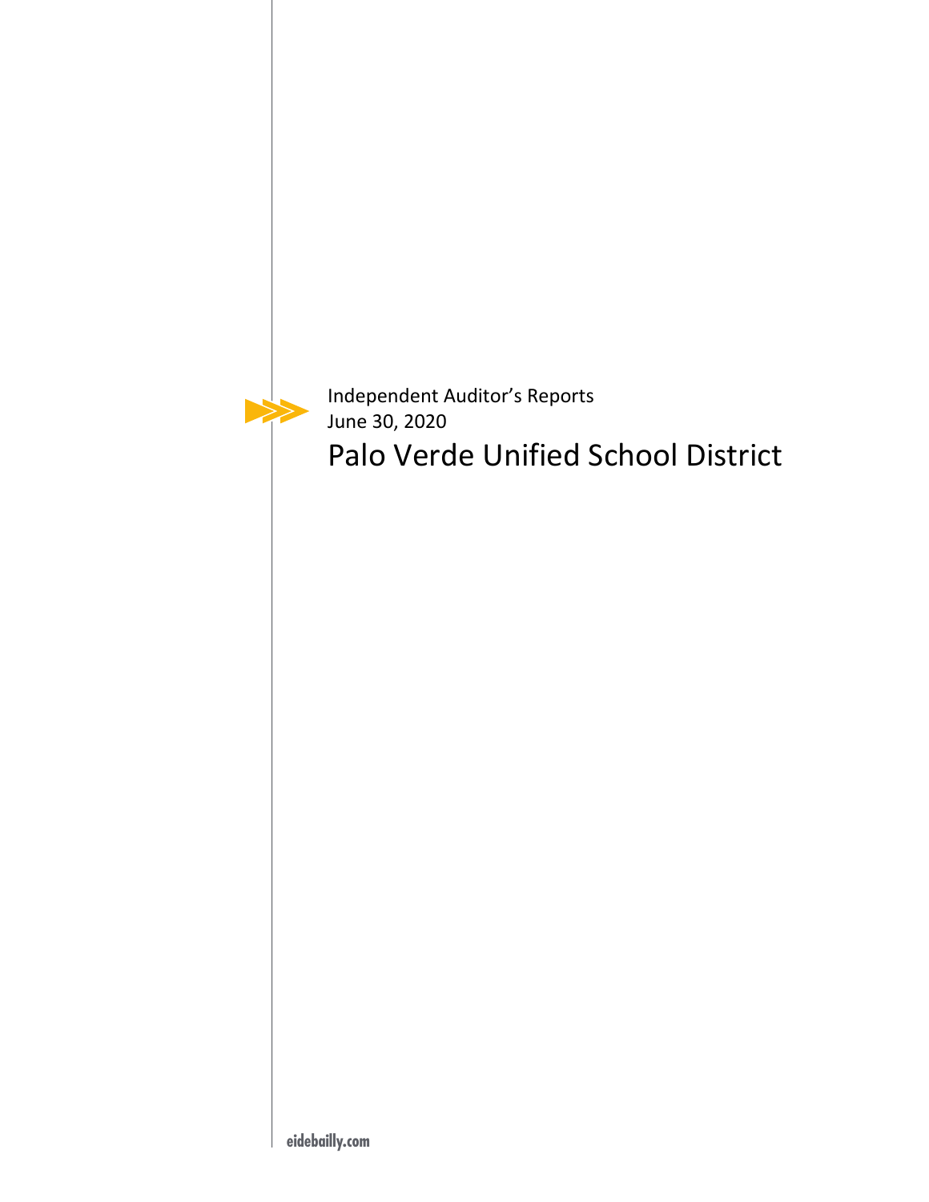Independent Auditor's Reports
June 30, 2020

# Palo Verde Unified School District

eidebailly.com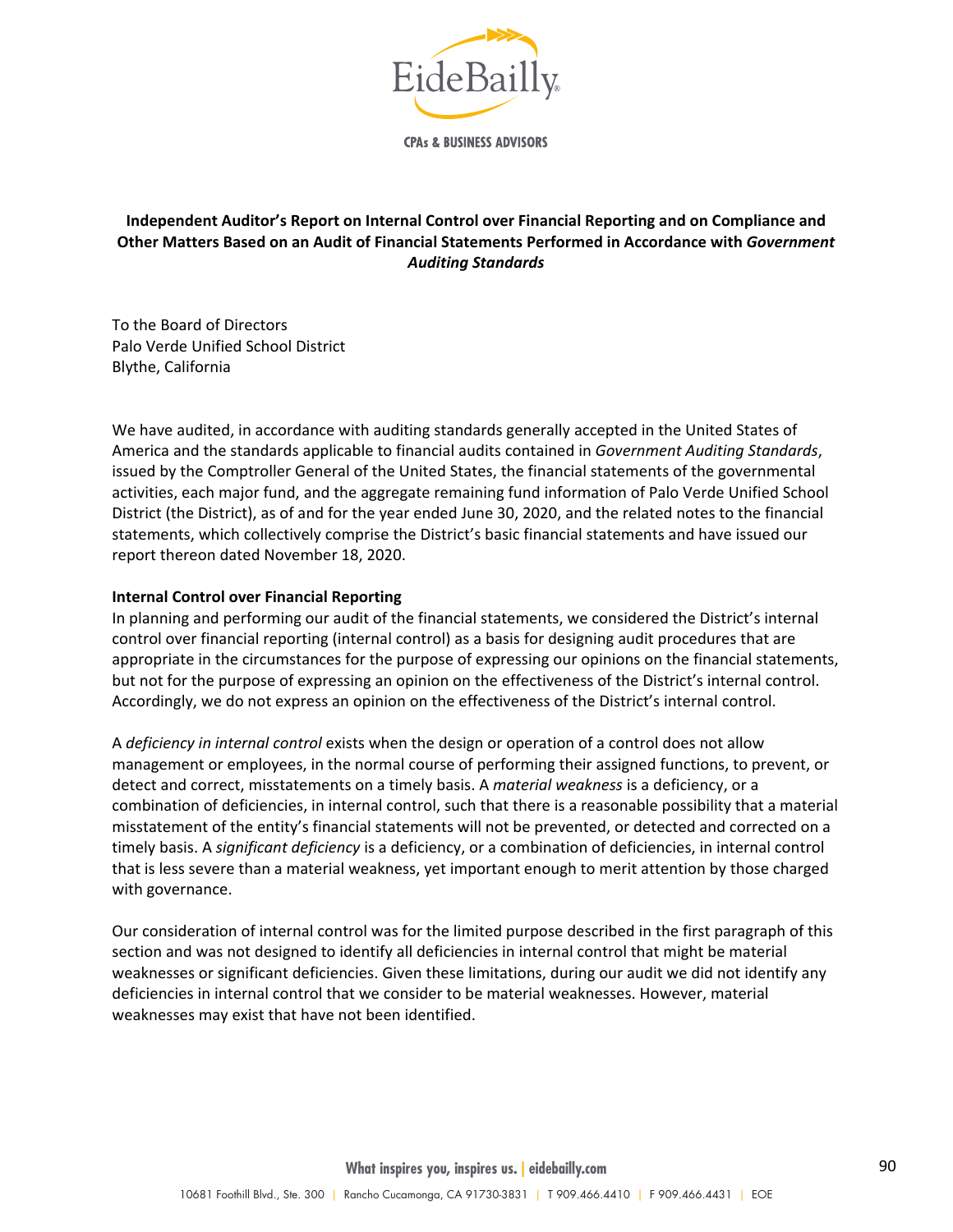**Independent Auditor's Report on Internal Control over Financial Reporting and on Compliance and Other Matters Based on an Audit of Financial Statements Performed in Accordance with *Government Auditing Standards***

To the Board of Directors
Palo Verde Unified School District
Blythe, California

We have audited, in accordance with auditing standards generally accepted in the United States of America and the standards applicable to financial audits contained in *Government Auditing Standards*, issued by the Comptroller General of the United States, the financial statements of the governmental activities, each major fund, and the aggregate remaining fund information of Palo Verde Unified School District (the District), as of and for the year ended June 30, 2020, and the related notes to the financial statements, which collectively comprise the District's basic financial statements and have issued our report thereon dated November 18, 2020.

**Internal Control over Financial Reporting**

In planning and performing our audit of the financial statements, we considered the District's internal control over financial reporting (internal control) as a basis for designing audit procedures that are appropriate in the circumstances for the purpose of expressing our opinions on the financial statements, but not for the purpose of expressing an opinion on the effectiveness of the District's internal control. Accordingly, we do not express an opinion on the effectiveness of the District's internal control.

A *deficiency in internal control* exists when the design or operation of a control does not allow management or employees, in the normal course of performing their assigned functions, to prevent, or detect and correct, misstatements on a timely basis. A *material weakness* is a deficiency, or a combination of deficiencies, in internal control, such that there is a reasonable possibility that a material misstatement of the entity's financial statements will not be prevented, or detected and corrected on a timely basis. A *significant deficiency* is a deficiency, or a combination of deficiencies, in internal control that is less severe than a material weakness, yet important enough to merit attention by those charged with governance.

Our consideration of internal control was for the limited purpose described in the first paragraph of this section and was not designed to identify all deficiencies in internal control that might be material weaknesses or significant deficiencies. Given these limitations, during our audit we did not identify any deficiencies in internal control that we consider to be material weaknesses. However, material weaknesses may exist that have not been identified.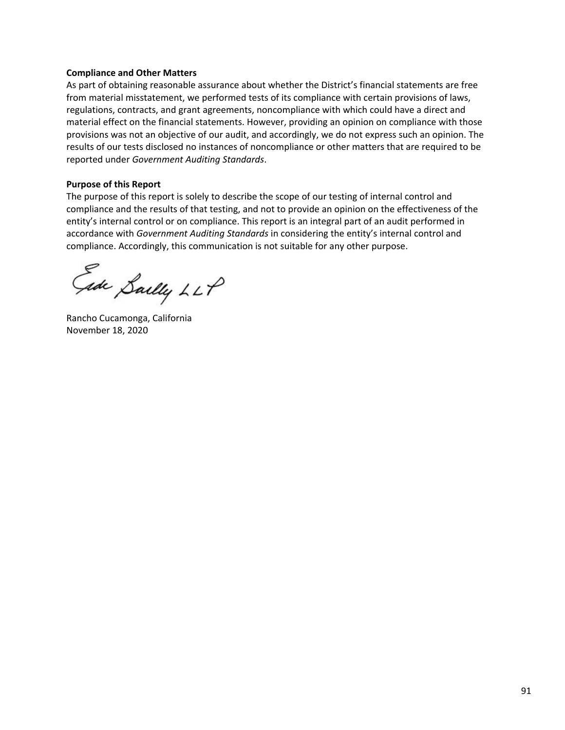**Compliance and Other Matters**

As part of obtaining reasonable assurance about whether the District's financial statements are free from material misstatement, we performed tests of its compliance with certain provisions of laws, regulations, contracts, and grant agreements, noncompliance with which could have a direct and material effect on the financial statements. However, providing an opinion on compliance with those provisions was not an objective of our audit, and accordingly, we do not express such an opinion. The results of our tests disclosed no instances of noncompliance or other matters that are required to be reported under *Government Auditing Standards*.

**Purpose of this Report**

The purpose of this report is solely to describe the scope of our testing of internal control and compliance and the results of that testing, and not to provide an opinion on the effectiveness of the entity's internal control or on compliance. This report is an integral part of an audit performed in accordance with *Government Auditing Standards* in considering the entity's internal control and compliance. Accordingly, this communication is not suitable for any other purpose.

Eide Bailly LLP

Rancho Cucamonga, California
November 18, 2020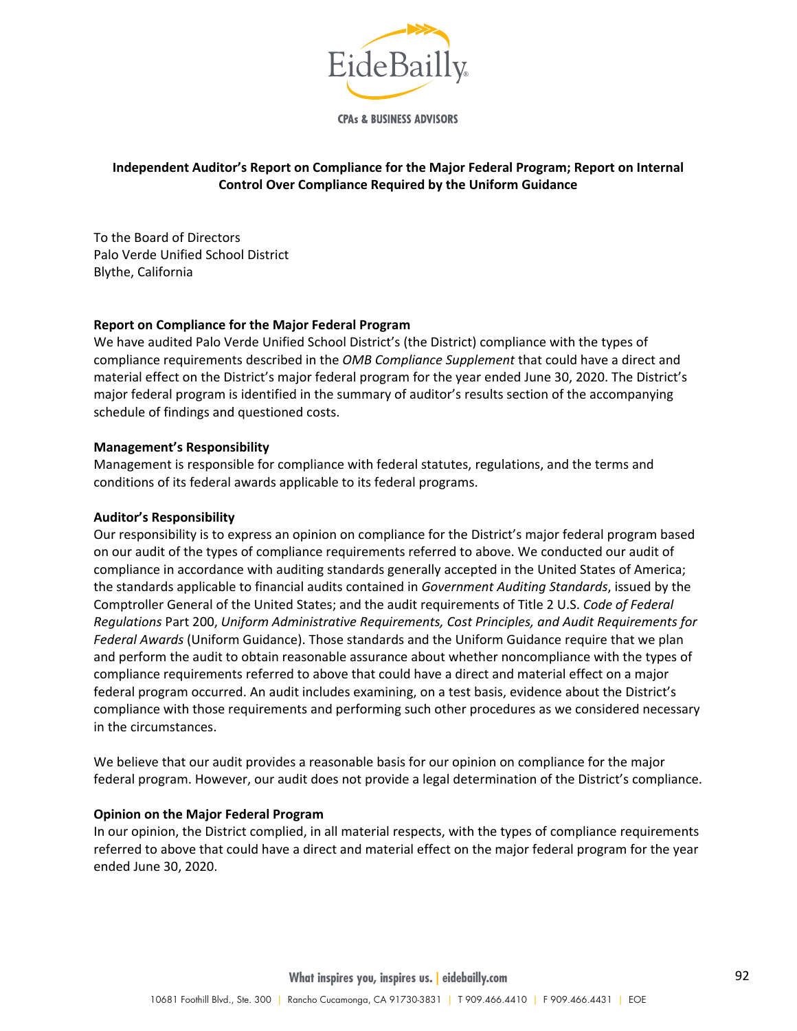# Independent Auditor's Report on Compliance for the Major Federal Program; Report on Internal Control Over Compliance Required by the Uniform Guidance

To the Board of Directors
Palo Verde Unified School District
Blythe, California

**Report on Compliance for the Major Federal Program**

We have audited Palo Verde Unified School District's (the District) compliance with the types of compliance requirements described in the *OMB Compliance Supplement* that could have a direct and material effect on the District's major federal program for the year ended June 30, 2020. The District's major federal program is identified in the summary of auditor's results section of the accompanying schedule of findings and questioned costs.

**Management's Responsibility**

Management is responsible for compliance with federal statutes, regulations, and the terms and conditions of its federal awards applicable to its federal programs.

**Auditor's Responsibility**

Our responsibility is to express an opinion on compliance for the District's major federal program based on our audit of the types of compliance requirements referred to above. We conducted our audit of compliance in accordance with auditing standards generally accepted in the United States of America; the standards applicable to financial audits contained in *Government Auditing Standards*, issued by the Comptroller General of the United States; and the audit requirements of Title 2 U.S. *Code of Federal Regulations* Part 200, *Uniform Administrative Requirements, Cost Principles, and Audit Requirements for Federal Awards* (Uniform Guidance). Those standards and the Uniform Guidance require that we plan and perform the audit to obtain reasonable assurance about whether noncompliance with the types of compliance requirements referred to above that could have a direct and material effect on a major federal program occurred. An audit includes examining, on a test basis, evidence about the District's compliance with those requirements and performing such other procedures as we considered necessary in the circumstances.

We believe that our audit provides a reasonable basis for our opinion on compliance for the major federal program. However, our audit does not provide a legal determination of the District's compliance.

**Opinion on the Major Federal Program**

In our opinion, the District complied, in all material respects, with the types of compliance requirements referred to above that could have a direct and material effect on the major federal program for the year ended June 30, 2020.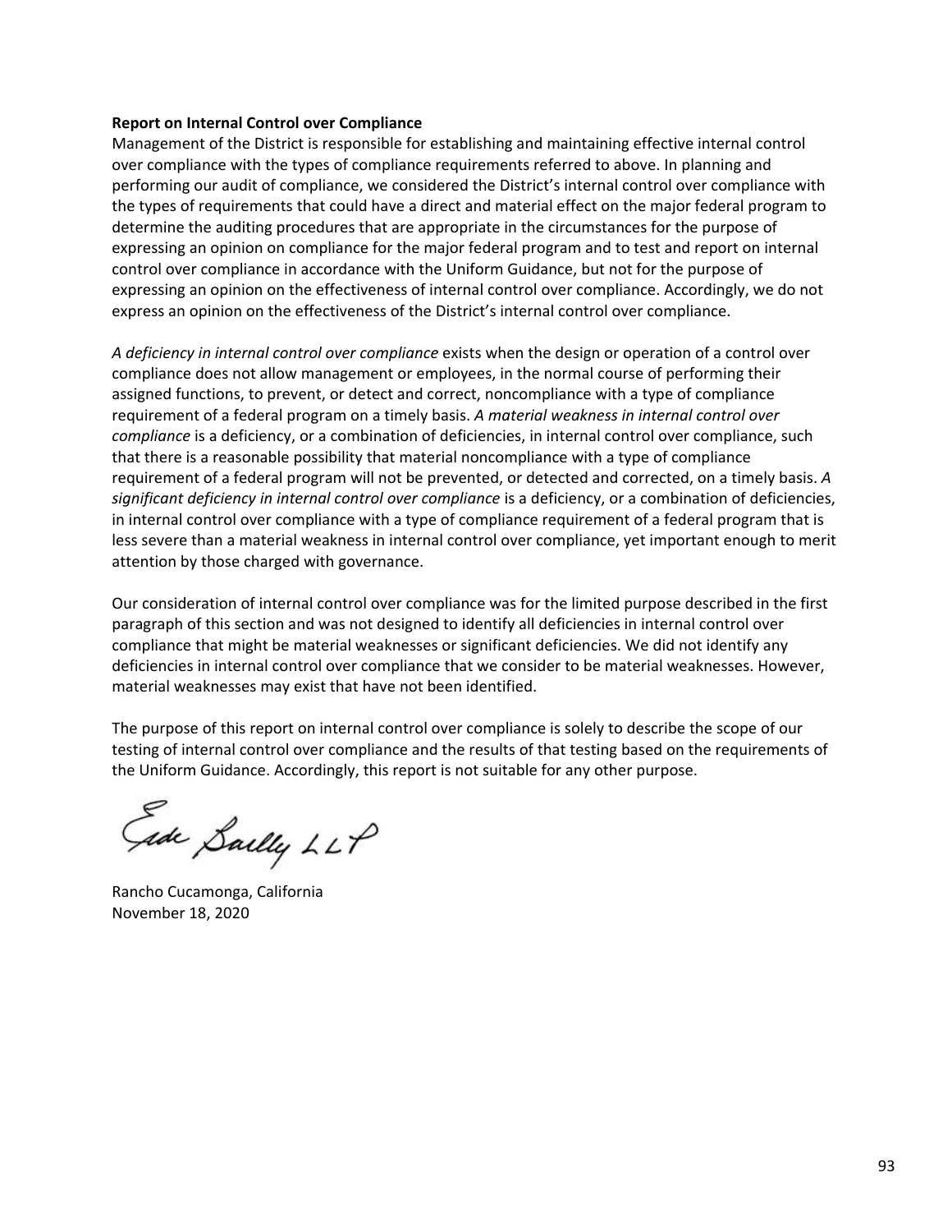**Report on Internal Control over Compliance**

Management of the District is responsible for establishing and maintaining effective internal control over compliance with the types of compliance requirements referred to above. In planning and performing our audit of compliance, we considered the District's internal control over compliance with the types of requirements that could have a direct and material effect on the major federal program to determine the auditing procedures that are appropriate in the circumstances for the purpose of expressing an opinion on compliance for the major federal program and to test and report on internal control over compliance in accordance with the Uniform Guidance, but not for the purpose of expressing an opinion on the effectiveness of internal control over compliance. Accordingly, we do not express an opinion on the effectiveness of the District's internal control over compliance.

*A deficiency in internal control over compliance* exists when the design or operation of a control over compliance does not allow management or employees, in the normal course of performing their assigned functions, to prevent, or detect and correct, noncompliance with a type of compliance requirement of a federal program on a timely basis. *A material weakness in internal control over compliance* is a deficiency, or a combination of deficiencies, in internal control over compliance, such that there is a reasonable possibility that material noncompliance with a type of compliance requirement of a federal program will not be prevented, or detected and corrected, on a timely basis. *A significant deficiency in internal control over compliance* is a deficiency, or a combination of deficiencies, in internal control over compliance with a type of compliance requirement of a federal program that is less severe than a material weakness in internal control over compliance, yet important enough to merit attention by those charged with governance.

Our consideration of internal control over compliance was for the limited purpose described in the first paragraph of this section and was not designed to identify all deficiencies in internal control over compliance that might be material weaknesses or significant deficiencies. We did not identify any deficiencies in internal control over compliance that we consider to be material weaknesses. However, material weaknesses may exist that have not been identified.

The purpose of this report on internal control over compliance is solely to describe the scope of our testing of internal control over compliance and the results of that testing based on the requirements of the Uniform Guidance. Accordingly, this report is not suitable for any other purpose.

Eide Bailly LLP

Rancho Cucamonga, California
November 18, 2020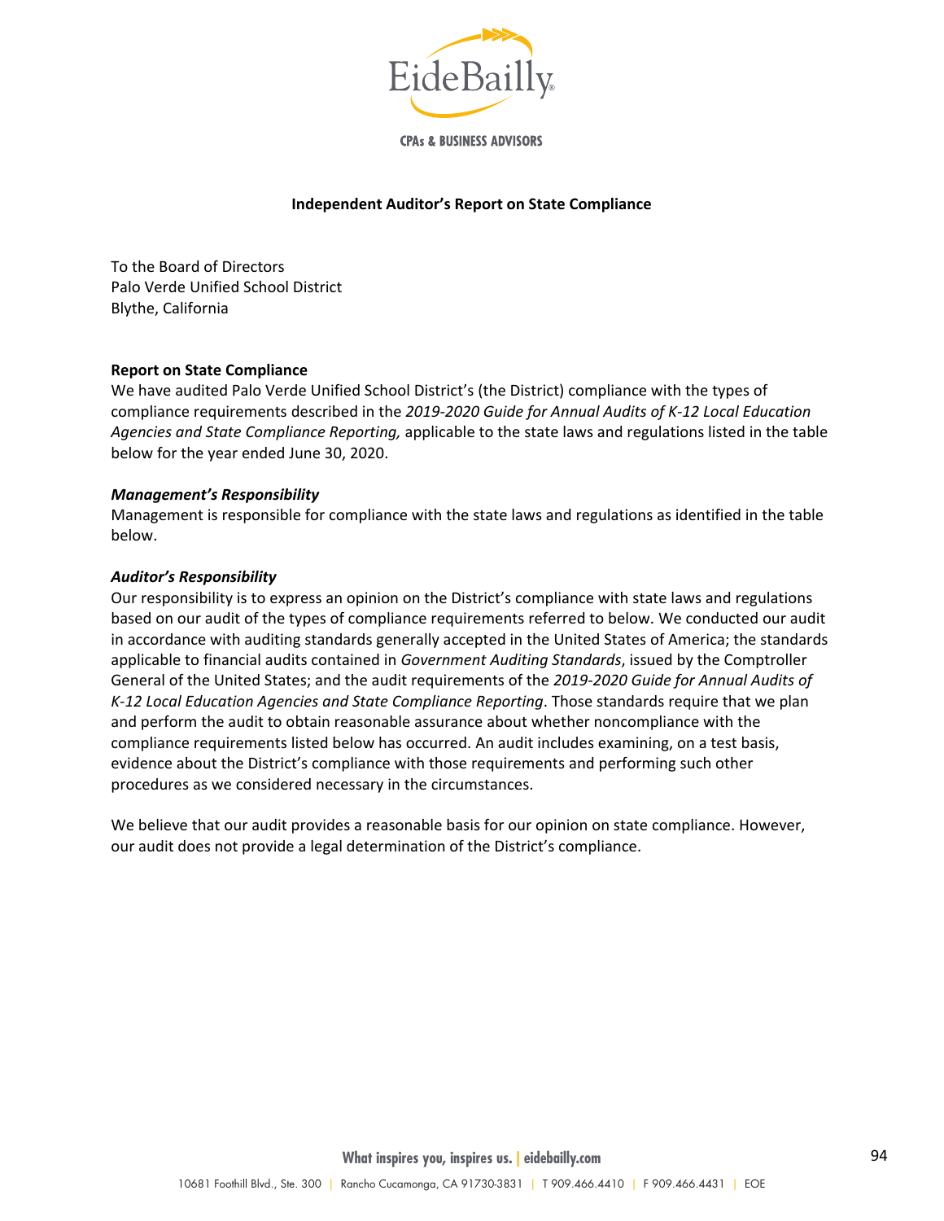**Independent Auditor's Report on State Compliance**

To the Board of Directors
Palo Verde Unified School District
Blythe, California

**Report on State Compliance**

We have audited Palo Verde Unified School District's (the District) compliance with the types of compliance requirements described in the *2019-2020 Guide for Annual Audits of K-12 Local Education Agencies and State Compliance Reporting,* applicable to the state laws and regulations listed in the table below for the year ended June 30, 2020.

***Management's Responsibility***

Management is responsible for compliance with the state laws and regulations as identified in the table below.

***Auditor's Responsibility***

Our responsibility is to express an opinion on the District's compliance with state laws and regulations based on our audit of the types of compliance requirements referred to below. We conducted our audit in accordance with auditing standards generally accepted in the United States of America; the standards applicable to financial audits contained in *Government Auditing Standards*, issued by the Comptroller General of the United States; and the audit requirements of the *2019-2020 Guide for Annual Audits of K-12 Local Education Agencies and State Compliance Reporting*. Those standards require that we plan and perform the audit to obtain reasonable assurance about whether noncompliance with the compliance requirements listed below has occurred. An audit includes examining, on a test basis, evidence about the District's compliance with those requirements and performing such other procedures as we considered necessary in the circumstances.

We believe that our audit provides a reasonable basis for our opinion on state compliance. However, our audit does not provide a legal determination of the District's compliance.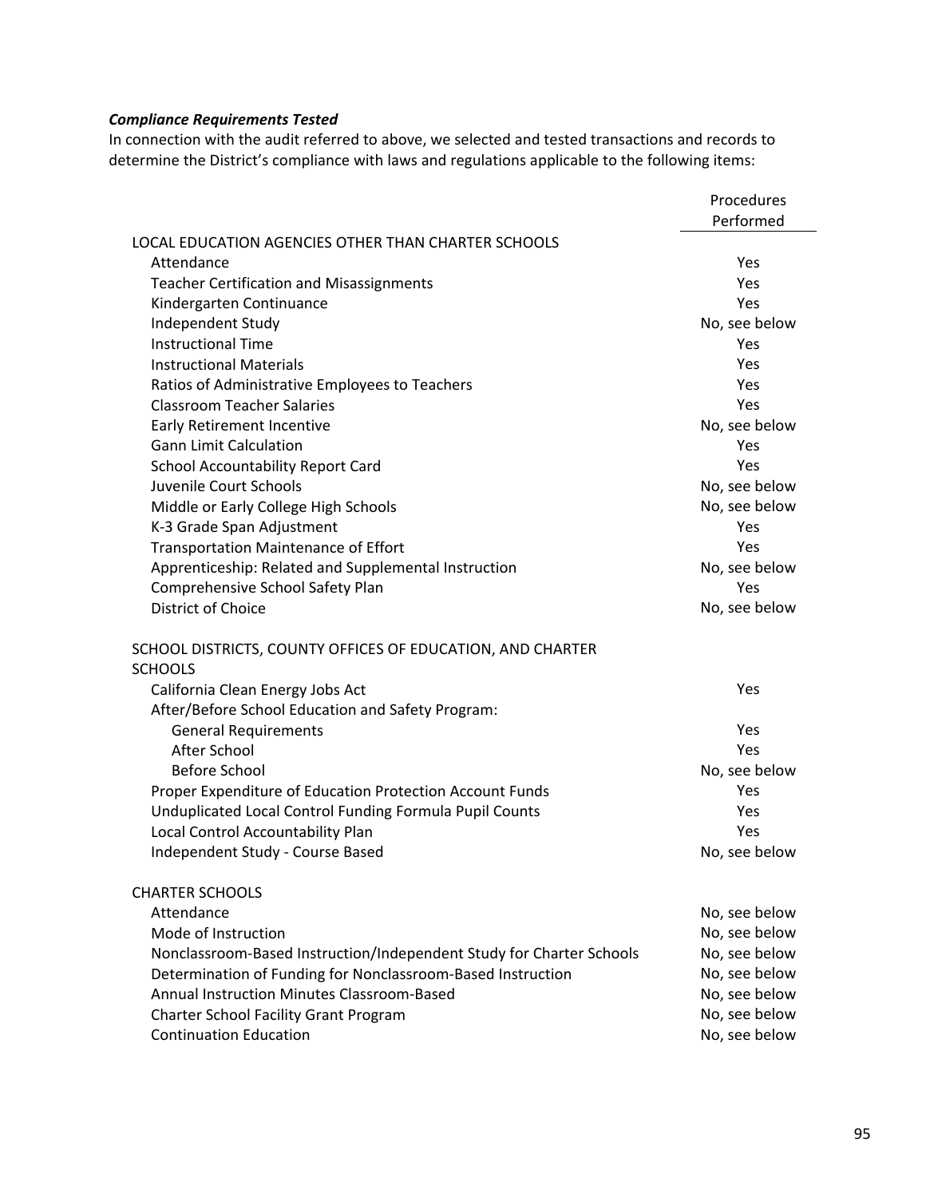***Compliance Requirements Tested***

In connection with the audit referred to above, we selected and tested transactions and records to determine the District's compliance with laws and regulations applicable to the following items:

| | Procedures Performed |
|---|---|
| LOCAL EDUCATION AGENCIES OTHER THAN CHARTER SCHOOLS | |
| Attendance | Yes |
| Teacher Certification and Misassignments | Yes |
| Kindergarten Continuance | Yes |
| Independent Study | No, see below |
| Instructional Time | Yes |
| Instructional Materials | Yes |
| Ratios of Administrative Employees to Teachers | Yes |
| Classroom Teacher Salaries | Yes |
| Early Retirement Incentive | No, see below |
| Gann Limit Calculation | Yes |
| School Accountability Report Card | Yes |
| Juvenile Court Schools | No, see below |
| Middle or Early College High Schools | No, see below |
| K-3 Grade Span Adjustment | Yes |
| Transportation Maintenance of Effort | Yes |
| Apprenticeship: Related and Supplemental Instruction | No, see below |
| Comprehensive School Safety Plan | Yes |
| District of Choice | No, see below |
| SCHOOL DISTRICTS, COUNTY OFFICES OF EDUCATION, AND CHARTER SCHOOLS | |
| California Clean Energy Jobs Act | Yes |
| After/Before School Education and Safety Program: | |
| General Requirements | Yes |
| After School | Yes |
| Before School | No, see below |
| Proper Expenditure of Education Protection Account Funds | Yes |
| Unduplicated Local Control Funding Formula Pupil Counts | Yes |
| Local Control Accountability Plan | Yes |
| Independent Study - Course Based | No, see below |
| CHARTER SCHOOLS | |
| Attendance | No, see below |
| Mode of Instruction | No, see below |
| Nonclassroom-Based Instruction/Independent Study for Charter Schools | No, see below |
| Determination of Funding for Nonclassroom-Based Instruction | No, see below |
| Annual Instruction Minutes Classroom-Based | No, see below |
| Charter School Facility Grant Program | No, see below |
| Continuation Education | No, see below |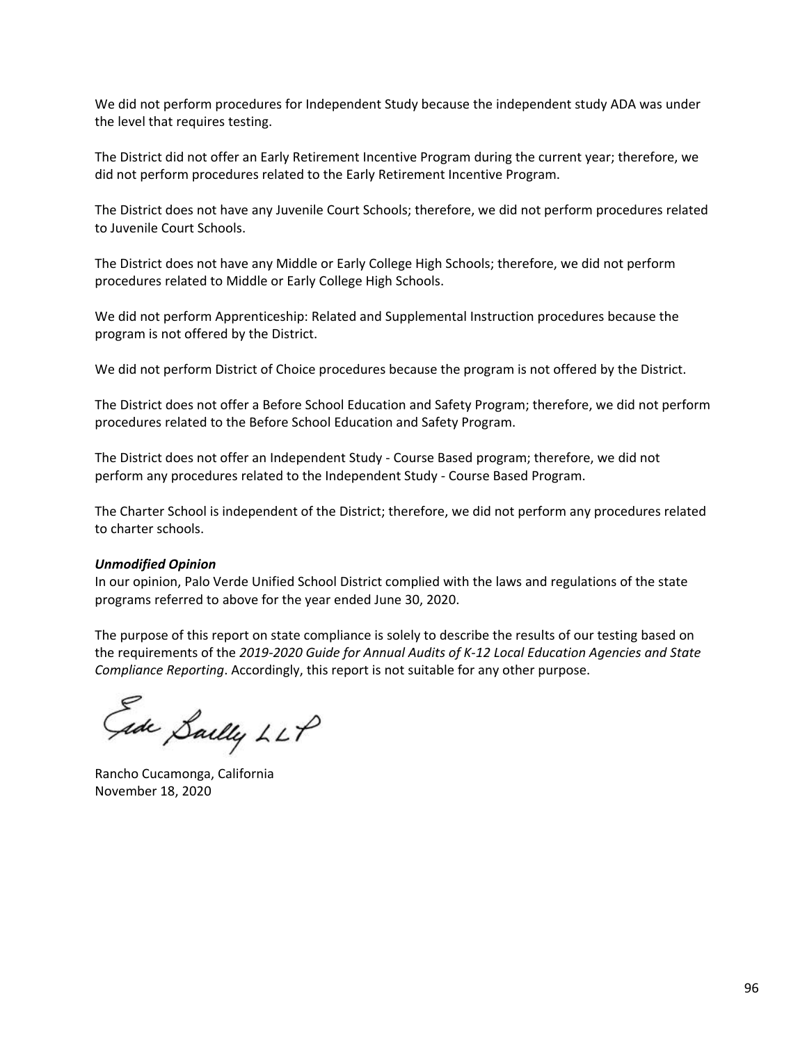We did not perform procedures for Independent Study because the independent study ADA was under the level that requires testing.

The District did not offer an Early Retirement Incentive Program during the current year; therefore, we did not perform procedures related to the Early Retirement Incentive Program.

The District does not have any Juvenile Court Schools; therefore, we did not perform procedures related to Juvenile Court Schools.

The District does not have any Middle or Early College High Schools; therefore, we did not perform procedures related to Middle or Early College High Schools.

We did not perform Apprenticeship: Related and Supplemental Instruction procedures because the program is not offered by the District.

We did not perform District of Choice procedures because the program is not offered by the District.

The District does not offer a Before School Education and Safety Program; therefore, we did not perform procedures related to the Before School Education and Safety Program.

The District does not offer an Independent Study - Course Based program; therefore, we did not perform any procedures related to the Independent Study - Course Based Program.

The Charter School is independent of the District; therefore, we did not perform any procedures related to charter schools.

***Unmodified Opinion***

In our opinion, Palo Verde Unified School District complied with the laws and regulations of the state programs referred to above for the year ended June 30, 2020.

The purpose of this report on state compliance is solely to describe the results of our testing based on the requirements of the *2019-2020 Guide for Annual Audits of K-12 Local Education Agencies and State Compliance Reporting*. Accordingly, this report is not suitable for any other purpose.

Eide Bailly LLP

Rancho Cucamonga, California
November 18, 2020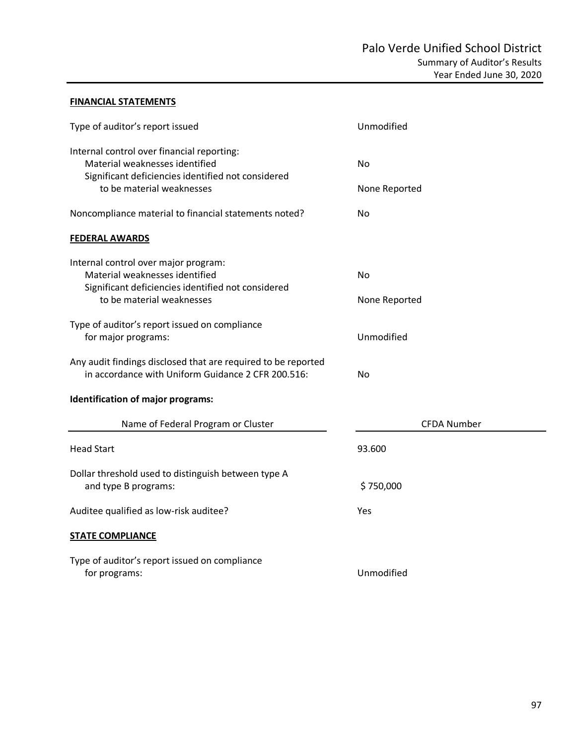# Palo Verde Unified School District

## Summary of Auditor's Results

## Year Ended June 30, 2020

**FINANCIAL STATEMENTS**

| | |
|---|---|
| Type of auditor's report issued | Unmodified |
| Internal control over financial reporting: | |
| Material weaknesses identified | No |
| Significant deficiencies identified not considered to be material weaknesses | None Reported |
| Noncompliance material to financial statements noted? | No |

**FEDERAL AWARDS**

| | |
|---|---|
| Internal control over major program: | |
| Material weaknesses identified | No |
| Significant deficiencies identified not considered to be material weaknesses | None Reported |
| Type of auditor's report issued on compliance for major programs: | Unmodified |
| Any audit findings disclosed that are required to be reported in accordance with Uniform Guidance 2 CFR 200.516: | No |

**Identification of major programs:**

| Name of Federal Program or Cluster | CFDA Number |
|---|---|
| Head Start | 93.600 |

| | |
|---|---|
| Dollar threshold used to distinguish between type A and type B programs: | $ 750,000 |
| Auditee qualified as low-risk auditee? | Yes |

**STATE COMPLIANCE**

| | |
|---|---|
| Type of auditor's report issued on compliance for programs: | Unmodified |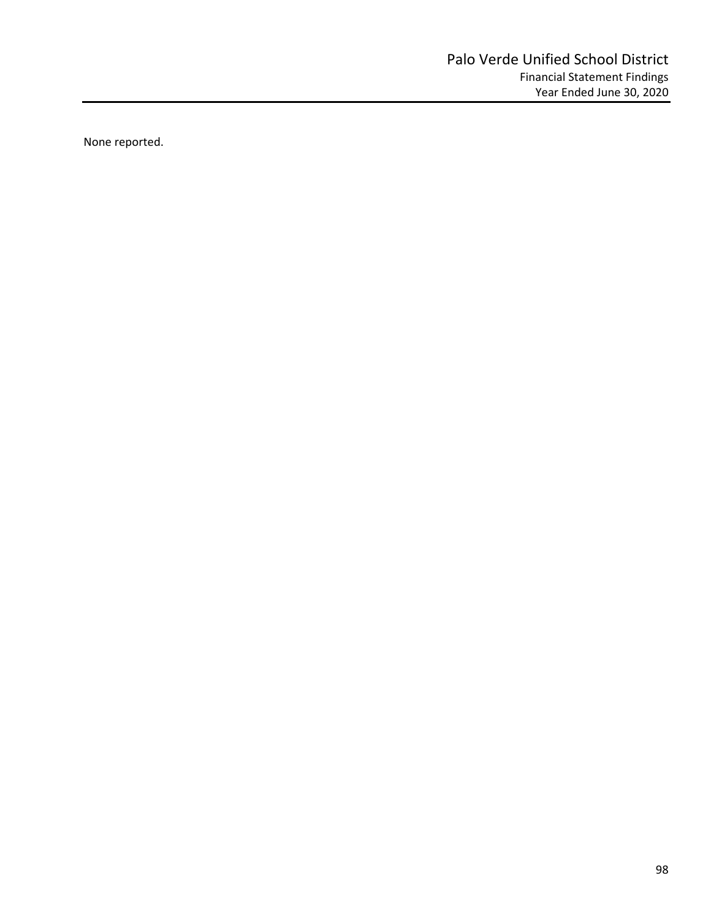None reported.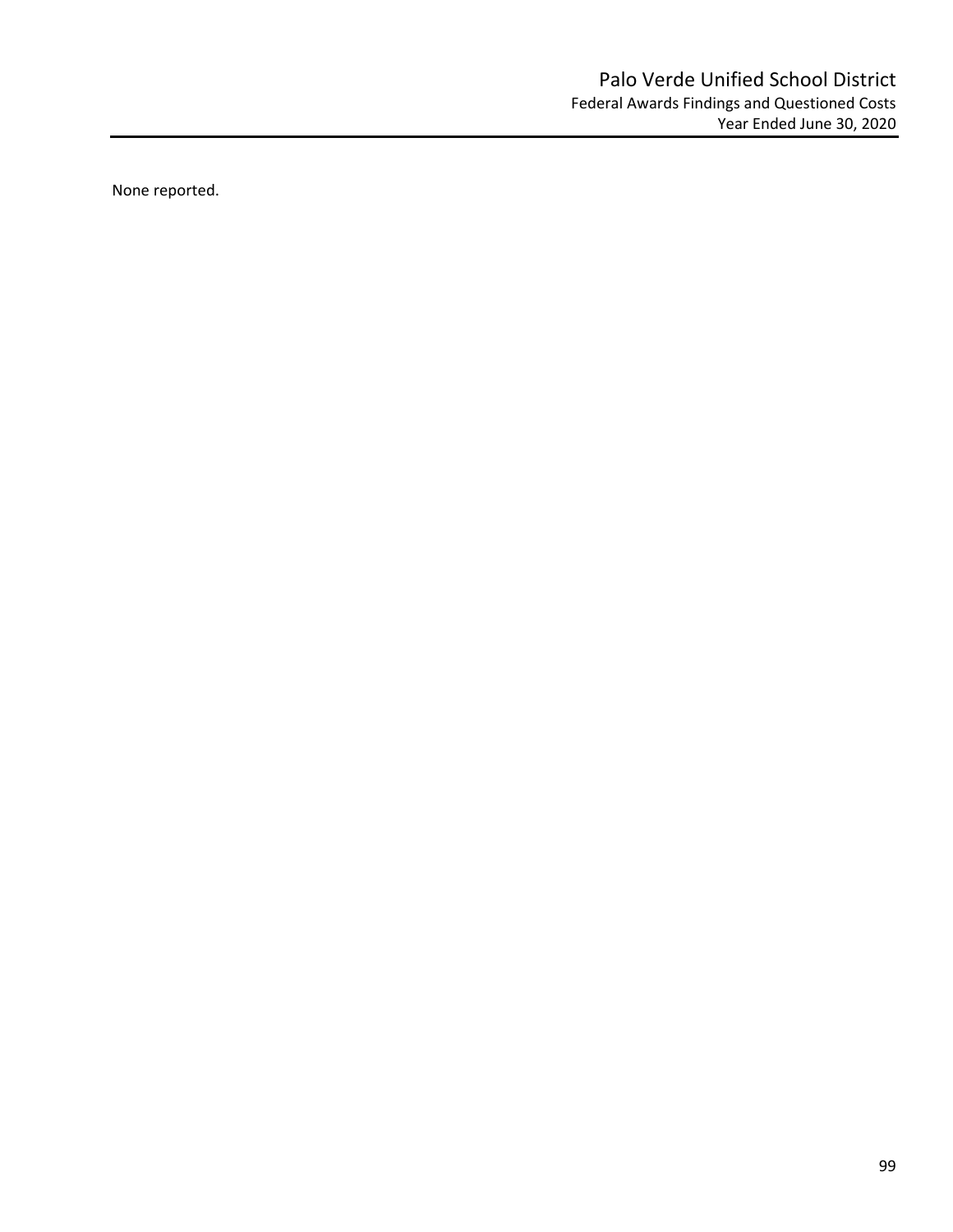None reported.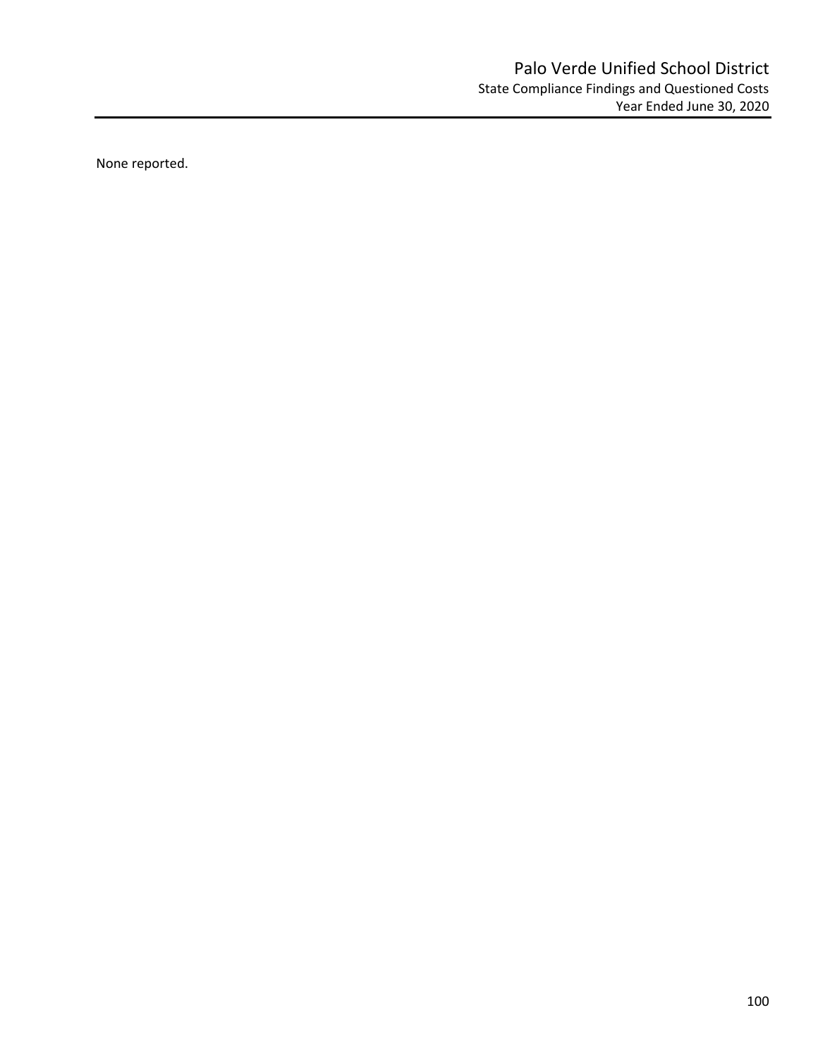# Palo Verde Unified School District

## State Compliance Findings and Questioned Costs

### Year Ended June 30, 2020

None reported.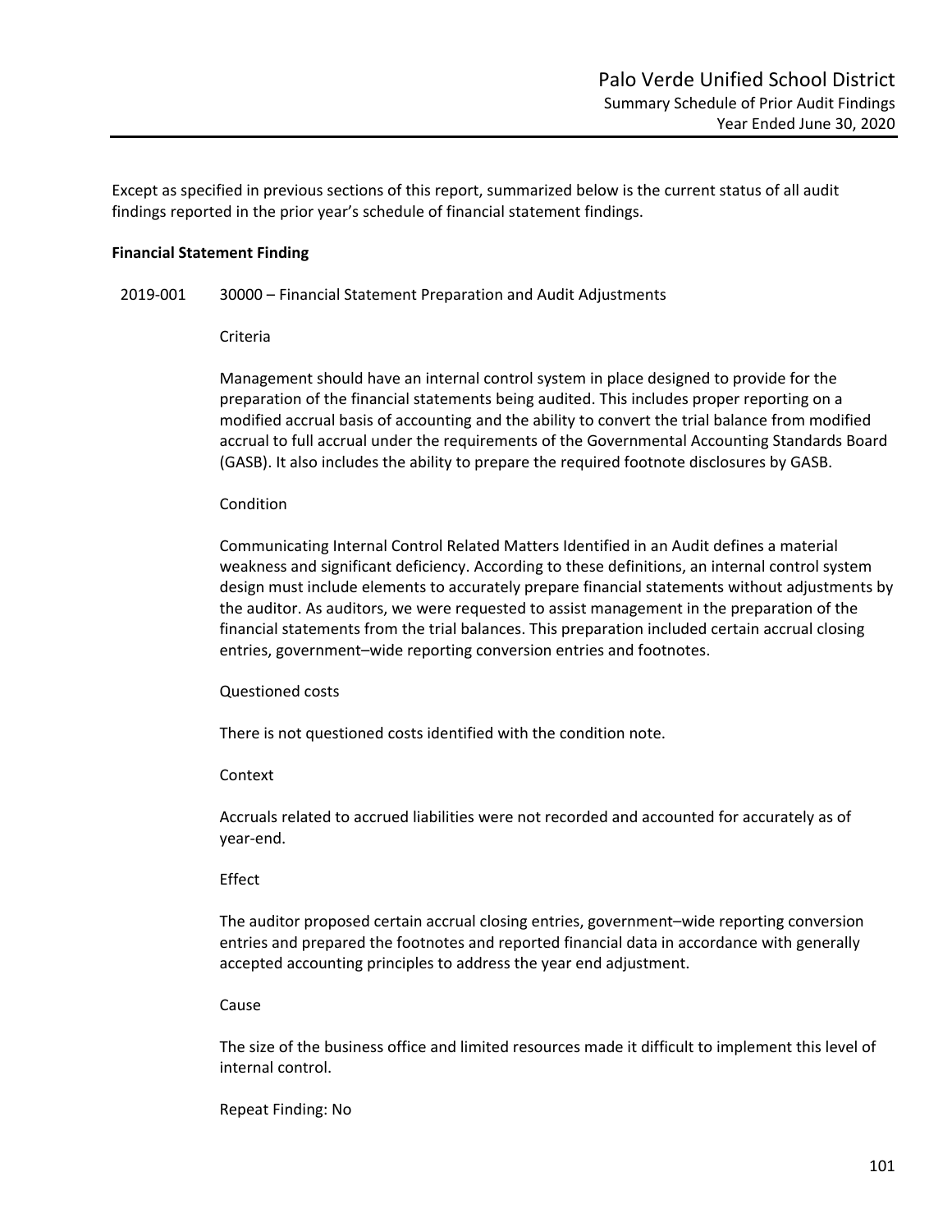Except as specified in previous sections of this report, summarized below is the current status of all audit findings reported in the prior year's schedule of financial statement findings.

**Financial Statement Finding**

2019-001 30000 – Financial Statement Preparation and Audit Adjustments

Criteria

Management should have an internal control system in place designed to provide for the preparation of the financial statements being audited. This includes proper reporting on a modified accrual basis of accounting and the ability to convert the trial balance from modified accrual to full accrual under the requirements of the Governmental Accounting Standards Board (GASB). It also includes the ability to prepare the required footnote disclosures by GASB.

Condition

Communicating Internal Control Related Matters Identified in an Audit defines a material weakness and significant deficiency. According to these definitions, an internal control system design must include elements to accurately prepare financial statements without adjustments by the auditor. As auditors, we were requested to assist management in the preparation of the financial statements from the trial balances. This preparation included certain accrual closing entries, government–wide reporting conversion entries and footnotes.

Questioned costs

There is not questioned costs identified with the condition note.

Context

Accruals related to accrued liabilities were not recorded and accounted for accurately as of year-end.

Effect

The auditor proposed certain accrual closing entries, government–wide reporting conversion entries and prepared the footnotes and reported financial data in accordance with generally accepted accounting principles to address the year end adjustment.

Cause

The size of the business office and limited resources made it difficult to implement this level of internal control.

Repeat Finding: No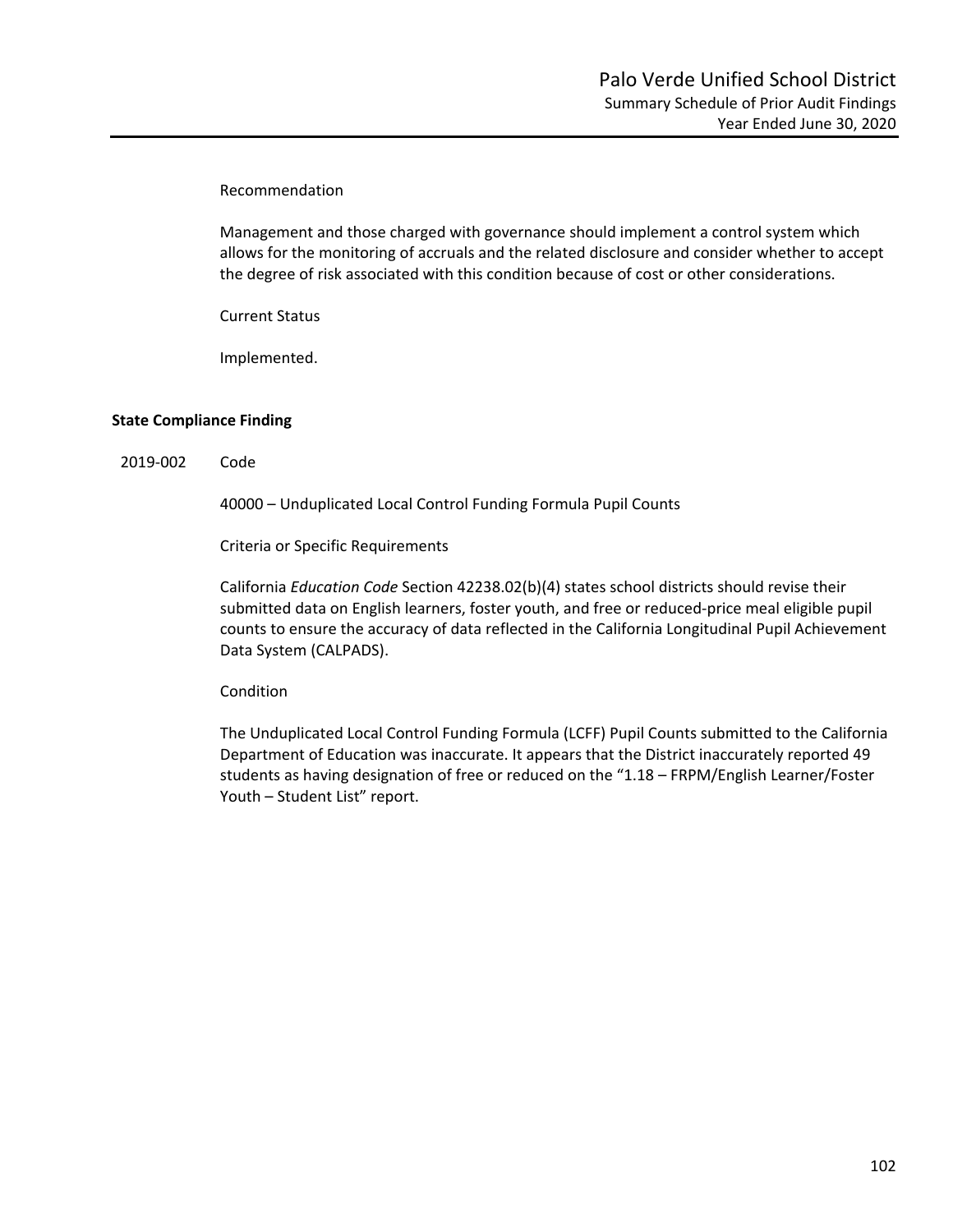Recommendation

Management and those charged with governance should implement a control system which allows for the monitoring of accruals and the related disclosure and consider whether to accept the degree of risk associated with this condition because of cost or other considerations.

Current Status

Implemented.

**State Compliance Finding**

2019-002 Code

40000 – Unduplicated Local Control Funding Formula Pupil Counts

Criteria or Specific Requirements

California *Education Code* Section 42238.02(b)(4) states school districts should revise their submitted data on English learners, foster youth, and free or reduced-price meal eligible pupil counts to ensure the accuracy of data reflected in the California Longitudinal Pupil Achievement Data System (CALPADS).

Condition

The Unduplicated Local Control Funding Formula (LCFF) Pupil Counts submitted to the California Department of Education was inaccurate. It appears that the District inaccurately reported 49 students as having designation of free or reduced on the "1.18 – FRPM/English Learner/Foster Youth – Student List" report.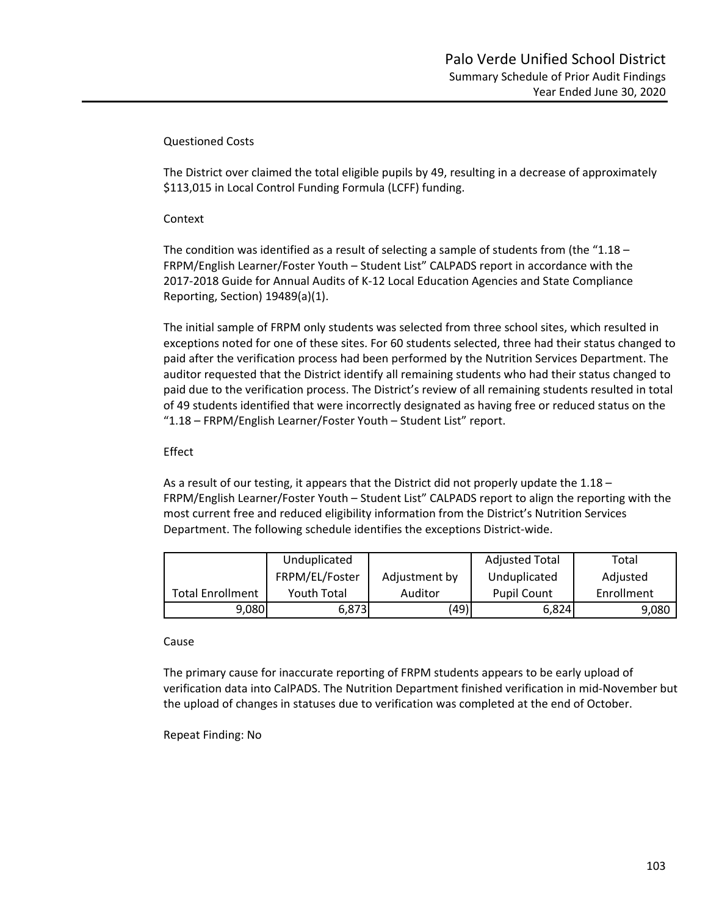Questioned Costs

The District over claimed the total eligible pupils by 49, resulting in a decrease of approximately $113,015 in Local Control Funding Formula (LCFF) funding.

Context

The condition was identified as a result of selecting a sample of students from (the "1.18 – FRPM/English Learner/Foster Youth – Student List" CALPADS report in accordance with the 2017-2018 Guide for Annual Audits of K-12 Local Education Agencies and State Compliance Reporting, Section) 19489(a)(1).

The initial sample of FRPM only students was selected from three school sites, which resulted in exceptions noted for one of these sites. For 60 students selected, three had their status changed to paid after the verification process had been performed by the Nutrition Services Department. The auditor requested that the District identify all remaining students who had their status changed to paid due to the verification process. The District's review of all remaining students resulted in total of 49 students identified that were incorrectly designated as having free or reduced status on the "1.18 – FRPM/English Learner/Foster Youth – Student List" report.

Effect

As a result of our testing, it appears that the District did not properly update the 1.18 – FRPM/English Learner/Foster Youth – Student List" CALPADS report to align the reporting with the most current free and reduced eligibility information from the District's Nutrition Services Department. The following schedule identifies the exceptions District-wide.

| Total Enrollment | Unduplicated FRPM/EL/Foster Youth Total | Adjustment by Auditor | Adjusted Total Unduplicated Pupil Count | Total Adjusted Enrollment |
|---|---|---|---|---|
| 9,080 | 6,873 | (49) | 6,824 | 9,080 |

Cause

The primary cause for inaccurate reporting of FRPM students appears to be early upload of verification data into CalPADS. The Nutrition Department finished verification in mid-November but the upload of changes in statuses due to verification was completed at the end of October.

Repeat Finding: No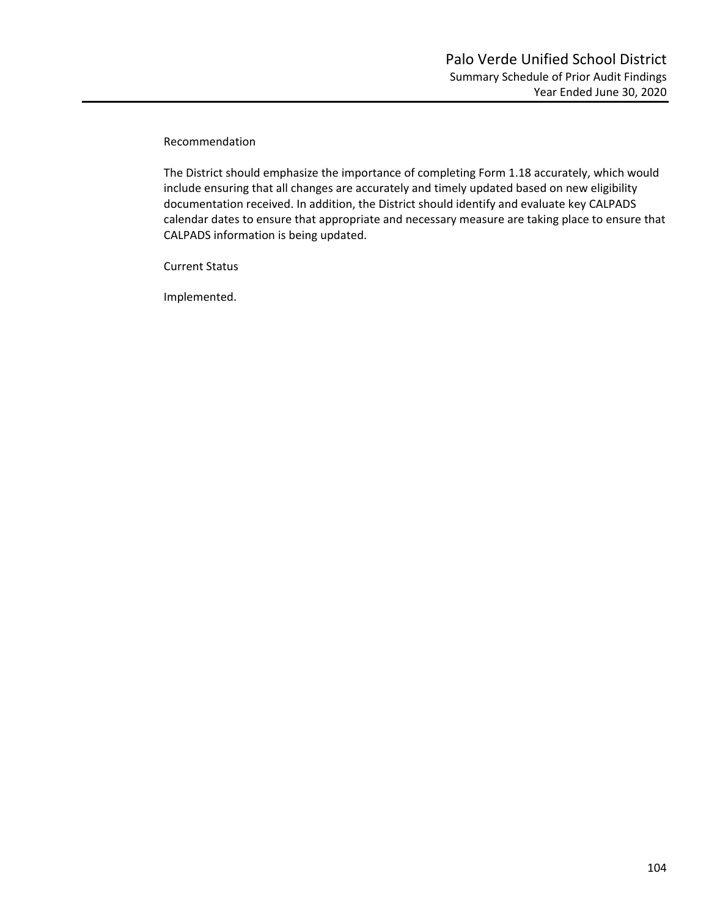Recommendation

The District should emphasize the importance of completing Form 1.18 accurately, which would include ensuring that all changes are accurately and timely updated based on new eligibility documentation received. In addition, the District should identify and evaluate key CALPADS calendar dates to ensure that appropriate and necessary measure are taking place to ensure that CALPADS information is being updated.

Current Status

Implemented.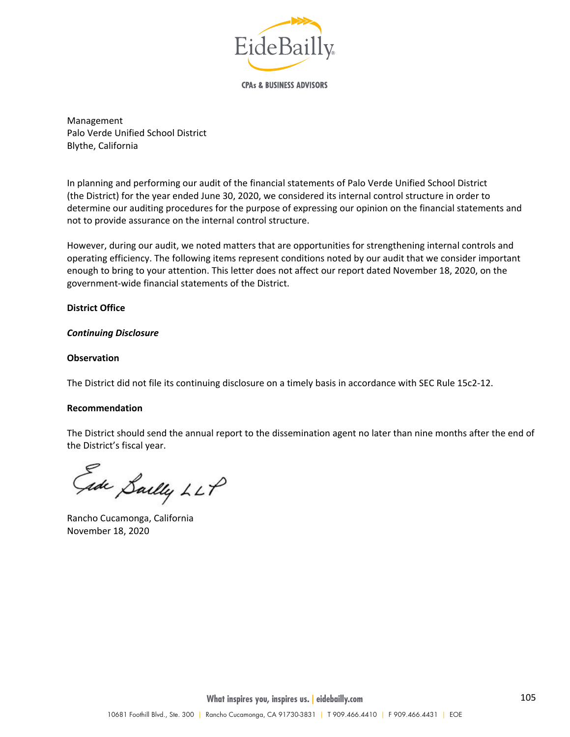Management
Palo Verde Unified School District
Blythe, California

In planning and performing our audit of the financial statements of Palo Verde Unified School District (the District) for the year ended June 30, 2020, we considered its internal control structure in order to determine our auditing procedures for the purpose of expressing our opinion on the financial statements and not to provide assurance on the internal control structure.

However, during our audit, we noted matters that are opportunities for strengthening internal controls and operating efficiency. The following items represent conditions noted by our audit that we consider important enough to bring to your attention. This letter does not affect our report dated November 18, 2020, on the government-wide financial statements of the District.

**District Office**

***Continuing Disclosure***

**Observation**

The District did not file its continuing disclosure on a timely basis in accordance with SEC Rule 15c2-12.

**Recommendation**

The District should send the annual report to the dissemination agent no later than nine months after the end of the District's fiscal year.

Eide Bailly LLP

Rancho Cucamonga, California
November 18, 2020